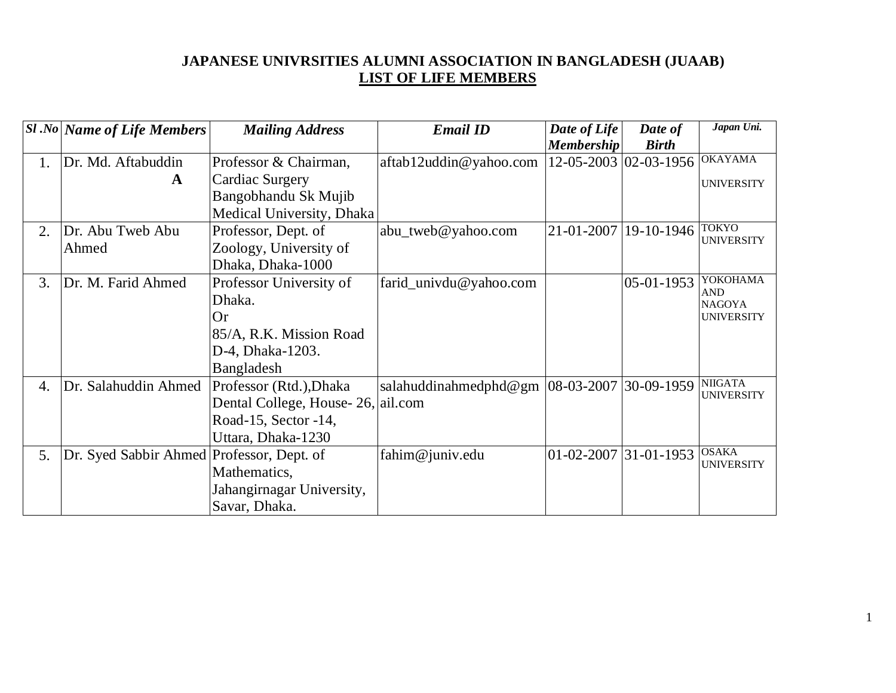**JAPANESE UNIVRSITIES ALUMNI ASSOCIATION IN BANGLADESH (JUAAB)**

**LIST OF LIFE MEMBERS**

| *Sl .No* | *Name of Life Members* | *Mailing Address* | *Email ID* | *Date of Life Membership* | *Date of Birth* | *Japan Uni.* |
|---|---|---|---|---|---|---|
| 1. | Dr. Md. Aftabuddin **A** | Professor & Chairman, Cardiac Surgery Bangobhandu Sk Mujib Medical University, Dhaka | aftab12uddin@yahoo.com | 12-05-2003 | 02-03-1956 | OKAYAMA UNIVERSITY |
| 2. | Dr. Abu Tweb Abu Ahmed | Professor, Dept. of Zoology, University of Dhaka, Dhaka-1000 | abu_tweb@yahoo.com | 21-01-2007 | 19-10-1946 | TOKYO UNIVERSITY |
| 3. | Dr. M. Farid Ahmed | Professor University of Dhaka. Or 85/A, R.K. Mission Road D-4, Dhaka-1203. Bangladesh | farid_univdu@yahoo.com | | 05-01-1953 | YOKOHAMA AND NAGOYA UNIVERSITY |
| 4. | Dr. Salahuddin Ahmed | Professor (Rtd.),Dhaka Dental College, House- 26, Road-15, Sector -14, Uttara, Dhaka-1230 | salahuddinahmedphd@gmail.com | 08-03-2007 | 30-09-1959 | NIIGATA UNIVERSITY |
| 5. | Dr. Syed Sabbir Ahmed | Professor, Dept. of Mathematics, Jahangirnagar University, Savar, Dhaka. | fahim@juniv.edu | 01-02-2007 | 31-01-1953 | OSAKA UNIVERSITY |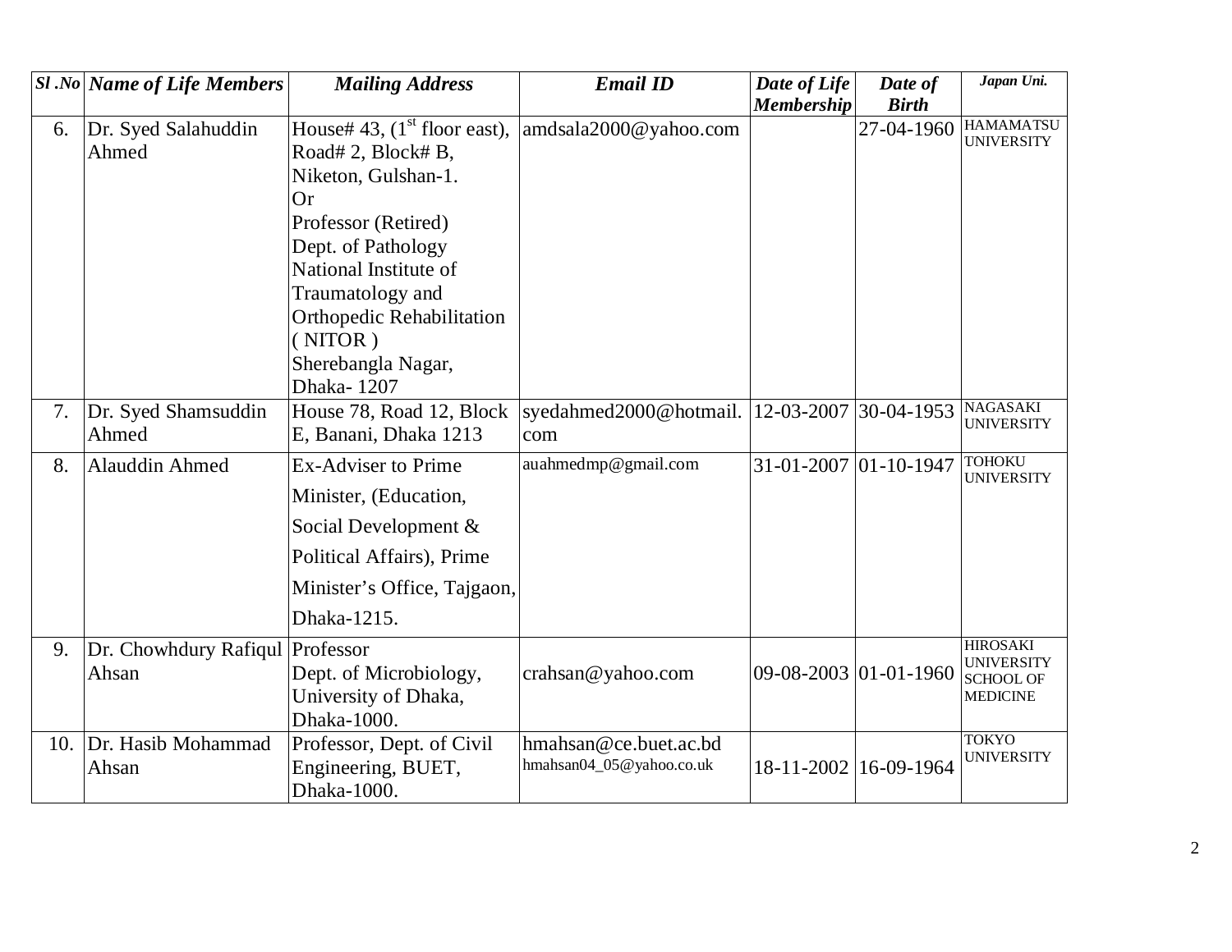| *Sl .No* | *Name of Life Members* | *Mailing Address* | *Email ID* | *Date of Life Membership* | *Date of Birth* | *Japan Uni.* |
|---|---|---|---|---|---|---|
| 6. | Dr. Syed Salahuddin Ahmed | House# 43, (1st floor east), Road# 2, Block# B, Niketon, Gulshan-1. Or Professor (Retired) Dept. of Pathology National Institute of Traumatology and Orthopedic Rehabilitation ( NITOR ) Sherebangla Nagar, Dhaka- 1207 | amdsala2000@yahoo.com | | 27-04-1960 | HAMAMATSU UNIVERSITY |
| 7. | Dr. Syed Shamsuddin Ahmed | House 78, Road 12, Block E, Banani, Dhaka 1213 | syedahmed2000@hotmail.com | 12-03-2007 | 30-04-1953 | NAGASAKI UNIVERSITY |
| 8. | Alauddin Ahmed | Ex-Adviser to Prime Minister, (Education, Social Development & Political Affairs), Prime Minister's Office, Tajgaon, Dhaka-1215. | auahmedmp@gmail.com | 31-01-2007 | 01-10-1947 | TOHOKU UNIVERSITY |
| 9. | Dr. Chowhdury Rafiqul Ahsan | Professor Dept. of Microbiology, University of Dhaka, Dhaka-1000. | crahsan@yahoo.com | 09-08-2003 | 01-01-1960 | HIROSAKI UNIVERSITY SCHOOL OF MEDICINE |
| 10. | Dr. Hasib Mohammad Ahsan | Professor, Dept. of Civil Engineering, BUET, Dhaka-1000. | hmahsan@ce.buet.ac.bd hmahsan04_05@yahoo.co.uk | 18-11-2002 | 16-09-1964 | TOKYO UNIVERSITY |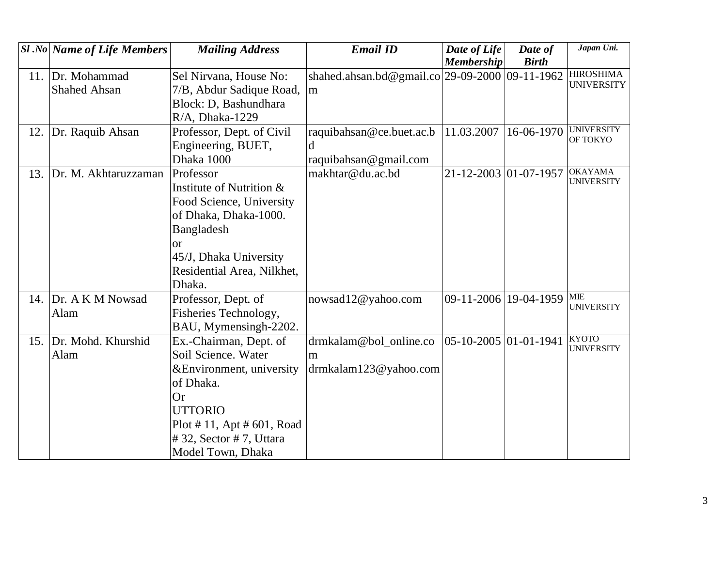| Sl .No | Name of Life Members | Mailing Address | Email ID | Date of Life Membership | Date of Birth | Japan Uni. |
|---|---|---|---|---|---|---|
| 11. | Dr. Mohammad Shahed Ahsan | Sel Nirvana, House No: 7/B, Abdur Sadique Road, Block: D, Bashundhara R/A, Dhaka-1229 | shahed.ahsan.bd@gmail.com | 29-09-2000 | 09-11-1962 | HIROSHIMA UNIVERSITY |
| 12. | Dr. Raquib Ahsan | Professor, Dept. of Civil Engineering, BUET, Dhaka 1000 | raquibahsan@ce.buet.ac.bd raquibahsan@gmail.com | 11.03.2007 | 16-06-1970 | UNIVERSITY OF TOKYO |
| 13. | Dr. M. Akhtaruzzaman | Professor Institute of Nutrition & Food Science, University of Dhaka, Dhaka-1000. Bangladesh or 45/J, Dhaka University Residential Area, Nilkhet, Dhaka. | makhtar@du.ac.bd | 21-12-2003 | 01-07-1957 | OKAYAMA UNIVERSITY |
| 14. | Dr. A K M Nowsad Alam | Professor, Dept. of Fisheries Technology, BAU, Mymensingh-2202. | nowsad12@yahoo.com | 09-11-2006 | 19-04-1959 | MIE UNIVERSITY |
| 15. | Dr. Mohd. Khurshid Alam | Ex.-Chairman, Dept. of Soil Science. Water &Environment, university of Dhaka. Or UTTORIO Plot # 11, Apt # 601, Road # 32, Sector # 7, Uttara Model Town, Dhaka | drmkalam@bol_online.com drmkalam123@yahoo.com | 05-10-2005 | 01-01-1941 | KYOTO UNIVERSITY |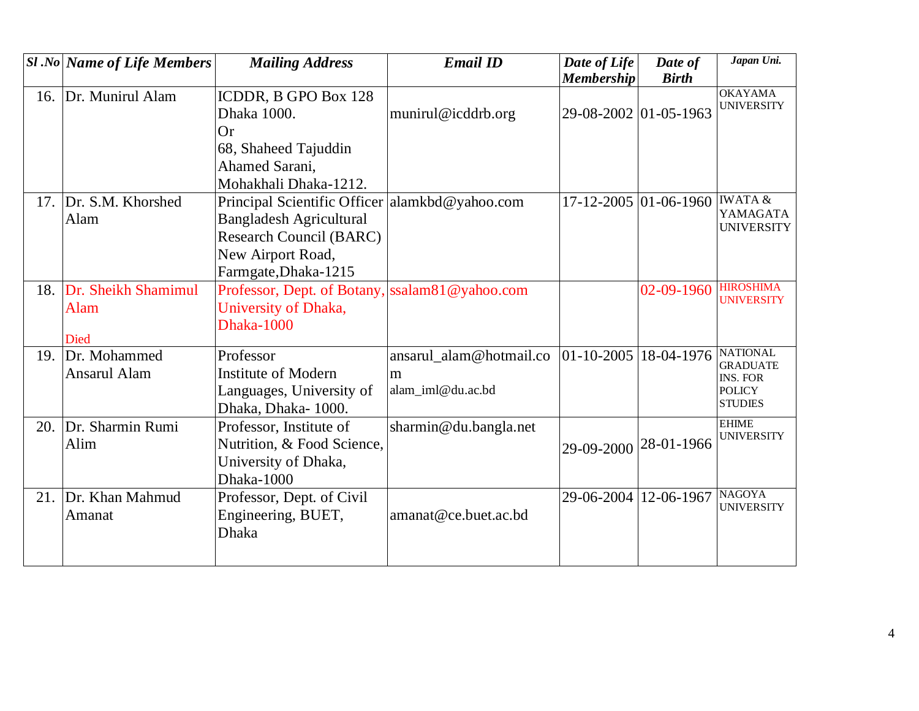| *Sl .No* | *Name of Life Members* | *Mailing Address* | *Email ID* | *Date of Life Membership* | *Date of Birth* | *Japan Uni.* |
|---|---|---|---|---|---|---|
| 16. | Dr. Munirul Alam | ICDDR, B GPO Box 128 Dhaka 1000. Or 68, Shaheed Tajuddin Ahamed Sarani, Mohakhali Dhaka-1212. | munirul@icddrb.org | 29-08-2002 | 01-05-1963 | OKAYAMA UNIVERSITY |
| 17. | Dr. S.M. Khorshed Alam | Principal Scientific Officer Bangladesh Agricultural Research Council (BARC) New Airport Road, Farmgate,Dhaka-1215 | alamkbd@yahoo.com | 17-12-2005 | 01-06-1960 | IWATA & YAMAGATA UNIVERSITY |
| 18. | Dr. Sheikh Shamimul Alam Died | Professor, Dept. of Botany, University of Dhaka, Dhaka-1000 | ssalam81@yahoo.com | | 02-09-1960 | HIROSHIMA UNIVERSITY |
| 19. | Dr. Mohammed Ansarul Alam | Professor Institute of Modern Languages, University of Dhaka, Dhaka- 1000. | ansarul_alam@hotmail.com alam_iml@du.ac.bd | 01-10-2005 | 18-04-1976 | NATIONAL GRADUATE INS. FOR POLICY STUDIES |
| 20. | Dr. Sharmin Rumi Alim | Professor, Institute of Nutrition, & Food Science, University of Dhaka, Dhaka-1000 | sharmin@du.bangla.net | 29-09-2000 | 28-01-1966 | EHIME UNIVERSITY |
| 21. | Dr. Khan Mahmud Amanat | Professor, Dept. of Civil Engineering, BUET, Dhaka | amanat@ce.buet.ac.bd | 29-06-2004 | 12-06-1967 | NAGOYA UNIVERSITY |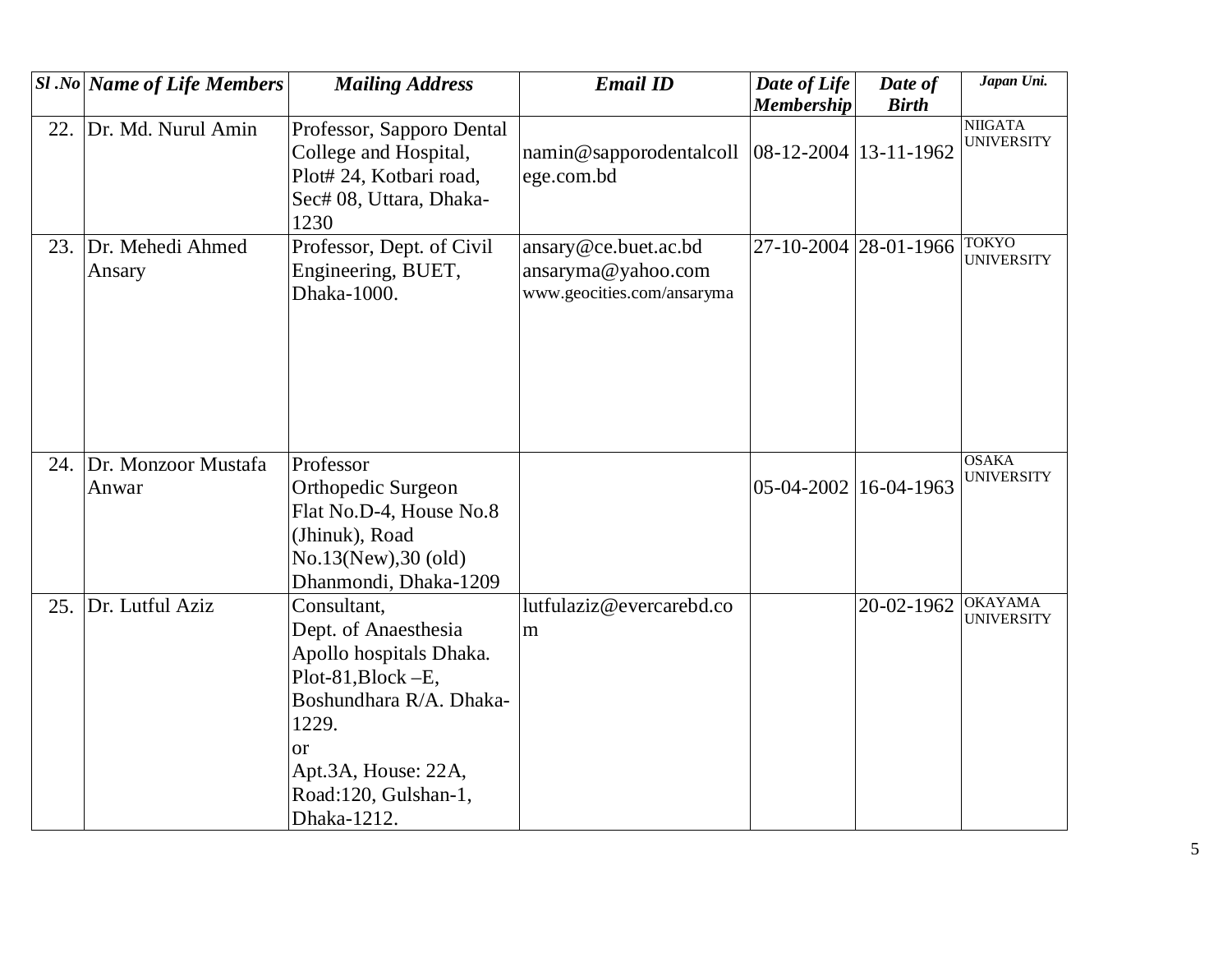| *Sl .No* | *Name of Life Members* | *Mailing Address* | *Email ID* | *Date of Life Membership* | *Date of Birth* | *Japan Uni.* |
|---|---|---|---|---|---|---|
| 22. | Dr. Md. Nurul Amin | Professor, Sapporo Dental College and Hospital, Plot# 24, Kotbari road, Sec# 08, Uttara, Dhaka-1230 | namin@sapporodentalcollege.com.bd | 08-12-2004 | 13-11-1962 | NIIGATA UNIVERSITY |
| 23. | Dr. Mehedi Ahmed Ansary | Professor, Dept. of Civil Engineering, BUET, Dhaka-1000. | ansary@ce.buet.ac.bd ansaryma@yahoo.com www.geocities.com/ansaryma | 27-10-2004 | 28-01-1966 | TOKYO UNIVERSITY |
| 24. | Dr. Monzoor Mustafa Anwar | Professor Orthopedic Surgeon Flat No.D-4, House No.8 (Jhinuk), Road No.13(New),30 (old) Dhanmondi, Dhaka-1209 | | 05-04-2002 | 16-04-1963 | OSAKA UNIVERSITY |
| 25. | Dr. Lutful Aziz | Consultant, Dept. of Anaesthesia Apollo hospitals Dhaka. Plot-81,Block –E, Boshundhara R/A. Dhaka-1229. or Apt.3A, House: 22A, Road:120, Gulshan-1, Dhaka-1212. | lutfulaziz@evercarebd.com | | 20-02-1962 | OKAYAMA UNIVERSITY |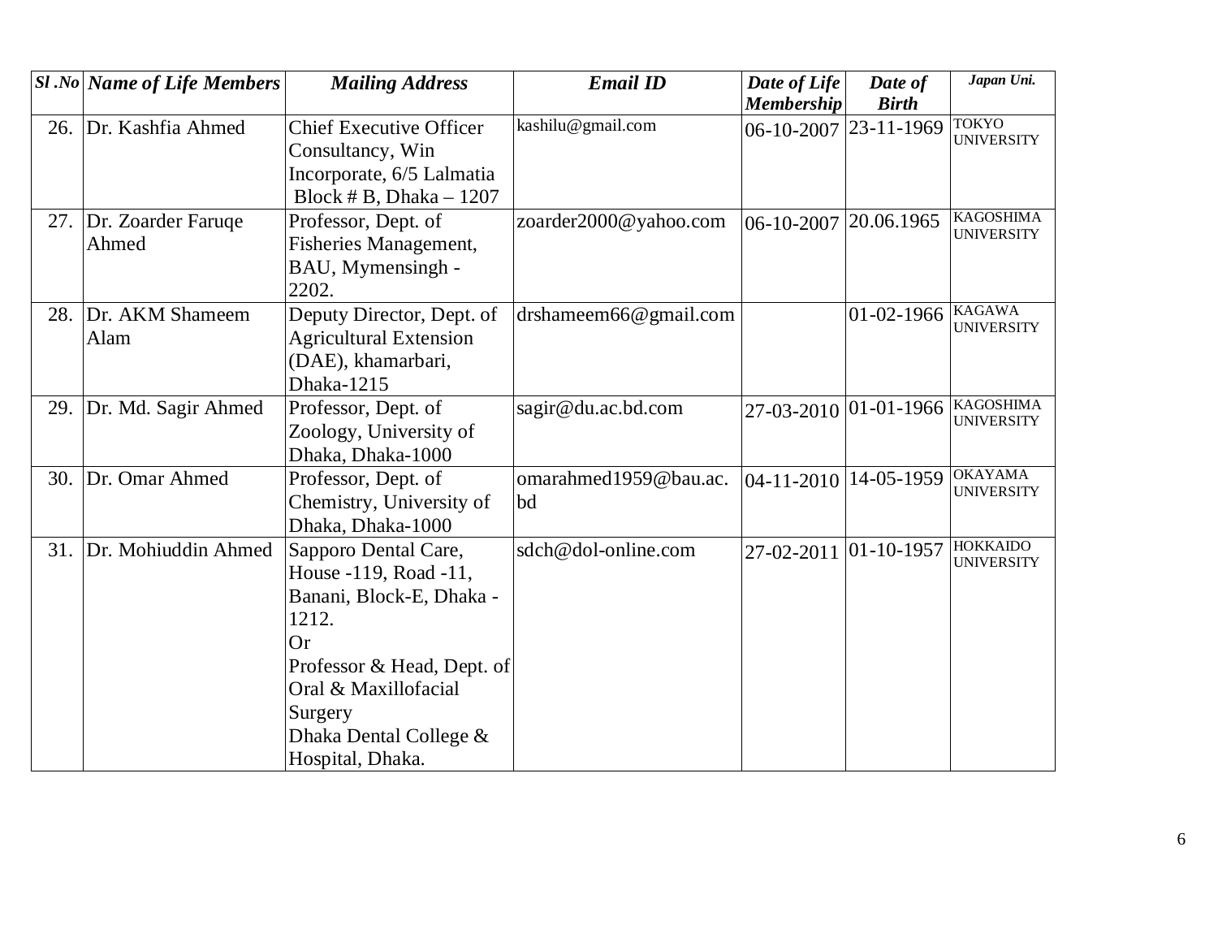| *Sl .No* | *Name of Life Members* | *Mailing Address* | *Email ID* | *Date of Life Membership* | *Date of Birth* | *Japan Uni.* |
|---|---|---|---|---|---|---|
| 26. | Dr. Kashfia Ahmed | Chief Executive Officer Consultancy, Win Incorporate, 6/5 Lalmatia Block # B, Dhaka – 1207 | kashilu@gmail.com | 06-10-2007 | 23-11-1969 | TOKYO UNIVERSITY |
| 27. | Dr. Zoarder Faruqe Ahmed | Professor, Dept. of Fisheries Management, BAU, Mymensingh - 2202. | zoarder2000@yahoo.com | 06-10-2007 | 20.06.1965 | KAGOSHIMA UNIVERSITY |
| 28. | Dr. AKM Shameem Alam | Deputy Director, Dept. of Agricultural Extension (DAE), khamarbari, Dhaka-1215 | drshameem66@gmail.com | | 01-02-1966 | KAGAWA UNIVERSITY |
| 29. | Dr. Md. Sagir Ahmed | Professor, Dept. of Zoology, University of Dhaka, Dhaka-1000 | sagir@du.ac.bd.com | 27-03-2010 | 01-01-1966 | KAGOSHIMA UNIVERSITY |
| 30. | Dr. Omar Ahmed | Professor, Dept. of Chemistry, University of Dhaka, Dhaka-1000 | omarahmed1959@bau.ac.bd | 04-11-2010 | 14-05-1959 | OKAYAMA UNIVERSITY |
| 31. | Dr. Mohiuddin Ahmed | Sapporo Dental Care, House -119, Road -11, Banani, Block-E, Dhaka - 1212. Or Professor & Head, Dept. of Oral & Maxillofacial Surgery Dhaka Dental College & Hospital, Dhaka. | sdch@dol-online.com | 27-02-2011 | 01-10-1957 | HOKKAIDO UNIVERSITY |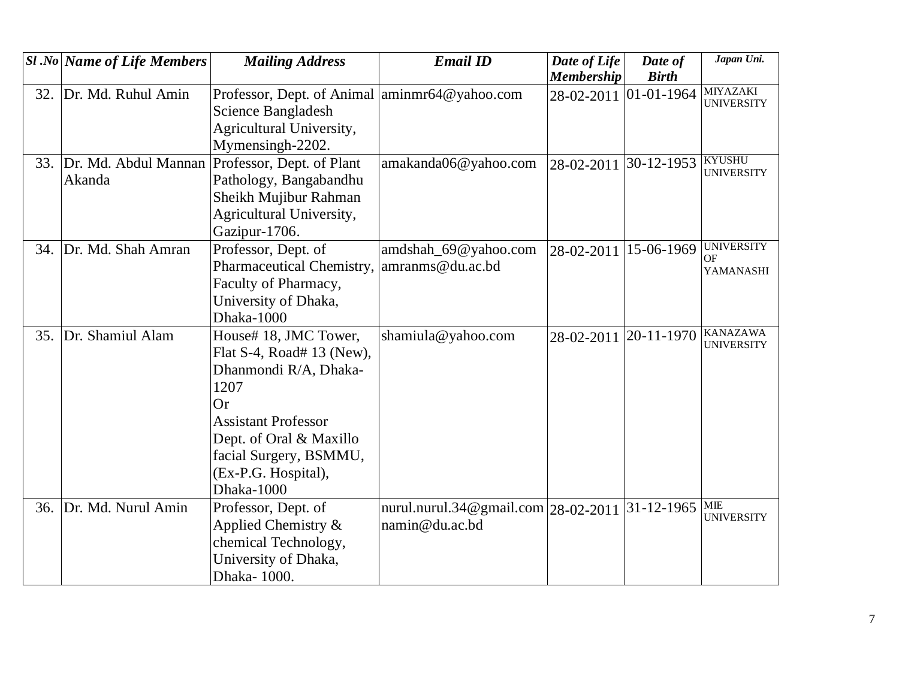| *Sl .No* | *Name of Life Members* | *Mailing Address* | *Email ID* | *Date of Life Membership* | *Date of Birth* | *Japan Uni.* |
|---|---|---|---|---|---|---|
| 32. | Dr. Md. Ruhul Amin | Professor, Dept. of Animal Science Bangladesh Agricultural University, Mymensingh-2202. | aminmr64@yahoo.com | 28-02-2011 | 01-01-1964 | MIYAZAKI UNIVERSITY |
| 33. | Dr. Md. Abdul Mannan Akanda | Professor, Dept. of Plant Pathology, Bangabandhu Sheikh Mujibur Rahman Agricultural University, Gazipur-1706. | amakanda06@yahoo.com | 28-02-2011 | 30-12-1953 | KYUSHU UNIVERSITY |
| 34. | Dr. Md. Shah Amran | Professor, Dept. of Pharmaceutical Chemistry, Faculty of Pharmacy, University of Dhaka, Dhaka-1000 | amdshah_69@yahoo.com amranms@du.ac.bd | 28-02-2011 | 15-06-1969 | UNIVERSITY OF YAMANASHI |
| 35. | Dr. Shamiul Alam | House# 18, JMC Tower, Flat S-4, Road# 13 (New), Dhanmondi R/A, Dhaka-1207 Or Assistant Professor Dept. of Oral & Maxillo facial Surgery, BSMMU, (Ex-P.G. Hospital), Dhaka-1000 | shamiula@yahoo.com | 28-02-2011 | 20-11-1970 | KANAZAWA UNIVERSITY |
| 36. | Dr. Md. Nurul Amin | Professor, Dept. of Applied Chemistry & chemical Technology, University of Dhaka, Dhaka- 1000. | nurul.nurul.34@gmail.com namin@du.ac.bd | 28-02-2011 | 31-12-1965 | MIE UNIVERSITY |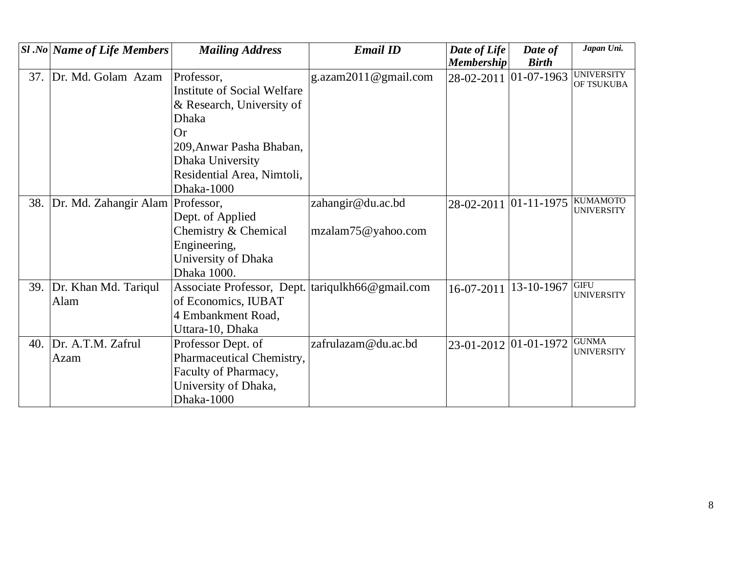| *Sl .No* | *Name of Life Members* | *Mailing Address* | *Email ID* | *Date of Life Membership* | *Date of Birth* | *Japan Uni.* |
|---|---|---|---|---|---|---|
| 37. | Dr. Md. Golam Azam | Professor, Institute of Social Welfare & Research, University of Dhaka Or 209,Anwar Pasha Bhaban, Dhaka University Residential Area, Nimtoli, Dhaka-1000 | g.azam2011@gmail.com | 28-02-2011 | 01-07-1963 | UNIVERSITY OF TSUKUBA |
| 38. | Dr. Md. Zahangir Alam | Professor, Dept. of Applied Chemistry & Chemical Engineering, University of Dhaka Dhaka 1000. | zahangir@du.ac.bd mzalam75@yahoo.com | 28-02-2011 | 01-11-1975 | KUMAMOTO UNIVERSITY |
| 39. | Dr. Khan Md. Tariqul Alam | Associate Professor, Dept. of Economics, IUBAT 4 Embankment Road, Uttara-10, Dhaka | tariqulkh66@gmail.com | 16-07-2011 | 13-10-1967 | GIFU UNIVERSITY |
| 40. | Dr. A.T.M. Zafrul Azam | Professor Dept. of Pharmaceutical Chemistry, Faculty of Pharmacy, University of Dhaka, Dhaka-1000 | zafrulazam@du.ac.bd | 23-01-2012 | 01-01-1972 | GUNMA UNIVERSITY |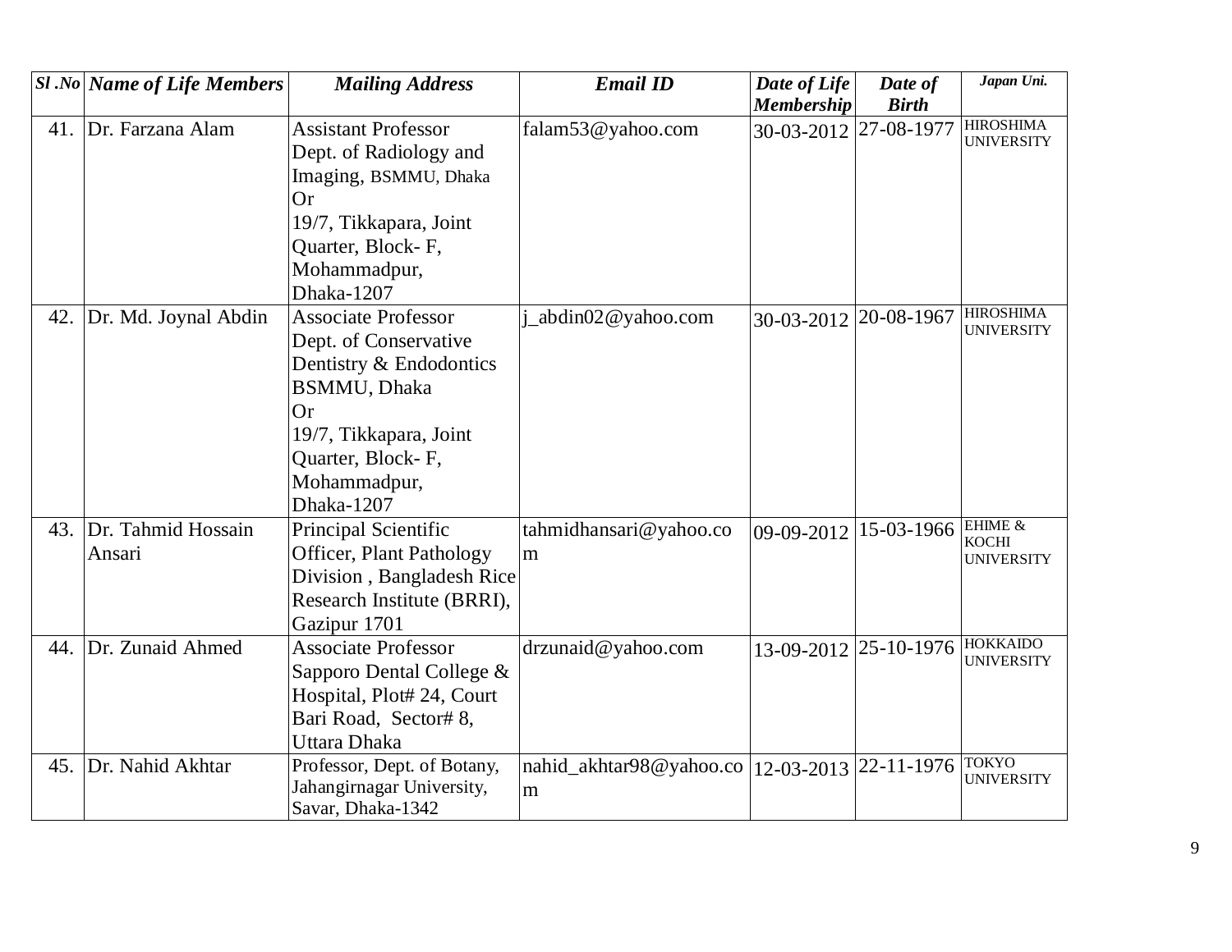| Sl .No | Name of Life Members | Mailing Address | Email ID | Date of Life Membership | Date of Birth | Japan Uni. |
|---|---|---|---|---|---|---|
| 41. | Dr. Farzana Alam | Assistant Professor Dept. of Radiology and Imaging, BSMMU, Dhaka Or 19/7, Tikkapara, Joint Quarter, Block- F, Mohammadpur, Dhaka-1207 | falam53@yahoo.com | 30-03-2012 | 27-08-1977 | HIROSHIMA UNIVERSITY |
| 42. | Dr. Md. Joynal Abdin | Associate Professor Dept. of Conservative Dentistry & Endodontics BSMMU, Dhaka Or 19/7, Tikkapara, Joint Quarter, Block- F, Mohammadpur, Dhaka-1207 | j_abdin02@yahoo.com | 30-03-2012 | 20-08-1967 | HIROSHIMA UNIVERSITY |
| 43. | Dr. Tahmid Hossain Ansari | Principal Scientific Officer, Plant Pathology Division , Bangladesh Rice Research Institute (BRRI), Gazipur 1701 | tahmidhansari@yahoo.com | 09-09-2012 | 15-03-1966 | EHIME & KOCHI UNIVERSITY |
| 44. | Dr. Zunaid Ahmed | Associate Professor Sapporo Dental College & Hospital, Plot# 24, Court Bari Road, Sector# 8, Uttara Dhaka | drzunaid@yahoo.com | 13-09-2012 | 25-10-1976 | HOKKAIDO UNIVERSITY |
| 45. | Dr. Nahid Akhtar | Professor, Dept. of Botany, Jahangirnagar University, Savar, Dhaka-1342 | nahid_akhtar98@yahoo.com | 12-03-2013 | 22-11-1976 | TOKYO UNIVERSITY |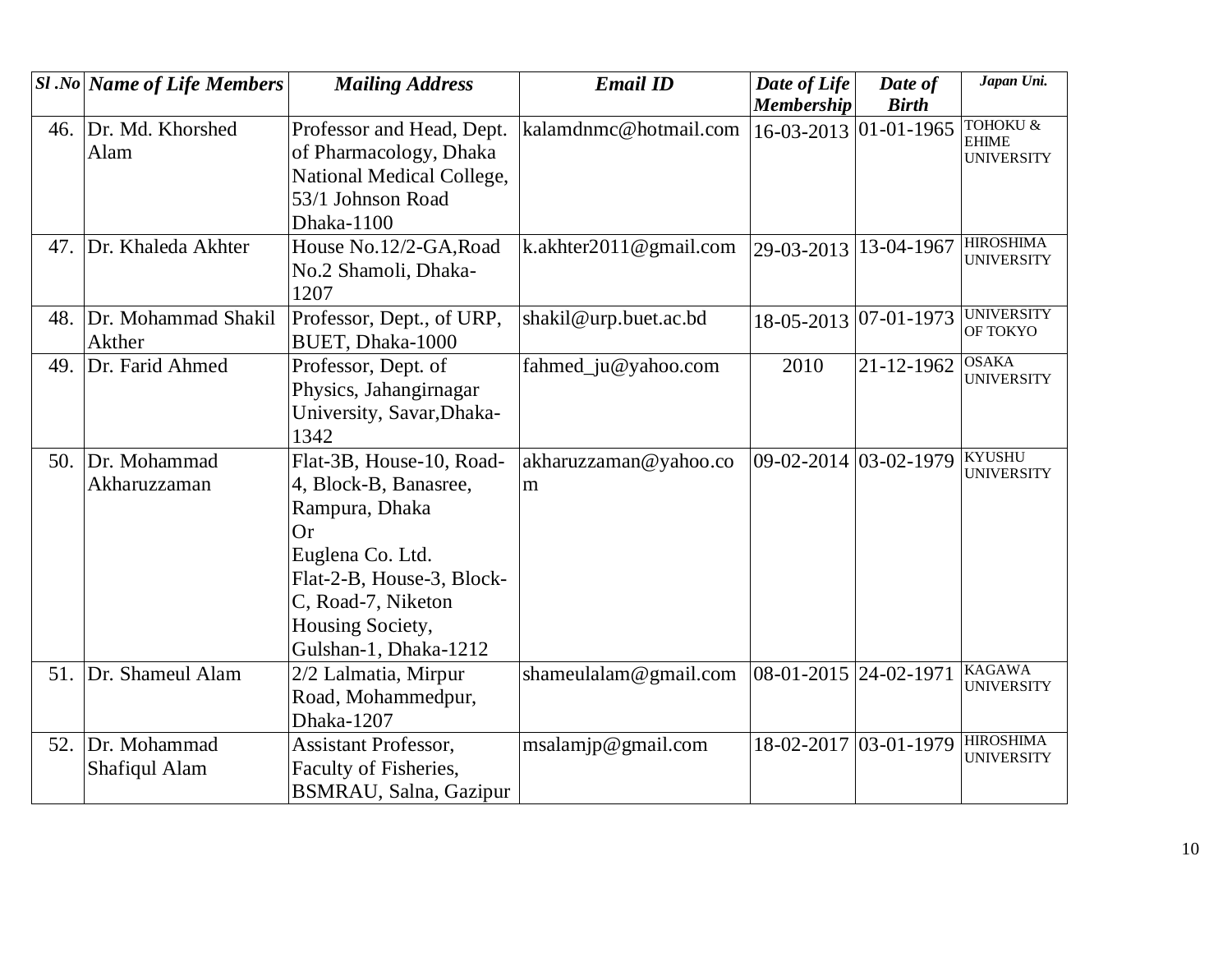| *Sl .No* | *Name of Life Members* | *Mailing Address* | *Email ID* | *Date of Life Membership* | *Date of Birth* | *Japan Uni.* |
|---|---|---|---|---|---|---|
| 46. | Dr. Md. Khorshed Alam | Professor and Head, Dept. of Pharmacology, Dhaka National Medical College, 53/1 Johnson Road Dhaka-1100 | kalamdnmc@hotmail.com | 16-03-2013 | 01-01-1965 | TOHOKU & EHIME UNIVERSITY |
| 47. | Dr. Khaleda Akhter | House No.12/2-GA,Road No.2 Shamoli, Dhaka-1207 | k.akhter2011@gmail.com | 29-03-2013 | 13-04-1967 | HIROSHIMA UNIVERSITY |
| 48. | Dr. Mohammad Shakil Akther | Professor, Dept., of URP, BUET, Dhaka-1000 | shakil@urp.buet.ac.bd | 18-05-2013 | 07-01-1973 | UNIVERSITY OF TOKYO |
| 49. | Dr. Farid Ahmed | Professor, Dept. of Physics, Jahangirnagar University, Savar,Dhaka-1342 | fahmed_ju@yahoo.com | 2010 | 21-12-1962 | OSAKA UNIVERSITY |
| 50. | Dr. Mohammad Akharuzzaman | Flat-3B, House-10, Road-4, Block-B, Banasree, Rampura, Dhaka Or Euglena Co. Ltd. Flat-2-B, House-3, Block-C, Road-7, Niketon Housing Society, Gulshan-1, Dhaka-1212 | akharuzzaman@yahoo.com | 09-02-2014 | 03-02-1979 | KYUSHU UNIVERSITY |
| 51. | Dr. Shameul Alam | 2/2 Lalmatia, Mirpur Road, Mohammedpur, Dhaka-1207 | shameulalam@gmail.com | 08-01-2015 | 24-02-1971 | KAGAWA UNIVERSITY |
| 52. | Dr. Mohammad Shafiqul Alam | Assistant Professor, Faculty of Fisheries, BSMRAU, Salna, Gazipur | msalamjp@gmail.com | 18-02-2017 | 03-01-1979 | HIROSHIMA UNIVERSITY |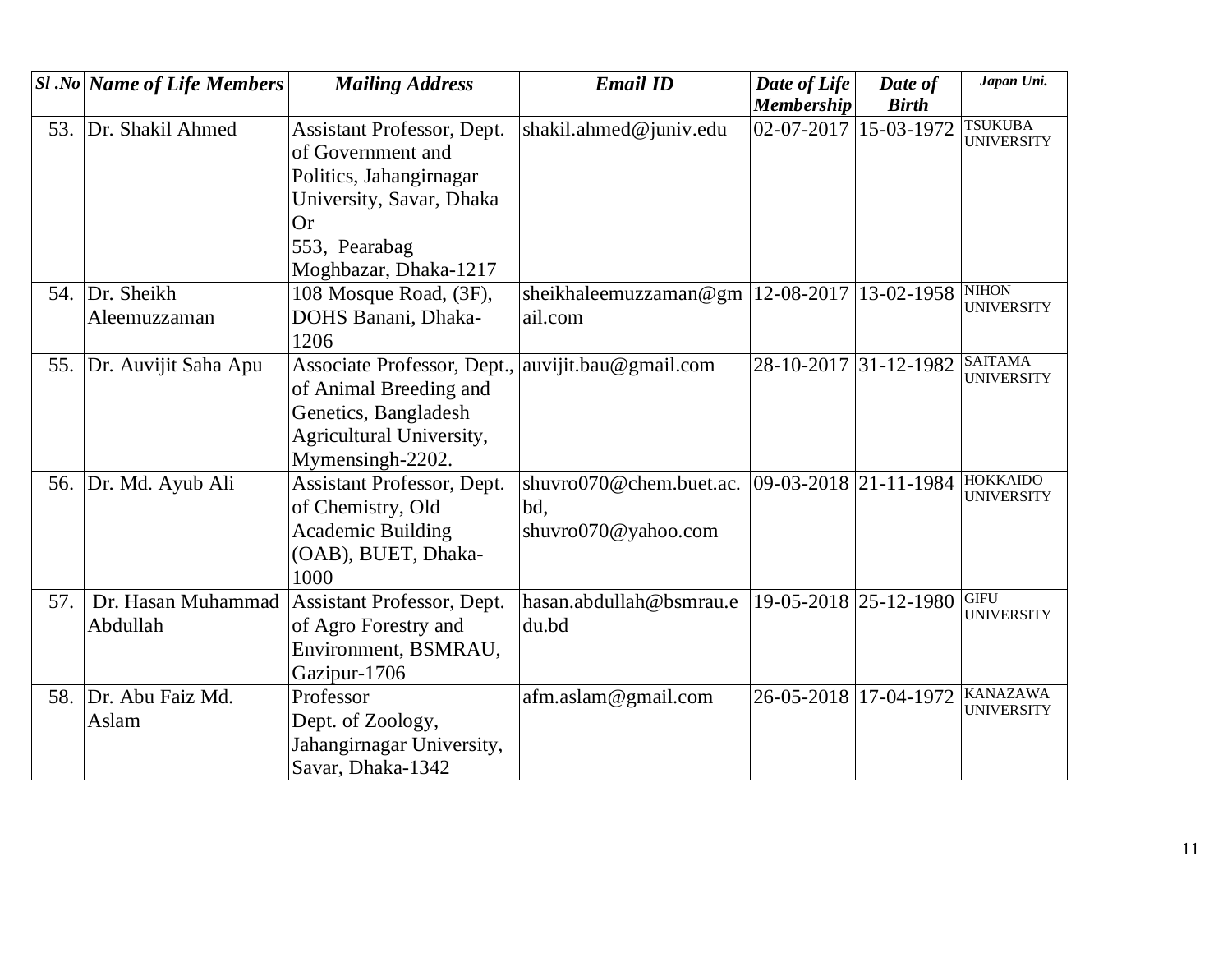| Sl .No | Name of Life Members | Mailing Address | Email ID | Date of Life Membership | Date of Birth | Japan Uni. |
|---|---|---|---|---|---|---|
| 53. | Dr. Shakil Ahmed | Assistant Professor, Dept. of Government and Politics, Jahangirnagar University, Savar, Dhaka Or 553, Pearabag Moghbazar, Dhaka-1217 | shakil.ahmed@juniv.edu | 02-07-2017 | 15-03-1972 | TSUKUBA UNIVERSITY |
| 54. | Dr. Sheikh Aleemuzzaman | 108 Mosque Road, (3F), DOHS Banani, Dhaka-1206 | sheikhaleemuzzaman@gmail.com | 12-08-2017 | 13-02-1958 | NIHON UNIVERSITY |
| 55. | Dr. Auvijit Saha Apu | Associate Professor, Dept., of Animal Breeding and Genetics, Bangladesh Agricultural University, Mymensingh-2202. | auvijit.bau@gmail.com | 28-10-2017 | 31-12-1982 | SAITAMA UNIVERSITY |
| 56. | Dr. Md. Ayub Ali | Assistant Professor, Dept. of Chemistry, Old Academic Building (OAB), BUET, Dhaka-1000 | shuvro070@chem.buet.ac.bd, shuvro070@yahoo.com | 09-03-2018 | 21-11-1984 | HOKKAIDO UNIVERSITY |
| 57. | Dr. Hasan Muhammad Abdullah | Assistant Professor, Dept. of Agro Forestry and Environment, BSMRAU, Gazipur-1706 | hasan.abdullah@bsmrau.edu.bd | 19-05-2018 | 25-12-1980 | GIFU UNIVERSITY |
| 58. | Dr. Abu Faiz Md. Aslam | Professor Dept. of Zoology, Jahangirnagar University, Savar, Dhaka-1342 | afm.aslam@gmail.com | 26-05-2018 | 17-04-1972 | KANAZAWA UNIVERSITY |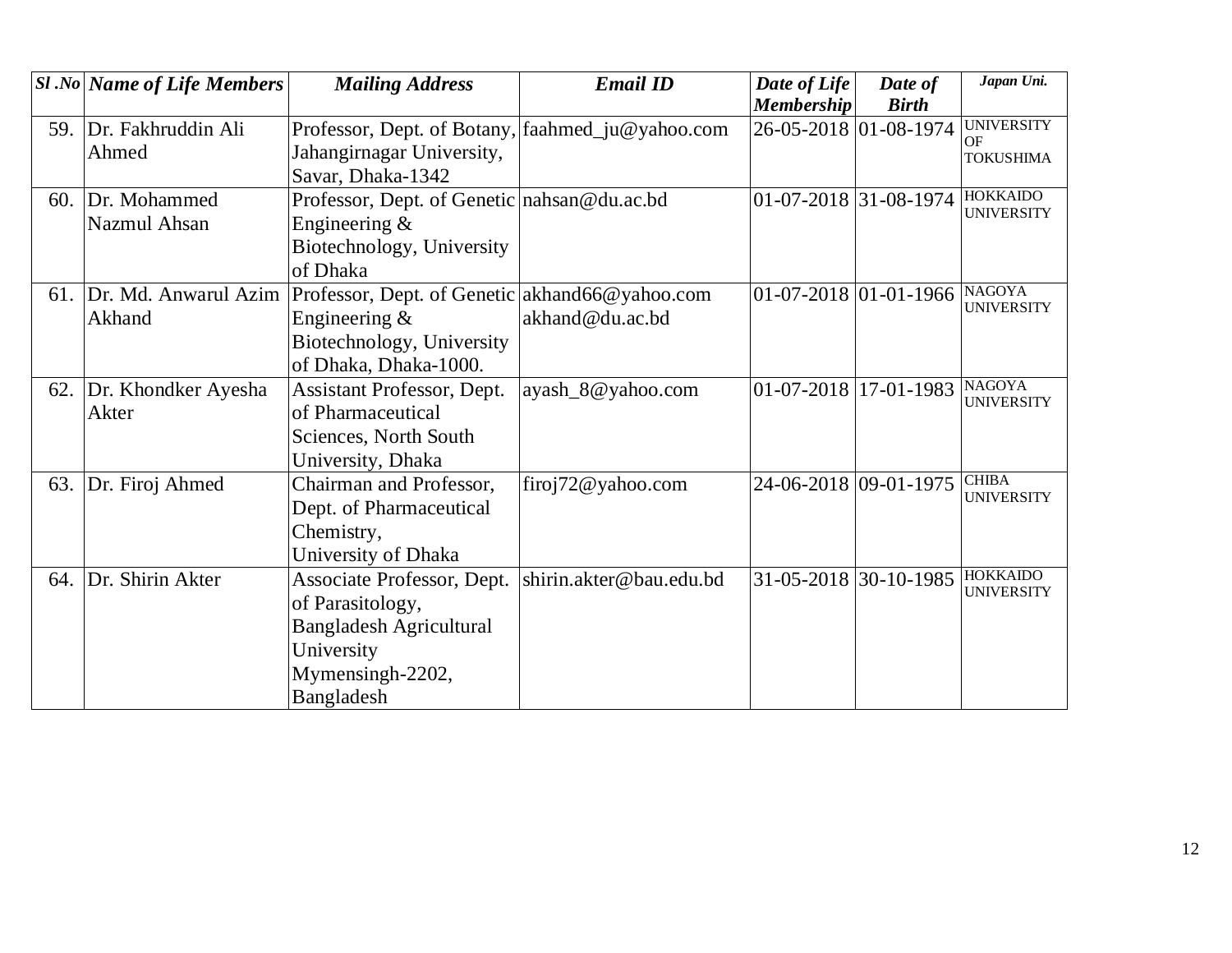| *Sl .No* | *Name of Life Members* | *Mailing Address* | *Email ID* | *Date of Life Membership* | *Date of Birth* | *Japan Uni.* |
|---|---|---|---|---|---|---|
| 59. | Dr. Fakhruddin Ali Ahmed | Professor, Dept. of Botany, Jahangirnagar University, Savar, Dhaka-1342 | faahmed_ju@yahoo.com | 26-05-2018 | 01-08-1974 | UNIVERSITY OF TOKUSHIMA |
| 60. | Dr. Mohammed Nazmul Ahsan | Professor, Dept. of Genetic Engineering & Biotechnology, University of Dhaka | nahsan@du.ac.bd | 01-07-2018 | 31-08-1974 | HOKKAIDO UNIVERSITY |
| 61. | Dr. Md. Anwarul Azim Akhand | Professor, Dept. of Genetic Engineering & Biotechnology, University of Dhaka, Dhaka-1000. | akhand66@yahoo.com akhand@du.ac.bd | 01-07-2018 | 01-01-1966 | NAGOYA UNIVERSITY |
| 62. | Dr. Khondker Ayesha Akter | Assistant Professor, Dept. of Pharmaceutical Sciences, North South University, Dhaka | ayash_8@yahoo.com | 01-07-2018 | 17-01-1983 | NAGOYA UNIVERSITY |
| 63. | Dr. Firoj Ahmed | Chairman and Professor, Dept. of Pharmaceutical Chemistry, University of Dhaka | firoj72@yahoo.com | 24-06-2018 | 09-01-1975 | CHIBA UNIVERSITY |
| 64. | Dr. Shirin Akter | Associate Professor, Dept. of Parasitology, Bangladesh Agricultural University Mymensingh-2202, Bangladesh | shirin.akter@bau.edu.bd | 31-05-2018 | 30-10-1985 | HOKKAIDO UNIVERSITY |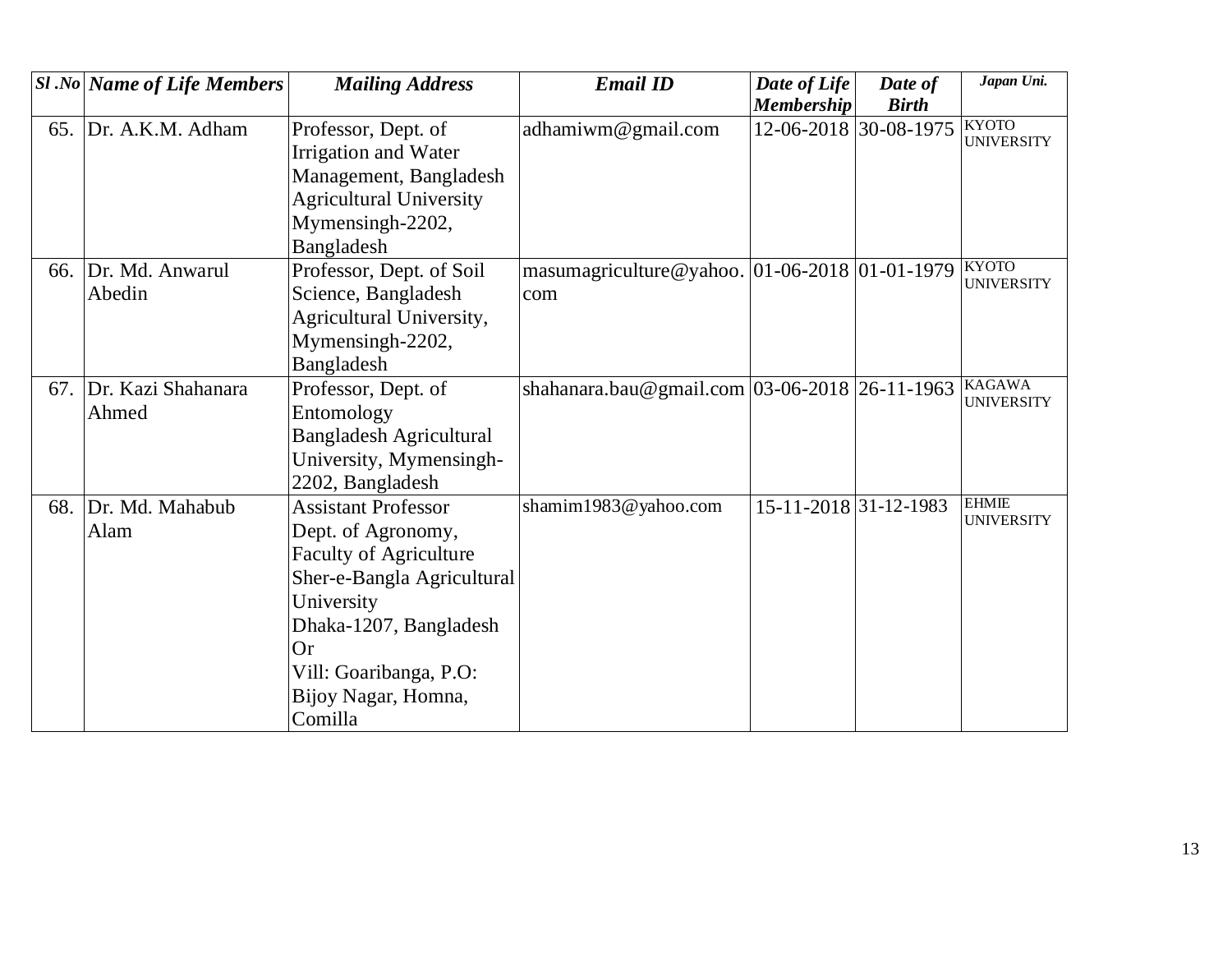| *Sl .No* | *Name of Life Members* | *Mailing Address* | *Email ID* | *Date of Life Membership* | *Date of Birth* | *Japan Uni.* |
|---|---|---|---|---|---|---|
| 65. | Dr. A.K.M. Adham | Professor, Dept. of Irrigation and Water Management, Bangladesh Agricultural University Mymensingh-2202, Bangladesh | adhamiwm@gmail.com | 12-06-2018 | 30-08-1975 | KYOTO UNIVERSITY |
| 66. | Dr. Md. Anwarul Abedin | Professor, Dept. of Soil Science, Bangladesh Agricultural University, Mymensingh-2202, Bangladesh | masumagriculture@yahoo.com | 01-06-2018 | 01-01-1979 | KYOTO UNIVERSITY |
| 67. | Dr. Kazi Shahanara Ahmed | Professor, Dept. of Entomology Bangladesh Agricultural University, Mymensingh-2202, Bangladesh | shahanara.bau@gmail.com | 03-06-2018 | 26-11-1963 | KAGAWA UNIVERSITY |
| 68. | Dr. Md. Mahabub Alam | Assistant Professor Dept. of Agronomy, Faculty of Agriculture Sher-e-Bangla Agricultural University Dhaka-1207, Bangladesh Or Vill: Goaribanga, P.O: Bijoy Nagar, Homna, Comilla | shamim1983@yahoo.com | 15-11-2018 | 31-12-1983 | EHMIE UNIVERSITY |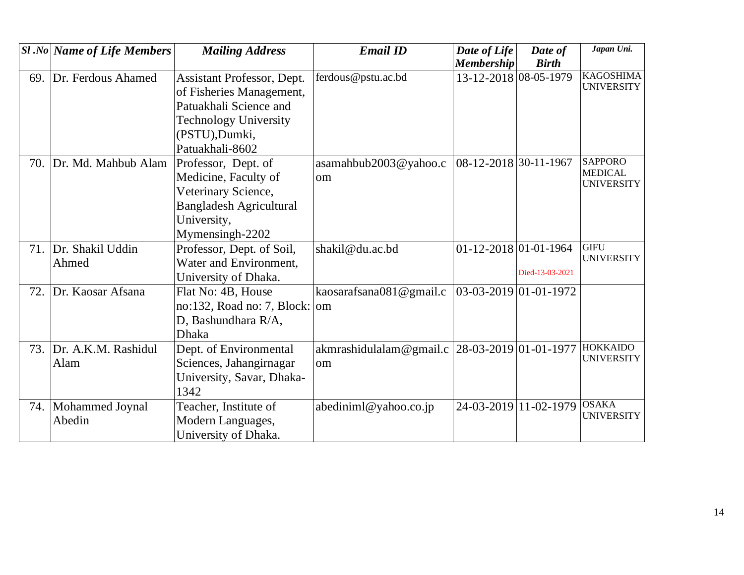| *Sl .No* | *Name of Life Members* | *Mailing Address* | *Email ID* | *Date of Life Membership* | *Date of Birth* | *Japan Uni.* |
|---|---|---|---|---|---|---|
| 69. | Dr. Ferdous Ahamed | Assistant Professor, Dept. of Fisheries Management, Patuakhali Science and Technology University (PSTU),Dumki, Patuakhali-8602 | ferdous@pstu.ac.bd | 13-12-2018 | 08-05-1979 | KAGOSHIMA UNIVERSITY |
| 70. | Dr. Md. Mahbub Alam | Professor, Dept. of Medicine, Faculty of Veterinary Science, Bangladesh Agricultural University, Mymensingh-2202 | asamahbub2003@yahoo.com | 08-12-2018 | 30-11-1967 | SAPPORO MEDICAL UNIVERSITY |
| 71. | Dr. Shakil Uddin Ahmed | Professor, Dept. of Soil, Water and Environment, University of Dhaka. | shakil@du.ac.bd | 01-12-2018 | 01-01-1964 Died-13-03-2021 | GIFU UNIVERSITY |
| 72. | Dr. Kaosar Afsana | Flat No: 4B, House no:132, Road no: 7, Block: D, Bashundhara R/A, Dhaka | kaosarafsana081@gmail.com | 03-03-2019 | 01-01-1972 | |
| 73. | Dr. A.K.M. Rashidul Alam | Dept. of Environmental Sciences, Jahangirnagar University, Savar, Dhaka-1342 | akmrashidulalam@gmail.com | 28-03-2019 | 01-01-1977 | HOKKAIDO UNIVERSITY |
| 74. | Mohammed Joynal Abedin | Teacher, Institute of Modern Languages, University of Dhaka. | abediniml@yahoo.co.jp | 24-03-2019 | 11-02-1979 | OSAKA UNIVERSITY |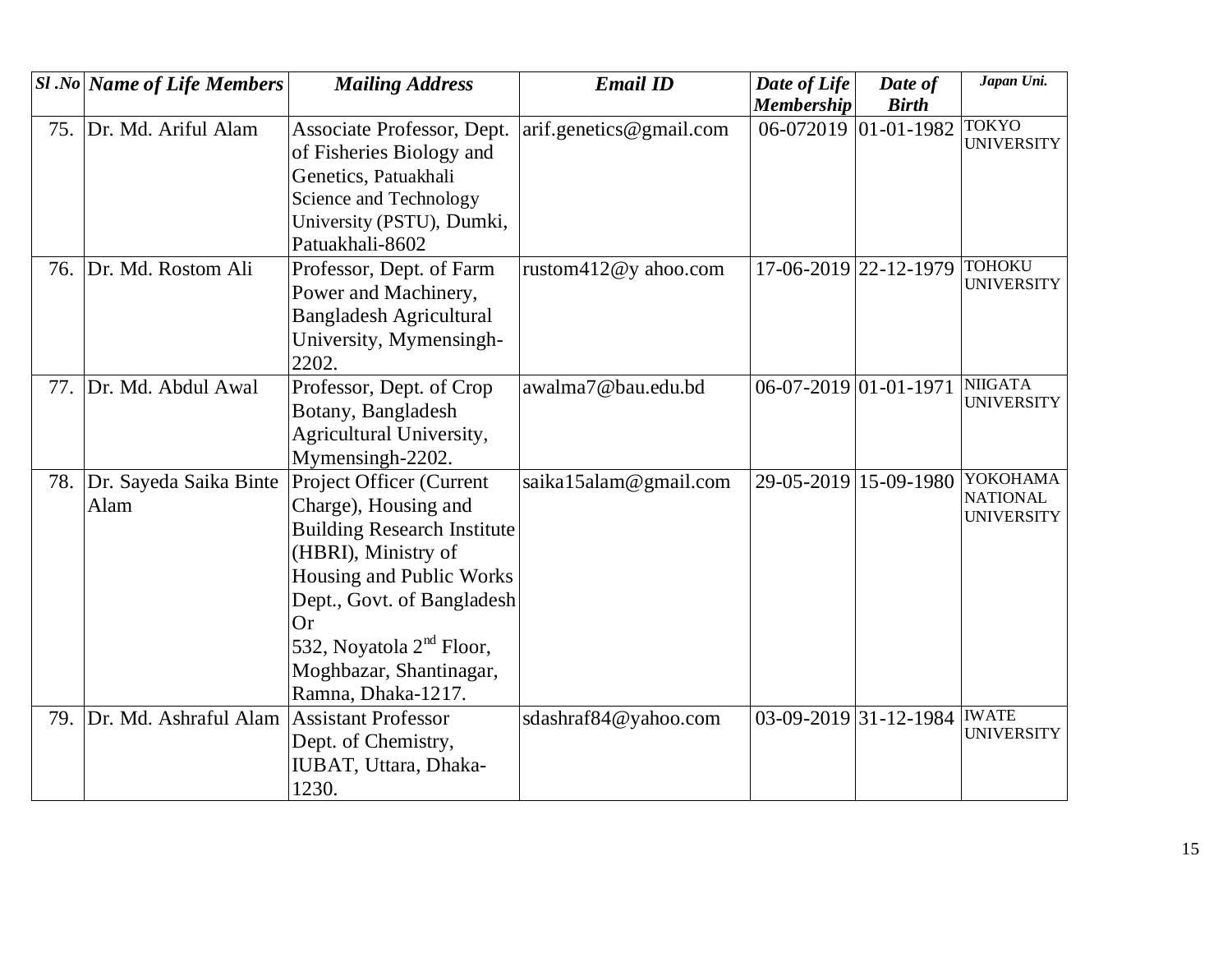| *Sl .No* | *Name of Life Members* | *Mailing Address* | *Email ID* | *Date of Life Membership* | *Date of Birth* | *Japan Uni.* |
|---|---|---|---|---|---|---|
| 75. | Dr. Md. Ariful Alam | Associate Professor, Dept. of Fisheries Biology and Genetics, Patuakhali Science and Technology University (PSTU), Dumki, Patuakhali-8602 | arif.genetics@gmail.com | 06-072019 | 01-01-1982 | TOKYO UNIVERSITY |
| 76. | Dr. Md. Rostom Ali | Professor, Dept. of Farm Power and Machinery, Bangladesh Agricultural University, Mymensingh-2202. | rustom412@y ahoo.com | 17-06-2019 | 22-12-1979 | TOHOKU UNIVERSITY |
| 77. | Dr. Md. Abdul Awal | Professor, Dept. of Crop Botany, Bangladesh Agricultural University, Mymensingh-2202. | awalma7@bau.edu.bd | 06-07-2019 | 01-01-1971 | NIIGATA UNIVERSITY |
| 78. | Dr. Sayeda Saika Binte Alam | Project Officer (Current Charge), Housing and Building Research Institute (HBRI), Ministry of Housing and Public Works Dept., Govt. of Bangladesh Or 532, Noyatola 2nd Floor, Moghbazar, Shantinagar, Ramna, Dhaka-1217. | saika15alam@gmail.com | 29-05-2019 | 15-09-1980 | YOKOHAMA NATIONAL UNIVERSITY |
| 79. | Dr. Md. Ashraful Alam | Assistant Professor Dept. of Chemistry, IUBAT, Uttara, Dhaka-1230. | sdashraf84@yahoo.com | 03-09-2019 | 31-12-1984 | IWATE UNIVERSITY |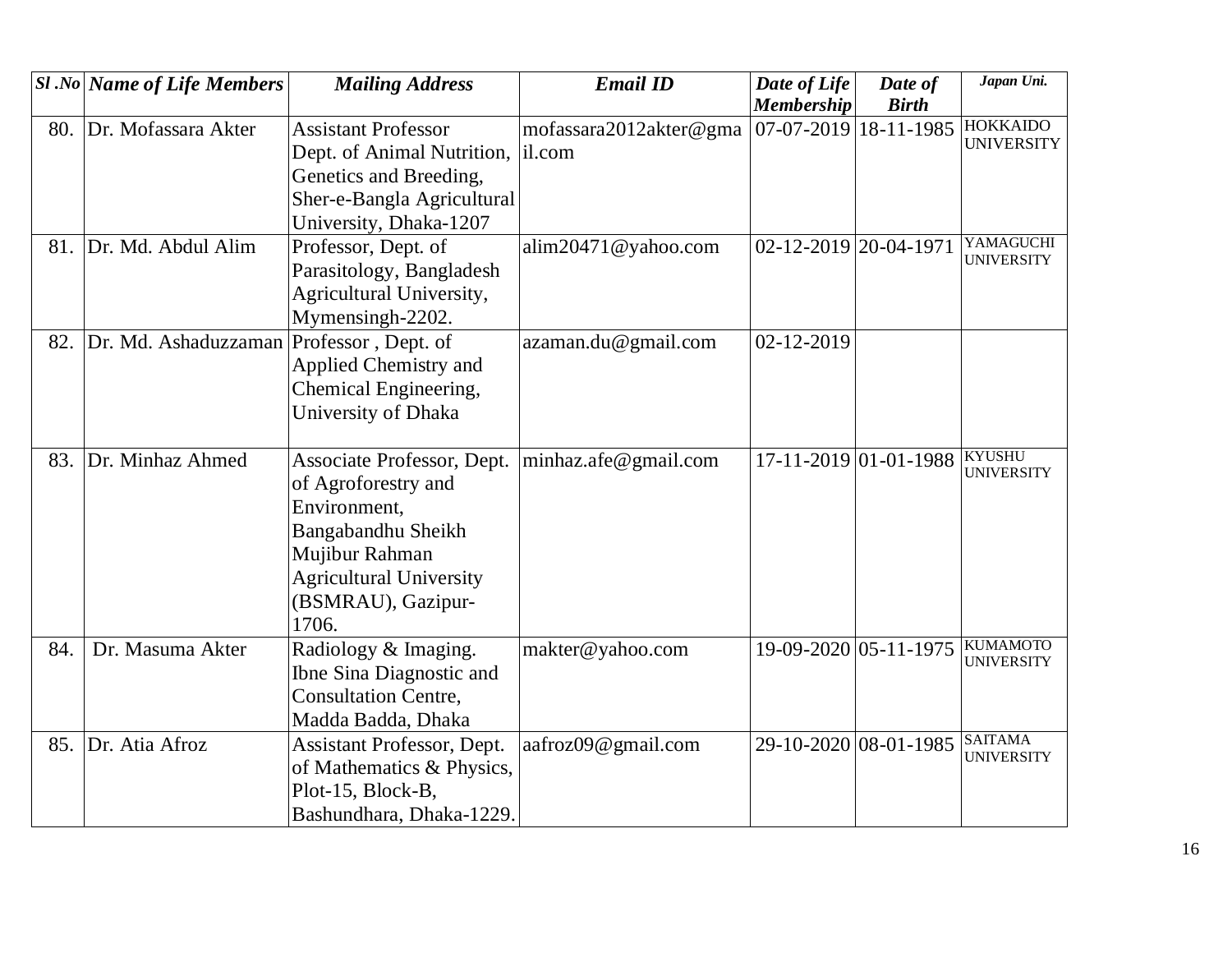| Sl .No | Name of Life Members | Mailing Address | Email ID | Date of Life Membership | Date of Birth | Japan Uni. |
|---|---|---|---|---|---|---|
| 80. | Dr. Mofassara Akter | Assistant Professor Dept. of Animal Nutrition, Genetics and Breeding, Sher-e-Bangla Agricultural University, Dhaka-1207 | mofassara2012akter@gmail.com | 07-07-2019 | 18-11-1985 | HOKKAIDO UNIVERSITY |
| 81. | Dr. Md. Abdul Alim | Professor, Dept. of Parasitology, Bangladesh Agricultural University, Mymensingh-2202. | alim20471@yahoo.com | 02-12-2019 | 20-04-1971 | YAMAGUCHI UNIVERSITY |
| 82. | Dr. Md. Ashaduzzaman | Professor , Dept. of Applied Chemistry and Chemical Engineering, University of Dhaka | azaman.du@gmail.com | 02-12-2019 | | |
| 83. | Dr. Minhaz Ahmed | Associate Professor, Dept. of Agroforestry and Environment, Bangabandhu Sheikh Mujibur Rahman Agricultural University (BSMRAU), Gazipur-1706. | minhaz.afe@gmail.com | 17-11-2019 | 01-01-1988 | KYUSHU UNIVERSITY |
| 84. | Dr. Masuma Akter | Radiology & Imaging. Ibne Sina Diagnostic and Consultation Centre, Madda Badda, Dhaka | makter@yahoo.com | 19-09-2020 | 05-11-1975 | KUMAMOTO UNIVERSITY |
| 85. | Dr. Atia Afroz | Assistant Professor, Dept. of Mathematics & Physics, Plot-15, Block-B, Bashundhara, Dhaka-1229. | aafroz09@gmail.com | 29-10-2020 | 08-01-1985 | SAITAMA UNIVERSITY |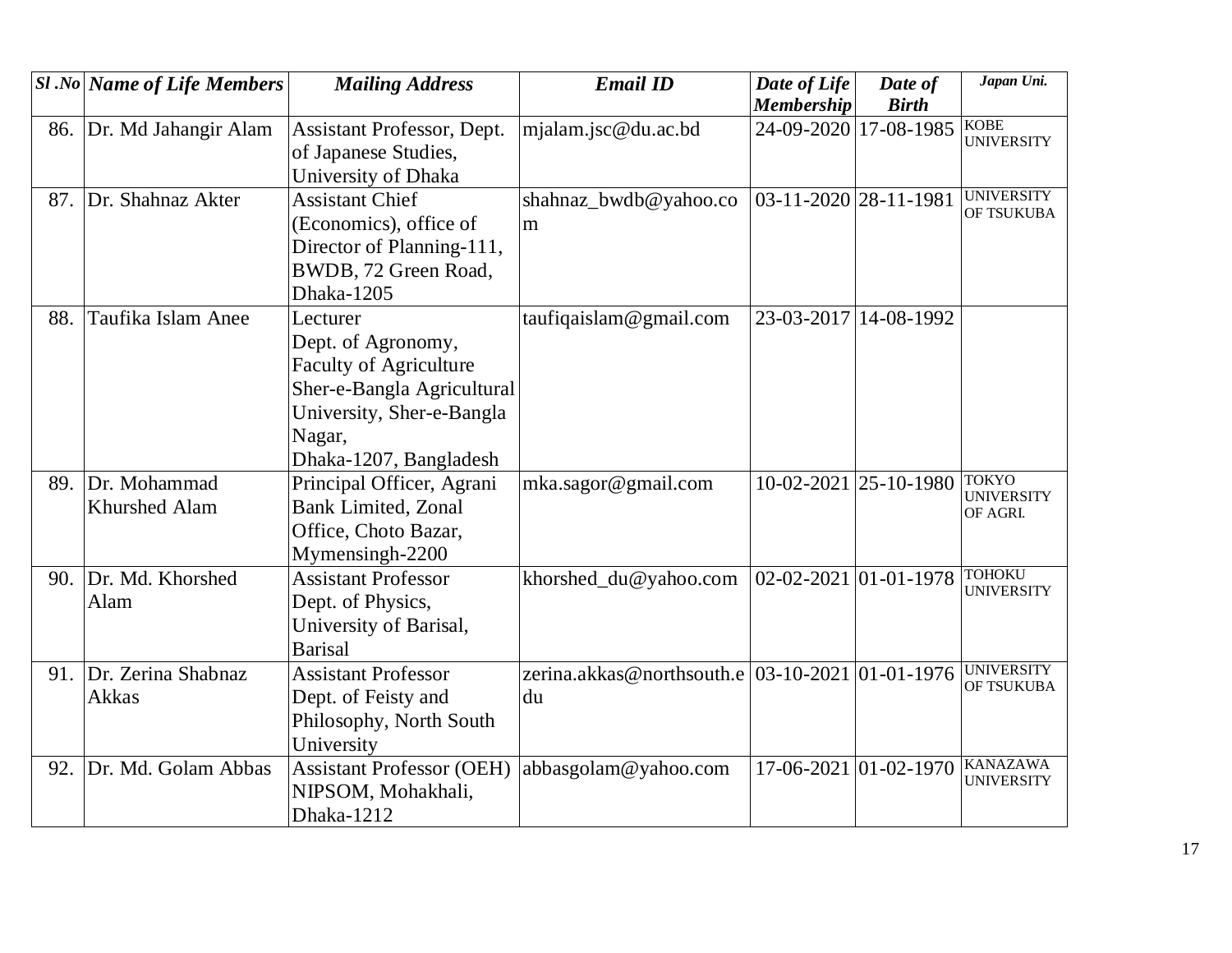| Sl .No | Name of Life Members | Mailing Address | Email ID | Date of Life Membership | Date of Birth | Japan Uni. |
|---|---|---|---|---|---|---|
| 86. | Dr. Md Jahangir Alam | Assistant Professor, Dept. of Japanese Studies, University of Dhaka | mjalam.jsc@du.ac.bd | 24-09-2020 | 17-08-1985 | KOBE UNIVERSITY |
| 87. | Dr. Shahnaz Akter | Assistant Chief (Economics), office of Director of Planning-111, BWDB, 72 Green Road, Dhaka-1205 | shahnaz_bwdb@yahoo.com | 03-11-2020 | 28-11-1981 | UNIVERSITY OF TSUKUBA |
| 88. | Taufika Islam Anee | Lecturer Dept. of Agronomy, Faculty of Agriculture Sher-e-Bangla Agricultural University, Sher-e-Bangla Nagar, Dhaka-1207, Bangladesh | taufiqaislam@gmail.com | 23-03-2017 | 14-08-1992 | |
| 89. | Dr. Mohammad Khurshed Alam | Principal Officer, Agrani Bank Limited, Zonal Office, Choto Bazar, Mymensingh-2200 | mka.sagor@gmail.com | 10-02-2021 | 25-10-1980 | TOKYO UNIVERSITY OF AGRI. |
| 90. | Dr. Md. Khorshed Alam | Assistant Professor Dept. of Physics, University of Barisal, Barisal | khorshed_du@yahoo.com | 02-02-2021 | 01-01-1978 | TOHOKU UNIVERSITY |
| 91. | Dr. Zerina Shabnaz Akkas | Assistant Professor Dept. of Feisty and Philosophy, North South University | zerina.akkas@northsouth.edu | 03-10-2021 | 01-01-1976 | UNIVERSITY OF TSUKUBA |
| 92. | Dr. Md. Golam Abbas | Assistant Professor (OEH) NIPSOM, Mohakhali, Dhaka-1212 | abbasgolam@yahoo.com | 17-06-2021 | 01-02-1970 | KANAZAWA UNIVERSITY |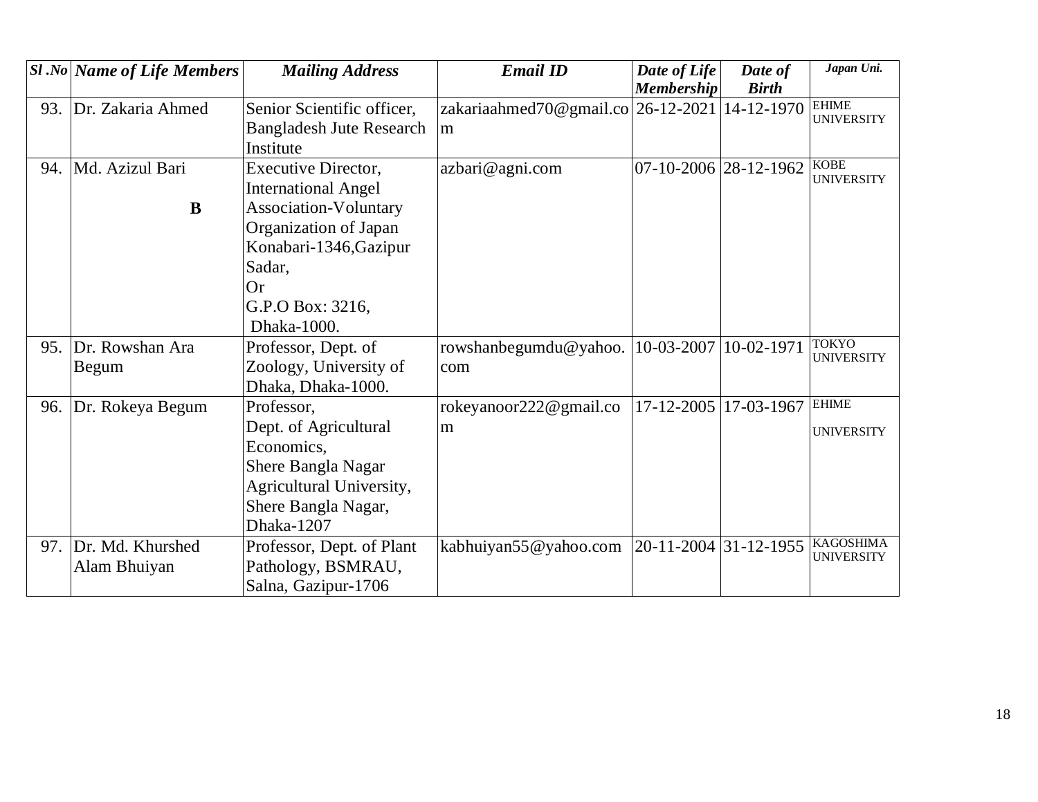| *Sl .No* | *Name of Life Members* | *Mailing Address* | *Email ID* | *Date of Life Membership* | *Date of Birth* | *Japan Uni.* |
|---|---|---|---|---|---|---|
| 93. | Dr. Zakaria Ahmed | Senior Scientific officer, Bangladesh Jute Research Institute | zakariaahmed70@gmail.com | 26-12-2021 | 14-12-1970 | EHIME UNIVERSITY |
| 94. | Md. Azizul Bari **B** | Executive Director, International Angel Association-Voluntary Organization of Japan Konabari-1346,Gazipur Sadar, Or G.P.O Box: 3216, Dhaka-1000. | azbari@agni.com | 07-10-2006 | 28-12-1962 | KOBE UNIVERSITY |
| 95. | Dr. Rowshan Ara Begum | Professor, Dept. of Zoology, University of Dhaka, Dhaka-1000. | rowshanbegumdu@yahoo.com | 10-03-2007 | 10-02-1971 | TOKYO UNIVERSITY |
| 96. | Dr. Rokeya Begum | Professor, Dept. of Agricultural Economics, Shere Bangla Nagar Agricultural University, Shere Bangla Nagar, Dhaka-1207 | rokeyanoor222@gmail.com | 17-12-2005 | 17-03-1967 | EHIME UNIVERSITY |
| 97. | Dr. Md. Khurshed Alam Bhuiyan | Professor, Dept. of Plant Pathology, BSMRAU, Salna, Gazipur-1706 | kabhuiyan55@yahoo.com | 20-11-2004 | 31-12-1955 | KAGOSHIMA UNIVERSITY |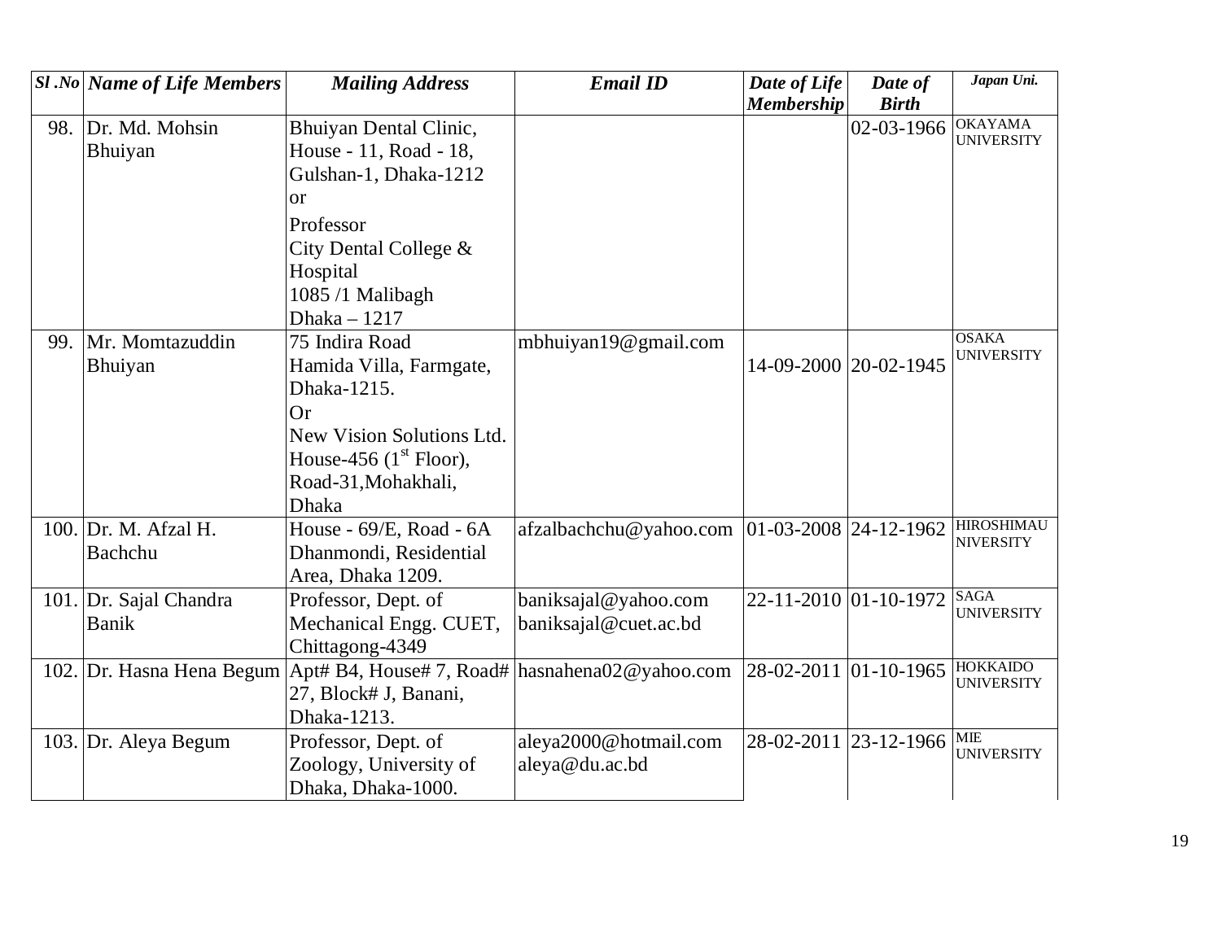| *Sl .No* | *Name of Life Members* | *Mailing Address* | *Email ID* | *Date of Life Membership* | *Date of Birth* | *Japan Uni.* |
|---|---|---|---|---|---|---|
| 98. | Dr. Md. Mohsin Bhuiyan | Bhuiyan Dental Clinic, House - 11, Road - 18, Gulshan-1, Dhaka-1212 or Professor City Dental College & Hospital 1085 /1 Malibagh Dhaka – 1217 | | | 02-03-1966 | OKAYAMA UNIVERSITY |
| 99. | Mr. Momtazuddin Bhuiyan | 75 Indira Road Hamida Villa, Farmgate, Dhaka-1215. Or New Vision Solutions Ltd. House-456 (1st Floor), Road-31,Mohakhali, Dhaka | mbhuiyan19@gmail.com | 14-09-2000 | 20-02-1945 | OSAKA UNIVERSITY |
| 100. | Dr. M. Afzal H. Bachchu | House - 69/E, Road - 6A Dhanmondi, Residential Area, Dhaka 1209. | afzalbachchu@yahoo.com | 01-03-2008 | 24-12-1962 | HIROSHIMAU NIVERSITY |
| 101. | Dr. Sajal Chandra Banik | Professor, Dept. of Mechanical Engg. CUET, Chittagong-4349 | baniksajal@yahoo.com baniksajal@cuet.ac.bd | 22-11-2010 | 01-10-1972 | SAGA UNIVERSITY |
| 102. | Dr. Hasna Hena Begum | Apt# B4, House# 7, Road# 27, Block# J, Banani, Dhaka-1213. | hasnahena02@yahoo.com | 28-02-2011 | 01-10-1965 | HOKKAIDO UNIVERSITY |
| 103. | Dr. Aleya Begum | Professor, Dept. of Zoology, University of Dhaka, Dhaka-1000. | aleya2000@hotmail.com aleya@du.ac.bd | 28-02-2011 | 23-12-1966 | MIE UNIVERSITY |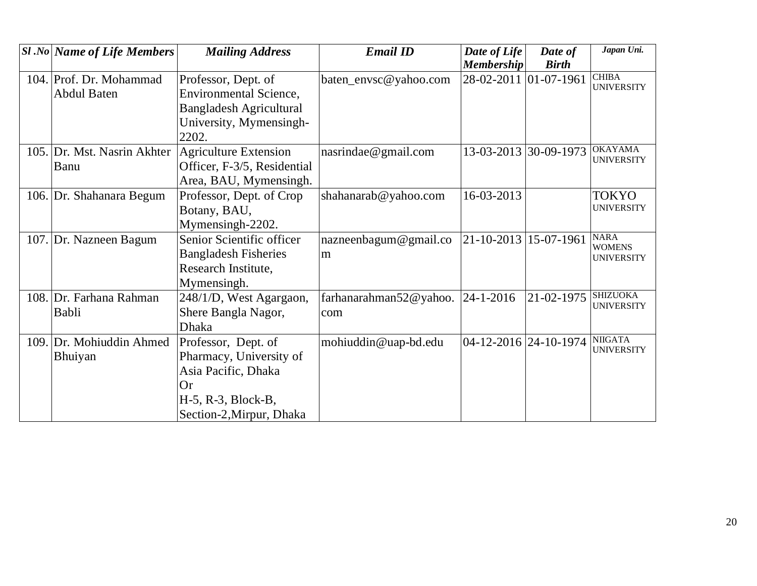| *Sl .No* | *Name of Life Members* | *Mailing Address* | *Email ID* | *Date of Life Membership* | *Date of Birth* | *Japan Uni.* |
|---|---|---|---|---|---|---|
| 104. | Prof. Dr. Mohammad Abdul Baten | Professor, Dept. of Environmental Science, Bangladesh Agricultural University, Mymensingh-2202. | baten_envsc@yahoo.com | 28-02-2011 | 01-07-1961 | CHIBA UNIVERSITY |
| 105. | Dr. Mst. Nasrin Akhter Banu | Agriculture Extension Officer, F-3/5, Residential Area, BAU, Mymensingh. | nasrindae@gmail.com | 13-03-2013 | 30-09-1973 | OKAYAMA UNIVERSITY |
| 106. | Dr. Shahanara Begum | Professor, Dept. of Crop Botany, BAU, Mymensingh-2202. | shahanarab@yahoo.com | 16-03-2013 | | TOKYO UNIVERSITY |
| 107. | Dr. Nazneen Bagum | Senior Scientific officer Bangladesh Fisheries Research Institute, Mymensingh. | nazneenbagum@gmail.com | 21-10-2013 | 15-07-1961 | NARA WOMENS UNIVERSITY |
| 108. | Dr. Farhana Rahman Babli | 248/1/D, West Agargaon, Shere Bangla Nagor, Dhaka | farhanarahman52@yahoo.com | 24-1-2016 | 21-02-1975 | SHIZUOKA UNIVERSITY |
| 109. | Dr. Mohiuddin Ahmed Bhuiyan | Professor, Dept. of Pharmacy, University of Asia Pacific, Dhaka<br>Or<br>H-5, R-3, Block-B, Section-2,Mirpur, Dhaka | mohiuddin@uap-bd.edu | 04-12-2016 | 24-10-1974 | NIIGATA UNIVERSITY |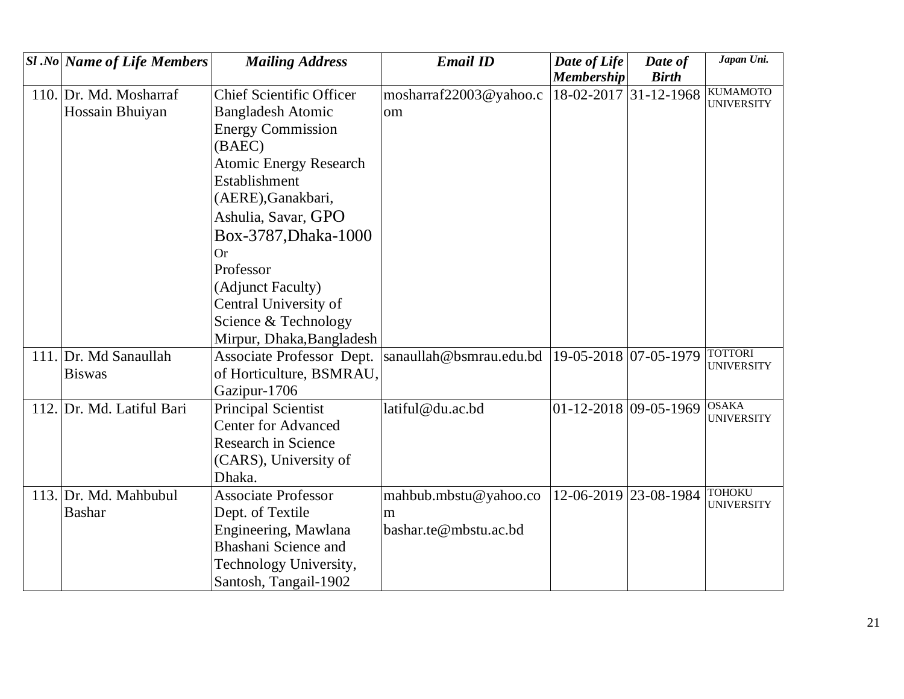| Sl .No | Name of Life Members | Mailing Address | Email ID | Date of Life Membership | Date of Birth | Japan Uni. |
|---|---|---|---|---|---|---|
| 110. | Dr. Md. Mosharraf Hossain Bhuiyan | Chief Scientific Officer Bangladesh Atomic Energy Commission (BAEC) Atomic Energy Research Establishment (AERE),Ganakbari, Ashulia, Savar, GPO Box-3787,Dhaka-1000 Or Professor (Adjunct Faculty) Central University of Science & Technology Mirpur, Dhaka,Bangladesh | mosharraf22003@yahoo.com | 18-02-2017 | 31-12-1968 | KUMAMOTO UNIVERSITY |
| 111. | Dr. Md Sanaullah Biswas | Associate Professor Dept. of Horticulture, BSMRAU, Gazipur-1706 | sanaullah@bsmrau.edu.bd | 19-05-2018 | 07-05-1979 | TOTTORI UNIVERSITY |
| 112. | Dr. Md. Latiful Bari | Principal Scientist Center for Advanced Research in Science (CARS), University of Dhaka. | latiful@du.ac.bd | 01-12-2018 | 09-05-1969 | OSAKA UNIVERSITY |
| 113. | Dr. Md. Mahbubul Bashar | Associate Professor Dept. of Textile Engineering, Mawlana Bhashani Science and Technology University, Santosh, Tangail-1902 | mahbub.mbstu@yahoo.com bashar.te@mbstu.ac.bd | 12-06-2019 | 23-08-1984 | TOHOKU UNIVERSITY |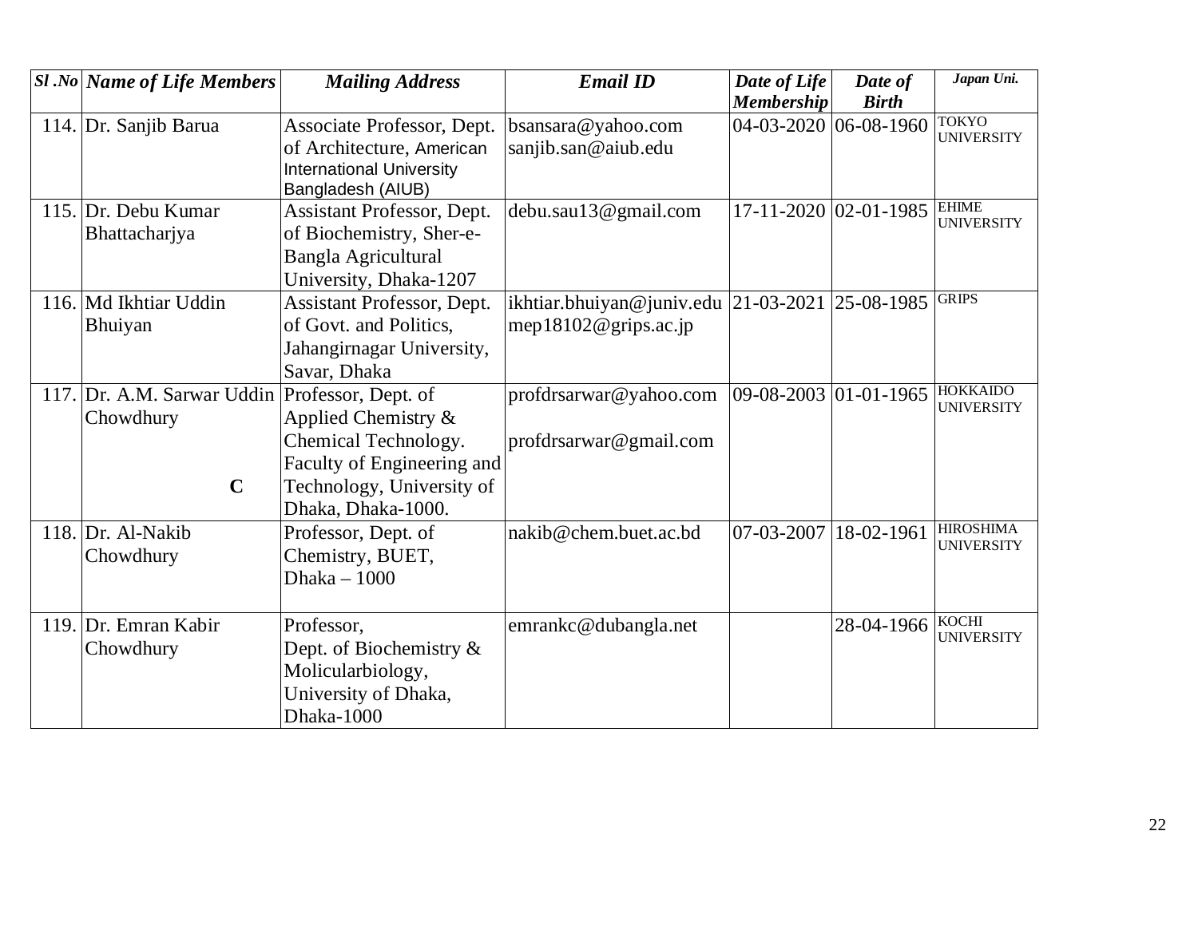| Sl .No | Name of Life Members | Mailing Address | Email ID | Date of Life Membership | Date of Birth | Japan Uni. |
|---|---|---|---|---|---|---|
| 114. | Dr. Sanjib Barua | Associate Professor, Dept. of Architecture, American International University Bangladesh (AIUB) | bsansara@yahoo.com sanjib.san@aiub.edu | 04-03-2020 | 06-08-1960 | TOKYO UNIVERSITY |
| 115. | Dr. Debu Kumar Bhattacharjya | Assistant Professor, Dept. of Biochemistry, Sher-e-Bangla Agricultural University, Dhaka-1207 | debu.sau13@gmail.com | 17-11-2020 | 02-01-1985 | EHIME UNIVERSITY |
| 116. | Md Ikhtiar Uddin Bhuiyan | Assistant Professor, Dept. of Govt. and Politics, Jahangirnagar University, Savar, Dhaka | ikhtiar.bhuiyan@juniv.edu mep18102@grips.ac.jp | 21-03-2021 | 25-08-1985 | GRIPS |
| 117. | Dr. A.M. Sarwar Uddin Chowdhury **C** | Professor, Dept. of Applied Chemistry & Chemical Technology. Faculty of Engineering and Technology, University of Dhaka, Dhaka-1000. | profdrsarwar@yahoo.com profdrsarwar@gmail.com | 09-08-2003 | 01-01-1965 | HOKKAIDO UNIVERSITY |
| 118. | Dr. Al-Nakib Chowdhury | Professor, Dept. of Chemistry, BUET, Dhaka – 1000 | nakib@chem.buet.ac.bd | 07-03-2007 | 18-02-1961 | HIROSHIMA UNIVERSITY |
| 119. | Dr. Emran Kabir Chowdhury | Professor, Dept. of Biochemistry & Molicularbiology, University of Dhaka, Dhaka-1000 | emrankc@dubangla.net | | 28-04-1966 | KOCHI UNIVERSITY |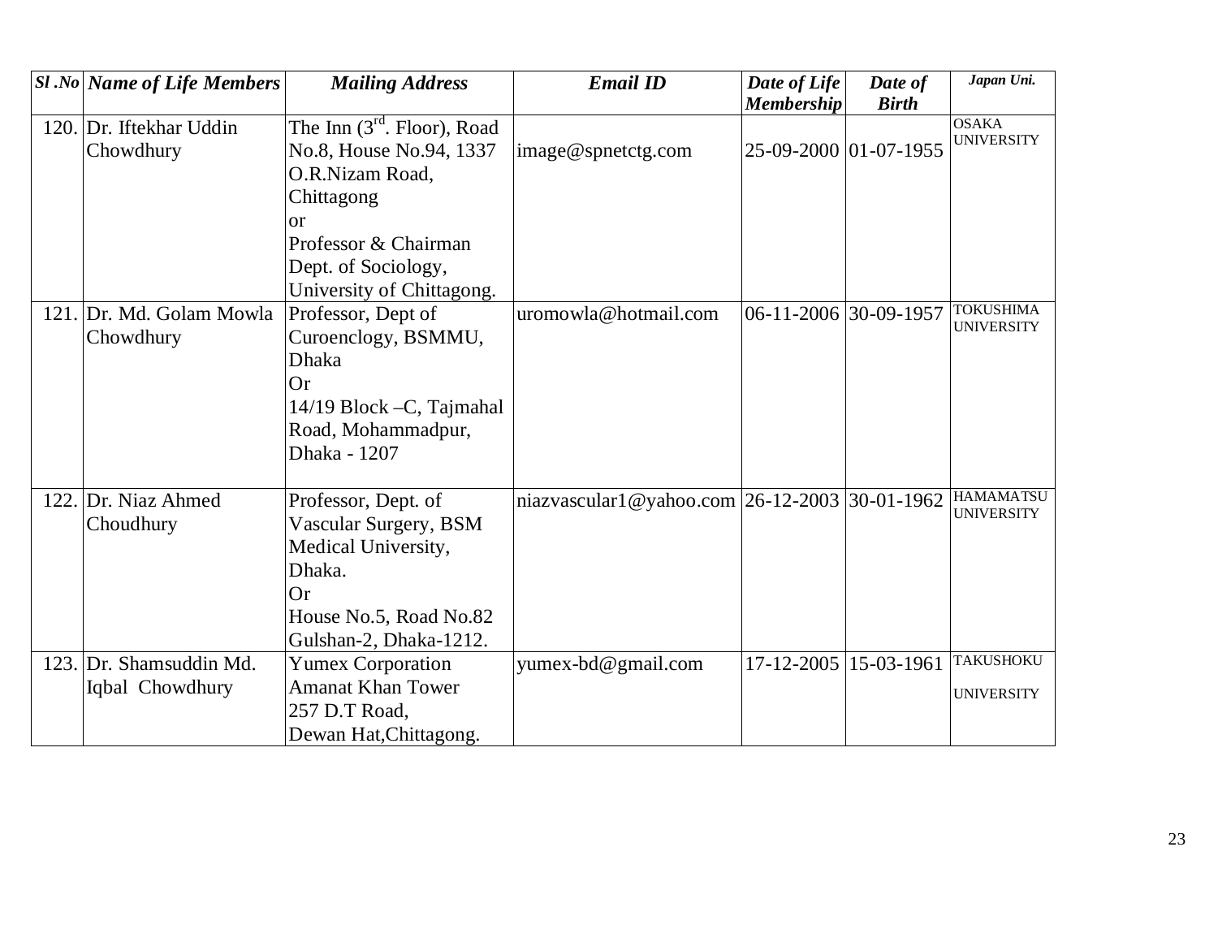| Sl .No | Name of Life Members | Mailing Address | Email ID | Date of Life Membership | Date of Birth | Japan Uni. |
|---|---|---|---|---|---|---|
| 120. | Dr. Iftekhar Uddin Chowdhury | The Inn (3rd. Floor), Road No.8, House No.94, 1337 O.R.Nizam Road, Chittagong or Professor & Chairman Dept. of Sociology, University of Chittagong. | image@spnetctg.com | 25-09-2000 | 01-07-1955 | OSAKA UNIVERSITY |
| 121. | Dr. Md. Golam Mowla Chowdhury | Professor, Dept of Curoenclogy, BSMMU, Dhaka Or 14/19 Block –C, Tajmahal Road, Mohammadpur, Dhaka - 1207 | uromowla@hotmail.com | 06-11-2006 | 30-09-1957 | TOKUSHIMA UNIVERSITY |
| 122. | Dr. Niaz Ahmed Choudhury | Professor, Dept. of Vascular Surgery, BSM Medical University, Dhaka. Or House No.5, Road No.82 Gulshan-2, Dhaka-1212. | niazvascular1@yahoo.com | 26-12-2003 | 30-01-1962 | HAMAMATSU UNIVERSITY |
| 123. | Dr. Shamsuddin Md. Iqbal Chowdhury | Yumex Corporation Amanat Khan Tower 257 D.T Road, Dewan Hat,Chittagong. | yumex-bd@gmail.com | 17-12-2005 | 15-03-1961 | TAKUSHOKU UNIVERSITY |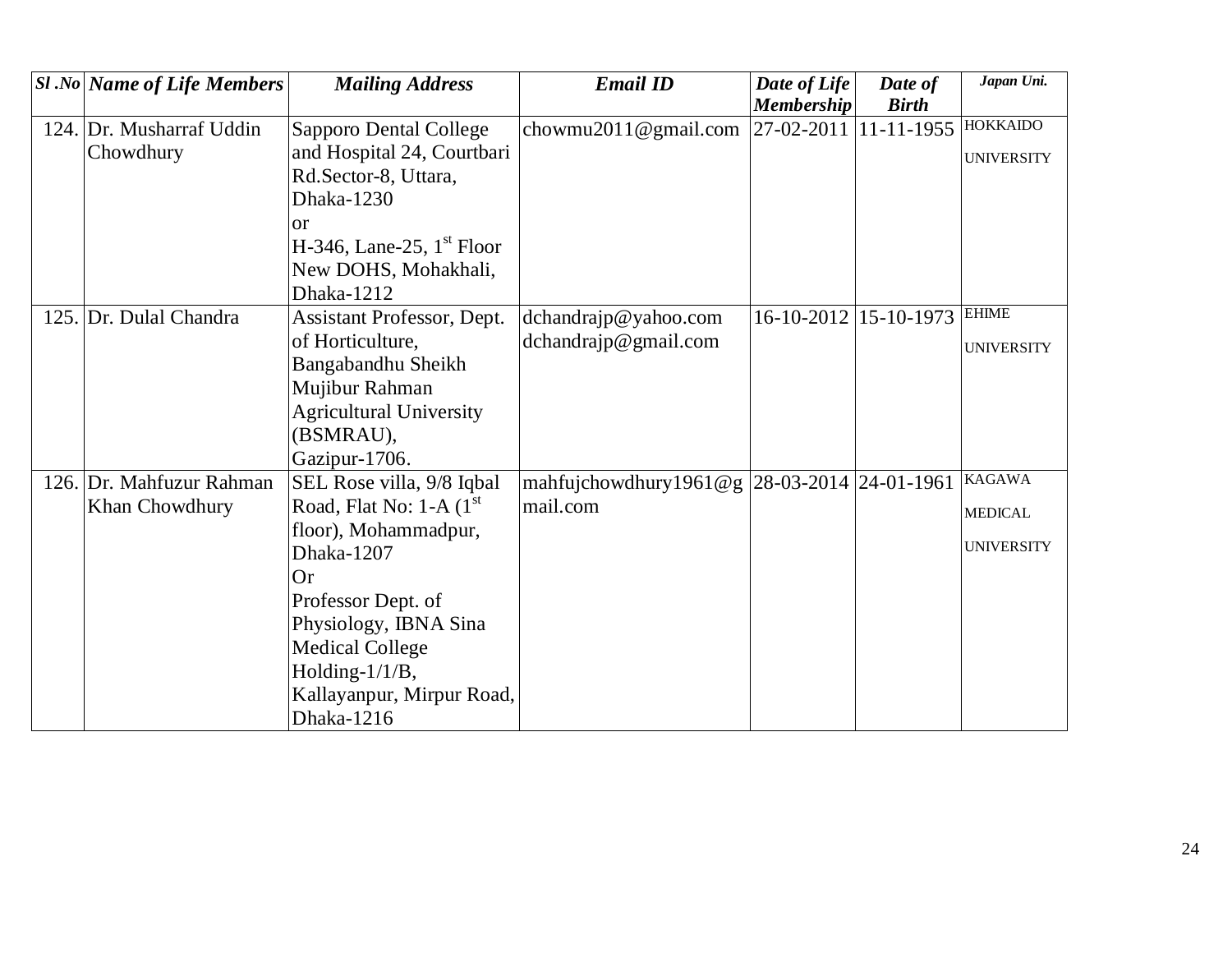| *Sl .No* | *Name of Life Members* | *Mailing Address* | *Email ID* | *Date of Life Membership* | *Date of Birth* | *Japan Uni.* |
|---|---|---|---|---|---|---|
| 124. | Dr. Musharraf Uddin Chowdhury | Sapporo Dental College and Hospital 24, Courtbari Rd.Sector-8, Uttara, Dhaka-1230 or H-346, Lane-25, 1st Floor New DOHS, Mohakhali, Dhaka-1212 | chowmu2011@gmail.com | 27-02-2011 | 11-11-1955 | HOKKAIDO UNIVERSITY |
| 125. | Dr. Dulal Chandra | Assistant Professor, Dept. of Horticulture, Bangabandhu Sheikh Mujibur Rahman Agricultural University (BSMRAU), Gazipur-1706. | dchandrajp@yahoo.com dchandrajp@gmail.com | 16-10-2012 | 15-10-1973 | EHIME UNIVERSITY |
| 126. | Dr. Mahfuzur Rahman Khan Chowdhury | SEL Rose villa, 9/8 Iqbal Road, Flat No: 1-A (1st floor), Mohammadpur, Dhaka-1207 Or Professor Dept. of Physiology, IBNA Sina Medical College Holding-1/1/B, Kallayanpur, Mirpur Road, Dhaka-1216 | mahfujchowdhury1961@gmail.com | 28-03-2014 | 24-01-1961 | KAGAWA MEDICAL UNIVERSITY |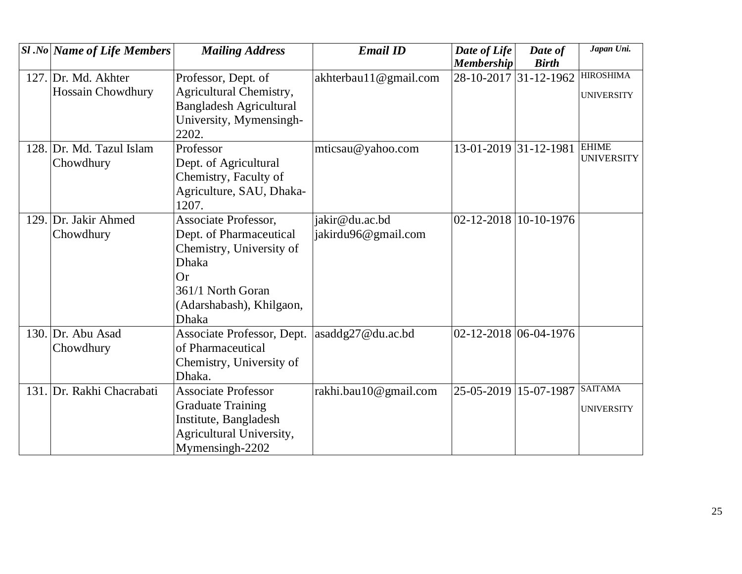| Sl .No | Name of Life Members | Mailing Address | Email ID | Date of Life Membership | Date of Birth | Japan Uni. |
|---|---|---|---|---|---|---|
| 127. | Dr. Md. Akhter Hossain Chowdhury | Professor, Dept. of Agricultural Chemistry, Bangladesh Agricultural University, Mymensingh-2202. | akhterbau11@gmail.com | 28-10-2017 | 31-12-1962 | HIROSHIMA UNIVERSITY |
| 128. | Dr. Md. Tazul Islam Chowdhury | Professor Dept. of Agricultural Chemistry, Faculty of Agriculture, SAU, Dhaka-1207. | mticsau@yahoo.com | 13-01-2019 | 31-12-1981 | EHIME UNIVERSITY |
| 129. | Dr. Jakir Ahmed Chowdhury | Associate Professor, Dept. of Pharmaceutical Chemistry, University of Dhaka Or 361/1 North Goran (Adarshabash), Khilgaon, Dhaka | jakir@du.ac.bd jakirdu96@gmail.com | 02-12-2018 | 10-10-1976 | |
| 130. | Dr. Abu Asad Chowdhury | Associate Professor, Dept. of Pharmaceutical Chemistry, University of Dhaka. | asaddg27@du.ac.bd | 02-12-2018 | 06-04-1976 | |
| 131. | Dr. Rakhi Chacrabati | Associate Professor Graduate Training Institute, Bangladesh Agricultural University, Mymensingh-2202 | rakhi.bau10@gmail.com | 25-05-2019 | 15-07-1987 | SAITAMA UNIVERSITY |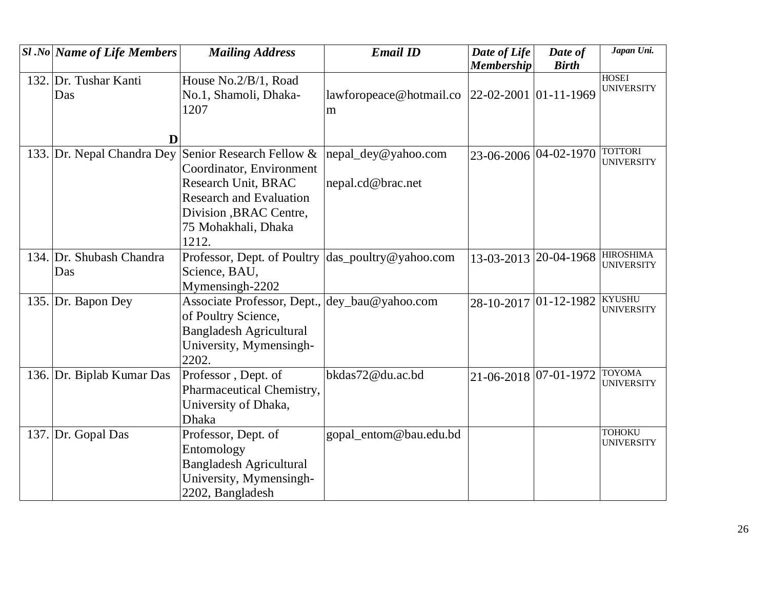| *Sl .No* | *Name of Life Members* | *Mailing Address* | *Email ID* | *Date of Life Membership* | *Date of Birth* | *Japan Uni.* |
|---|---|---|---|---|---|---|
| 132. | Dr. Tushar Kanti Das<br>**D** | House No.2/B/1, Road No.1, Shamoli, Dhaka-1207 | lawforopeace@hotmail.com | 22-02-2001 | 01-11-1969 | HOSEI UNIVERSITY |
| 133. | Dr. Nepal Chandra Dey | Senior Research Fellow & Coordinator, Environment Research Unit, BRAC Research and Evaluation Division ,BRAC Centre, 75 Mohakhali, Dhaka 1212. | nepal_dey@yahoo.com<br>nepal.cd@brac.net | 23-06-2006 | 04-02-1970 | TOTTORI UNIVERSITY |
| 134. | Dr. Shubash Chandra Das | Professor, Dept. of Poultry Science, BAU, Mymensingh-2202 | das_poultry@yahoo.com | 13-03-2013 | 20-04-1968 | HIROSHIMA UNIVERSITY |
| 135. | Dr. Bapon Dey | Associate Professor, Dept., of Poultry Science, Bangladesh Agricultural University, Mymensingh-2202. | dey_bau@yahoo.com | 28-10-2017 | 01-12-1982 | KYUSHU UNIVERSITY |
| 136. | Dr. Biplab Kumar Das | Professor , Dept. of Pharmaceutical Chemistry, University of Dhaka, Dhaka | bkdas72@du.ac.bd | 21-06-2018 | 07-01-1972 | TOYOMA UNIVERSITY |
| 137. | Dr. Gopal Das | Professor, Dept. of Entomology Bangladesh Agricultural University, Mymensingh-2202, Bangladesh | gopal_entom@bau.edu.bd | | | TOHOKU UNIVERSITY |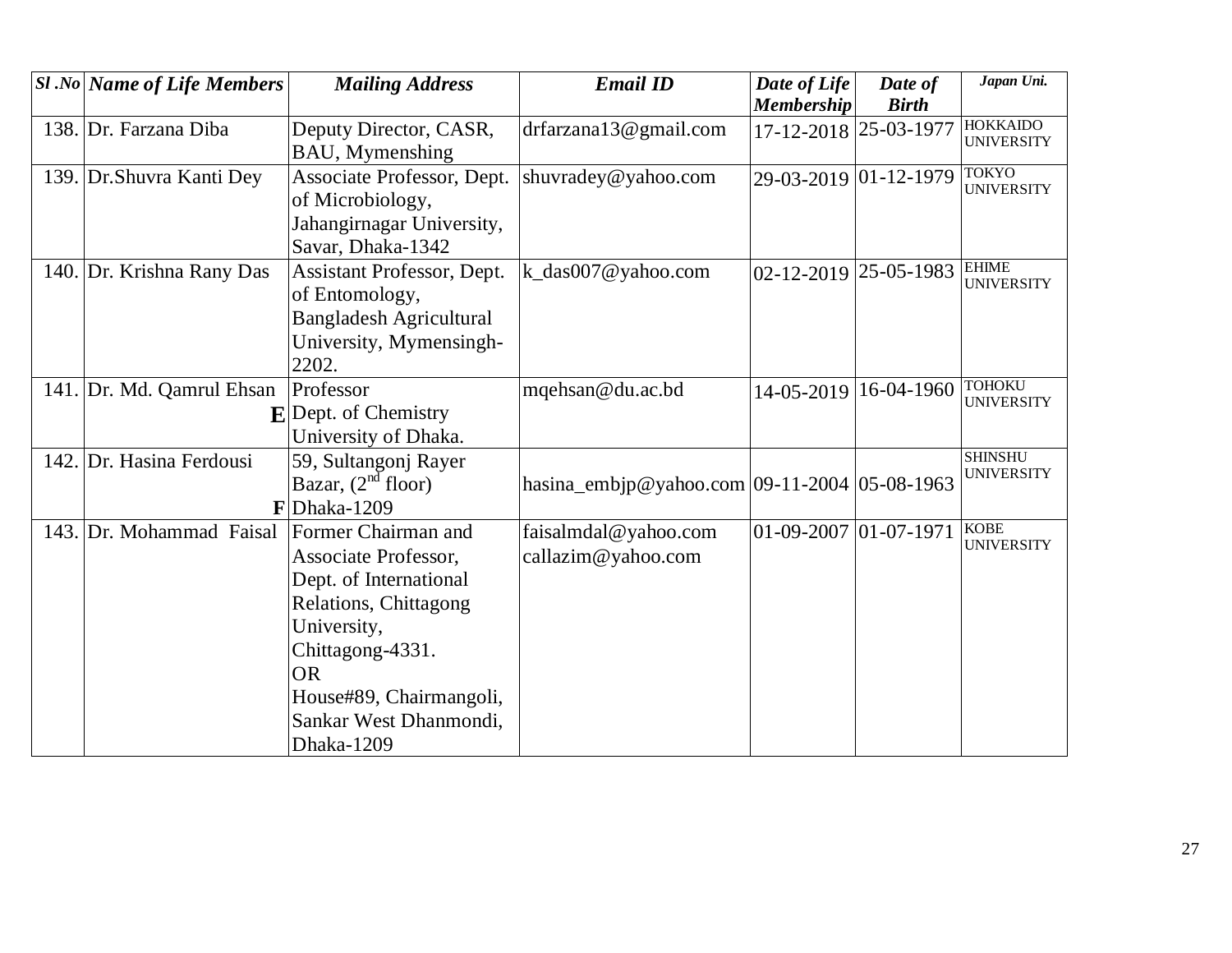| *Sl .No* | *Name of Life Members* | *Mailing Address* | *Email ID* | *Date of Life Membership* | *Date of Birth* | *Japan Uni.* |
|---|---|---|---|---|---|---|
| 138. | Dr. Farzana Diba | Deputy Director, CASR, BAU, Mymenshing | drfarzana13@gmail.com | 17-12-2018 | 25-03-1977 | HOKKAIDO UNIVERSITY |
| 139. | Dr.Shuvra Kanti Dey | Associate Professor, Dept. of Microbiology, Jahangirnagar University, Savar, Dhaka-1342 | shuvradey@yahoo.com | 29-03-2019 | 01-12-1979 | TOKYO UNIVERSITY |
| 140. | Dr. Krishna Rany Das | Assistant Professor, Dept. of Entomology, Bangladesh Agricultural University, Mymensingh-2202. | k_das007@yahoo.com | 02-12-2019 | 25-05-1983 | EHIME UNIVERSITY |
| 141. | Dr. Md. Qamrul Ehsan **E** | Professor Dept. of Chemistry University of Dhaka. | mqehsan@du.ac.bd | 14-05-2019 | 16-04-1960 | TOHOKU UNIVERSITY |
| 142. | Dr. Hasina Ferdousi **F** | 59, Sultangonj Rayer Bazar, (2nd floor) Dhaka-1209 | hasina_embjp@yahoo.com | 09-11-2004 | 05-08-1963 | SHINSHU UNIVERSITY |
| 143. | Dr. Mohammad Faisal | Former Chairman and Associate Professor, Dept. of International Relations, Chittagong University, Chittagong-4331. OR House#89, Chairmangoli, Sankar West Dhanmondi, Dhaka-1209 | faisalmdal@yahoo.com callazim@yahoo.com | 01-09-2007 | 01-07-1971 | KOBE UNIVERSITY |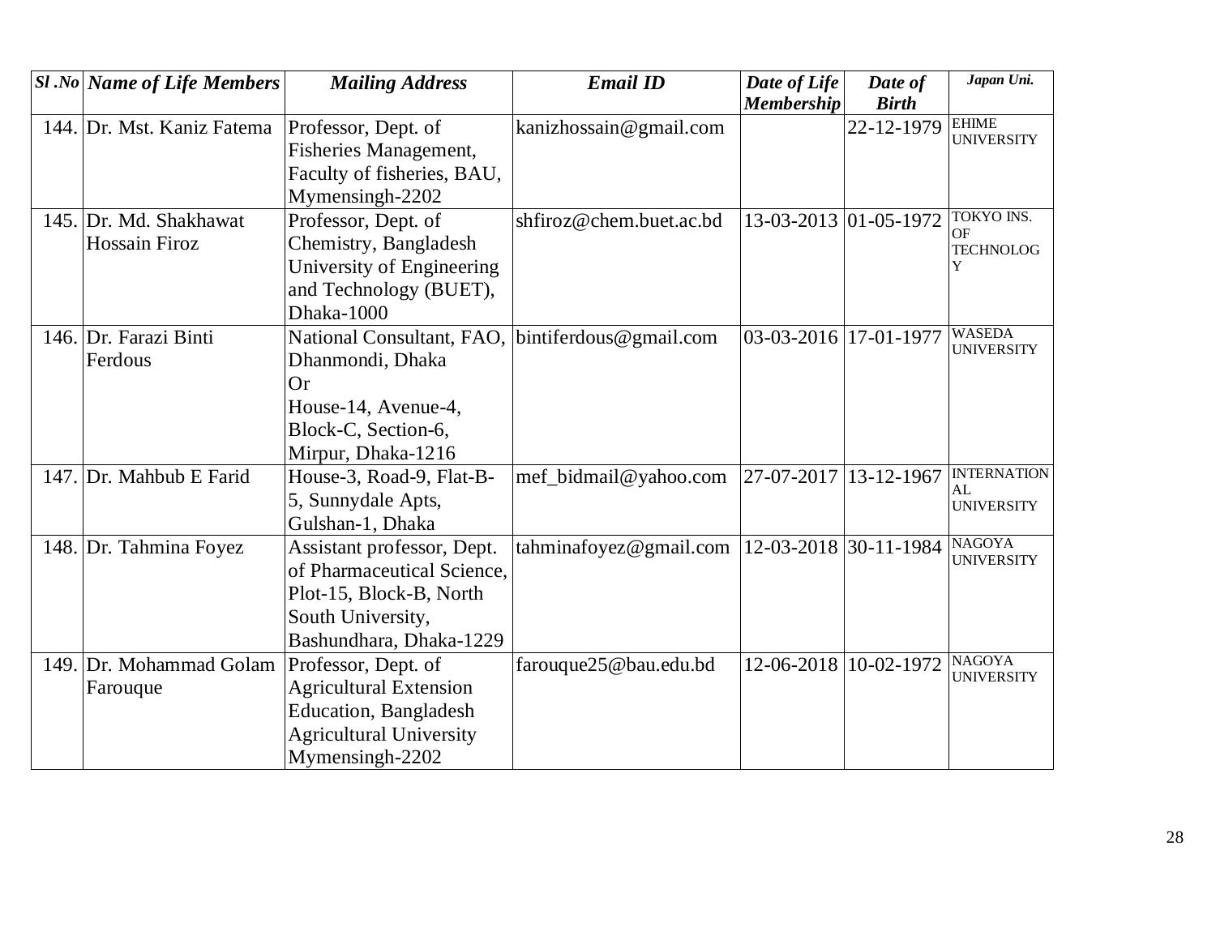| *Sl .No* | *Name of Life Members* | *Mailing Address* | *Email ID* | *Date of Life Membership* | *Date of Birth* | *Japan Uni.* |
|---|---|---|---|---|---|---|
| 144. | Dr. Mst. Kaniz Fatema | Professor, Dept. of Fisheries Management, Faculty of fisheries, BAU, Mymensingh-2202 | kanizhossain@gmail.com | | 22-12-1979 | EHIME UNIVERSITY |
| 145. | Dr. Md. Shakhawat Hossain Firoz | Professor, Dept. of Chemistry, Bangladesh University of Engineering and Technology (BUET), Dhaka-1000 | shfiroz@chem.buet.ac.bd | 13-03-2013 | 01-05-1972 | TOKYO INS. OF TECHNOLOGY |
| 146. | Dr. Farazi Binti Ferdous | National Consultant, FAO, Dhanmondi, Dhaka Or House-14, Avenue-4, Block-C, Section-6, Mirpur, Dhaka-1216 | bintiferdous@gmail.com | 03-03-2016 | 17-01-1977 | WASEDA UNIVERSITY |
| 147. | Dr. Mahbub E Farid | House-3, Road-9, Flat-B-5, Sunnydale Apts, Gulshan-1, Dhaka | mef_bidmail@yahoo.com | 27-07-2017 | 13-12-1967 | INTERNATIONAL UNIVERSITY |
| 148. | Dr. Tahmina Foyez | Assistant professor, Dept. of Pharmaceutical Science, Plot-15, Block-B, North South University, Bashundhara, Dhaka-1229 | tahminafoyez@gmail.com | 12-03-2018 | 30-11-1984 | NAGOYA UNIVERSITY |
| 149. | Dr. Mohammad Golam Farouque | Professor, Dept. of Agricultural Extension Education, Bangladesh Agricultural University Mymensingh-2202 | farouque25@bau.edu.bd | 12-06-2018 | 10-02-1972 | NAGOYA UNIVERSITY |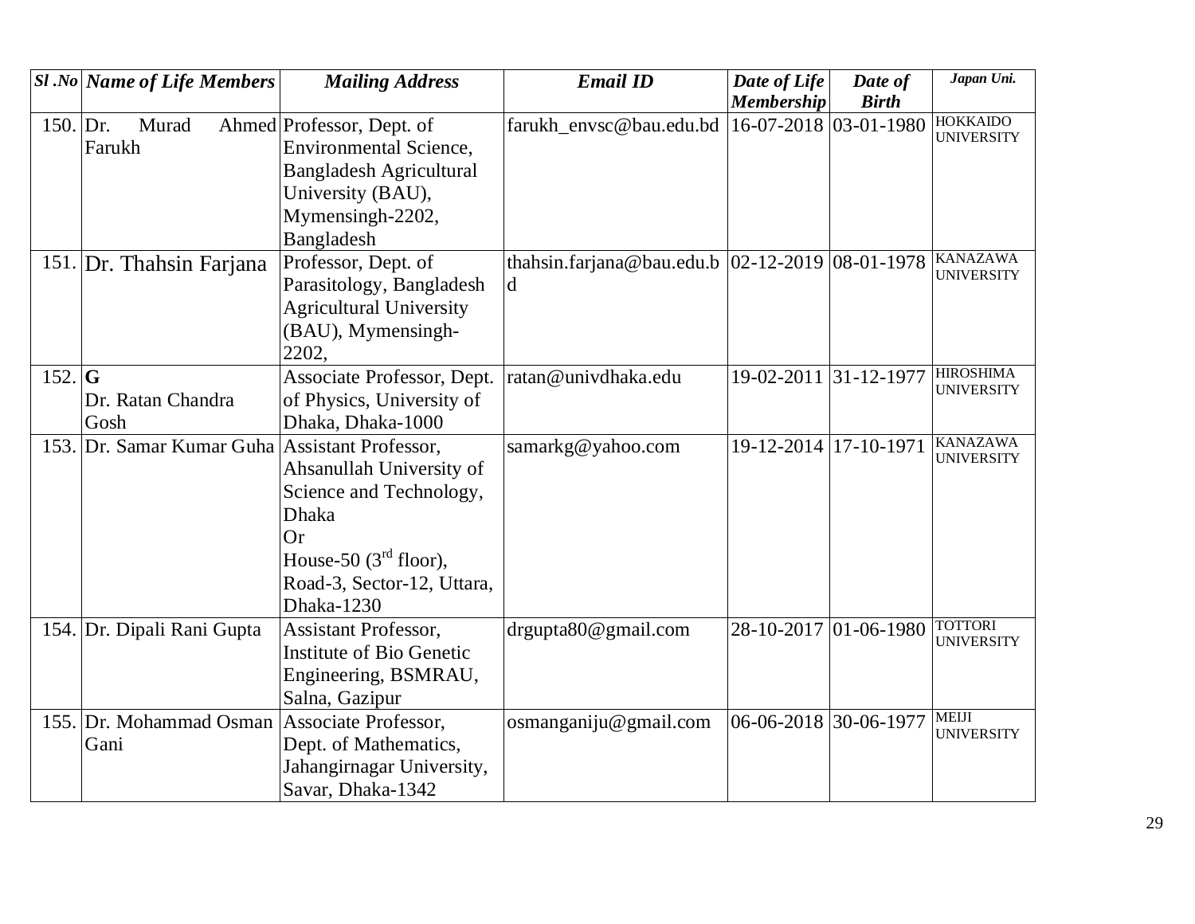| Sl .No | Name of Life Members | Mailing Address | Email ID | Date of Life Membership | Date of Birth | Japan Uni. |
|---|---|---|---|---|---|---|
| 150. | Dr. Murad Ahmed Farukh | Professor, Dept. of Environmental Science, Bangladesh Agricultural University (BAU), Mymensingh-2202, Bangladesh | farukh_envsc@bau.edu.bd | 16-07-2018 | 03-01-1980 | HOKKAIDO UNIVERSITY |
| 151. | Dr. Thahsin Farjana | Professor, Dept. of Parasitology, Bangladesh Agricultural University (BAU), Mymensingh-2202, | thahsin.farjana@bau.edu.bd | 02-12-2019 | 08-01-1978 | KANAZAWA UNIVERSITY |
| 152. | **G** Dr. Ratan Chandra Gosh | Associate Professor, Dept. of Physics, University of Dhaka, Dhaka-1000 | ratan@univdhaka.edu | 19-02-2011 | 31-12-1977 | HIROSHIMA UNIVERSITY |
| 153. | Dr. Samar Kumar Guha | Assistant Professor, Ahsanullah University of Science and Technology, Dhaka Or House-50 (3rd floor), Road-3, Sector-12, Uttara, Dhaka-1230 | samarkg@yahoo.com | 19-12-2014 | 17-10-1971 | KANAZAWA UNIVERSITY |
| 154. | Dr. Dipali Rani Gupta | Assistant Professor, Institute of Bio Genetic Engineering, BSMRAU, Salna, Gazipur | drgupta80@gmail.com | 28-10-2017 | 01-06-1980 | TOTTORI UNIVERSITY |
| 155. | Dr. Mohammad Osman Gani | Associate Professor, Dept. of Mathematics, Jahangirnagar University, Savar, Dhaka-1342 | osmanganiju@gmail.com | 06-06-2018 | 30-06-1977 | MEIJI UNIVERSITY |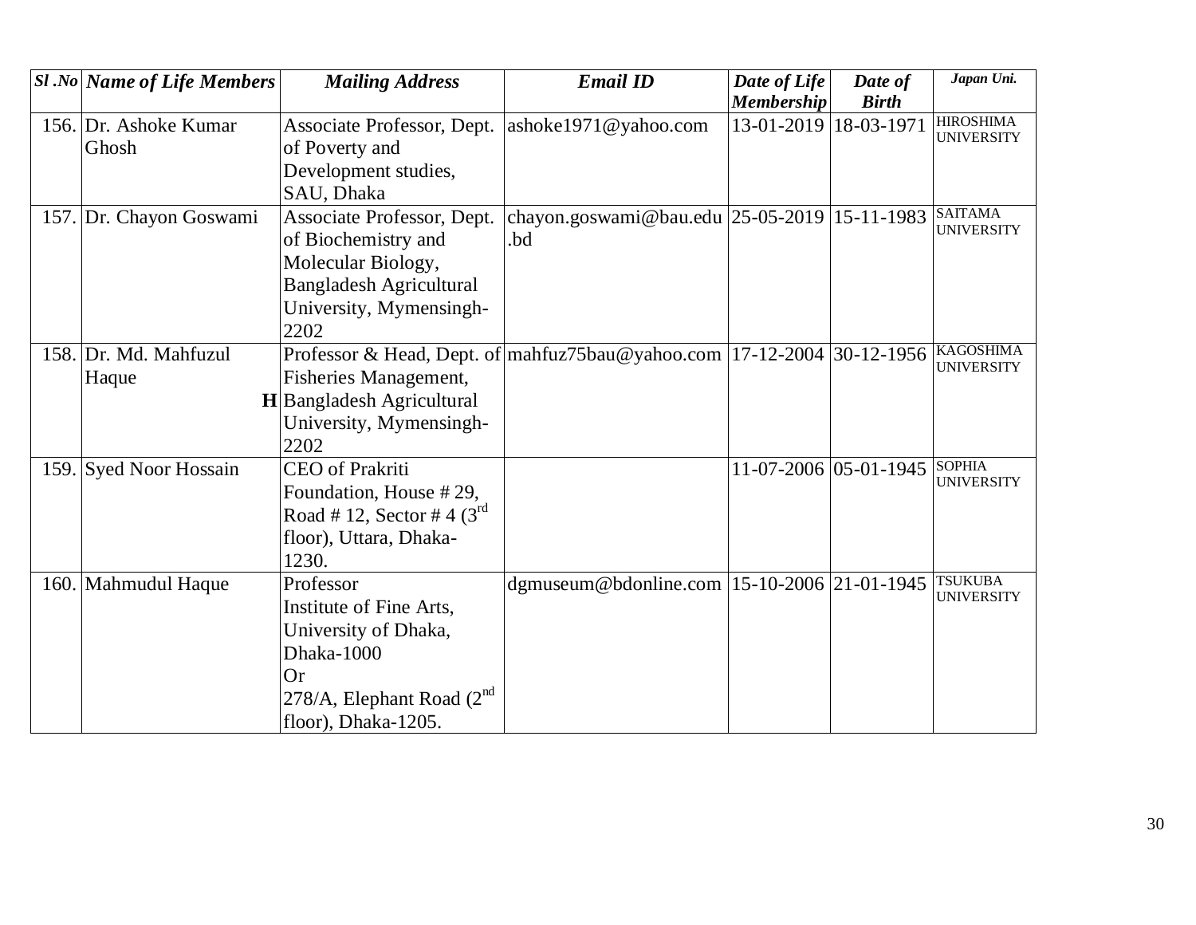| *Sl .No* | *Name of Life Members* | *Mailing Address* | *Email ID* | *Date of Life Membership* | *Date of Birth* | *Japan Uni.* |
|---|---|---|---|---|---|---|
| 156. | Dr. Ashoke Kumar Ghosh | Associate Professor, Dept. of Poverty and Development studies, SAU, Dhaka | ashoke1971@yahoo.com | 13-01-2019 | 18-03-1971 | HIROSHIMA UNIVERSITY |
| 157. | Dr. Chayon Goswami | Associate Professor, Dept. of Biochemistry and Molecular Biology, Bangladesh Agricultural University, Mymensingh-2202 | chayon.goswami@bau.edu.bd | 25-05-2019 | 15-11-1983 | SAITAMA UNIVERSITY |
| 158. | Dr. Md. Mahfuzul Haque **H** | Professor & Head, Dept. of Fisheries Management, Bangladesh Agricultural University, Mymensingh-2202 | mahfuz75bau@yahoo.com | 17-12-2004 | 30-12-1956 | KAGOSHIMA UNIVERSITY |
| 159. | Syed Noor Hossain | CEO of Prakriti Foundation, House # 29, Road # 12, Sector # 4 (3rd floor), Uttara, Dhaka-1230. | | 11-07-2006 | 05-01-1945 | SOPHIA UNIVERSITY |
| 160. | Mahmudul Haque | Professor Institute of Fine Arts, University of Dhaka, Dhaka-1000 Or 278/A, Elephant Road (2nd floor), Dhaka-1205. | dgmuseum@bdonline.com | 15-10-2006 | 21-01-1945 | TSUKUBA UNIVERSITY |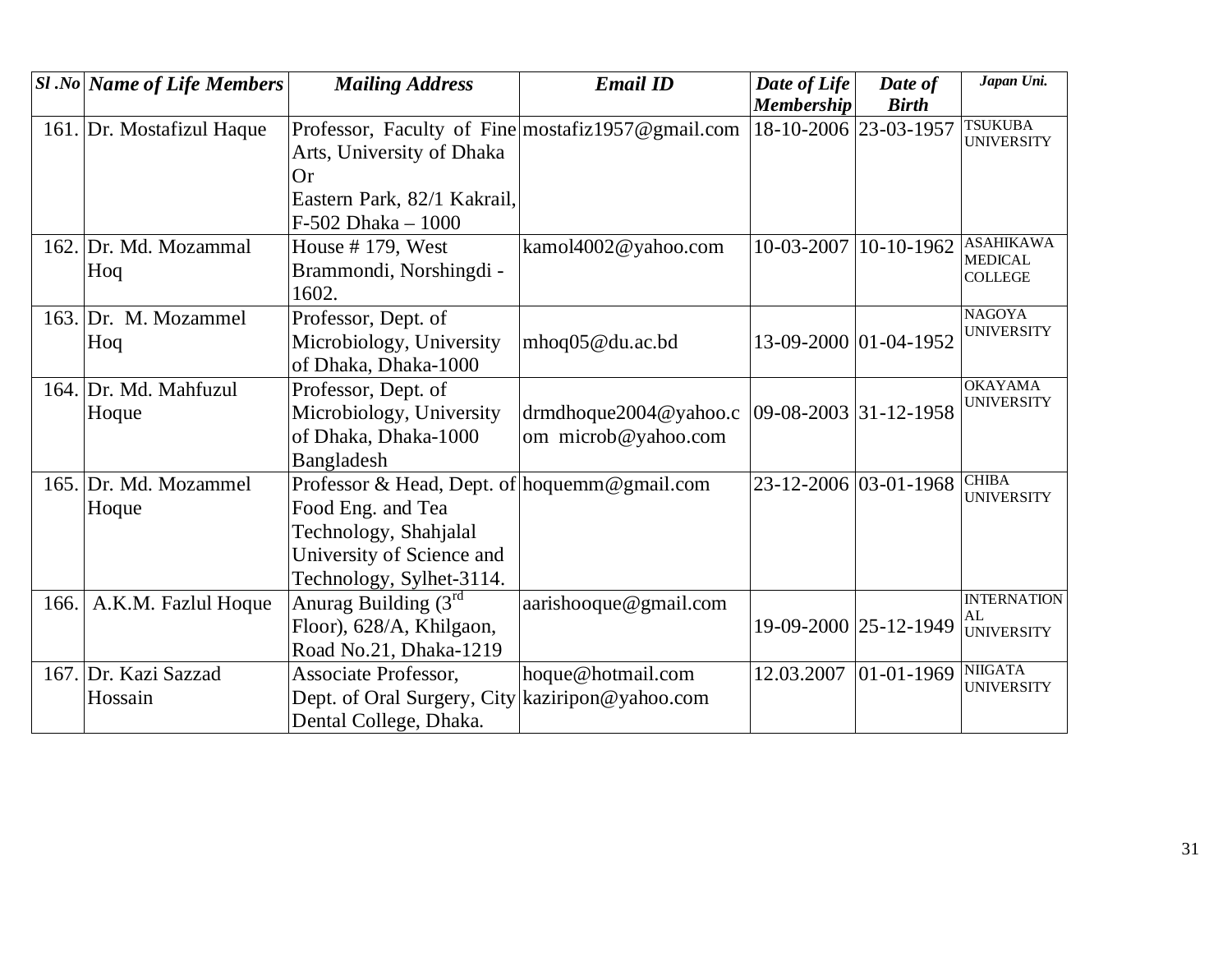| *Sl .No* | *Name of Life Members* | *Mailing Address* | *Email ID* | *Date of Life Membership* | *Date of Birth* | *Japan Uni.* |
|---|---|---|---|---|---|---|
| 161. | Dr. Mostafizul Haque | Professor, Faculty of Fine Arts, University of Dhaka Or Eastern Park, 82/1 Kakrail, F-502 Dhaka – 1000 | mostafiz1957@gmail.com | 18-10-2006 | 23-03-1957 | TSUKUBA UNIVERSITY |
| 162. | Dr. Md. Mozammal Hoq | House # 179, West Brammondi, Norshingdi - 1602. | kamol4002@yahoo.com | 10-03-2007 | 10-10-1962 | ASAHIKAWA MEDICAL COLLEGE |
| 163. | Dr. M. Mozammel Hoq | Professor, Dept. of Microbiology, University of Dhaka, Dhaka-1000 | mhoq05@du.ac.bd | 13-09-2000 | 01-04-1952 | NAGOYA UNIVERSITY |
| 164. | Dr. Md. Mahfuzul Hoque | Professor, Dept. of Microbiology, University of Dhaka, Dhaka-1000 Bangladesh | drmdhoque2004@yahoo.com microb@yahoo.com | 09-08-2003 | 31-12-1958 | OKAYAMA UNIVERSITY |
| 165. | Dr. Md. Mozammel Hoque | Professor & Head, Dept. of Food Eng. and Tea Technology, Shahjalal University of Science and Technology, Sylhet-3114. | hoquemm@gmail.com | 23-12-2006 | 03-01-1968 | CHIBA UNIVERSITY |
| 166. | A.K.M. Fazlul Hoque | Anurag Building (3rd Floor), 628/A, Khilgaon, Road No.21, Dhaka-1219 | aarishooque@gmail.com | 19-09-2000 | 25-12-1949 | INTERNATIONAL UNIVERSITY |
| 167. | Dr. Kazi Sazzad Hossain | Associate Professor, Dept. of Oral Surgery, City Dental College, Dhaka. | hoque@hotmail.com kaziripon@yahoo.com | 12.03.2007 | 01-01-1969 | NIIGATA UNIVERSITY |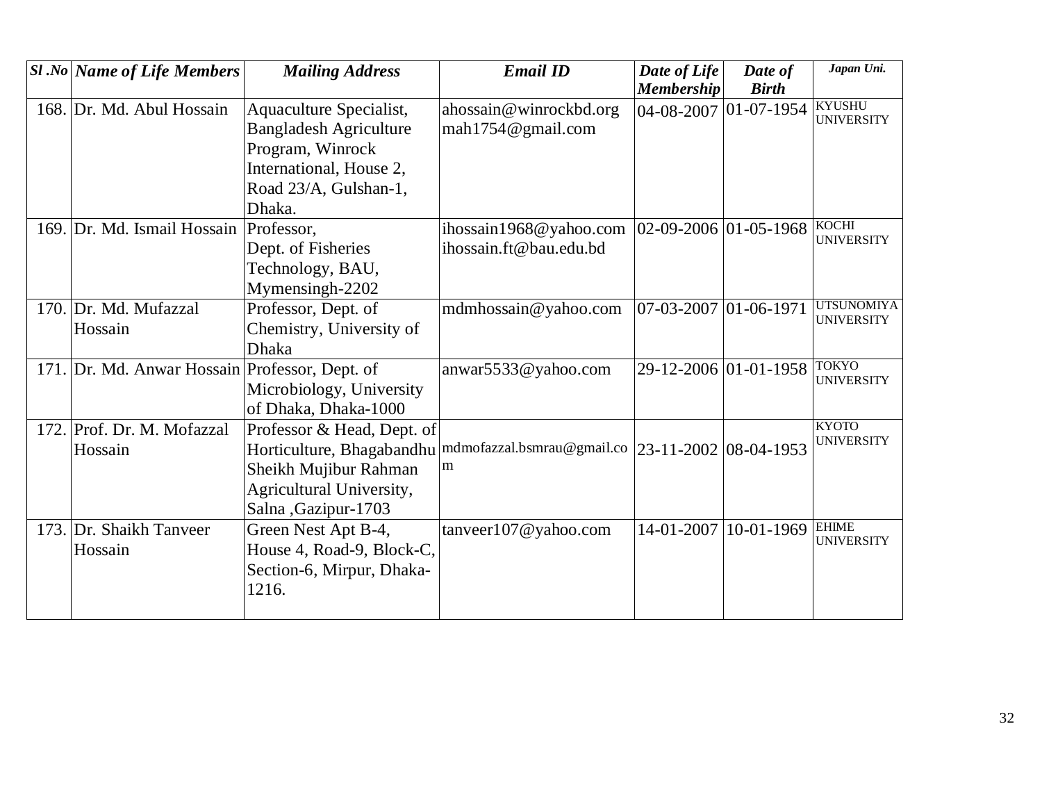| Sl .No | Name of Life Members | Mailing Address | Email ID | Date of Life Membership | Date of Birth | Japan Uni. |
|---|---|---|---|---|---|---|
| 168. | Dr. Md. Abul Hossain | Aquaculture Specialist, Bangladesh Agriculture Program, Winrock International, House 2, Road 23/A, Gulshan-1, Dhaka. | ahossain@winrockbd.org mah1754@gmail.com | 04-08-2007 | 01-07-1954 | KYUSHU UNIVERSITY |
| 169. | Dr. Md. Ismail Hossain | Professor, Dept. of Fisheries Technology, BAU, Mymensingh-2202 | ihossain1968@yahoo.com ihossain.ft@bau.edu.bd | 02-09-2006 | 01-05-1968 | KOCHI UNIVERSITY |
| 170. | Dr. Md. Mufazzal Hossain | Professor, Dept. of Chemistry, University of Dhaka | mdmhossain@yahoo.com | 07-03-2007 | 01-06-1971 | UTSUNOMIYA UNIVERSITY |
| 171. | Dr. Md. Anwar Hossain | Professor, Dept. of Microbiology, University of Dhaka, Dhaka-1000 | anwar5533@yahoo.com | 29-12-2006 | 01-01-1958 | TOKYO UNIVERSITY |
| 172. | Prof. Dr. M. Mofazzal Hossain | Professor & Head, Dept. of Horticulture, Bhagabandhu Sheikh Mujibur Rahman Agricultural University, Salna ,Gazipur-1703 | mdmofazzal.bsmrau@gmail.com | 23-11-2002 | 08-04-1953 | KYOTO UNIVERSITY |
| 173. | Dr. Shaikh Tanveer Hossain | Green Nest Apt B-4, House 4, Road-9, Block-C, Section-6, Mirpur, Dhaka-1216. | tanveer107@yahoo.com | 14-01-2007 | 10-01-1969 | EHIME UNIVERSITY |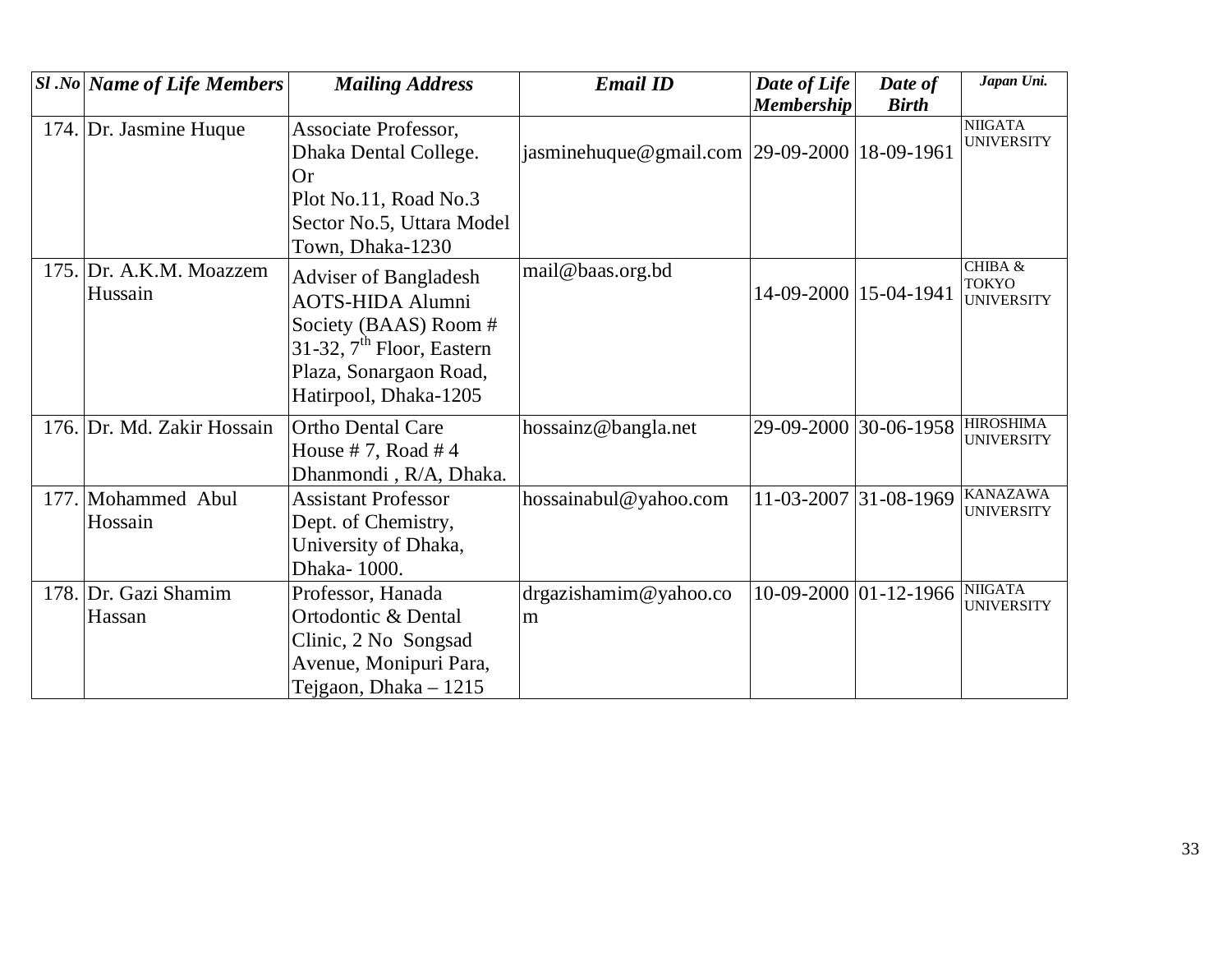| Sl .No | Name of Life Members | Mailing Address | Email ID | Date of Life Membership | Date of Birth | Japan Uni. |
|---|---|---|---|---|---|---|
| 174. | Dr. Jasmine Huque | Associate Professor, Dhaka Dental College. Or Plot No.11, Road No.3 Sector No.5, Uttara Model Town, Dhaka-1230 | jasminehuque@gmail.com | 29-09-2000 | 18-09-1961 | NIIGATA UNIVERSITY |
| 175. | Dr. A.K.M. Moazzem Hussain | Adviser of Bangladesh AOTS-HIDA Alumni Society (BAAS) Room # 31-32, 7th Floor, Eastern Plaza, Sonargaon Road, Hatirpool, Dhaka-1205 | mail@baas.org.bd | 14-09-2000 | 15-04-1941 | CHIBA & TOKYO UNIVERSITY |
| 176. | Dr. Md. Zakir Hossain | Ortho Dental Care House # 7, Road # 4 Dhanmondi , R/A, Dhaka. | hossainz@bangla.net | 29-09-2000 | 30-06-1958 | HIROSHIMA UNIVERSITY |
| 177. | Mohammed Abul Hossain | Assistant Professor Dept. of Chemistry, University of Dhaka, Dhaka- 1000. | hossainabul@yahoo.com | 11-03-2007 | 31-08-1969 | KANAZAWA UNIVERSITY |
| 178. | Dr. Gazi Shamim Hassan | Professor, Hanada Ortodontic & Dental Clinic, 2 No Songsad Avenue, Monipuri Para, Tejgaon, Dhaka – 1215 | drgazishamim@yahoo.com | 10-09-2000 | 01-12-1966 | NIIGATA UNIVERSITY |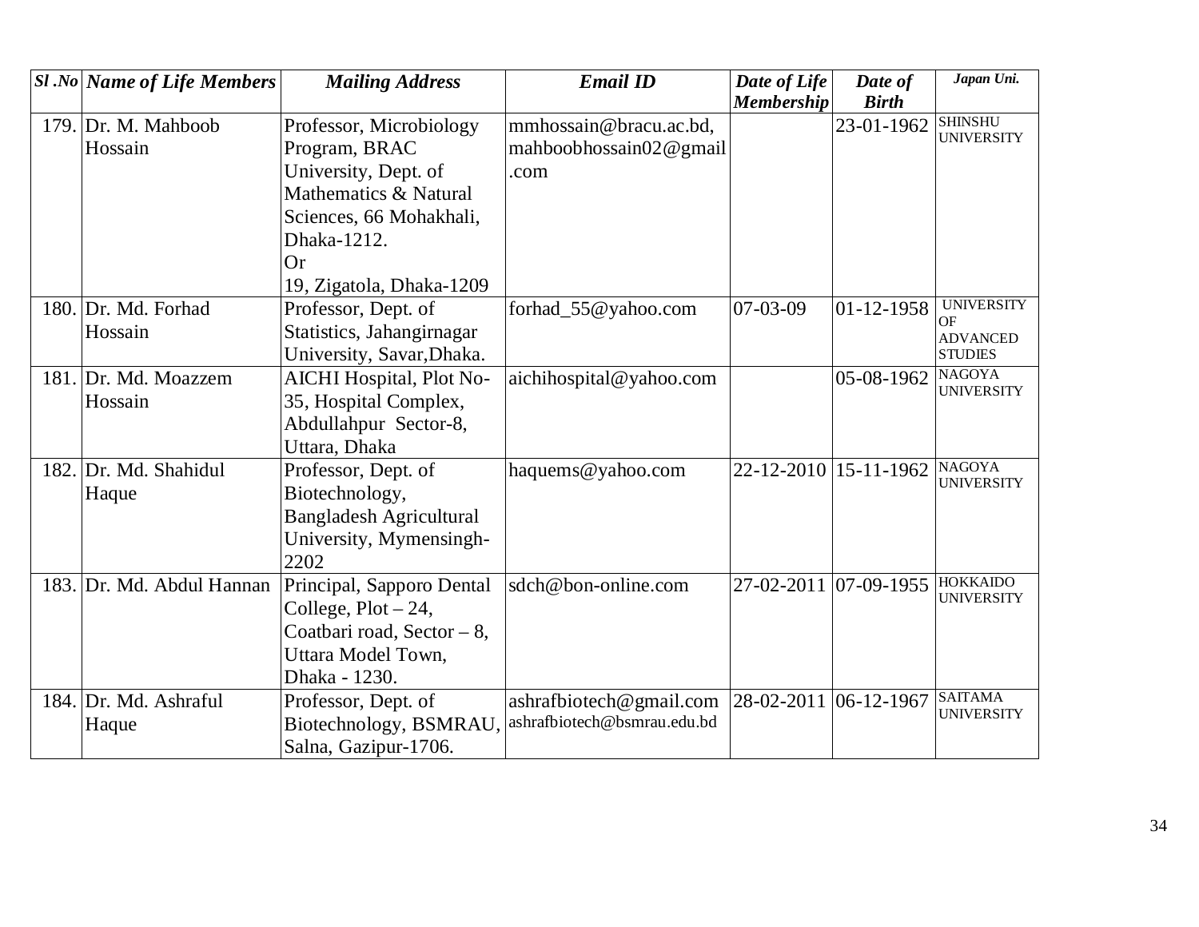| Sl .No | Name of Life Members | Mailing Address | Email ID | Date of Life Membership | Date of Birth | Japan Uni. |
|---|---|---|---|---|---|---|
| 179. | Dr. M. Mahboob Hossain | Professor, Microbiology Program, BRAC University, Dept. of Mathematics & Natural Sciences, 66 Mohakhali, Dhaka-1212. Or 19, Zigatola, Dhaka-1209 | mmhossain@bracu.ac.bd, mahboobhossain02@gmail.com | | 23-01-1962 | SHINSHU UNIVERSITY |
| 180. | Dr. Md. Forhad Hossain | Professor, Dept. of Statistics, Jahangirnagar University, Savar,Dhaka. | forhad_55@yahoo.com | 07-03-09 | 01-12-1958 | UNIVERSITY OF ADVANCED STUDIES |
| 181. | Dr. Md. Moazzem Hossain | AICHI Hospital, Plot No-35, Hospital Complex, Abdullahpur Sector-8, Uttara, Dhaka | aichihospital@yahoo.com | | 05-08-1962 | NAGOYA UNIVERSITY |
| 182. | Dr. Md. Shahidul Haque | Professor, Dept. of Biotechnology, Bangladesh Agricultural University, Mymensingh-2202 | haquems@yahoo.com | 22-12-2010 | 15-11-1962 | NAGOYA UNIVERSITY |
| 183. | Dr. Md. Abdul Hannan | Principal, Sapporo Dental College, Plot – 24, Coatbari road, Sector – 8, Uttara Model Town, Dhaka - 1230. | sdch@bon-online.com | 27-02-2011 | 07-09-1955 | HOKKAIDO UNIVERSITY |
| 184. | Dr. Md. Ashraful Haque | Professor, Dept. of Biotechnology, BSMRAU, Salna, Gazipur-1706. | ashrafbiotech@gmail.com ashrafbiotech@bsmrau.edu.bd | 28-02-2011 | 06-12-1967 | SAITAMA UNIVERSITY |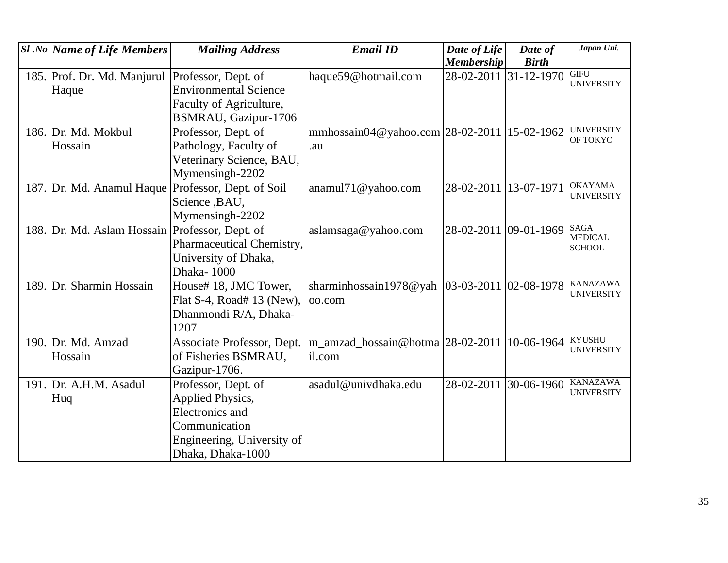| *Sl .No* | *Name of Life Members* | *Mailing Address* | *Email ID* | *Date of Life Membership* | *Date of Birth* | *Japan Uni.* |
|---|---|---|---|---|---|---|
| 185. | Prof. Dr. Md. Manjurul Haque | Professor, Dept. of Environmental Science Faculty of Agriculture, BSMRAU, Gazipur-1706 | haque59@hotmail.com | 28-02-2011 | 31-12-1970 | GIFU UNIVERSITY |
| 186. | Dr. Md. Mokbul Hossain | Professor, Dept. of Pathology, Faculty of Veterinary Science, BAU, Mymensingh-2202 | mmhossain04@yahoo.com.au | 28-02-2011 | 15-02-1962 | UNIVERSITY OF TOKYO |
| 187. | Dr. Md. Anamul Haque | Professor, Dept. of Soil Science ,BAU, Mymensingh-2202 | anamul71@yahoo.com | 28-02-2011 | 13-07-1971 | OKAYAMA UNIVERSITY |
| 188. | Dr. Md. Aslam Hossain | Professor, Dept. of Pharmaceutical Chemistry, University of Dhaka, Dhaka- 1000 | aslamsaga@yahoo.com | 28-02-2011 | 09-01-1969 | SAGA MEDICAL SCHOOL |
| 189. | Dr. Sharmin Hossain | House# 18, JMC Tower, Flat S-4, Road# 13 (New), Dhanmondi R/A, Dhaka-1207 | sharminhossain1978@yahoo.com | 03-03-2011 | 02-08-1978 | KANAZAWA UNIVERSITY |
| 190. | Dr. Md. Amzad Hossain | Associate Professor, Dept. of Fisheries BSMRAU, Gazipur-1706. | m_amzad_hossain@hotmail.com | 28-02-2011 | 10-06-1964 | KYUSHU UNIVERSITY |
| 191. | Dr. A.H.M. Asadul Huq | Professor, Dept. of Applied Physics, Electronics and Communication Engineering, University of Dhaka, Dhaka-1000 | asadul@univdhaka.edu | 28-02-2011 | 30-06-1960 | KANAZAWA UNIVERSITY |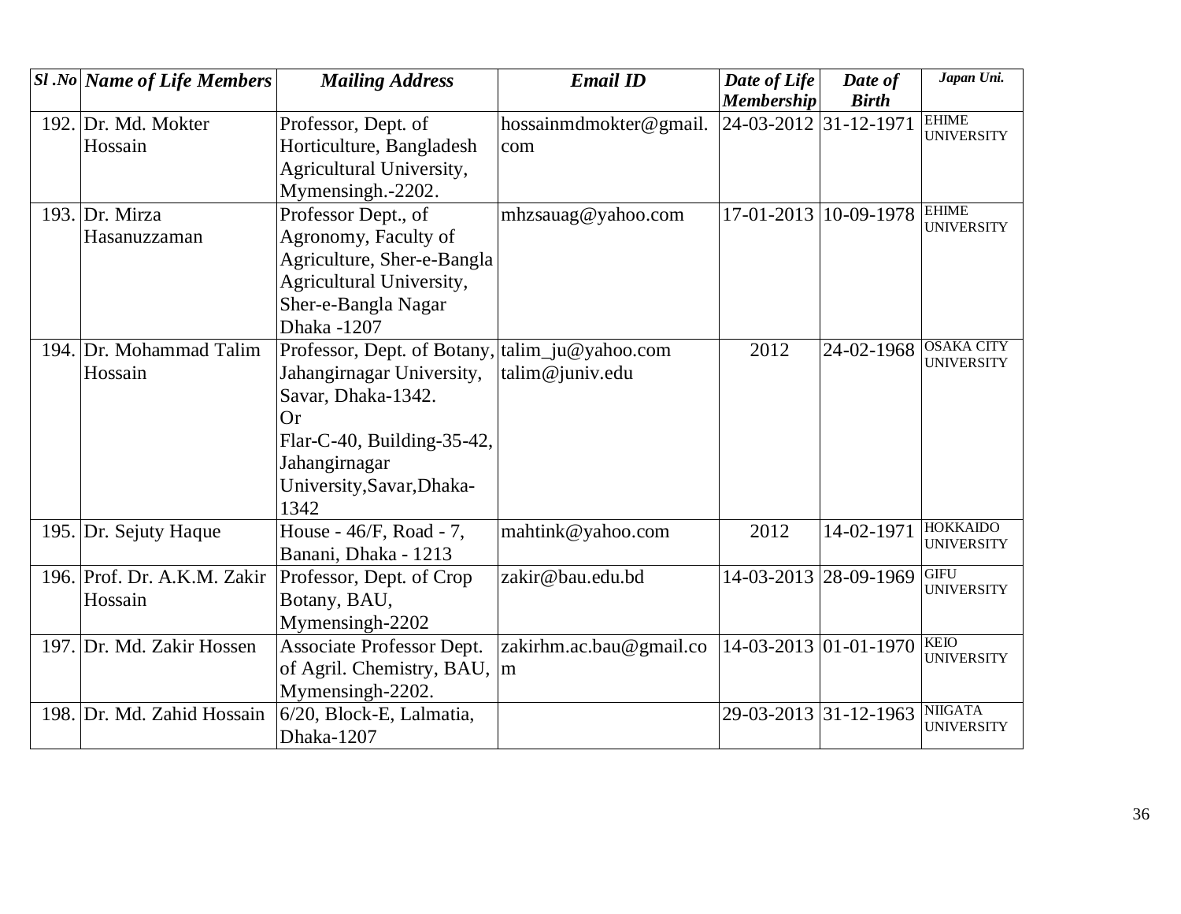| Sl .No | Name of Life Members | Mailing Address | Email ID | Date of Life Membership | Date of Birth | Japan Uni. |
|---|---|---|---|---|---|---|
| 192. | Dr. Md. Mokter Hossain | Professor, Dept. of Horticulture, Bangladesh Agricultural University, Mymensingh.-2202. | hossainmdmokter@gmail.com | 24-03-2012 | 31-12-1971 | EHIME UNIVERSITY |
| 193. | Dr. Mirza Hasanuzzaman | Professor Dept., of Agronomy, Faculty of Agriculture, Sher-e-Bangla Agricultural University, Sher-e-Bangla Nagar Dhaka -1207 | mhzsauag@yahoo.com | 17-01-2013 | 10-09-1978 | EHIME UNIVERSITY |
| 194. | Dr. Mohammad Talim Hossain | Professor, Dept. of Botany, Jahangirnagar University, Savar, Dhaka-1342. Or Flar-C-40, Building-35-42, Jahangirnagar University,Savar,Dhaka-1342 | talim_ju@yahoo.com talim@juniv.edu | 2012 | 24-02-1968 | OSAKA CITY UNIVERSITY |
| 195. | Dr. Sejuty Haque | House - 46/F, Road - 7, Banani, Dhaka - 1213 | mahtink@yahoo.com | 2012 | 14-02-1971 | HOKKAIDO UNIVERSITY |
| 196. | Prof. Dr. A.K.M. Zakir Hossain | Professor, Dept. of Crop Botany, BAU, Mymensingh-2202 | zakir@bau.edu.bd | 14-03-2013 | 28-09-1969 | GIFU UNIVERSITY |
| 197. | Dr. Md. Zakir Hossen | Associate Professor Dept. of Agril. Chemistry, BAU, Mymensingh-2202. | zakirhm.ac.bau@gmail.com | 14-03-2013 | 01-01-1970 | KEIO UNIVERSITY |
| 198. | Dr. Md. Zahid Hossain | 6/20, Block-E, Lalmatia, Dhaka-1207 | | 29-03-2013 | 31-12-1963 | NIIGATA UNIVERSITY |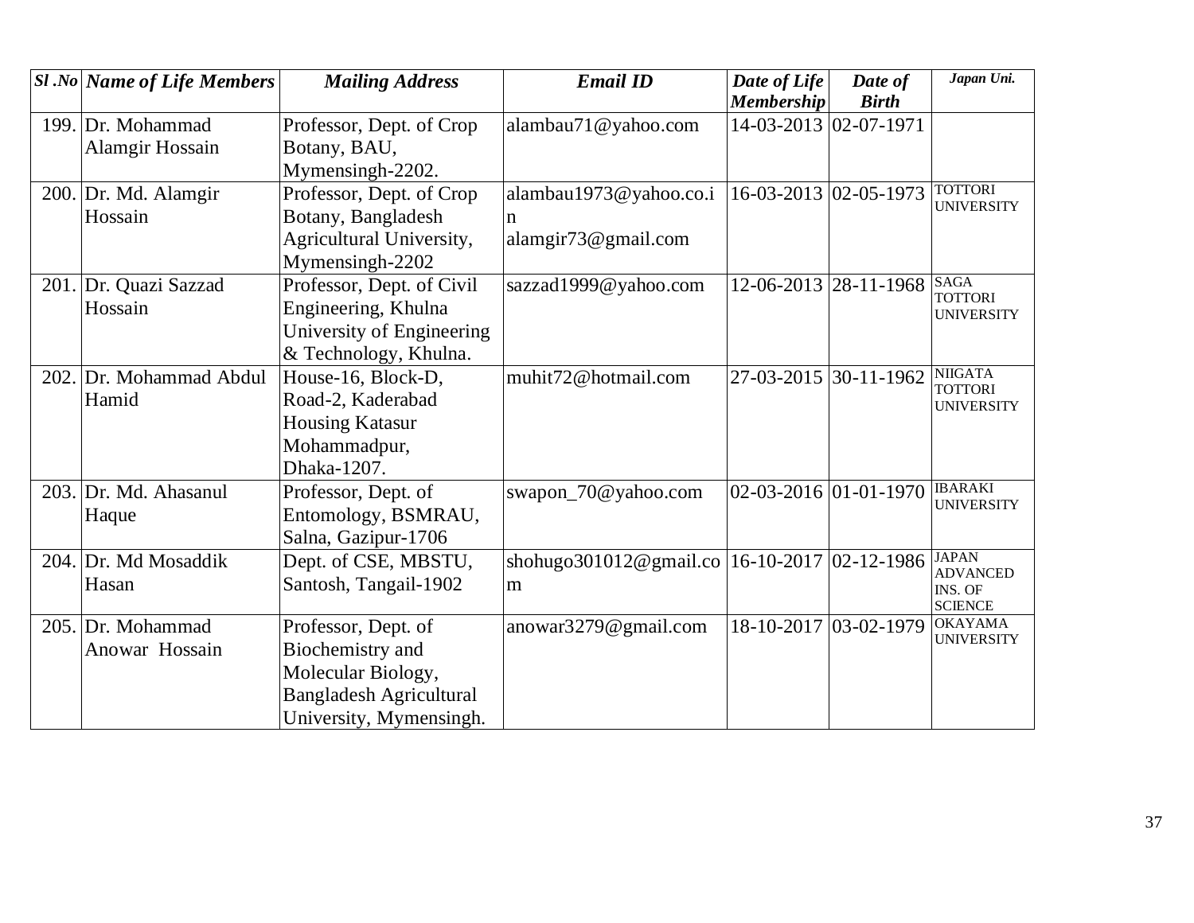| *Sl .No* | *Name of Life Members* | *Mailing Address* | *Email ID* | *Date of Life Membership* | *Date of Birth* | *Japan Uni.* |
|---|---|---|---|---|---|---|
| 199. | Dr. Mohammad Alamgir Hossain | Professor, Dept. of Crop Botany, BAU, Mymensingh-2202. | alambau71@yahoo.com | 14-03-2013 | 02-07-1971 | |
| 200. | Dr. Md. Alamgir Hossain | Professor, Dept. of Crop Botany, Bangladesh Agricultural University, Mymensingh-2202 | alambau1973@yahoo.co.in alamgir73@gmail.com | 16-03-2013 | 02-05-1973 | TOTTORI UNIVERSITY |
| 201. | Dr. Quazi Sazzad Hossain | Professor, Dept. of Civil Engineering, Khulna University of Engineering & Technology, Khulna. | sazzad1999@yahoo.com | 12-06-2013 | 28-11-1968 | SAGA TOTTORI UNIVERSITY |
| 202. | Dr. Mohammad Abdul Hamid | House-16, Block-D, Road-2, Kaderabad Housing Katasur Mohammadpur, Dhaka-1207. | muhit72@hotmail.com | 27-03-2015 | 30-11-1962 | NIIGATA TOTTORI UNIVERSITY |
| 203. | Dr. Md. Ahasanul Haque | Professor, Dept. of Entomology, BSMRAU, Salna, Gazipur-1706 | swapon_70@yahoo.com | 02-03-2016 | 01-01-1970 | IBARAKI UNIVERSITY |
| 204. | Dr. Md Mosaddik Hasan | Dept. of CSE, MBSTU, Santosh, Tangail-1902 | shohugo301012@gmail.com | 16-10-2017 | 02-12-1986 | JAPAN ADVANCED INS. OF SCIENCE |
| 205. | Dr. Mohammad Anowar Hossain | Professor, Dept. of Biochemistry and Molecular Biology, Bangladesh Agricultural University, Mymensingh. | anowar3279@gmail.com | 18-10-2017 | 03-02-1979 | OKAYAMA UNIVERSITY |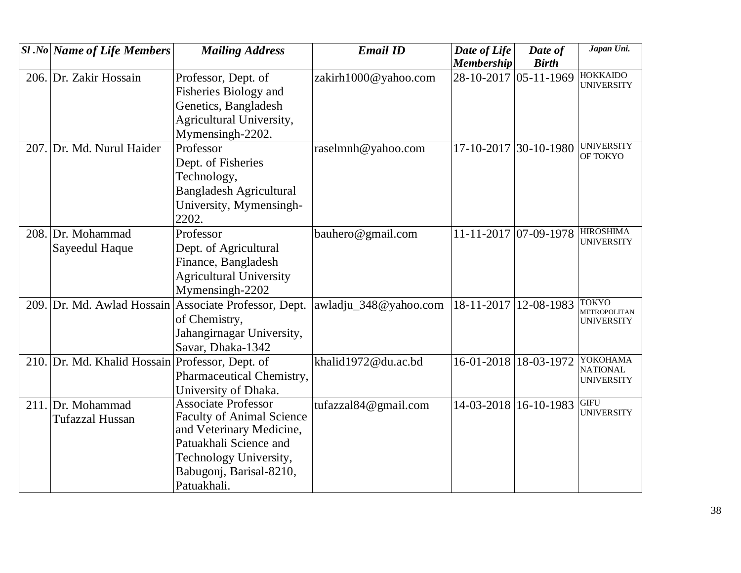| *Sl .No* | *Name of Life Members* | *Mailing Address* | *Email ID* | *Date of Life Membership* | *Date of Birth* | *Japan Uni.* |
|---|---|---|---|---|---|---|
| 206. | Dr. Zakir Hossain | Professor, Dept. of Fisheries Biology and Genetics, Bangladesh Agricultural University, Mymensingh-2202. | zakirh1000@yahoo.com | 28-10-2017 | 05-11-1969 | HOKKAIDO UNIVERSITY |
| 207. | Dr. Md. Nurul Haider | Professor Dept. of Fisheries Technology, Bangladesh Agricultural University, Mymensingh-2202. | raselmnh@yahoo.com | 17-10-2017 | 30-10-1980 | UNIVERSITY OF TOKYO |
| 208. | Dr. Mohammad Sayeedul Haque | Professor Dept. of Agricultural Finance, Bangladesh Agricultural University Mymensingh-2202 | bauhero@gmail.com | 11-11-2017 | 07-09-1978 | HIROSHIMA UNIVERSITY |
| 209. | Dr. Md. Awlad Hossain | Associate Professor, Dept. of Chemistry, Jahangirnagar University, Savar, Dhaka-1342 | awladju_348@yahoo.com | 18-11-2017 | 12-08-1983 | TOKYO METROPOLITAN UNIVERSITY |
| 210. | Dr. Md. Khalid Hossain | Professor, Dept. of Pharmaceutical Chemistry, University of Dhaka. | khalid1972@du.ac.bd | 16-01-2018 | 18-03-1972 | YOKOHAMA NATIONAL UNIVERSITY |
| 211. | Dr. Mohammad Tufazzal Hussan | Associate Professor Faculty of Animal Science and Veterinary Medicine, Patuakhali Science and Technology University, Babugonj, Barisal-8210, Patuakhali. | tufazzal84@gmail.com | 14-03-2018 | 16-10-1983 | GIFU UNIVERSITY |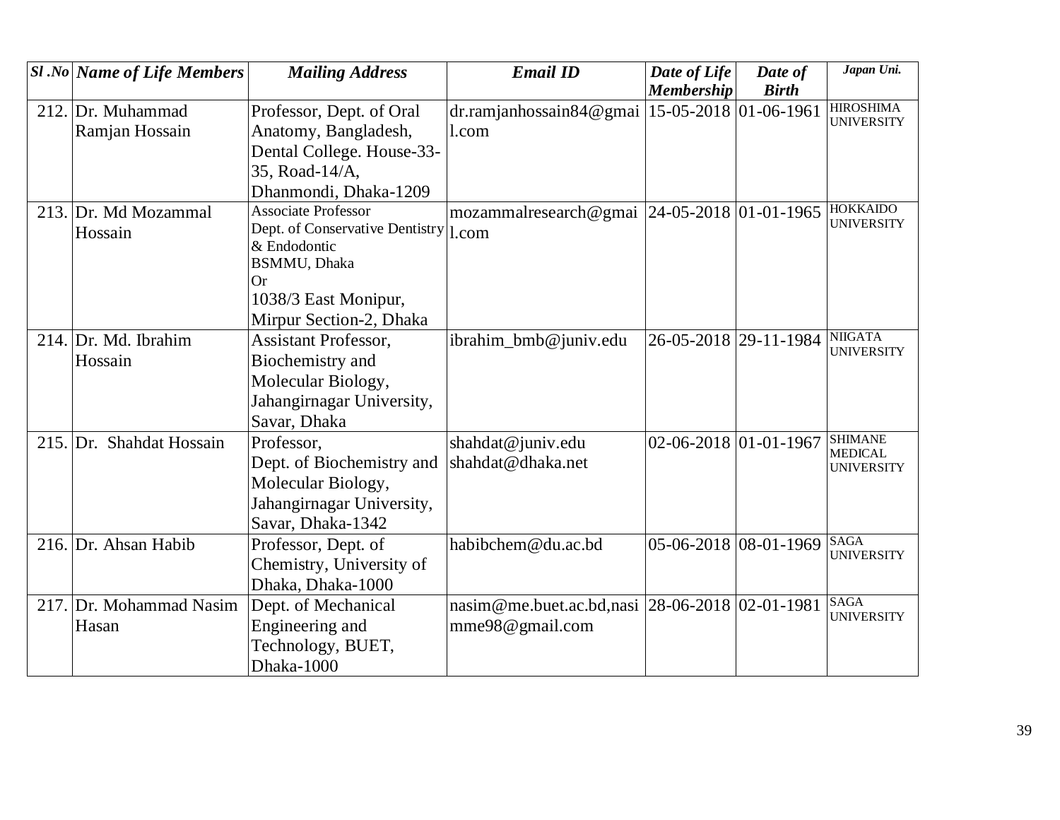| Sl .No | Name of Life Members | Mailing Address | Email ID | Date of Life Membership | Date of Birth | Japan Uni. |
|---|---|---|---|---|---|---|
| 212. | Dr. Muhammad Ramjan Hossain | Professor, Dept. of Oral Anatomy, Bangladesh, Dental College. House-33-35, Road-14/A, Dhanmondi, Dhaka-1209 | dr.ramjanhossain84@gmail.com | 15-05-2018 | 01-06-1961 | HIROSHIMA UNIVERSITY |
| 213. | Dr. Md Mozammal Hossain | Associate Professor Dept. of Conservative Dentistry & Endodontic BSMMU, Dhaka Or 1038/3 East Monipur, Mirpur Section-2, Dhaka | mozammalresearch@gmail.com | 24-05-2018 | 01-01-1965 | HOKKAIDO UNIVERSITY |
| 214. | Dr. Md. Ibrahim Hossain | Assistant Professor, Biochemistry and Molecular Biology, Jahangirnagar University, Savar, Dhaka | ibrahim_bmb@juniv.edu | 26-05-2018 | 29-11-1984 | NIIGATA UNIVERSITY |
| 215. | Dr. Shahdat Hossain | Professor, Dept. of Biochemistry and Molecular Biology, Jahangirnagar University, Savar, Dhaka-1342 | shahdat@juniv.edu shahdat@dhaka.net | 02-06-2018 | 01-01-1967 | SHIMANE MEDICAL UNIVERSITY |
| 216. | Dr. Ahsan Habib | Professor, Dept. of Chemistry, University of Dhaka, Dhaka-1000 | habibchem@du.ac.bd | 05-06-2018 | 08-01-1969 | SAGA UNIVERSITY |
| 217. | Dr. Mohammad Nasim Hasan | Dept. of Mechanical Engineering and Technology, BUET, Dhaka-1000 | nasim@me.buet.ac.bd,nasimme98@gmail.com | 28-06-2018 | 02-01-1981 | SAGA UNIVERSITY |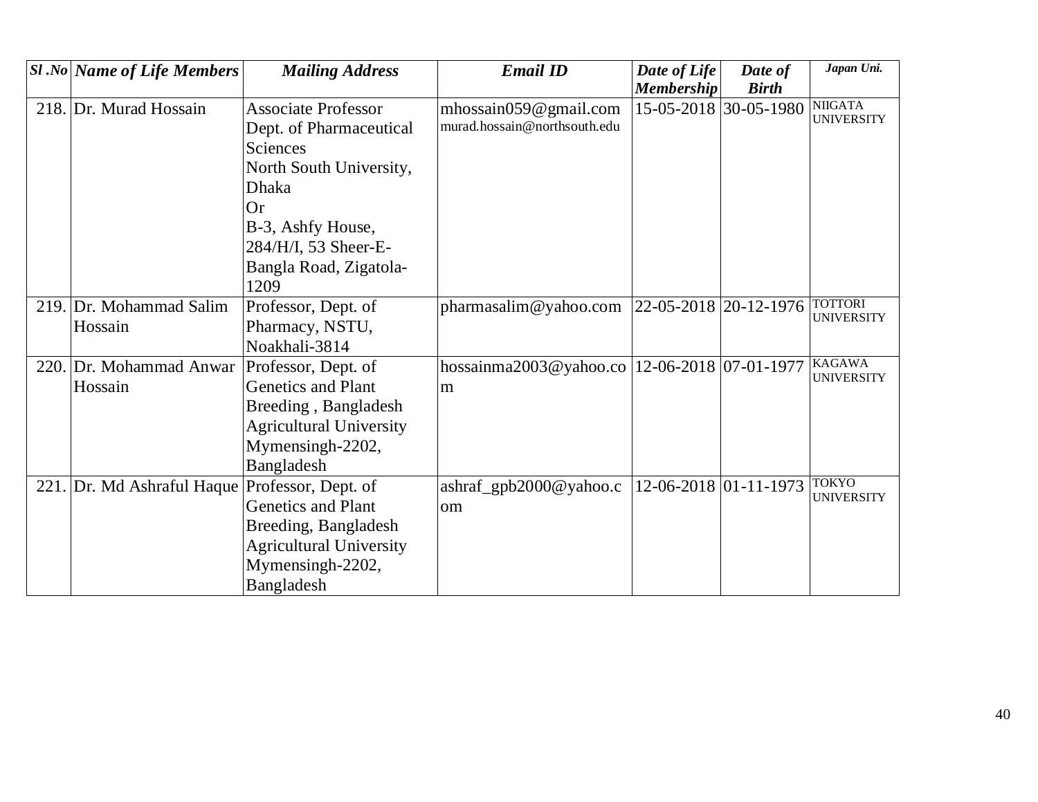| *Sl .No* | *Name of Life Members* | *Mailing Address* | *Email ID* | *Date of Life Membership* | *Date of Birth* | *Japan Uni.* |
|---|---|---|---|---|---|---|
| 218. | Dr. Murad Hossain | Associate Professor Dept. of Pharmaceutical Sciences North South University, Dhaka Or B-3, Ashfy House, 284/H/I, 53 Sheer-E-Bangla Road, Zigatola-1209 | mhossain059@gmail.com murad.hossain@northsouth.edu | 15-05-2018 | 30-05-1980 | NIIGATA UNIVERSITY |
| 219. | Dr. Mohammad Salim Hossain | Professor, Dept. of Pharmacy, NSTU, Noakhali-3814 | pharmasalim@yahoo.com | 22-05-2018 | 20-12-1976 | TOTTORI UNIVERSITY |
| 220. | Dr. Mohammad Anwar Hossain | Professor, Dept. of Genetics and Plant Breeding , Bangladesh Agricultural University Mymensingh-2202, Bangladesh | hossainma2003@yahoo.com | 12-06-2018 | 07-01-1977 | KAGAWA UNIVERSITY |
| 221. | Dr. Md Ashraful Haque | Professor, Dept. of Genetics and Plant Breeding, Bangladesh Agricultural University Mymensingh-2202, Bangladesh | ashraf_gpb2000@yahoo.com | 12-06-2018 | 01-11-1973 | TOKYO UNIVERSITY |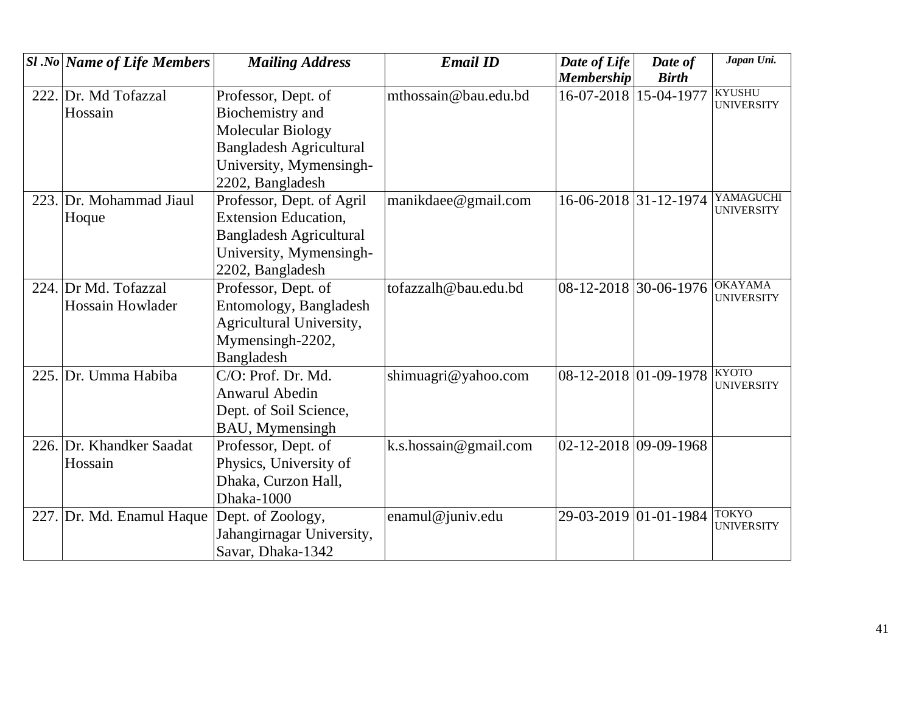| *Sl .No* | *Name of Life Members* | *Mailing Address* | *Email ID* | *Date of Life Membership* | *Date of Birth* | *Japan Uni.* |
|---|---|---|---|---|---|---|
| 222. | Dr. Md Tofazzal Hossain | Professor, Dept. of Biochemistry and Molecular Biology Bangladesh Agricultural University, Mymensingh-2202, Bangladesh | mthossain@bau.edu.bd | 16-07-2018 | 15-04-1977 | KYUSHU UNIVERSITY |
| 223. | Dr. Mohammad Jiaul Hoque | Professor, Dept. of Agril Extension Education, Bangladesh Agricultural University, Mymensingh-2202, Bangladesh | manikdaee@gmail.com | 16-06-2018 | 31-12-1974 | YAMAGUCHI UNIVERSITY |
| 224. | Dr Md. Tofazzal Hossain Howlader | Professor, Dept. of Entomology, Bangladesh Agricultural University, Mymensingh-2202, Bangladesh | tofazzalh@bau.edu.bd | 08-12-2018 | 30-06-1976 | OKAYAMA UNIVERSITY |
| 225. | Dr. Umma Habiba | C/O: Prof. Dr. Md. Anwarul Abedin Dept. of Soil Science, BAU, Mymensingh | shimuagri@yahoo.com | 08-12-2018 | 01-09-1978 | KYOTO UNIVERSITY |
| 226. | Dr. Khandker Saadat Hossain | Professor, Dept. of Physics, University of Dhaka, Curzon Hall, Dhaka-1000 | k.s.hossain@gmail.com | 02-12-2018 | 09-09-1968 | |
| 227. | Dr. Md. Enamul Haque | Dept. of Zoology, Jahangirnagar University, Savar, Dhaka-1342 | enamul@juniv.edu | 29-03-2019 | 01-01-1984 | TOKYO UNIVERSITY |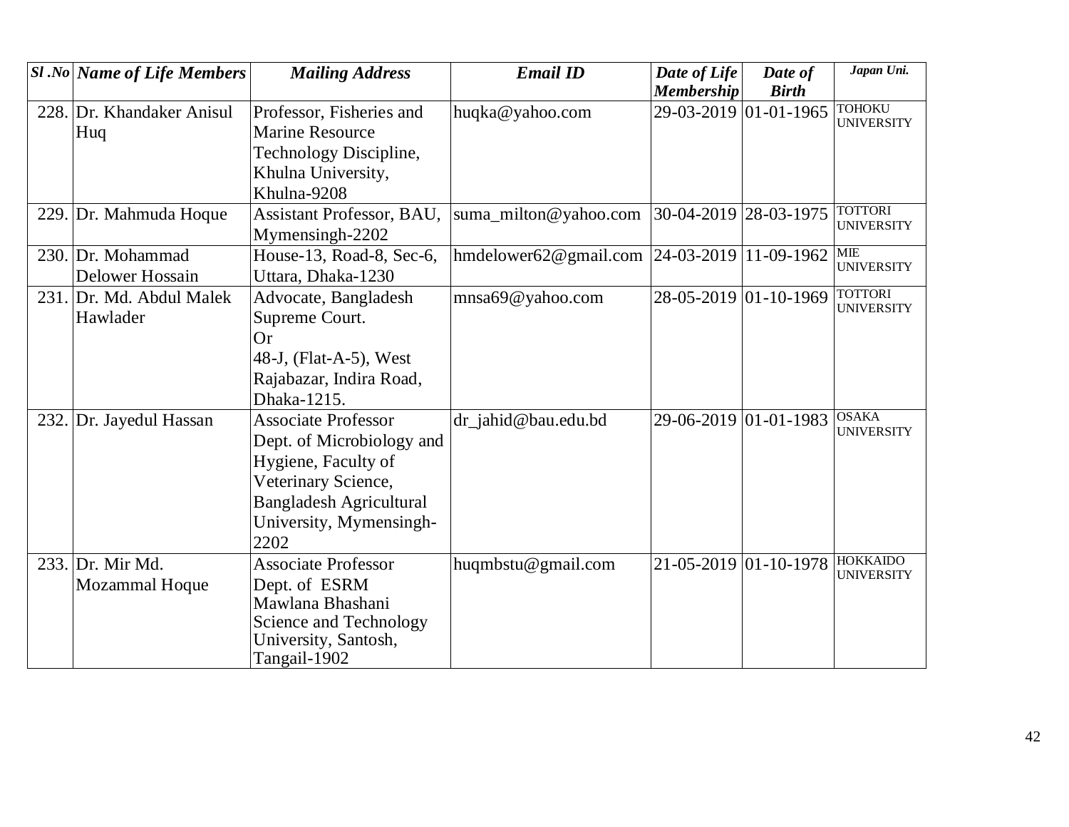| Sl .No | Name of Life Members | Mailing Address | Email ID | Date of Life Membership | Date of Birth | Japan Uni. |
|---|---|---|---|---|---|---|
| 228. | Dr. Khandaker Anisul Huq | Professor, Fisheries and Marine Resource Technology Discipline, Khulna University, Khulna-9208 | huqka@yahoo.com | 29-03-2019 | 01-01-1965 | TOHOKU UNIVERSITY |
| 229. | Dr. Mahmuda Hoque | Assistant Professor, BAU, Mymensingh-2202 | suma_milton@yahoo.com | 30-04-2019 | 28-03-1975 | TOTTORI UNIVERSITY |
| 230. | Dr. Mohammad Delower Hossain | House-13, Road-8, Sec-6, Uttara, Dhaka-1230 | hmdelower62@gmail.com | 24-03-2019 | 11-09-1962 | MIE UNIVERSITY |
| 231. | Dr. Md. Abdul Malek Hawlader | Advocate, Bangladesh Supreme Court. Or 48-J, (Flat-A-5), West Rajabazar, Indira Road, Dhaka-1215. | mnsa69@yahoo.com | 28-05-2019 | 01-10-1969 | TOTTORI UNIVERSITY |
| 232. | Dr. Jayedul Hassan | Associate Professor Dept. of Microbiology and Hygiene, Faculty of Veterinary Science, Bangladesh Agricultural University, Mymensingh-2202 | dr_jahid@bau.edu.bd | 29-06-2019 | 01-01-1983 | OSAKA UNIVERSITY |
| 233. | Dr. Mir Md. Mozammal Hoque | Associate Professor Dept. of ESRM Mawlana Bhashani Science and Technology University, Santosh, Tangail-1902 | huqmbstu@gmail.com | 21-05-2019 | 01-10-1978 | HOKKAIDO UNIVERSITY |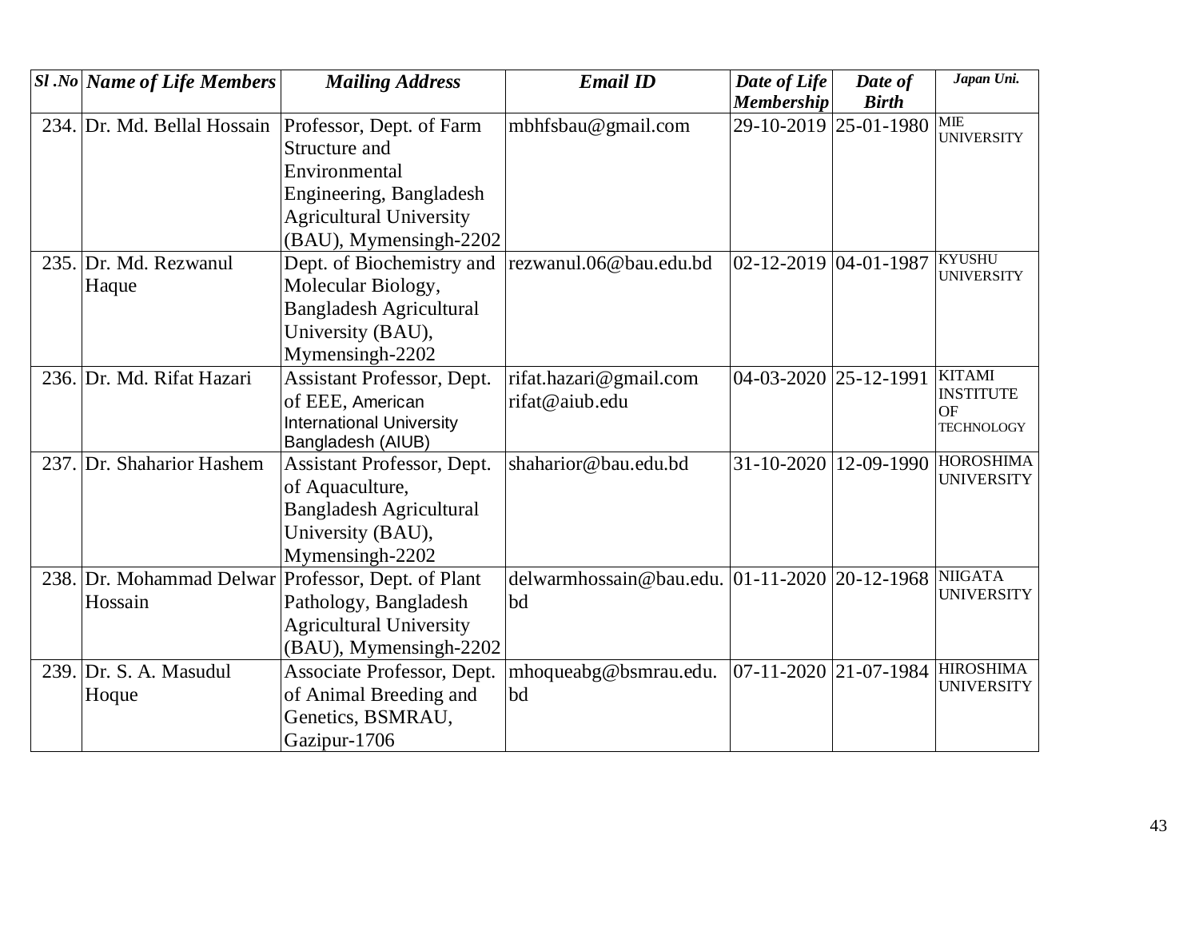| *Sl .No* | *Name of Life Members* | *Mailing Address* | *Email ID* | *Date of Life Membership* | *Date of Birth* | *Japan Uni.* |
|---|---|---|---|---|---|---|
| 234. | Dr. Md. Bellal Hossain | Professor, Dept. of Farm Structure and Environmental Engineering, Bangladesh Agricultural University (BAU), Mymensingh-2202 | mbhfsbau@gmail.com | 29-10-2019 | 25-01-1980 | MIE UNIVERSITY |
| 235. | Dr. Md. Rezwanul Haque | Dept. of Biochemistry and Molecular Biology, Bangladesh Agricultural University (BAU), Mymensingh-2202 | rezwanul.06@bau.edu.bd | 02-12-2019 | 04-01-1987 | KYUSHU UNIVERSITY |
| 236. | Dr. Md. Rifat Hazari | Assistant Professor, Dept. of EEE, American International University Bangladesh (AIUB) | rifat.hazari@gmail.com rifat@aiub.edu | 04-03-2020 | 25-12-1991 | KITAMI INSTITUTE OF TECHNOLOGY |
| 237. | Dr. Shaharior Hashem | Assistant Professor, Dept. of Aquaculture, Bangladesh Agricultural University (BAU), Mymensingh-2202 | shaharior@bau.edu.bd | 31-10-2020 | 12-09-1990 | HOROSHIMA UNIVERSITY |
| 238. | Dr. Mohammad Delwar Hossain | Professor, Dept. of Plant Pathology, Bangladesh Agricultural University (BAU), Mymensingh-2202 | delwarmhossain@bau.edu.bd | 01-11-2020 | 20-12-1968 | NIIGATA UNIVERSITY |
| 239. | Dr. S. A. Masudul Hoque | Associate Professor, Dept. of Animal Breeding and Genetics, BSMRAU, Gazipur-1706 | mhoqueabg@bsmrau.edu.bd | 07-11-2020 | 21-07-1984 | HIROSHIMA UNIVERSITY |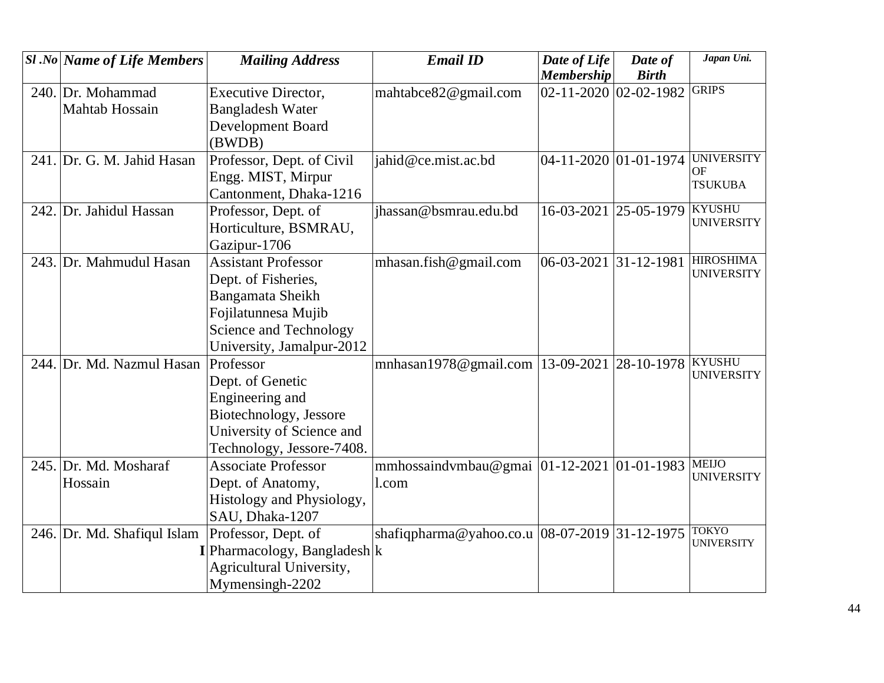| Sl .No | Name of Life Members | Mailing Address | Email ID | Date of Life Membership | Date of Birth | Japan Uni. |
|---|---|---|---|---|---|---|
| 240. | Dr. Mohammad Mahtab Hossain | Executive Director, Bangladesh Water Development Board (BWDB) | mahtabce82@gmail.com | 02-11-2020 | 02-02-1982 | GRIPS |
| 241. | Dr. G. M. Jahid Hasan | Professor, Dept. of Civil Engg. MIST, Mirpur Cantonment, Dhaka-1216 | jahid@ce.mist.ac.bd | 04-11-2020 | 01-01-1974 | UNIVERSITY OF TSUKUBA |
| 242. | Dr. Jahidul Hassan | Professor, Dept. of Horticulture, BSMRAU, Gazipur-1706 | jhassan@bsmrau.edu.bd | 16-03-2021 | 25-05-1979 | KYUSHU UNIVERSITY |
| 243. | Dr. Mahmudul Hasan | Assistant Professor Dept. of Fisheries, Bangamata Sheikh Fojilatunnesa Mujib Science and Technology University, Jamalpur-2012 | mhasan.fish@gmail.com | 06-03-2021 | 31-12-1981 | HIROSHIMA UNIVERSITY |
| 244. | Dr. Md. Nazmul Hasan | Professor Dept. of Genetic Engineering and Biotechnology, Jessore University of Science and Technology, Jessore-7408. | mnhasan1978@gmail.com | 13-09-2021 | 28-10-1978 | KYUSHU UNIVERSITY |
| 245. | Dr. Md. Mosharaf Hossain | Associate Professor Dept. of Anatomy, Histology and Physiology, SAU, Dhaka-1207 | mmhossaindvmbau@gmail.com | 01-12-2021 | 01-01-1983 | MEIJO UNIVERSITY |
| 246. | Dr. Md. Shafiqul Islam | Professor, Dept. of Pharmacology, Bangladesh Agricultural University, Mymensingh-2202 | shafiqpharma@yahoo.co.uk | 08-07-2019 | 31-12-1975 | TOKYO UNIVERSITY |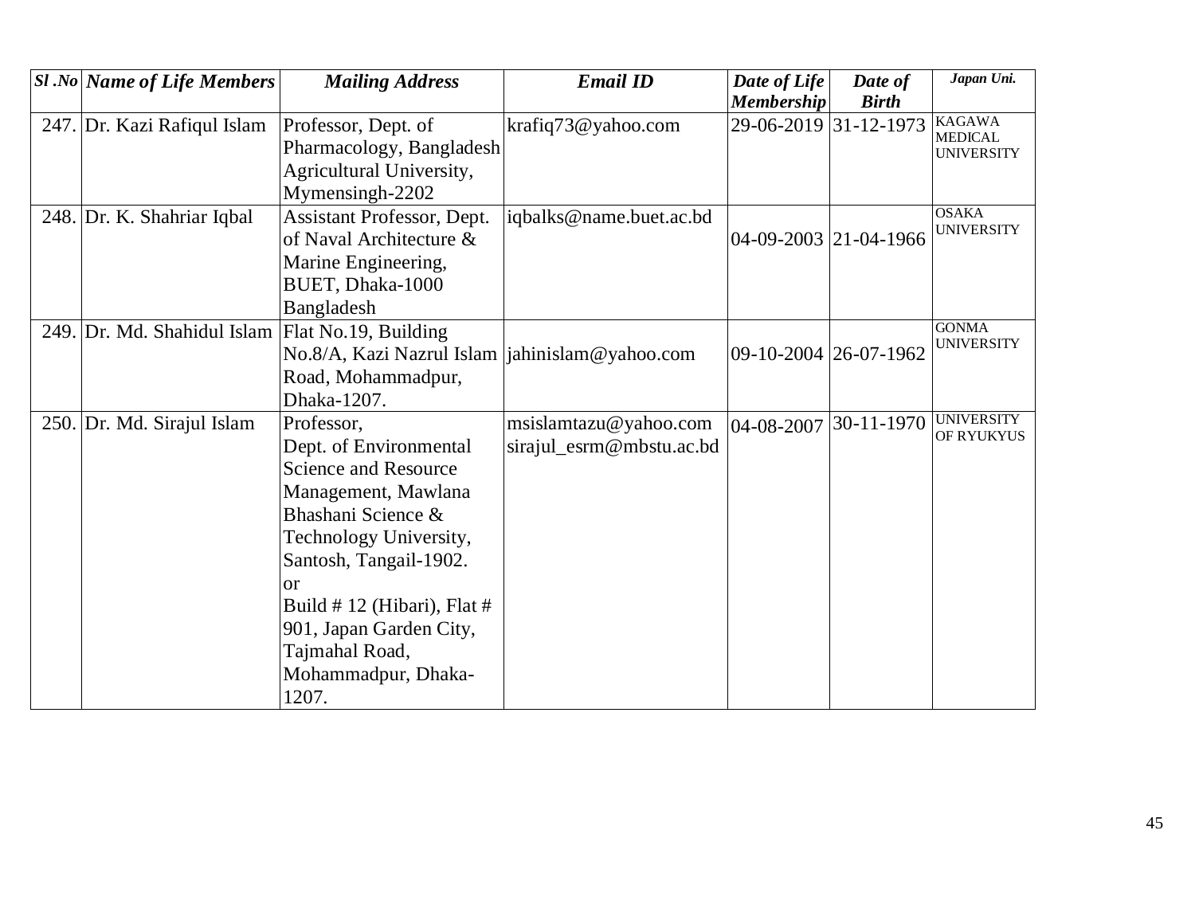| *Sl .No* | *Name of Life Members* | *Mailing Address* | *Email ID* | *Date of Life Membership* | *Date of Birth* | *Japan Uni.* |
|---|---|---|---|---|---|---|
| 247. | Dr. Kazi Rafiqul Islam | Professor, Dept. of Pharmacology, Bangladesh Agricultural University, Mymensingh-2202 | krafiq73@yahoo.com | 29-06-2019 | 31-12-1973 | KAGAWA MEDICAL UNIVERSITY |
| 248. | Dr. K. Shahriar Iqbal | Assistant Professor, Dept. of Naval Architecture & Marine Engineering, BUET, Dhaka-1000 Bangladesh | iqbalks@name.buet.ac.bd | 04-09-2003 | 21-04-1966 | OSAKA UNIVERSITY |
| 249. | Dr. Md. Shahidul Islam | Flat No.19, Building No.8/A, Kazi Nazrul Islam Road, Mohammadpur, Dhaka-1207. | jahinislam@yahoo.com | 09-10-2004 | 26-07-1962 | GONMA UNIVERSITY |
| 250. | Dr. Md. Sirajul Islam | Professor, Dept. of Environmental Science and Resource Management, Mawlana Bhashani Science & Technology University, Santosh, Tangail-1902. or Build # 12 (Hibari), Flat # 901, Japan Garden City, Tajmahal Road, Mohammadpur, Dhaka-1207. | msislamtazu@yahoo.com sirajul_esrm@mbstu.ac.bd | 04-08-2007 | 30-11-1970 | UNIVERSITY OF RYUKYUS |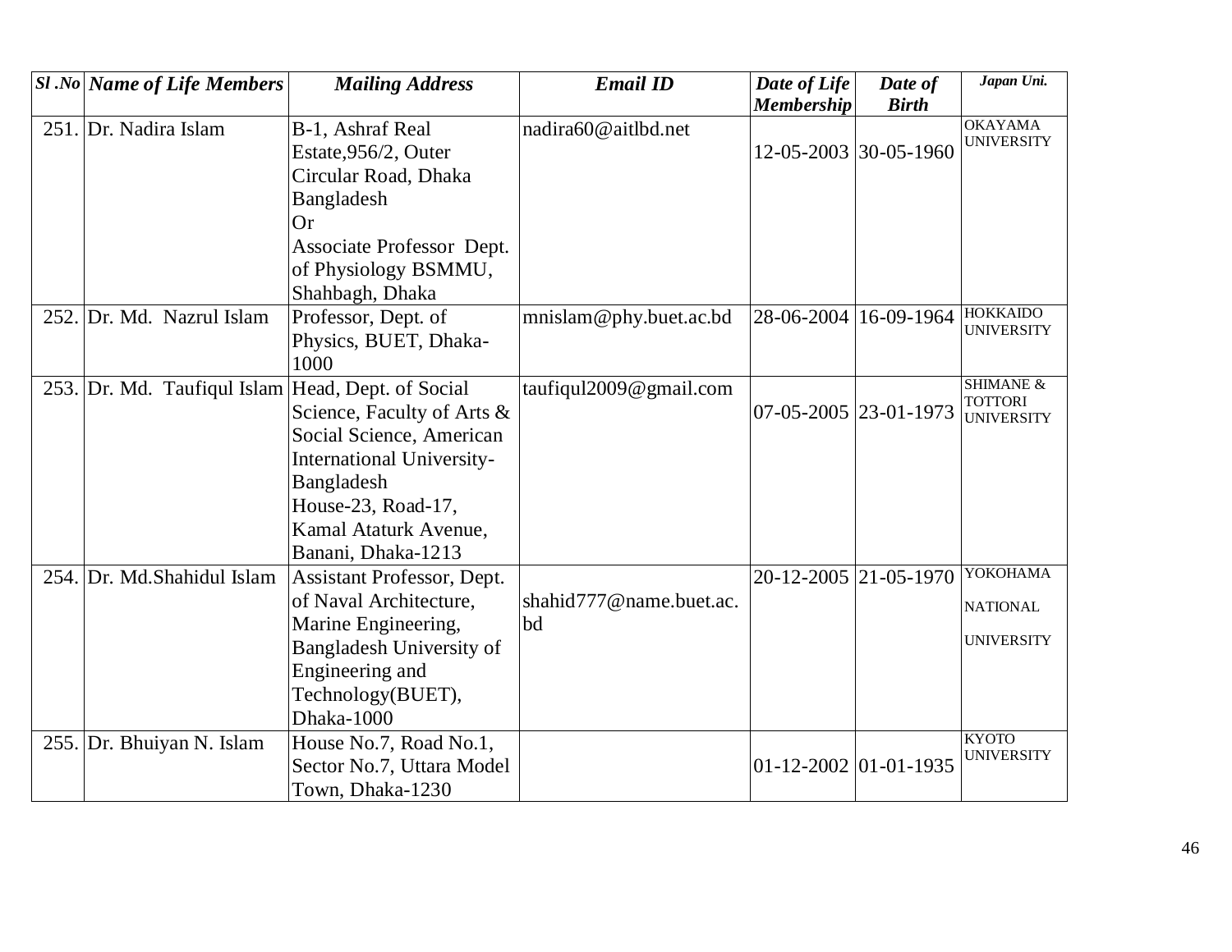| Sl .No | Name of Life Members | Mailing Address | Email ID | Date of Life Membership | Date of Birth | Japan Uni. |
|---|---|---|---|---|---|---|
| 251. | Dr. Nadira Islam | B-1, Ashraf Real Estate,956/2, Outer Circular Road, Dhaka Bangladesh Or Associate Professor Dept. of Physiology BSMMU, Shahbagh, Dhaka | nadira60@aitlbd.net | 12-05-2003 | 30-05-1960 | OKAYAMA UNIVERSITY |
| 252. | Dr. Md. Nazrul Islam | Professor, Dept. of Physics, BUET, Dhaka-1000 | mnislam@phy.buet.ac.bd | 28-06-2004 | 16-09-1964 | HOKKAIDO UNIVERSITY |
| 253. | Dr. Md. Taufiqul Islam | Head, Dept. of Social Science, Faculty of Arts & Social Science, American International University-Bangladesh House-23, Road-17, Kamal Ataturk Avenue, Banani, Dhaka-1213 | taufiqul2009@gmail.com | 07-05-2005 | 23-01-1973 | SHIMANE & TOTTORI UNIVERSITY |
| 254. | Dr. Md.Shahidul Islam | Assistant Professor, Dept. of Naval Architecture, Marine Engineering, Bangladesh University of Engineering and Technology(BUET), Dhaka-1000 | shahid777@name.buet.ac.bd | 20-12-2005 | 21-05-1970 | YOKOHAMA NATIONAL UNIVERSITY |
| 255. | Dr. Bhuiyan N. Islam | House No.7, Road No.1, Sector No.7, Uttara Model Town, Dhaka-1230 | | 01-12-2002 | 01-01-1935 | KYOTO UNIVERSITY |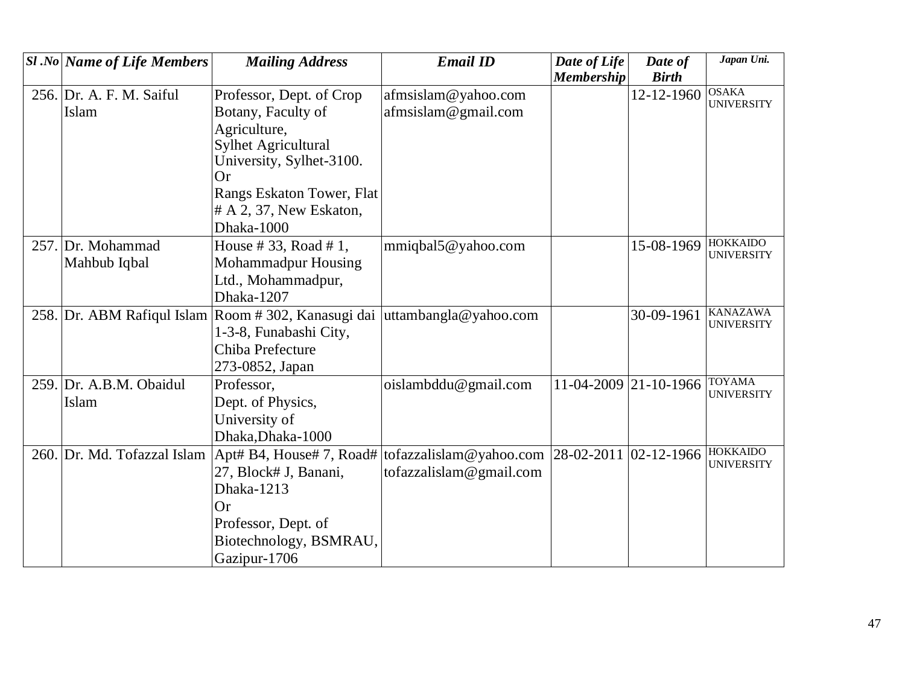| Sl .No | Name of Life Members | Mailing Address | Email ID | Date of Life Membership | Date of Birth | Japan Uni. |
|---|---|---|---|---|---|---|
| 256. | Dr. A. F. M. Saiful Islam | Professor, Dept. of Crop Botany, Faculty of Agriculture, Sylhet Agricultural University, Sylhet-3100. Or Rangs Eskaton Tower, Flat # A 2, 37, New Eskaton, Dhaka-1000 | afmsislam@yahoo.com afmsislam@gmail.com | | 12-12-1960 | OSAKA UNIVERSITY |
| 257. | Dr. Mohammad Mahbub Iqbal | House # 33, Road # 1, Mohammadpur Housing Ltd., Mohammadpur, Dhaka-1207 | mmiqbal5@yahoo.com | | 15-08-1969 | HOKKAIDO UNIVERSITY |
| 258. | Dr. ABM Rafiqul Islam | Room # 302, Kanasugi dai 1-3-8, Funabashi City, Chiba Prefecture 273-0852, Japan | uttambangla@yahoo.com | | 30-09-1961 | KANAZAWA UNIVERSITY |
| 259. | Dr. A.B.M. Obaidul Islam | Professor, Dept. of Physics, University of Dhaka,Dhaka-1000 | oislambddu@gmail.com | 11-04-2009 | 21-10-1966 | TOYAMA UNIVERSITY |
| 260. | Dr. Md. Tofazzal Islam | Apt# B4, House# 7, Road# 27, Block# J, Banani, Dhaka-1213 Or Professor, Dept. of Biotechnology, BSMRAU, Gazipur-1706 | tofazzalislam@yahoo.com tofazzalislam@gmail.com | 28-02-2011 | 02-12-1966 | HOKKAIDO UNIVERSITY |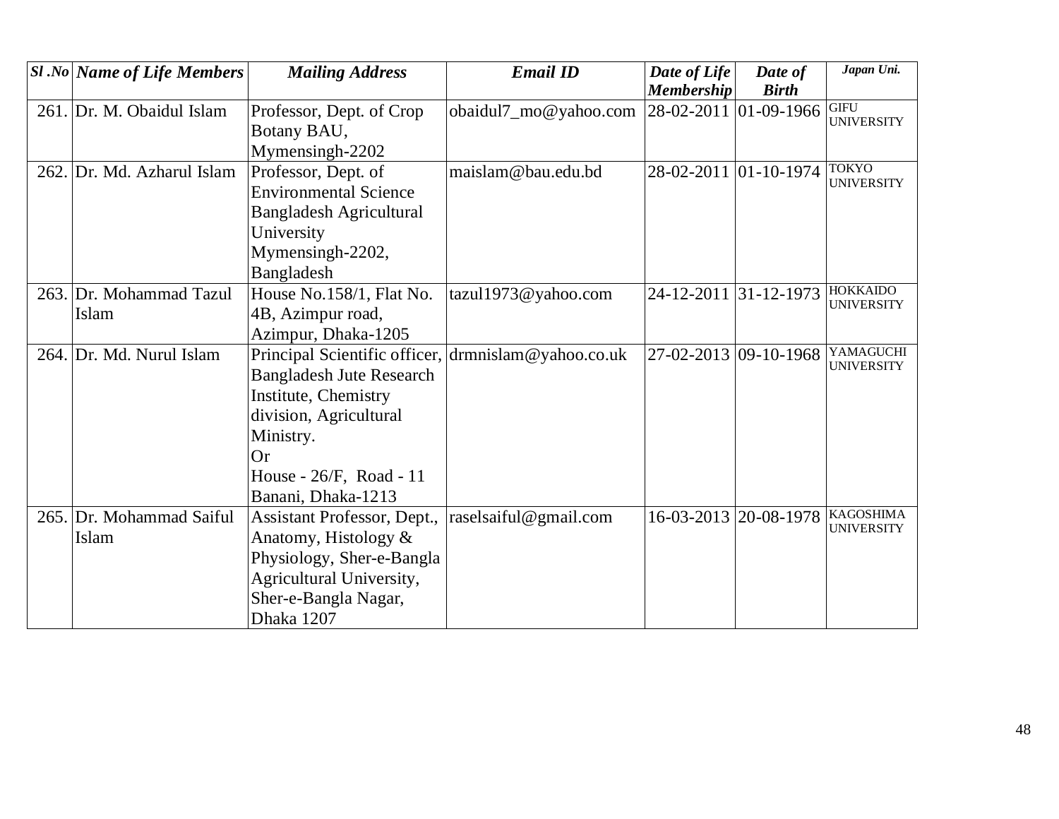| *Sl .No* | *Name of Life Members* | *Mailing Address* | *Email ID* | *Date of Life Membership* | *Date of Birth* | *Japan Uni.* |
|---|---|---|---|---|---|---|
| 261. | Dr. M. Obaidul Islam | Professor, Dept. of Crop Botany BAU, Mymensingh-2202 | obaidul7_mo@yahoo.com | 28-02-2011 | 01-09-1966 | GIFU UNIVERSITY |
| 262. | Dr. Md. Azharul Islam | Professor, Dept. of Environmental Science Bangladesh Agricultural University Mymensingh-2202, Bangladesh | maislam@bau.edu.bd | 28-02-2011 | 01-10-1974 | TOKYO UNIVERSITY |
| 263. | Dr. Mohammad Tazul Islam | House No.158/1, Flat No. 4B, Azimpur road, Azimpur, Dhaka-1205 | tazul1973@yahoo.com | 24-12-2011 | 31-12-1973 | HOKKAIDO UNIVERSITY |
| 264. | Dr. Md. Nurul Islam | Principal Scientific officer, Bangladesh Jute Research Institute, Chemistry division, Agricultural Ministry. Or House - 26/F, Road - 11 Banani, Dhaka-1213 | drmnislam@yahoo.co.uk | 27-02-2013 | 09-10-1968 | YAMAGUCHI UNIVERSITY |
| 265. | Dr. Mohammad Saiful Islam | Assistant Professor, Dept., Anatomy, Histology & Physiology, Sher-e-Bangla Agricultural University, Sher-e-Bangla Nagar, Dhaka 1207 | raselsaiful@gmail.com | 16-03-2013 | 20-08-1978 | KAGOSHIMA UNIVERSITY |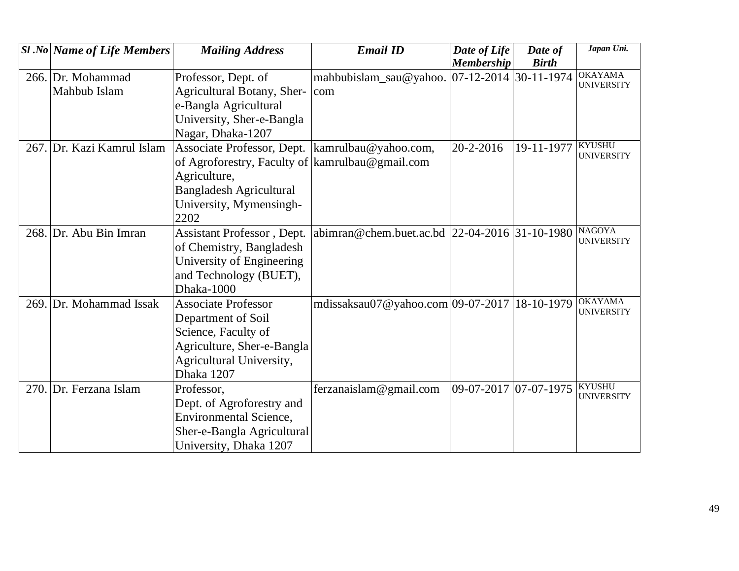| *Sl .No* | *Name of Life Members* | *Mailing Address* | *Email ID* | *Date of Life Membership* | *Date of Birth* | *Japan Uni.* |
|---|---|---|---|---|---|---|
| 266. | Dr. Mohammad Mahbub Islam | Professor, Dept. of Agricultural Botany, Sher-e-Bangla Agricultural University, Sher-e-Bangla Nagar, Dhaka-1207 | mahbubislam_sau@yahoo.com | 07-12-2014 | 30-11-1974 | OKAYAMA UNIVERSITY |
| 267. | Dr. Kazi Kamrul Islam | Associate Professor, Dept. of Agroforestry, Faculty of Agriculture, Bangladesh Agricultural University, Mymensingh-2202 | kamrulbau@yahoo.com, kamrulbau@gmail.com | 20-2-2016 | 19-11-1977 | KYUSHU UNIVERSITY |
| 268. | Dr. Abu Bin Imran | Assistant Professor , Dept. of Chemistry, Bangladesh University of Engineering and Technology (BUET), Dhaka-1000 | abimran@chem.buet.ac.bd | 22-04-2016 | 31-10-1980 | NAGOYA UNIVERSITY |
| 269. | Dr. Mohammad Issak | Associate Professor Department of Soil Science, Faculty of Agriculture, Sher-e-Bangla Agricultural University, Dhaka 1207 | mdissaksau07@yahoo.com | 09-07-2017 | 18-10-1979 | OKAYAMA UNIVERSITY |
| 270. | Dr. Ferzana Islam | Professor, Dept. of Agroforestry and Environmental Science, Sher-e-Bangla Agricultural University, Dhaka 1207 | ferzanaislam@gmail.com | 09-07-2017 | 07-07-1975 | KYUSHU UNIVERSITY |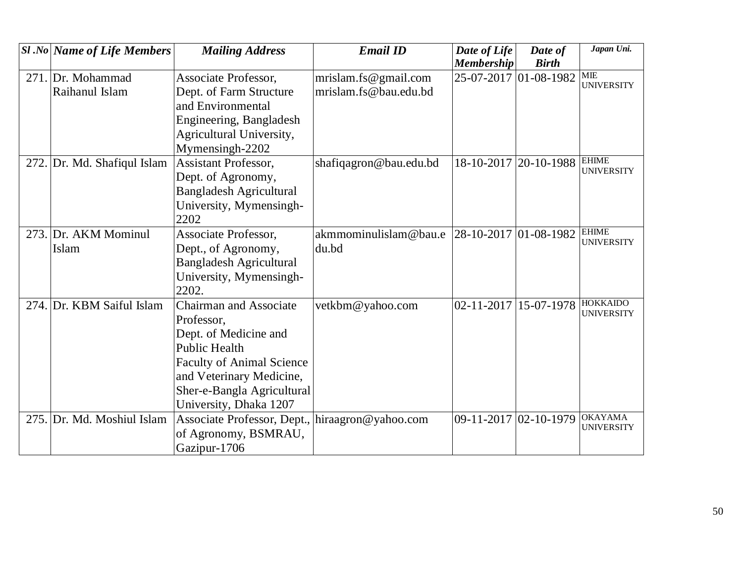| Sl .No | Name of Life Members | Mailing Address | Email ID | Date of Life Membership | Date of Birth | Japan Uni. |
|---|---|---|---|---|---|---|
| 271. | Dr. Mohammad Raihanul Islam | Associate Professor, Dept. of Farm Structure and Environmental Engineering, Bangladesh Agricultural University, Mymensingh-2202 | mrislam.fs@gmail.com mrislam.fs@bau.edu.bd | 25-07-2017 | 01-08-1982 | MIE UNIVERSITY |
| 272. | Dr. Md. Shafiqul Islam | Assistant Professor, Dept. of Agronomy, Bangladesh Agricultural University, Mymensingh-2202 | shafiqagron@bau.edu.bd | 18-10-2017 | 20-10-1988 | EHIME UNIVERSITY |
| 273. | Dr. AKM Mominul Islam | Associate Professor, Dept., of Agronomy, Bangladesh Agricultural University, Mymensingh-2202. | akmmominulislam@bau.edu.bd | 28-10-2017 | 01-08-1982 | EHIME UNIVERSITY |
| 274. | Dr. KBM Saiful Islam | Chairman and Associate Professor, Dept. of Medicine and Public Health Faculty of Animal Science and Veterinary Medicine, Sher-e-Bangla Agricultural University, Dhaka 1207 | vetkbm@yahoo.com | 02-11-2017 | 15-07-1978 | HOKKAIDO UNIVERSITY |
| 275. | Dr. Md. Moshiul Islam | Associate Professor, Dept., of Agronomy, BSMRAU, Gazipur-1706 | hiraagron@yahoo.com | 09-11-2017 | 02-10-1979 | OKAYAMA UNIVERSITY |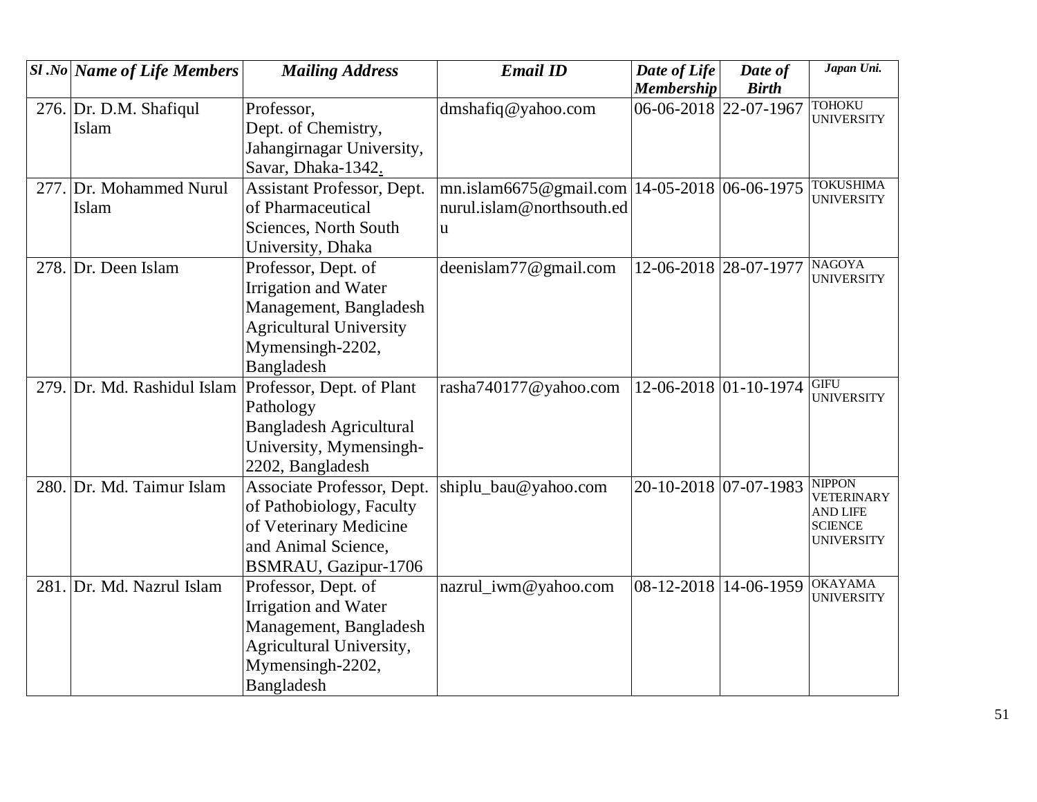| *Sl .No* | *Name of Life Members* | *Mailing Address* | *Email ID* | *Date of Life Membership* | *Date of Birth* | *Japan Uni.* |
|---|---|---|---|---|---|---|
| 276. | Dr. D.M. Shafiqul Islam | Professor, Dept. of Chemistry, Jahangirnagar University, Savar, Dhaka-1342. | dmshafiq@yahoo.com | 06-06-2018 | 22-07-1967 | TOHOKU UNIVERSITY |
| 277. | Dr. Mohammed Nurul Islam | Assistant Professor, Dept. of Pharmaceutical Sciences, North South University, Dhaka | mn.islam6675@gmail.com nurul.islam@northsouth.edu | 14-05-2018 | 06-06-1975 | TOKUSHIMA UNIVERSITY |
| 278. | Dr. Deen Islam | Professor, Dept. of Irrigation and Water Management, Bangladesh Agricultural University Mymensingh-2202, Bangladesh | deenislam77@gmail.com | 12-06-2018 | 28-07-1977 | NAGOYA UNIVERSITY |
| 279. | Dr. Md. Rashidul Islam | Professor, Dept. of Plant Pathology Bangladesh Agricultural University, Mymensingh-2202, Bangladesh | rasha740177@yahoo.com | 12-06-2018 | 01-10-1974 | GIFU UNIVERSITY |
| 280. | Dr. Md. Taimur Islam | Associate Professor, Dept. of Pathobiology, Faculty of Veterinary Medicine and Animal Science, BSMRAU, Gazipur-1706 | shiplu_bau@yahoo.com | 20-10-2018 | 07-07-1983 | NIPPON VETERINARY AND LIFE SCIENCE UNIVERSITY |
| 281. | Dr. Md. Nazrul Islam | Professor, Dept. of Irrigation and Water Management, Bangladesh Agricultural University, Mymensingh-2202, Bangladesh | nazrul_iwm@yahoo.com | 08-12-2018 | 14-06-1959 | OKAYAMA UNIVERSITY |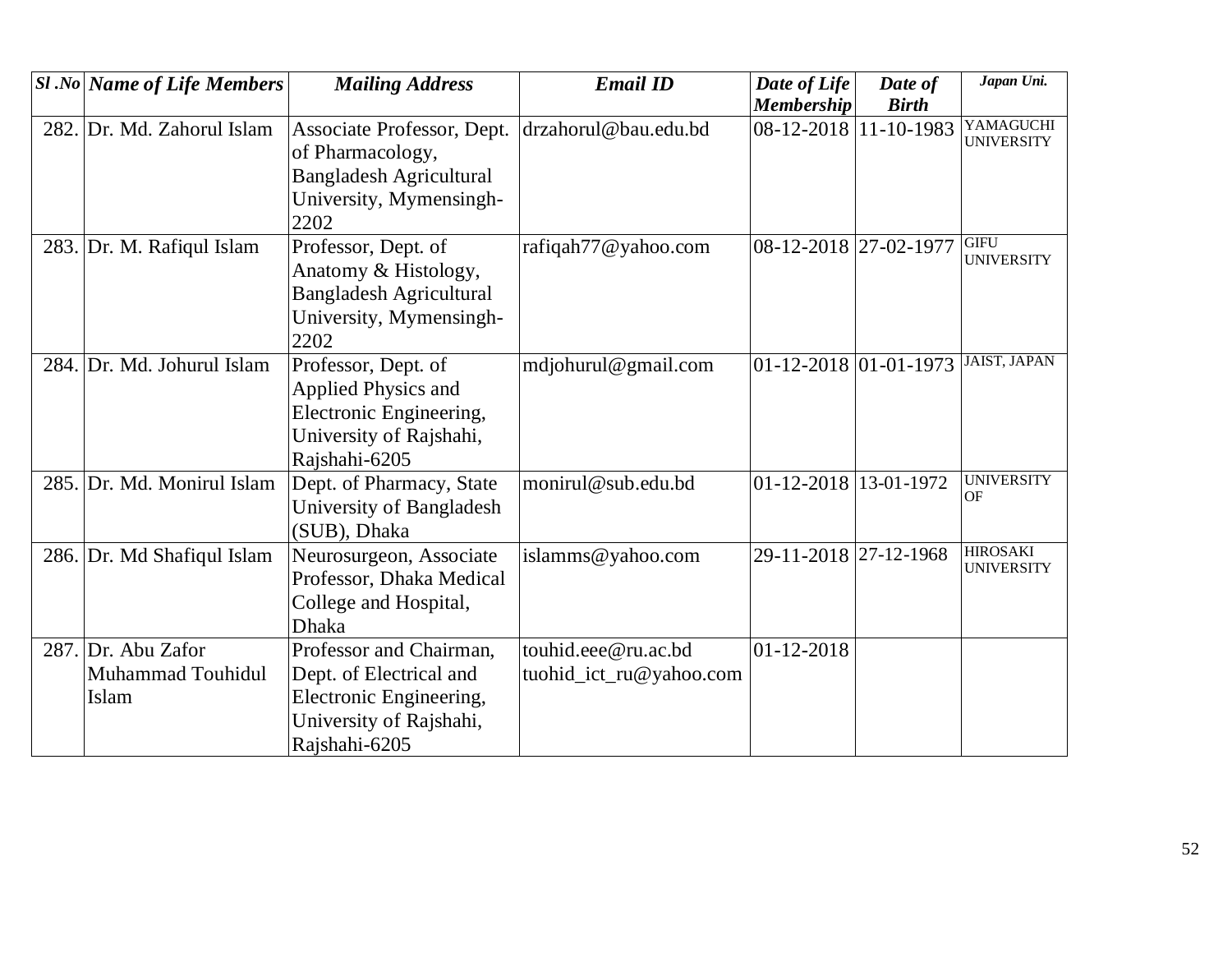| *Sl .No* | *Name of Life Members* | *Mailing Address* | *Email ID* | *Date of Life Membership* | *Date of Birth* | *Japan Uni.* |
|---|---|---|---|---|---|---|
| 282. | Dr. Md. Zahorul Islam | Associate Professor, Dept. of Pharmacology, Bangladesh Agricultural University, Mymensingh-2202 | drzahorul@bau.edu.bd | 08-12-2018 | 11-10-1983 | YAMAGUCHI UNIVERSITY |
| 283. | Dr. M. Rafiqul Islam | Professor, Dept. of Anatomy & Histology, Bangladesh Agricultural University, Mymensingh-2202 | rafiqah77@yahoo.com | 08-12-2018 | 27-02-1977 | GIFU UNIVERSITY |
| 284. | Dr. Md. Johurul Islam | Professor, Dept. of Applied Physics and Electronic Engineering, University of Rajshahi, Rajshahi-6205 | mdjohurul@gmail.com | 01-12-2018 | 01-01-1973 | JAIST, JAPAN |
| 285. | Dr. Md. Monirul Islam | Dept. of Pharmacy, State University of Bangladesh (SUB), Dhaka | monirul@sub.edu.bd | 01-12-2018 | 13-01-1972 | UNIVERSITY OF |
| 286. | Dr. Md Shafiqul Islam | Neurosurgeon, Associate Professor, Dhaka Medical College and Hospital, Dhaka | islamms@yahoo.com | 29-11-2018 | 27-12-1968 | HIROSAKI UNIVERSITY |
| 287. | Dr. Abu Zafor Muhammad Touhidul Islam | Professor and Chairman, Dept. of Electrical and Electronic Engineering, University of Rajshahi, Rajshahi-6205 | touhid.eee@ru.ac.bd tuohid_ict_ru@yahoo.com | 01-12-2018 | | |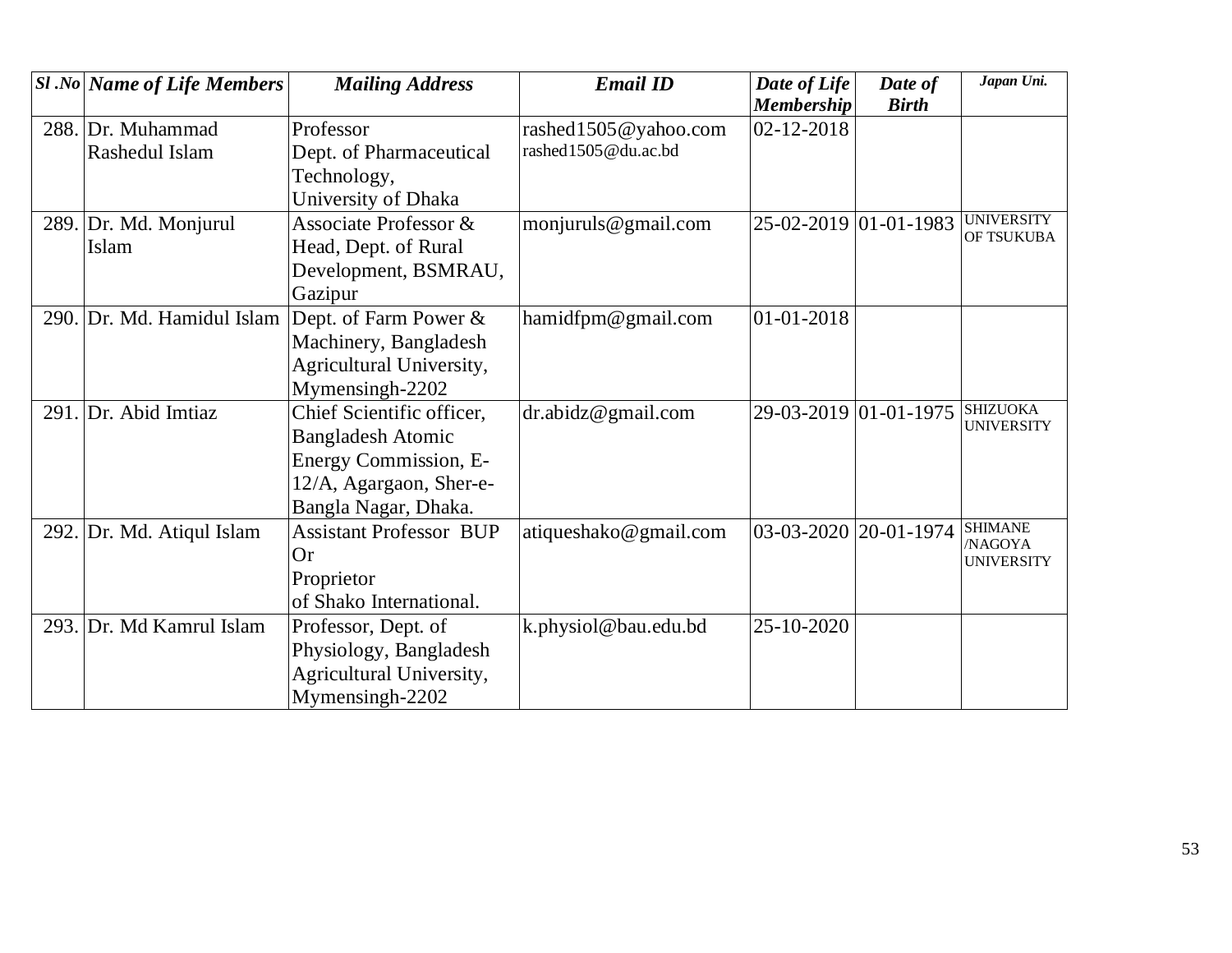| *Sl .No* | *Name of Life Members* | *Mailing Address* | *Email ID* | *Date of Life Membership* | *Date of Birth* | *Japan Uni.* |
|---|---|---|---|---|---|---|
| 288. | Dr. Muhammad Rashedul Islam | Professor Dept. of Pharmaceutical Technology, University of Dhaka | rashed1505@yahoo.com rashed1505@du.ac.bd | 02-12-2018 | | |
| 289. | Dr. Md. Monjurul Islam | Associate Professor & Head, Dept. of Rural Development, BSMRAU, Gazipur | monjuruls@gmail.com | 25-02-2019 | 01-01-1983 | UNIVERSITY OF TSUKUBA |
| 290. | Dr. Md. Hamidul Islam | Dept. of Farm Power & Machinery, Bangladesh Agricultural University, Mymensingh-2202 | hamidfpm@gmail.com | 01-01-2018 | | |
| 291. | Dr. Abid Imtiaz | Chief Scientific officer, Bangladesh Atomic Energy Commission, E-12/A, Agargaon, Sher-e-Bangla Nagar, Dhaka. | dr.abidz@gmail.com | 29-03-2019 | 01-01-1975 | SHIZUOKA UNIVERSITY |
| 292. | Dr. Md. Atiqul Islam | Assistant Professor BUP Or Proprietor of Shako International. | atiqueshako@gmail.com | 03-03-2020 | 20-01-1974 | SHIMANE /NAGOYA UNIVERSITY |
| 293. | Dr. Md Kamrul Islam | Professor, Dept. of Physiology, Bangladesh Agricultural University, Mymensingh-2202 | k.physiol@bau.edu.bd | 25-10-2020 | | |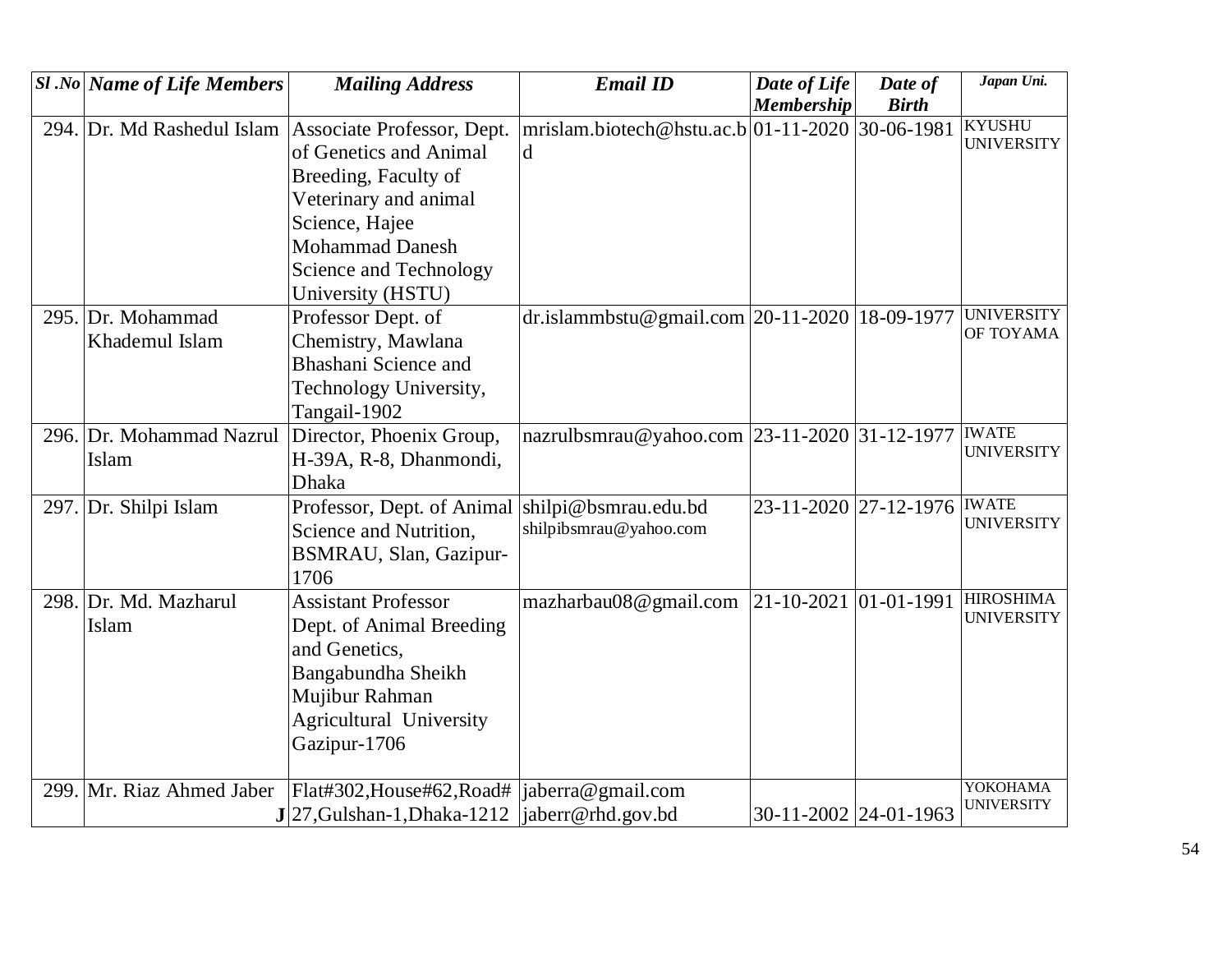| *Sl .No* | *Name of Life Members* | *Mailing Address* | *Email ID* | *Date of Life Membership* | *Date of Birth* | *Japan Uni.* |
|---|---|---|---|---|---|---|
| 294. | Dr. Md Rashedul Islam | Associate Professor, Dept. of Genetics and Animal Breeding, Faculty of Veterinary and animal Science, Hajee Mohammad Danesh Science and Technology University (HSTU) | mrislam.biotech@hstu.ac.bd | 01-11-2020 | 30-06-1981 | KYUSHU UNIVERSITY |
| 295. | Dr. Mohammad Khademul Islam | Professor Dept. of Chemistry, Mawlana Bhashani Science and Technology University, Tangail-1902 | dr.islammbstu@gmail.com | 20-11-2020 | 18-09-1977 | UNIVERSITY OF TOYAMA |
| 296. | Dr. Mohammad Nazrul Islam | Director, Phoenix Group, H-39A, R-8, Dhanmondi, Dhaka | nazrulbsmrau@yahoo.com | 23-11-2020 | 31-12-1977 | IWATE UNIVERSITY |
| 297. | Dr. Shilpi Islam | Professor, Dept. of Animal Science and Nutrition, BSMRAU, Slan, Gazipur-1706 | shilpi@bsmrau.edu.bd shilpibsmrau@yahoo.com | 23-11-2020 | 27-12-1976 | IWATE UNIVERSITY |
| 298. | Dr. Md. Mazharul Islam | Assistant Professor Dept. of Animal Breeding and Genetics, Bangabundha Sheikh Mujibur Rahman Agricultural University Gazipur-1706 | mazharbau08@gmail.com | 21-10-2021 | 01-01-1991 | HIROSHIMA UNIVERSITY |
| 299. | Mr. Riaz Ahmed Jaber **J** | Flat#302,House#62,Road#27,Gulshan-1,Dhaka-1212 | jaberra@gmail.com jaberr@rhd.gov.bd | 30-11-2002 | 24-01-1963 | YOKOHAMA UNIVERSITY |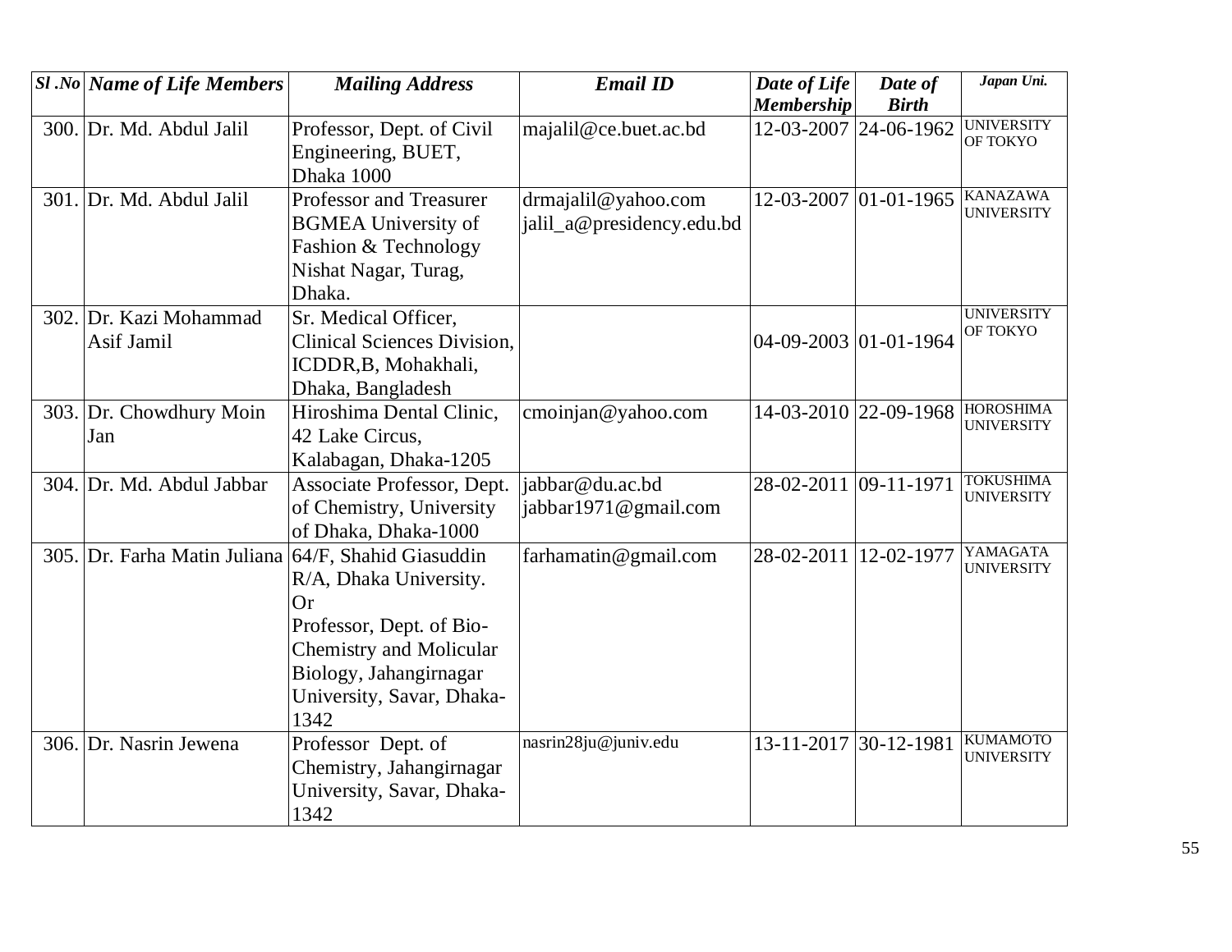| *Sl .No* | *Name of Life Members* | *Mailing Address* | *Email ID* | *Date of Life Membership* | *Date of Birth* | *Japan Uni.* |
|---|---|---|---|---|---|---|
| 300. | Dr. Md. Abdul Jalil | Professor, Dept. of Civil Engineering, BUET, Dhaka 1000 | majalil@ce.buet.ac.bd | 12-03-2007 | 24-06-1962 | UNIVERSITY OF TOKYO |
| 301. | Dr. Md. Abdul Jalil | Professor and Treasurer BGMEA University of Fashion & Technology Nishat Nagar, Turag, Dhaka. | drmajalil@yahoo.com jalil_a@presidency.edu.bd | 12-03-2007 | 01-01-1965 | KANAZAWA UNIVERSITY |
| 302. | Dr. Kazi Mohammad Asif Jamil | Sr. Medical Officer, Clinical Sciences Division, ICDDR,B, Mohakhali, Dhaka, Bangladesh | | 04-09-2003 | 01-01-1964 | UNIVERSITY OF TOKYO |
| 303. | Dr. Chowdhury Moin Jan | Hiroshima Dental Clinic, 42 Lake Circus, Kalabagan, Dhaka-1205 | cmoinjan@yahoo.com | 14-03-2010 | 22-09-1968 | HOROSHIMA UNIVERSITY |
| 304. | Dr. Md. Abdul Jabbar | Associate Professor, Dept. of Chemistry, University of Dhaka, Dhaka-1000 | jabbar@du.ac.bd jabbar1971@gmail.com | 28-02-2011 | 09-11-1971 | TOKUSHIMA UNIVERSITY |
| 305. | Dr. Farha Matin Juliana | 64/F, Shahid Giasuddin R/A, Dhaka University. Or Professor, Dept. of Bio-Chemistry and Molicular Biology, Jahangirnagar University, Savar, Dhaka-1342 | farhamatin@gmail.com | 28-02-2011 | 12-02-1977 | YAMAGATA UNIVERSITY |
| 306. | Dr. Nasrin Jewena | Professor Dept. of Chemistry, Jahangirnagar University, Savar, Dhaka-1342 | nasrin28ju@juniv.edu | 13-11-2017 | 30-12-1981 | KUMAMOTO UNIVERSITY |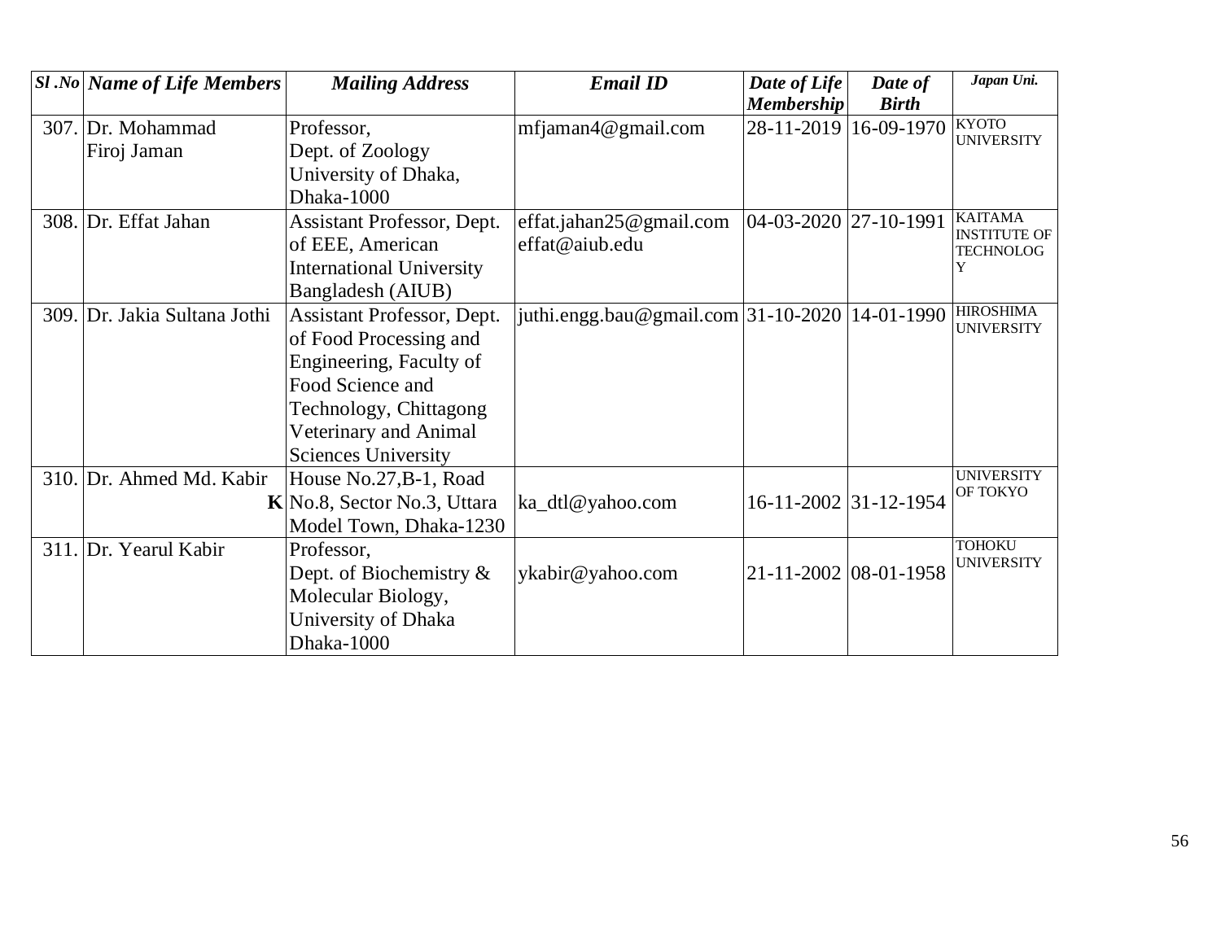| Sl .No | Name of Life Members | Mailing Address | Email ID | Date of Life Membership | Date of Birth | Japan Uni. |
|---|---|---|---|---|---|---|
| 307. | Dr. Mohammad Firoj Jaman | Professor, Dept. of Zoology University of Dhaka, Dhaka-1000 | mfjaman4@gmail.com | 28-11-2019 | 16-09-1970 | KYOTO UNIVERSITY |
| 308. | Dr. Effat Jahan | Assistant Professor, Dept. of EEE, American International University Bangladesh (AIUB) | effat.jahan25@gmail.com effat@aiub.edu | 04-03-2020 | 27-10-1991 | KAITAMA INSTITUTE OF TECHNOLOGY |
| 309. | Dr. Jakia Sultana Jothi | Assistant Professor, Dept. of Food Processing and Engineering, Faculty of Food Science and Technology, Chittagong Veterinary and Animal Sciences University | juthi.engg.bau@gmail.com | 31-10-2020 | 14-01-1990 | HIROSHIMA UNIVERSITY |
| 310. | Dr. Ahmed Md. Kabir **K** | House No.27,B-1, Road No.8, Sector No.3, Uttara Model Town, Dhaka-1230 | ka_dtl@yahoo.com | 16-11-2002 | 31-12-1954 | UNIVERSITY OF TOKYO |
| 311. | Dr. Yearul Kabir | Professor, Dept. of Biochemistry & Molecular Biology, University of Dhaka Dhaka-1000 | ykabir@yahoo.com | 21-11-2002 | 08-01-1958 | TOHOKU UNIVERSITY |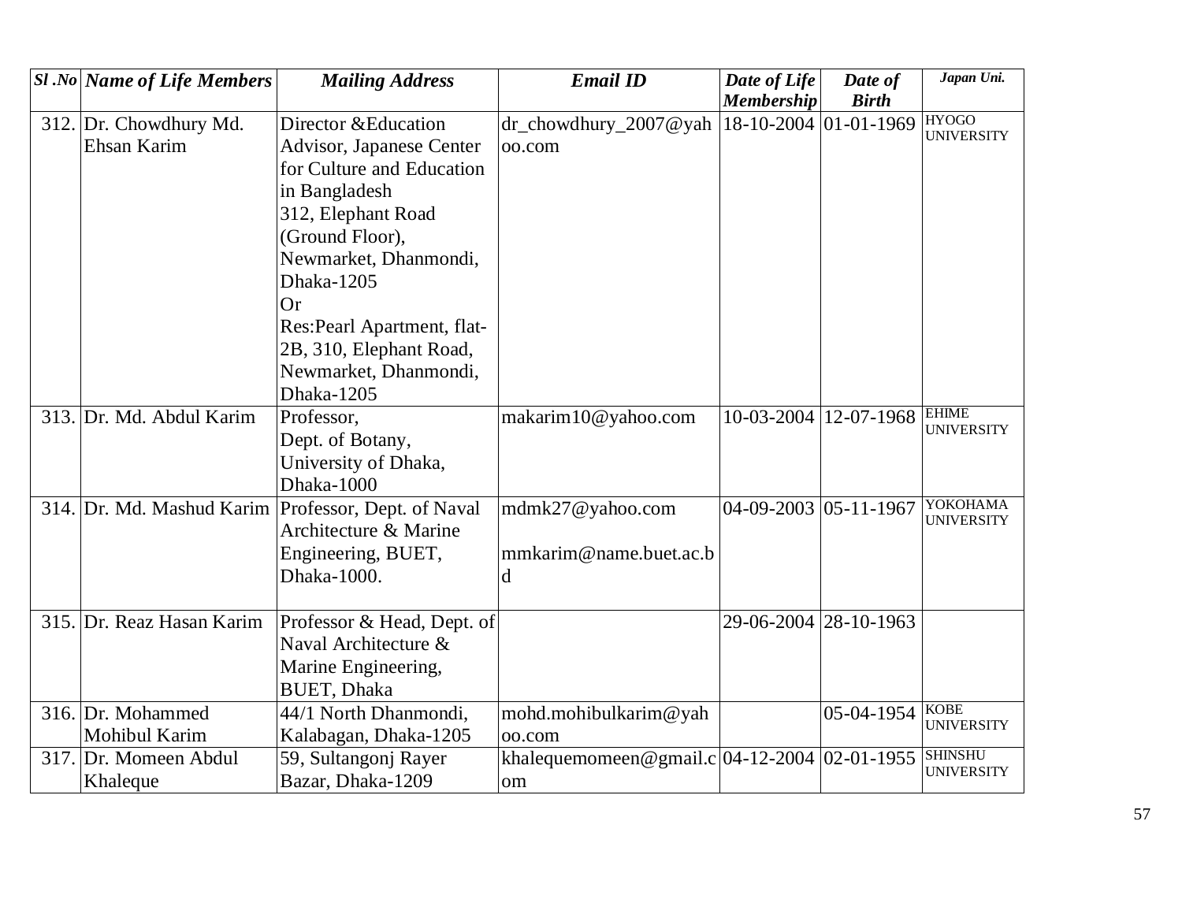| Sl .No | Name of Life Members | Mailing Address | Email ID | Date of Life Membership | Date of Birth | Japan Uni. |
|---|---|---|---|---|---|---|
| 312. | Dr. Chowdhury Md. Ehsan Karim | Director &Education Advisor, Japanese Center for Culture and Education in Bangladesh 312, Elephant Road (Ground Floor), Newmarket, Dhanmondi, Dhaka-1205 Or Res:Pearl Apartment, flat-2B, 310, Elephant Road, Newmarket, Dhanmondi, Dhaka-1205 | dr_chowdhury_2007@yahoo.com | 18-10-2004 | 01-01-1969 | HYOGO UNIVERSITY |
| 313. | Dr. Md. Abdul Karim | Professor, Dept. of Botany, University of Dhaka, Dhaka-1000 | makarim10@yahoo.com | 10-03-2004 | 12-07-1968 | EHIME UNIVERSITY |
| 314. | Dr. Md. Mashud Karim | Professor, Dept. of Naval Architecture & Marine Engineering, BUET, Dhaka-1000. | mdmk27@yahoo.com mmkarim@name.buet.ac.bd | 04-09-2003 | 05-11-1967 | YOKOHAMA UNIVERSITY |
| 315. | Dr. Reaz Hasan Karim | Professor & Head, Dept. of Naval Architecture & Marine Engineering, BUET, Dhaka | | 29-06-2004 | 28-10-1963 | |
| 316. | Dr. Mohammed Mohibul Karim | 44/1 North Dhanmondi, Kalabagan, Dhaka-1205 | mohd.mohibulkarim@yahoo.com | | 05-04-1954 | KOBE UNIVERSITY |
| 317. | Dr. Momeen Abdul Khaleque | 59, Sultangonj Rayer Bazar, Dhaka-1209 | khalequemomeen@gmail.com | 04-12-2004 | 02-01-1955 | SHINSHU UNIVERSITY |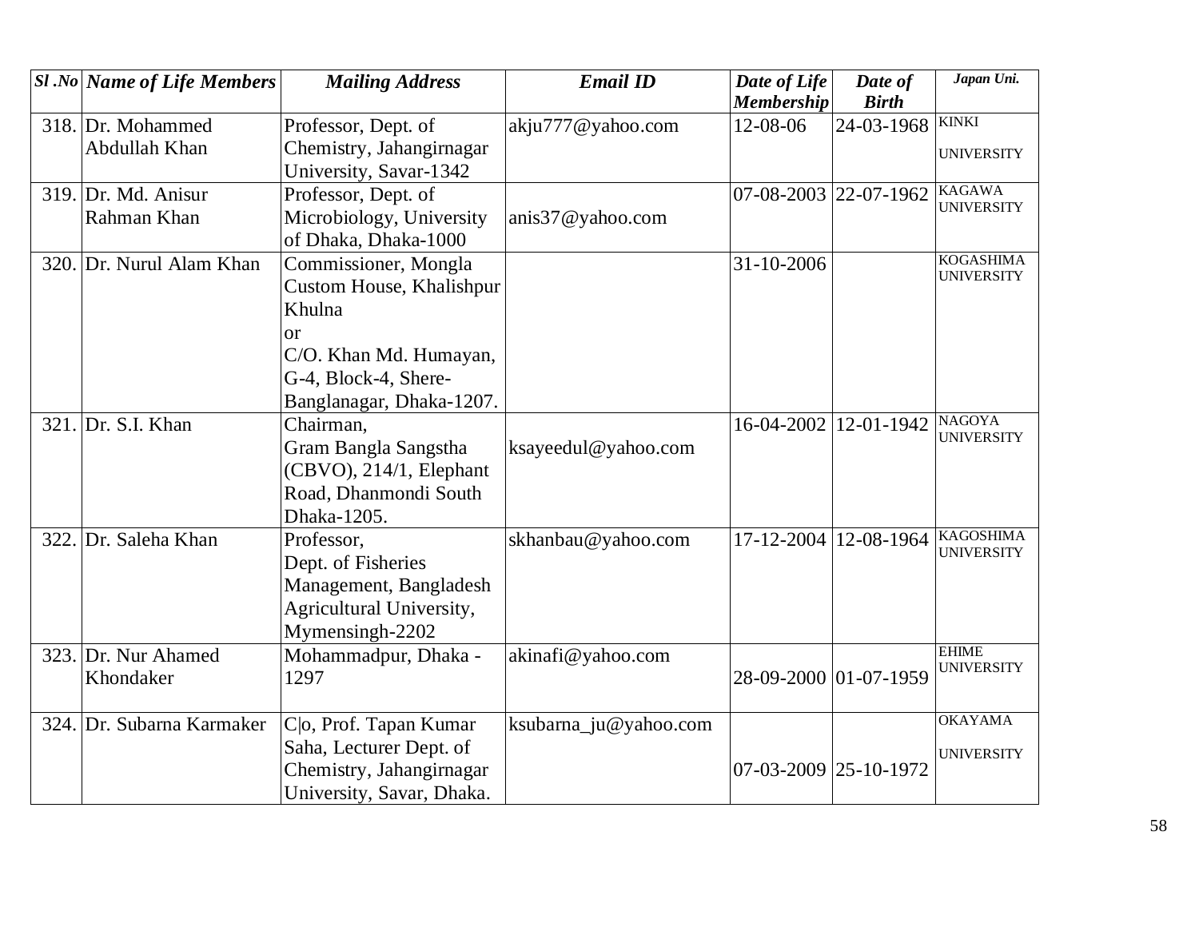| Sl .No | Name of Life Members | Mailing Address | Email ID | Date of Life Membership | Date of Birth | Japan Uni. |
|---|---|---|---|---|---|---|
| 318. | Dr. Mohammed Abdullah Khan | Professor, Dept. of Chemistry, Jahangirnagar University, Savar-1342 | akju777@yahoo.com | 12-08-06 | 24-03-1968 | KINKI UNIVERSITY |
| 319. | Dr. Md. Anisur Rahman Khan | Professor, Dept. of Microbiology, University of Dhaka, Dhaka-1000 | anis37@yahoo.com | 07-08-2003 | 22-07-1962 | KAGAWA UNIVERSITY |
| 320. | Dr. Nurul Alam Khan | Commissioner, Mongla Custom House, Khalishpur Khulna or C/O. Khan Md. Humayan, G-4, Block-4, Shere-Banglanagar, Dhaka-1207. | | 31-10-2006 | | KOGASHIMA UNIVERSITY |
| 321. | Dr. S.I. Khan | Chairman, Gram Bangla Sangstha (CBVO), 214/1, Elephant Road, Dhanmondi South Dhaka-1205. | ksayeedul@yahoo.com | 16-04-2002 | 12-01-1942 | NAGOYA UNIVERSITY |
| 322. | Dr. Saleha Khan | Professor, Dept. of Fisheries Management, Bangladesh Agricultural University, Mymensingh-2202 | skhanbau@yahoo.com | 17-12-2004 | 12-08-1964 | KAGOSHIMA UNIVERSITY |
| 323. | Dr. Nur Ahamed Khondaker | Mohammadpur, Dhaka - 1297 | akinafi@yahoo.com | 28-09-2000 | 01-07-1959 | EHIME UNIVERSITY |
| 324. | Dr. Subarna Karmaker | C\|o, Prof. Tapan Kumar Saha, Lecturer Dept. of Chemistry, Jahangirnagar University, Savar, Dhaka. | ksubarna_ju@yahoo.com | 07-03-2009 | 25-10-1972 | OKAYAMA UNIVERSITY |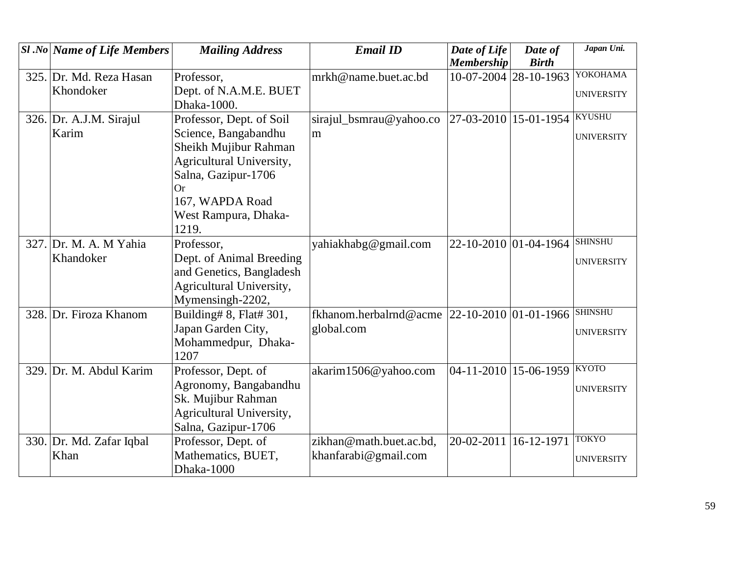| *Sl .No* | *Name of Life Members* | *Mailing Address* | *Email ID* | *Date of Life Membership* | *Date of Birth* | *Japan Uni.* |
|---|---|---|---|---|---|---|
| 325. | Dr. Md. Reza Hasan Khondoker | Professor, Dept. of N.A.M.E. BUET Dhaka-1000. | mrkh@name.buet.ac.bd | 10-07-2004 | 28-10-1963 | YOKOHAMA UNIVERSITY |
| 326. | Dr. A.J.M. Sirajul Karim | Professor, Dept. of Soil Science, Bangabandhu Sheikh Mujibur Rahman Agricultural University, Salna, Gazipur-1706 Or 167, WAPDA Road West Rampura, Dhaka-1219. | sirajul_bsmrau@yahoo.com | 27-03-2010 | 15-01-1954 | KYUSHU UNIVERSITY |
| 327. | Dr. M. A. M Yahia Khandoker | Professor, Dept. of Animal Breeding and Genetics, Bangladesh Agricultural University, Mymensingh-2202, | yahiakhabg@gmail.com | 22-10-2010 | 01-04-1964 | SHINSHU UNIVERSITY |
| 328. | Dr. Firoza Khanom | Building# 8, Flat# 301, Japan Garden City, Mohammedpur, Dhaka-1207 | fkhanom.herbalrnd@acmeglobal.com | 22-10-2010 | 01-01-1966 | SHINSHU UNIVERSITY |
| 329. | Dr. M. Abdul Karim | Professor, Dept. of Agronomy, Bangabandhu Sk. Mujibur Rahman Agricultural University, Salna, Gazipur-1706 | akarim1506@yahoo.com | 04-11-2010 | 15-06-1959 | KYOTO UNIVERSITY |
| 330. | Dr. Md. Zafar Iqbal Khan | Professor, Dept. of Mathematics, BUET, Dhaka-1000 | zikhan@math.buet.ac.bd, khanfarabi@gmail.com | 20-02-2011 | 16-12-1971 | TOKYO UNIVERSITY |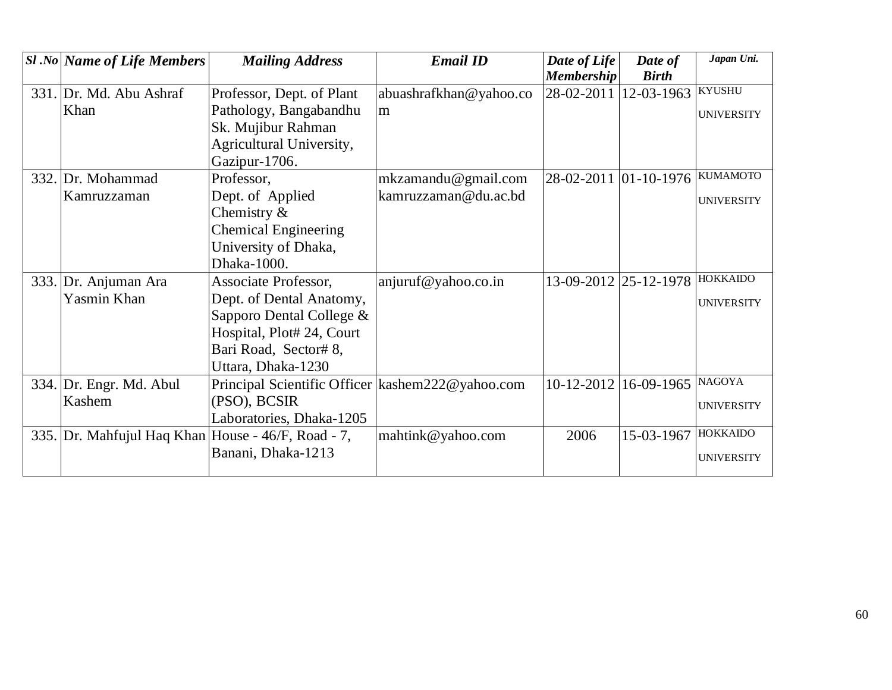| *Sl .No* | *Name of Life Members* | *Mailing Address* | *Email ID* | *Date of Life Membership* | *Date of Birth* | *Japan Uni.* |
|---|---|---|---|---|---|---|
| 331. | Dr. Md. Abu Ashraf Khan | Professor, Dept. of Plant Pathology, Bangabandhu Sk. Mujibur Rahman Agricultural University, Gazipur-1706. | abuashrafkhan@yahoo.com | 28-02-2011 | 12-03-1963 | KYUSHU UNIVERSITY |
| 332. | Dr. Mohammad Kamruzzaman | Professor, Dept. of Applied Chemistry & Chemical Engineering University of Dhaka, Dhaka-1000. | mkzamandu@gmail.com kamruzzaman@du.ac.bd | 28-02-2011 | 01-10-1976 | KUMAMOTO UNIVERSITY |
| 333. | Dr. Anjuman Ara Yasmin Khan | Associate Professor, Dept. of Dental Anatomy, Sapporo Dental College & Hospital, Plot# 24, Court Bari Road, Sector# 8, Uttara, Dhaka-1230 | anjuruf@yahoo.co.in | 13-09-2012 | 25-12-1978 | HOKKAIDO UNIVERSITY |
| 334. | Dr. Engr. Md. Abul Kashem | Principal Scientific Officer (PSO), BCSIR Laboratories, Dhaka-1205 | kashem222@yahoo.com | 10-12-2012 | 16-09-1965 | NAGOYA UNIVERSITY |
| 335. | Dr. Mahfujul Haq Khan | House - 46/F, Road - 7, Banani, Dhaka-1213 | mahtink@yahoo.com | 2006 | 15-03-1967 | HOKKAIDO UNIVERSITY |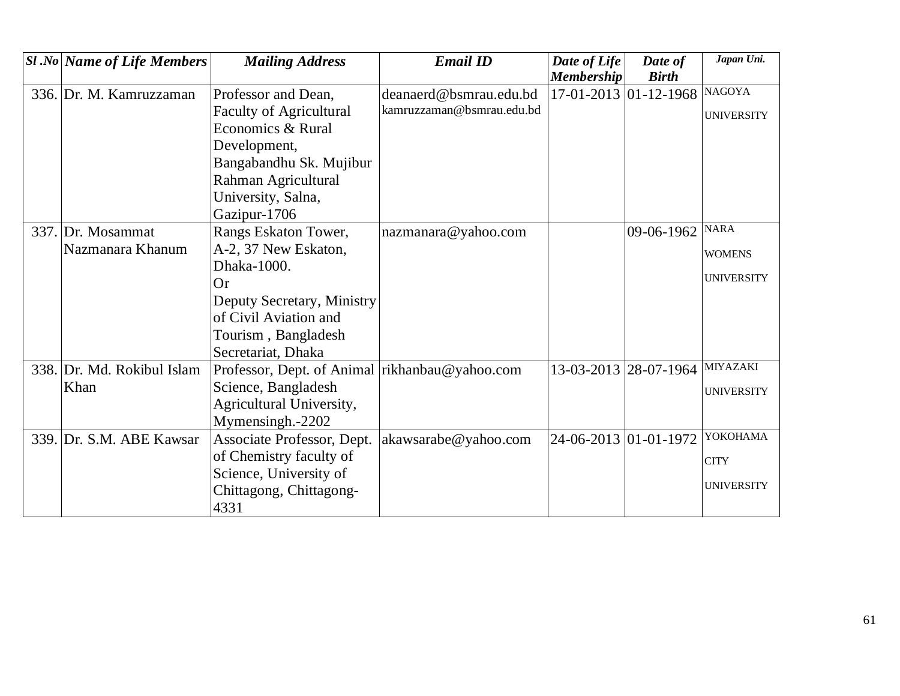| *Sl .No* | *Name of Life Members* | *Mailing Address* | *Email ID* | *Date of Life Membership* | *Date of Birth* | *Japan Uni.* |
|---|---|---|---|---|---|---|
| 336. | Dr. M. Kamruzzaman | Professor and Dean, Faculty of Agricultural Economics & Rural Development, Bangabandhu Sk. Mujibur Rahman Agricultural University, Salna, Gazipur-1706 | deanaerd@bsmrau.edu.bd kamruzzaman@bsmrau.edu.bd | 17-01-2013 | 01-12-1968 | NAGOYA UNIVERSITY |
| 337. | Dr. Mosammat Nazmanara Khanum | Rangs Eskaton Tower, A-2, 37 New Eskaton, Dhaka-1000. Or Deputy Secretary, Ministry of Civil Aviation and Tourism , Bangladesh Secretariat, Dhaka | nazmanara@yahoo.com | | 09-06-1962 | NARA WOMENS UNIVERSITY |
| 338. | Dr. Md. Rokibul Islam Khan | Professor, Dept. of Animal Science, Bangladesh Agricultural University, Mymensingh.-2202 | rikhanbau@yahoo.com | 13-03-2013 | 28-07-1964 | MIYAZAKI UNIVERSITY |
| 339. | Dr. S.M. ABE Kawsar | Associate Professor, Dept. of Chemistry faculty of Science, University of Chittagong, Chittagong-4331 | akawsarabe@yahoo.com | 24-06-2013 | 01-01-1972 | YOKOHAMA CITY UNIVERSITY |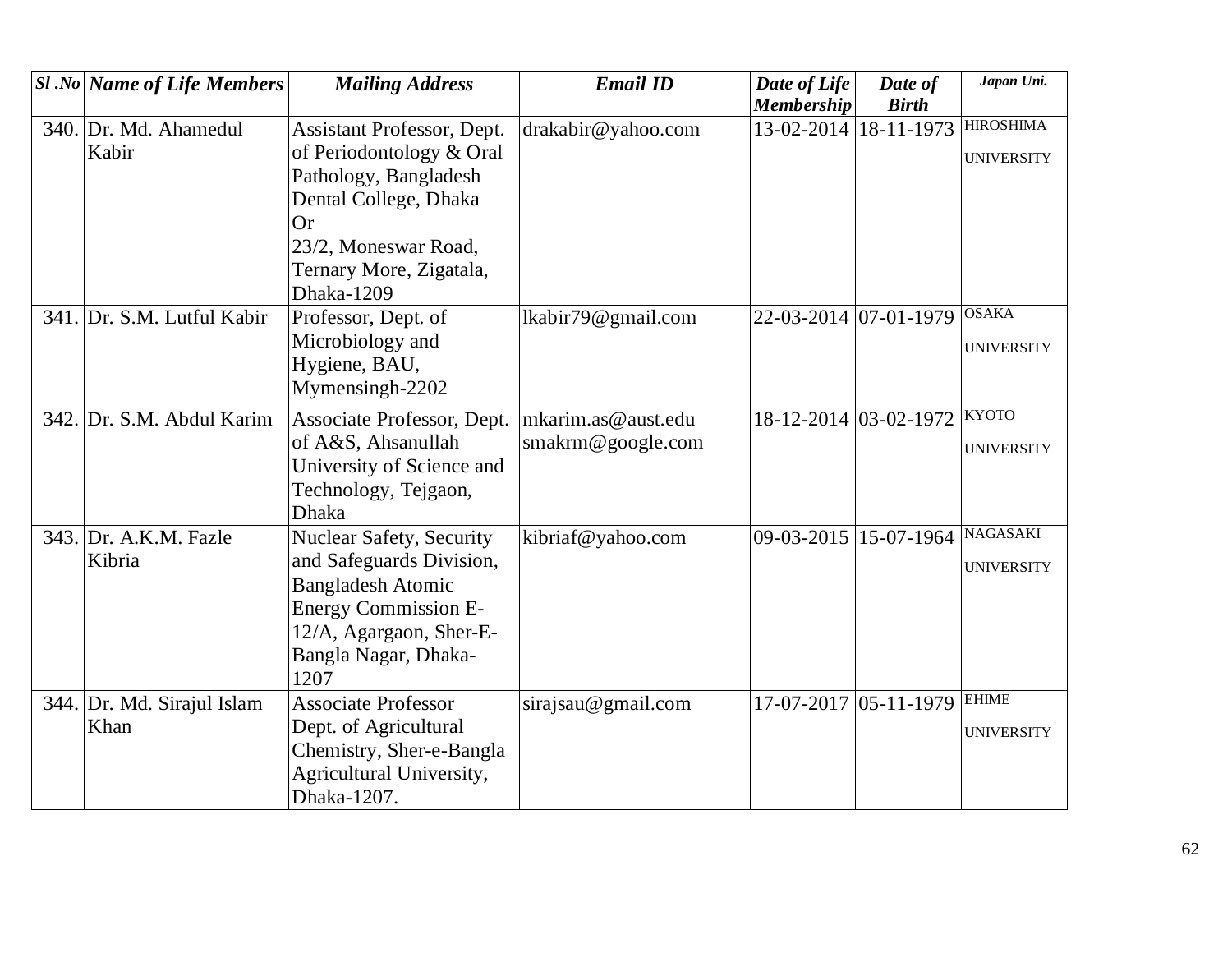| Sl .No | Name of Life Members | Mailing Address | Email ID | Date of Life Membership | Date of Birth | Japan Uni. |
|---|---|---|---|---|---|---|
| 340. | Dr. Md. Ahamedul Kabir | Assistant Professor, Dept. of Periodontology & Oral Pathology, Bangladesh Dental College, Dhaka Or 23/2, Moneswar Road, Ternary More, Zigatala, Dhaka-1209 | drakabir@yahoo.com | 13-02-2014 | 18-11-1973 | HIROSHIMA UNIVERSITY |
| 341. | Dr. S.M. Lutful Kabir | Professor, Dept. of Microbiology and Hygiene, BAU, Mymensingh-2202 | lkabir79@gmail.com | 22-03-2014 | 07-01-1979 | OSAKA UNIVERSITY |
| 342. | Dr. S.M. Abdul Karim | Associate Professor, Dept. of A&S, Ahsanullah University of Science and Technology, Tejgaon, Dhaka | mkarim.as@aust.edu smakrm@google.com | 18-12-2014 | 03-02-1972 | KYOTO UNIVERSITY |
| 343. | Dr. A.K.M. Fazle Kibria | Nuclear Safety, Security and Safeguards Division, Bangladesh Atomic Energy Commission E-12/A, Agargaon, Sher-E-Bangla Nagar, Dhaka-1207 | kibriaf@yahoo.com | 09-03-2015 | 15-07-1964 | NAGASAKI UNIVERSITY |
| 344. | Dr. Md. Sirajul Islam Khan | Associate Professor Dept. of Agricultural Chemistry, Sher-e-Bangla Agricultural University, Dhaka-1207. | sirajsau@gmail.com | 17-07-2017 | 05-11-1979 | EHIME UNIVERSITY |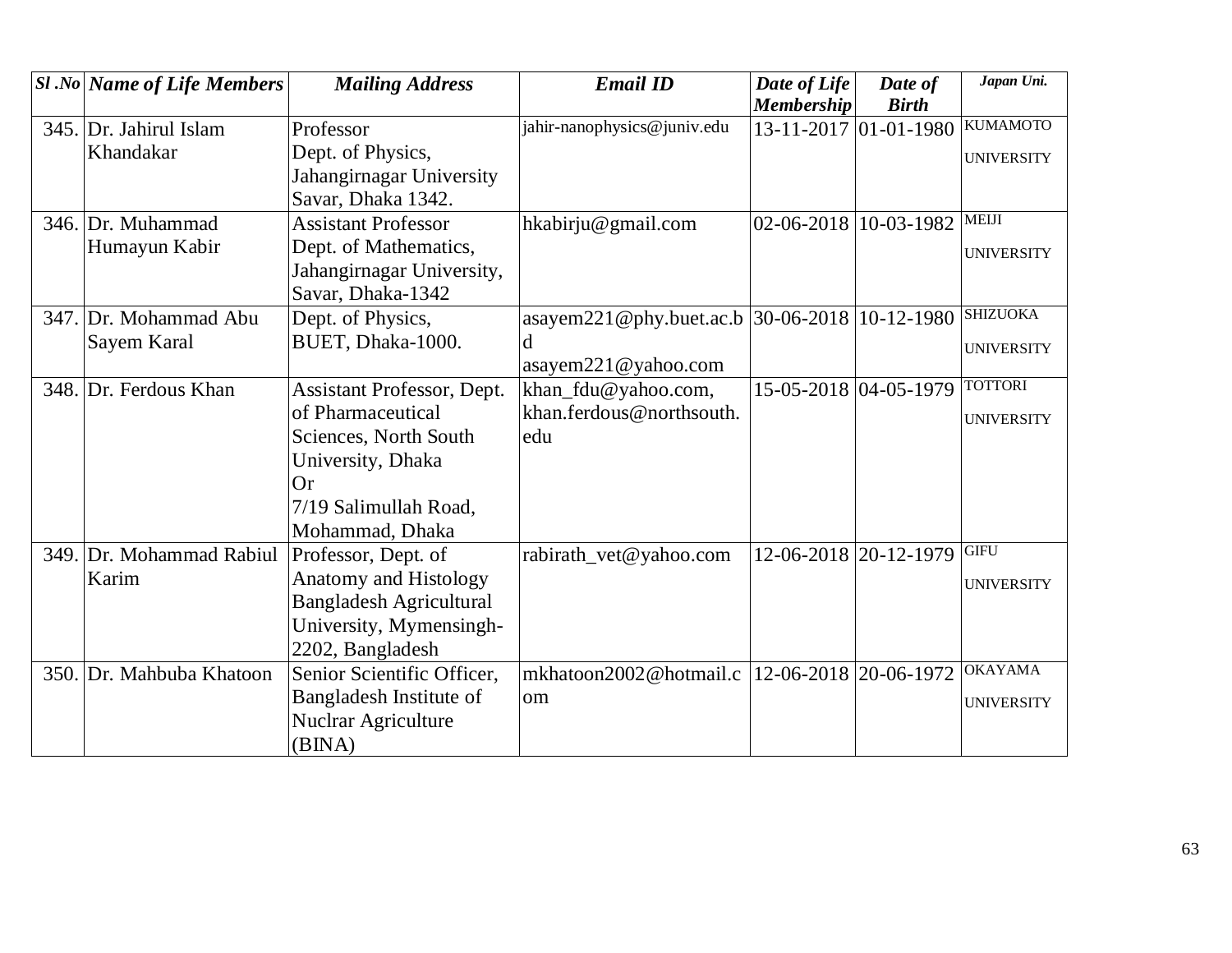| Sl .No | Name of Life Members | Mailing Address | Email ID | Date of Life Membership | Date of Birth | Japan Uni. |
|---|---|---|---|---|---|---|
| 345. | Dr. Jahirul Islam Khandakar | Professor Dept. of Physics, Jahangirnagar University Savar, Dhaka 1342. | jahir-nanophysics@juniv.edu | 13-11-2017 | 01-01-1980 | KUMAMOTO UNIVERSITY |
| 346. | Dr. Muhammad Humayun Kabir | Assistant Professor Dept. of Mathematics, Jahangirnagar University, Savar, Dhaka-1342 | hkabirju@gmail.com | 02-06-2018 | 10-03-1982 | MEIJI UNIVERSITY |
| 347. | Dr. Mohammad Abu Sayem Karal | Dept. of Physics, BUET, Dhaka-1000. | asayem221@phy.buet.ac.bd asayem221@yahoo.com | 30-06-2018 | 10-12-1980 | SHIZUOKA UNIVERSITY |
| 348. | Dr. Ferdous Khan | Assistant Professor, Dept. of Pharmaceutical Sciences, North South University, Dhaka Or 7/19 Salimullah Road, Mohammad, Dhaka | khan_fdu@yahoo.com, khan.ferdous@northsouth.edu | 15-05-2018 | 04-05-1979 | TOTTORI UNIVERSITY |
| 349. | Dr. Mohammad Rabiul Karim | Professor, Dept. of Anatomy and Histology Bangladesh Agricultural University, Mymensingh-2202, Bangladesh | rabirath_vet@yahoo.com | 12-06-2018 | 20-12-1979 | GIFU UNIVERSITY |
| 350. | Dr. Mahbuba Khatoon | Senior Scientific Officer, Bangladesh Institute of Nuclrar Agriculture (BINA) | mkhatoon2002@hotmail.com | 12-06-2018 | 20-06-1972 | OKAYAMA UNIVERSITY |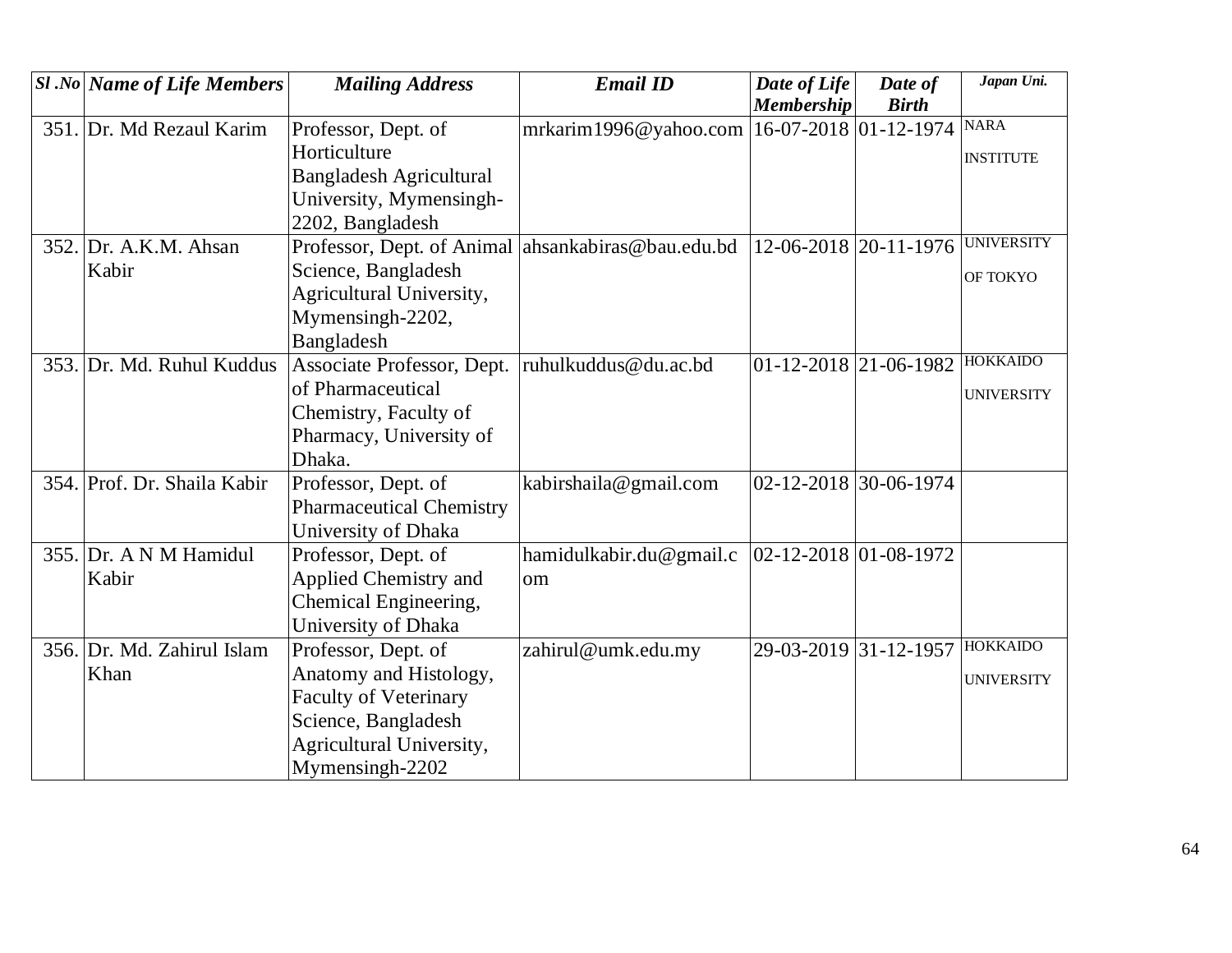| *Sl .No* | *Name of Life Members* | *Mailing Address* | *Email ID* | *Date of Life Membership* | *Date of Birth* | *Japan Uni.* |
|---|---|---|---|---|---|---|
| 351. | Dr. Md Rezaul Karim | Professor, Dept. of Horticulture Bangladesh Agricultural University, Mymensingh-2202, Bangladesh | mrkarim1996@yahoo.com | 16-07-2018 | 01-12-1974 | NARA INSTITUTE |
| 352. | Dr. A.K.M. Ahsan Kabir | Professor, Dept. of Animal Science, Bangladesh Agricultural University, Mymensingh-2202, Bangladesh | ahsankabiras@bau.edu.bd | 12-06-2018 | 20-11-1976 | UNIVERSITY OF TOKYO |
| 353. | Dr. Md. Ruhul Kuddus | Associate Professor, Dept. of Pharmaceutical Chemistry, Faculty of Pharmacy, University of Dhaka. | ruhulkuddus@du.ac.bd | 01-12-2018 | 21-06-1982 | HOKKAIDO UNIVERSITY |
| 354. | Prof. Dr. Shaila Kabir | Professor, Dept. of Pharmaceutical Chemistry University of Dhaka | kabirshaila@gmail.com | 02-12-2018 | 30-06-1974 | |
| 355. | Dr. A N M Hamidul Kabir | Professor, Dept. of Applied Chemistry and Chemical Engineering, University of Dhaka | hamidulkabir.du@gmail.com | 02-12-2018 | 01-08-1972 | |
| 356. | Dr. Md. Zahirul Islam Khan | Professor, Dept. of Anatomy and Histology, Faculty of Veterinary Science, Bangladesh Agricultural University, Mymensingh-2202 | zahirul@umk.edu.my | 29-03-2019 | 31-12-1957 | HOKKAIDO UNIVERSITY |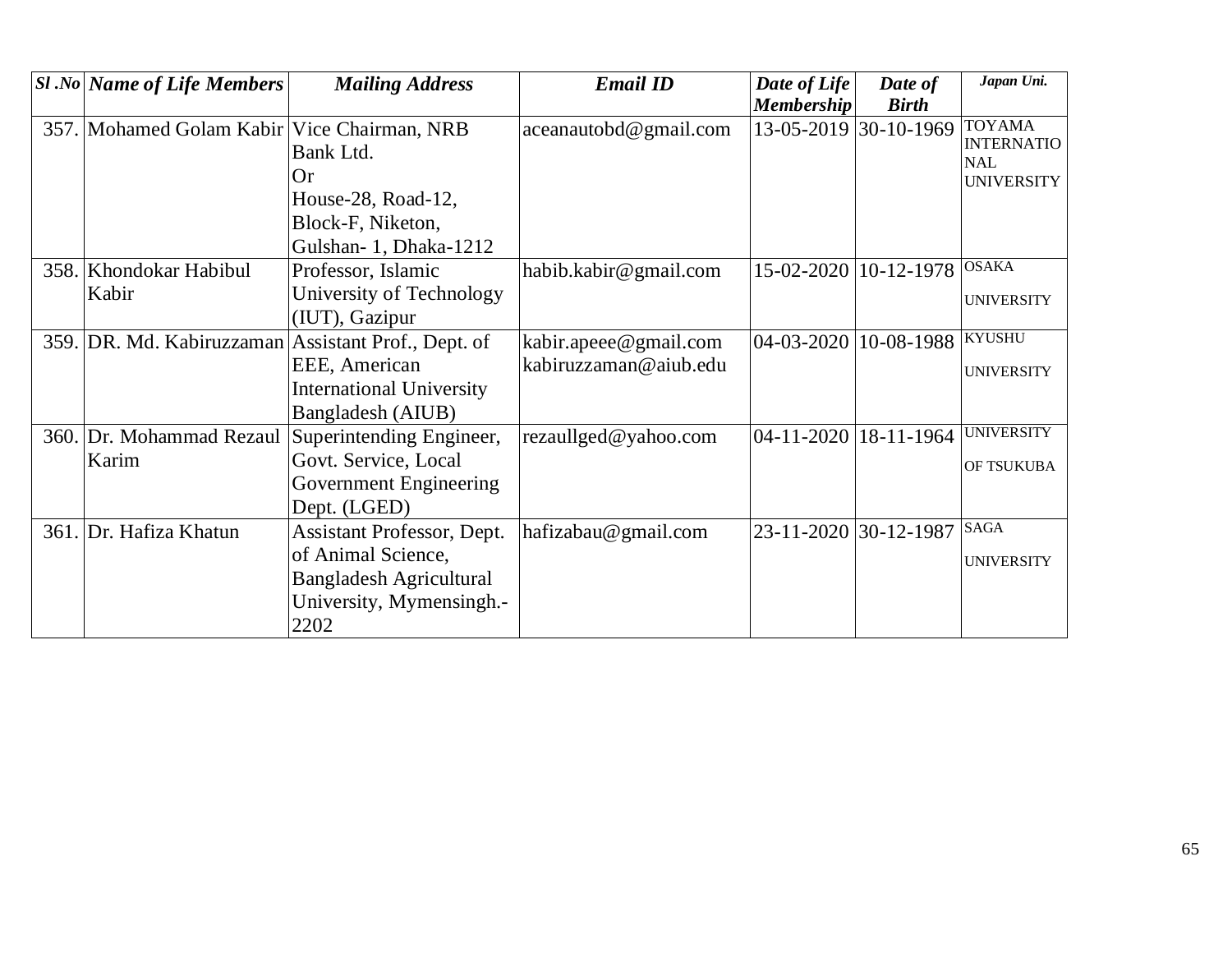| *Sl .No* | *Name of Life Members* | *Mailing Address* | *Email ID* | *Date of Life Membership* | *Date of Birth* | *Japan Uni.* |
|---|---|---|---|---|---|---|
| 357. | Mohamed Golam Kabir | Vice Chairman, NRB Bank Ltd. Or House-28, Road-12, Block-F, Niketon, Gulshan- 1, Dhaka-1212 | aceanautobd@gmail.com | 13-05-2019 | 30-10-1969 | TOYAMA INTERNATIONAL UNIVERSITY |
| 358. | Khondokar Habibul Kabir | Professor, Islamic University of Technology (IUT), Gazipur | habib.kabir@gmail.com | 15-02-2020 | 10-12-1978 | OSAKA UNIVERSITY |
| 359. | DR. Md. Kabiruzzaman | Assistant Prof., Dept. of EEE, American International University Bangladesh (AIUB) | kabir.apeee@gmail.com kabiruzzaman@aiub.edu | 04-03-2020 | 10-08-1988 | KYUSHU UNIVERSITY |
| 360. | Dr. Mohammad Rezaul Karim | Superintending Engineer, Govt. Service, Local Government Engineering Dept. (LGED) | rezaullged@yahoo.com | 04-11-2020 | 18-11-1964 | UNIVERSITY OF TSUKUBA |
| 361. | Dr. Hafiza Khatun | Assistant Professor, Dept. of Animal Science, Bangladesh Agricultural University, Mymensingh.-2202 | hafizabau@gmail.com | 23-11-2020 | 30-12-1987 | SAGA UNIVERSITY |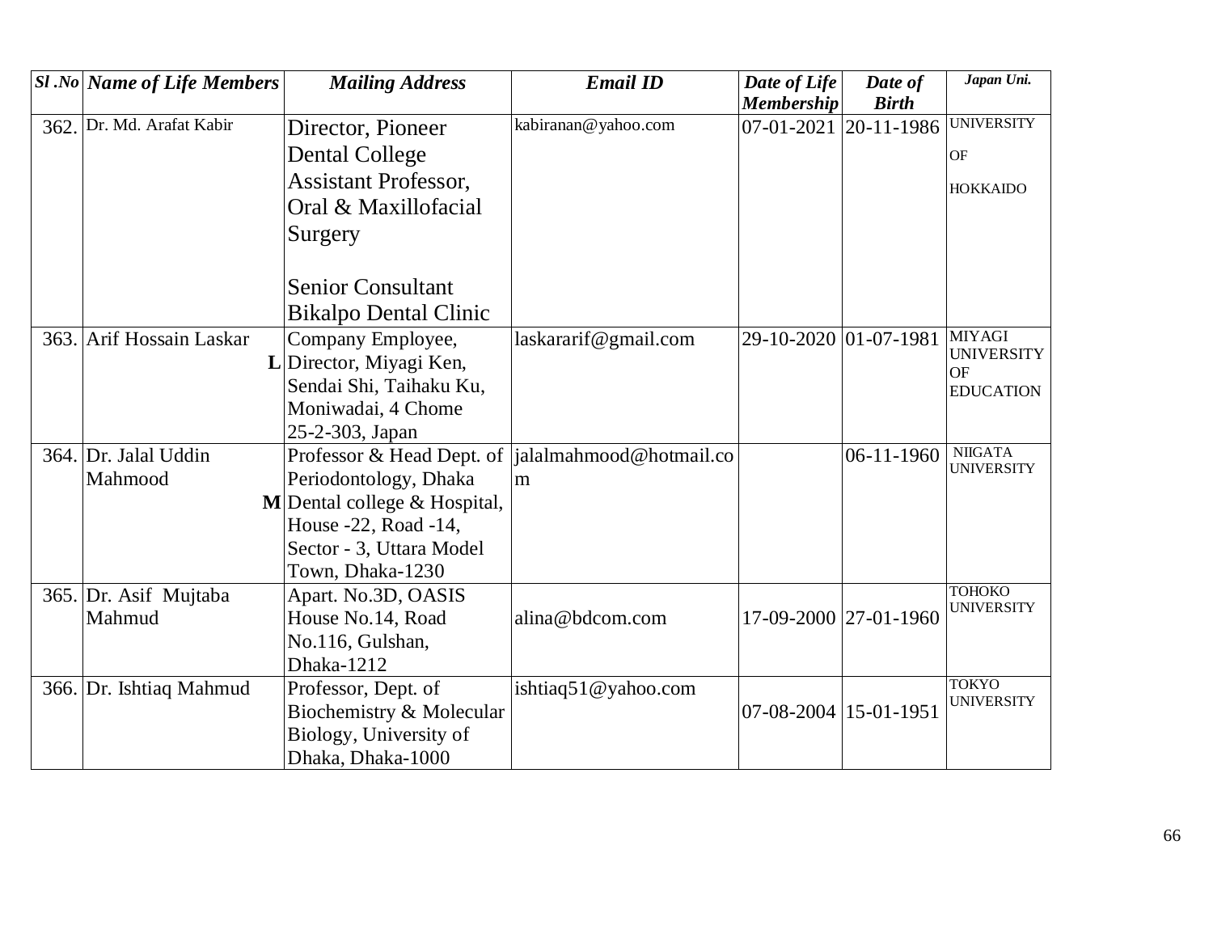| Sl .No | Name of Life Members | Mailing Address | Email ID | Date of Life Membership | Date of Birth | Japan Uni. |
|---|---|---|---|---|---|---|
| 362. | Dr. Md. Arafat Kabir | Director, Pioneer Dental College Assistant Professor, Oral & Maxillofacial Surgery<br><br>Senior Consultant Bikalpo Dental Clinic | kabiranan@yahoo.com | 07-01-2021 | 20-11-1986 | UNIVERSITY OF HOKKAIDO |
| 363. | Arif Hossain Laskar **L** | Company Employee, Director, Miyagi Ken, Sendai Shi, Taihaku Ku, Moniwadai, 4 Chome 25-2-303, Japan | laskararif@gmail.com | 29-10-2020 | 01-07-1981 | MIYAGI UNIVERSITY OF EDUCATION |
| 364. | Dr. Jalal Uddin Mahmood **M** | Professor & Head Dept. of Periodontology, Dhaka Dental college & Hospital, House -22, Road -14, Sector - 3, Uttara Model Town, Dhaka-1230 | jalalmahmood@hotmail.com | | 06-11-1960 | NIIGATA UNIVERSITY |
| 365. | Dr. Asif Mujtaba Mahmud | Apart. No.3D, OASIS House No.14, Road No.116, Gulshan, Dhaka-1212 | alina@bdcom.com | 17-09-2000 | 27-01-1960 | TOHOKO UNIVERSITY |
| 366. | Dr. Ishtiaq Mahmud | Professor, Dept. of Biochemistry & Molecular Biology, University of Dhaka, Dhaka-1000 | ishtiaq51@yahoo.com | 07-08-2004 | 15-01-1951 | TOKYO UNIVERSITY |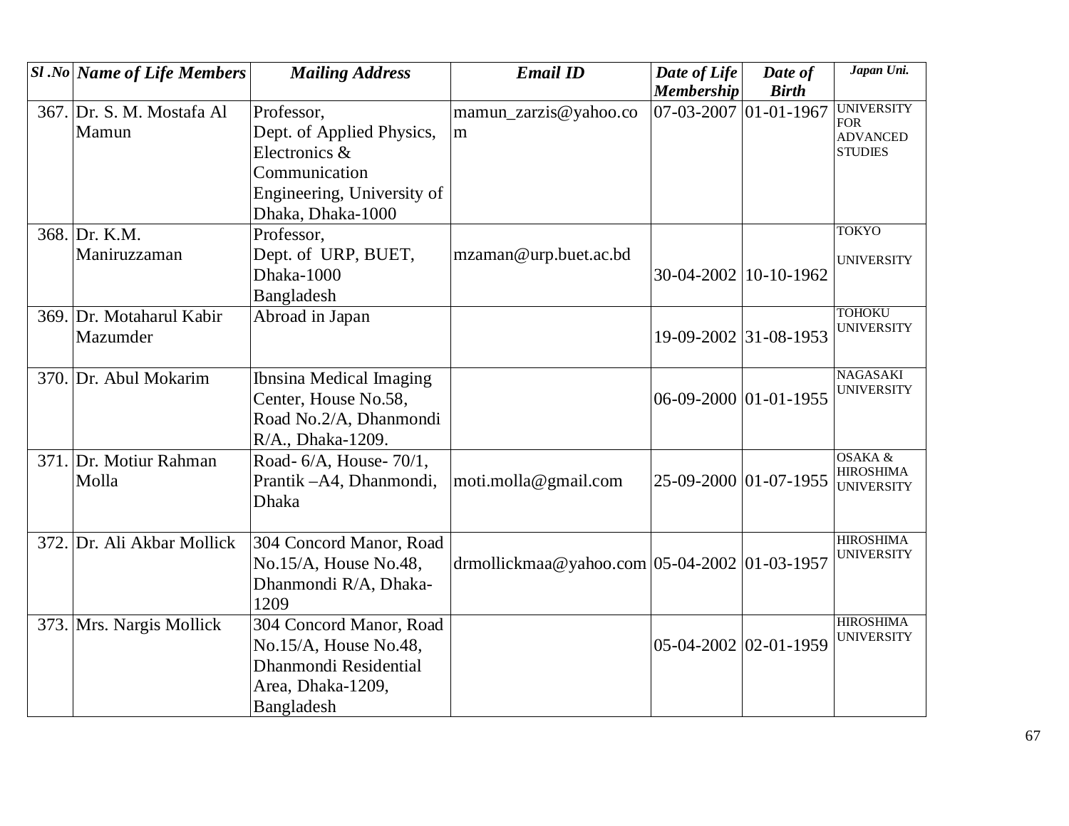| Sl .No | Name of Life Members | Mailing Address | Email ID | Date of Life Membership | Date of Birth | Japan Uni. |
|---|---|---|---|---|---|---|
| 367. | Dr. S. M. Mostafa Al Mamun | Professor, Dept. of Applied Physics, Electronics & Communication Engineering, University of Dhaka, Dhaka-1000 | mamun_zarzis@yahoo.com | 07-03-2007 | 01-01-1967 | UNIVERSITY FOR ADVANCED STUDIES |
| 368. | Dr. K.M. Maniruzzaman | Professor, Dept. of URP, BUET, Dhaka-1000 Bangladesh | mzaman@urp.buet.ac.bd | 30-04-2002 | 10-10-1962 | TOKYO UNIVERSITY |
| 369. | Dr. Motaharul Kabir Mazumder | Abroad in Japan | | 19-09-2002 | 31-08-1953 | TOHOKU UNIVERSITY |
| 370. | Dr. Abul Mokarim | Ibnsina Medical Imaging Center, House No.58, Road No.2/A, Dhanmondi R/A., Dhaka-1209. | | 06-09-2000 | 01-01-1955 | NAGASAKI UNIVERSITY |
| 371. | Dr. Motiur Rahman Molla | Road- 6/A, House- 70/1, Prantik –A4, Dhanmondi, Dhaka | moti.molla@gmail.com | 25-09-2000 | 01-07-1955 | OSAKA & HIROSHIMA UNIVERSITY |
| 372. | Dr. Ali Akbar Mollick | 304 Concord Manor, Road No.15/A, House No.48, Dhanmondi R/A, Dhaka-1209 | drmollickmaa@yahoo.com | 05-04-2002 | 01-03-1957 | HIROSHIMA UNIVERSITY |
| 373. | Mrs. Nargis Mollick | 304 Concord Manor, Road No.15/A, House No.48, Dhanmondi Residential Area, Dhaka-1209, Bangladesh | | 05-04-2002 | 02-01-1959 | HIROSHIMA UNIVERSITY |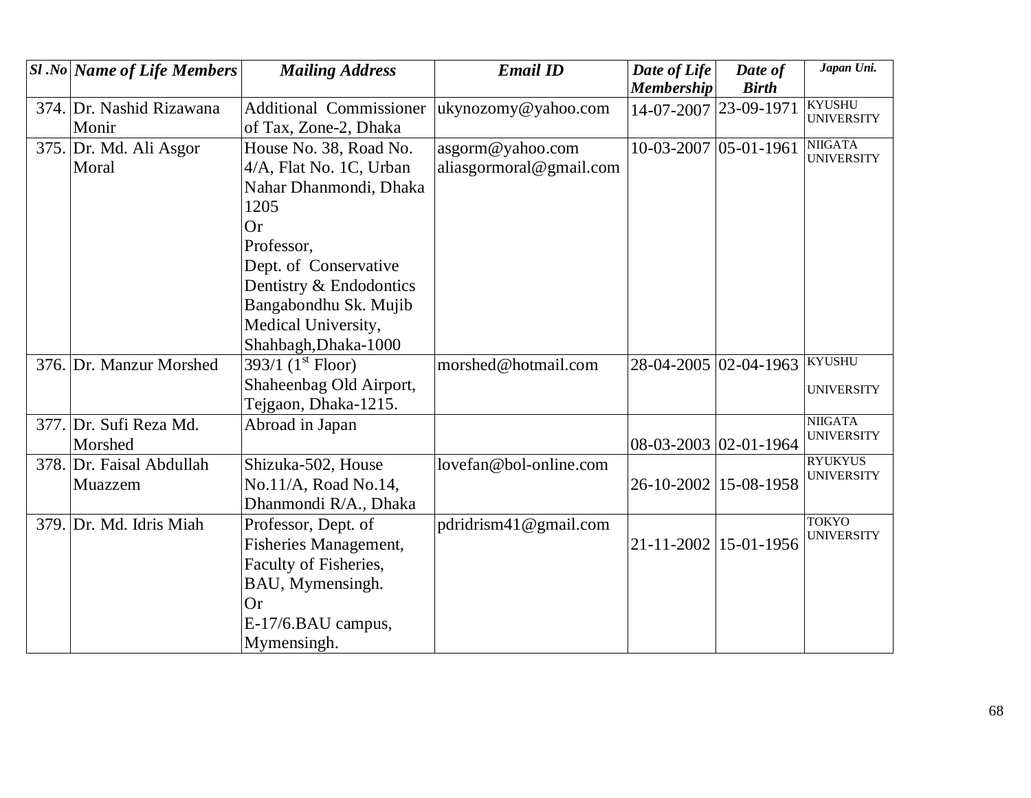| *Sl .No* | *Name of Life Members* | *Mailing Address* | *Email ID* | *Date of Life Membership* | *Date of Birth* | *Japan Uni.* |
|---|---|---|---|---|---|---|
| 374. | Dr. Nashid Rizawana Monir | Additional Commissioner of Tax, Zone-2, Dhaka | ukynozomy@yahoo.com | 14-07-2007 | 23-09-1971 | KYUSHU UNIVERSITY |
| 375. | Dr. Md. Ali Asgor Moral | House No. 38, Road No. 4/A, Flat No. 1C, Urban Nahar Dhanmondi, Dhaka 1205<br>Or<br>Professor,<br>Dept. of Conservative Dentistry & Endodontics Bangabondhu Sk. Mujib Medical University, Shahbagh,Dhaka-1000 | asgorm@yahoo.com<br>aliasgormoral@gmail.com | 10-03-2007 | 05-01-1961 | NIIGATA UNIVERSITY |
| 376. | Dr. Manzur Morshed | 393/1 (1st Floor) Shaheenbag Old Airport, Tejgaon, Dhaka-1215. | morshed@hotmail.com | 28-04-2005 | 02-04-1963 | KYUSHU UNIVERSITY |
| 377. | Dr. Sufi Reza Md. Morshed | Abroad in Japan | | 08-03-2003 | 02-01-1964 | NIIGATA UNIVERSITY |
| 378. | Dr. Faisal Abdullah Muazzem | Shizuka-502, House No.11/A, Road No.14, Dhanmondi R/A., Dhaka | lovefan@bol-online.com | 26-10-2002 | 15-08-1958 | RYUKYUS UNIVERSITY |
| 379. | Dr. Md. Idris Miah | Professor, Dept. of Fisheries Management, Faculty of Fisheries, BAU, Mymensingh.<br>Or<br>E-17/6.BAU campus, Mymensingh. | pdridrism41@gmail.com | 21-11-2002 | 15-01-1956 | TOKYO UNIVERSITY |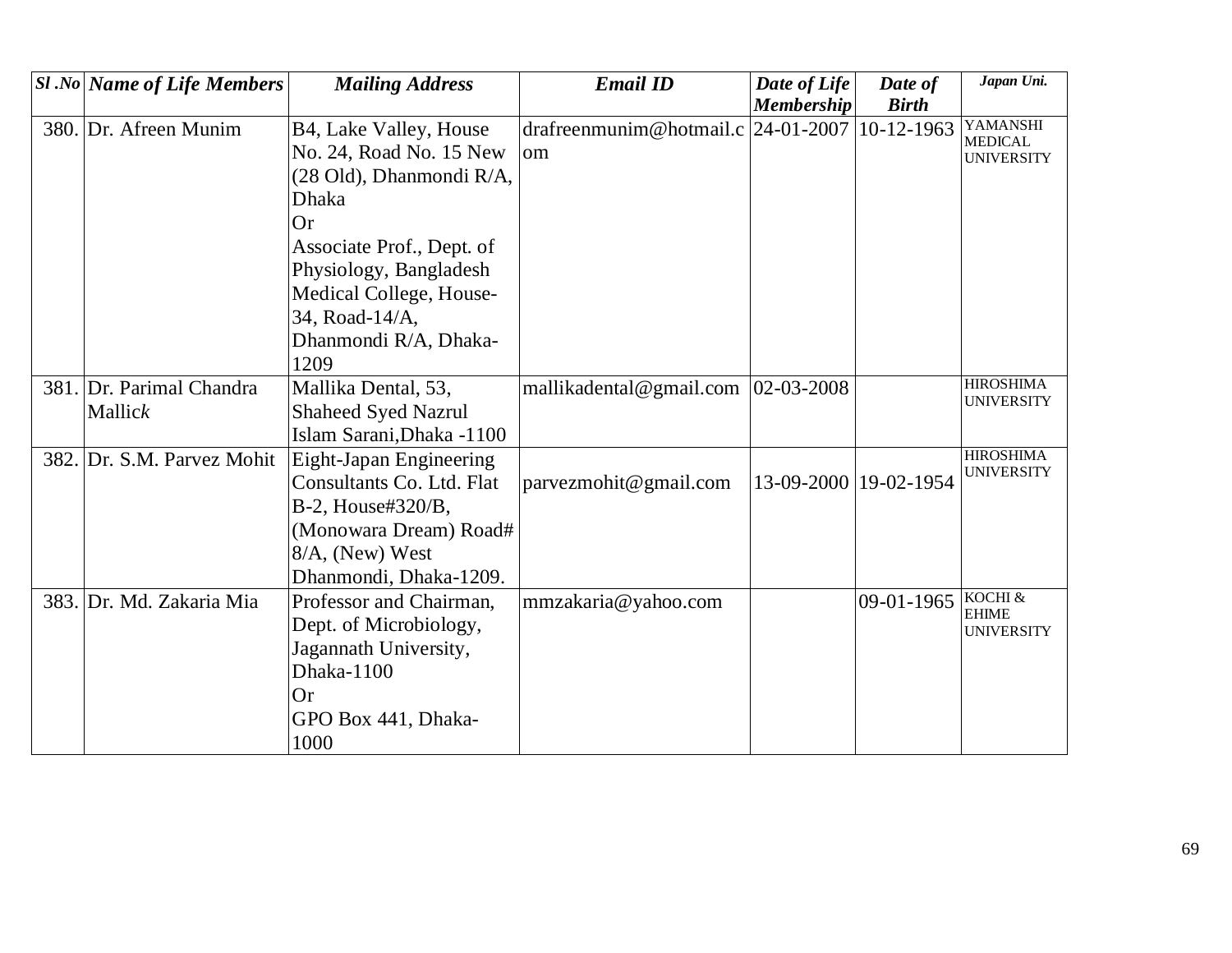| *Sl .No* | *Name of Life Members* | *Mailing Address* | *Email ID* | *Date of Life Membership* | *Date of Birth* | *Japan Uni.* |
|---|---|---|---|---|---|---|
| 380. | Dr. Afreen Munim | B4, Lake Valley, House No. 24, Road No. 15 New (28 Old), Dhanmondi R/A, Dhaka<br>Or<br>Associate Prof., Dept. of Physiology, Bangladesh Medical College, House-34, Road-14/A, Dhanmondi R/A, Dhaka-1209 | drafreenmunim@hotmail.com | 24-01-2007 | 10-12-1963 | YAMANSHI MEDICAL UNIVERSITY |
| 381. | Dr. Parimal Chandra Mallic*k* | Mallika Dental, 53, Shaheed Syed Nazrul Islam Sarani,Dhaka -1100 | mallikadental@gmail.com | 02-03-2008 | | HIROSHIMA UNIVERSITY |
| 382. | Dr. S.M. Parvez Mohit | Eight-Japan Engineering Consultants Co. Ltd. Flat B-2, House#320/B, (Monowara Dream) Road# 8/A, (New) West Dhanmondi, Dhaka-1209. | parvezmohit@gmail.com | 13-09-2000 | 19-02-1954 | HIROSHIMA UNIVERSITY |
| 383. | Dr. Md. Zakaria Mia | Professor and Chairman, Dept. of Microbiology, Jagannath University, Dhaka-1100<br>Or<br>GPO Box 441, Dhaka-1000 | mmzakaria@yahoo.com | | 09-01-1965 | KOCHI & EHIME UNIVERSITY |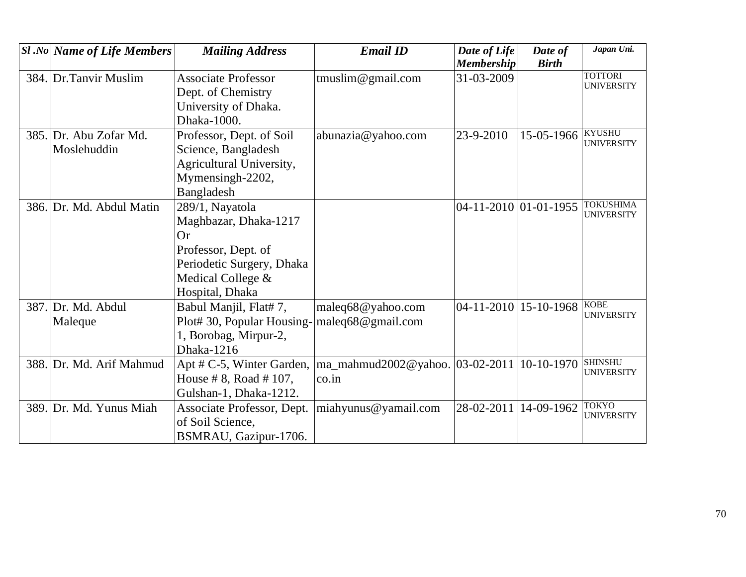| *Sl .No* | *Name of Life Members* | *Mailing Address* | *Email ID* | *Date of Life Membership* | *Date of Birth* | *Japan Uni.* |
|---|---|---|---|---|---|---|
| 384. | Dr.Tanvir Muslim | Associate Professor Dept. of Chemistry University of Dhaka. Dhaka-1000. | tmuslim@gmail.com | 31-03-2009 | | TOTTORI UNIVERSITY |
| 385. | Dr. Abu Zofar Md. Moslehuddin | Professor, Dept. of Soil Science, Bangladesh Agricultural University, Mymensingh-2202, Bangladesh | abunazia@yahoo.com | 23-9-2010 | 15-05-1966 | KYUSHU UNIVERSITY |
| 386. | Dr. Md. Abdul Matin | 289/1, Nayatola Maghbazar, Dhaka-1217 Or Professor, Dept. of Periodetic Surgery, Dhaka Medical College & Hospital, Dhaka | | 04-11-2010 | 01-01-1955 | TOKUSHIMA UNIVERSITY |
| 387. | Dr. Md. Abdul Maleque | Babul Manjil, Flat# 7, Plot# 30, Popular Housing-1, Borobag, Mirpur-2, Dhaka-1216 | maleq68@yahoo.com maleq68@gmail.com | 04-11-2010 | 15-10-1968 | KOBE UNIVERSITY |
| 388. | Dr. Md. Arif Mahmud | Apt # C-5, Winter Garden, House # 8, Road # 107, Gulshan-1, Dhaka-1212. | ma_mahmud2002@yahoo.co.in | 03-02-2011 | 10-10-1970 | SHINSHU UNIVERSITY |
| 389. | Dr. Md. Yunus Miah | Associate Professor, Dept. of Soil Science, BSMRAU, Gazipur-1706. | miahyunus@yamail.com | 28-02-2011 | 14-09-1962 | TOKYO UNIVERSITY |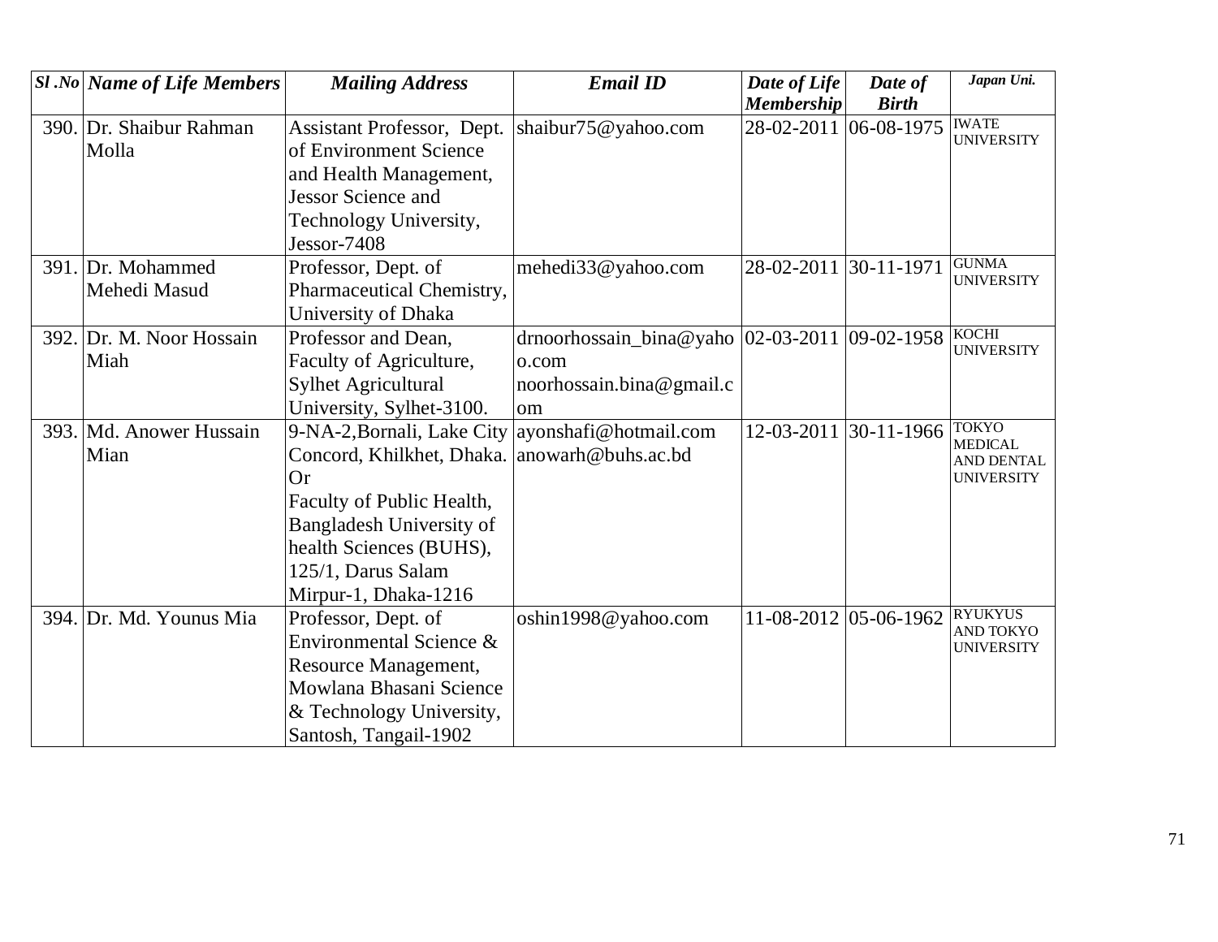| Sl .No | Name of Life Members | Mailing Address | Email ID | Date of Life Membership | Date of Birth | Japan Uni. |
|---|---|---|---|---|---|---|
| 390. | Dr. Shaibur Rahman Molla | Assistant Professor, Dept. of Environment Science and Health Management, Jessor Science and Technology University, Jessor-7408 | shaibur75@yahoo.com | 28-02-2011 | 06-08-1975 | IWATE UNIVERSITY |
| 391. | Dr. Mohammed Mehedi Masud | Professor, Dept. of Pharmaceutical Chemistry, University of Dhaka | mehedi33@yahoo.com | 28-02-2011 | 30-11-1971 | GUNMA UNIVERSITY |
| 392. | Dr. M. Noor Hossain Miah | Professor and Dean, Faculty of Agriculture, Sylhet Agricultural University, Sylhet-3100. | drnoorhossain_bina@yahoo.com noorhossain.bina@gmail.com | 02-03-2011 | 09-02-1958 | KOCHI UNIVERSITY |
| 393. | Md. Anower Hussain Mian | 9-NA-2,Bornali, Lake City Concord, Khilkhet, Dhaka. Or Faculty of Public Health, Bangladesh University of health Sciences (BUHS), 125/1, Darus Salam Mirpur-1, Dhaka-1216 | ayonshafi@hotmail.com anowarh@buhs.ac.bd | 12-03-2011 | 30-11-1966 | TOKYO MEDICAL AND DENTAL UNIVERSITY |
| 394. | Dr. Md. Younus Mia | Professor, Dept. of Environmental Science & Resource Management, Mowlana Bhasani Science & Technology University, Santosh, Tangail-1902 | oshin1998@yahoo.com | 11-08-2012 | 05-06-1962 | RYUKYUS AND TOKYO UNIVERSITY |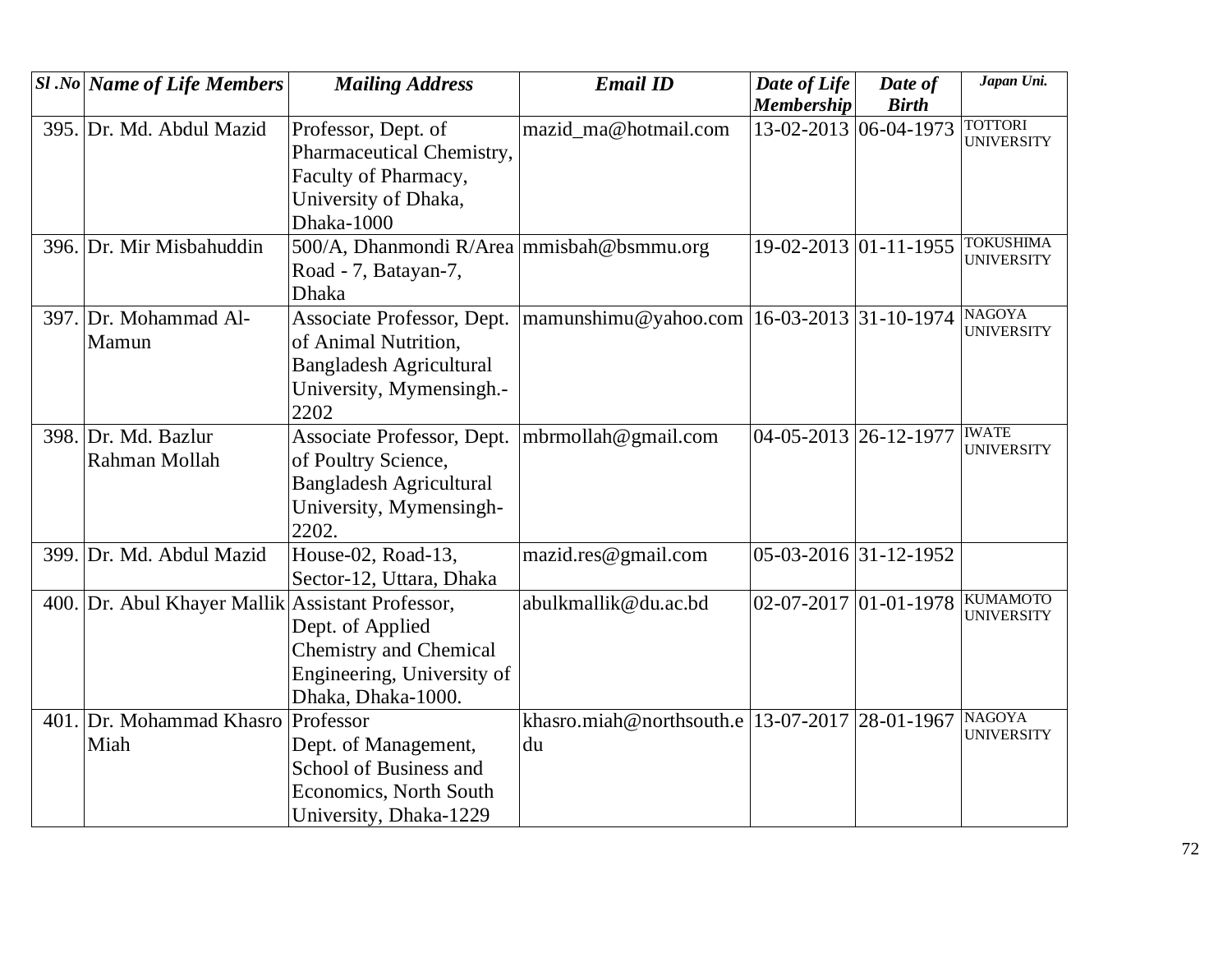| *Sl .No* | *Name of Life Members* | *Mailing Address* | *Email ID* | *Date of Life Membership* | *Date of Birth* | *Japan Uni.* |
|---|---|---|---|---|---|---|
| 395. | Dr. Md. Abdul Mazid | Professor, Dept. of Pharmaceutical Chemistry, Faculty of Pharmacy, University of Dhaka, Dhaka-1000 | mazid_ma@hotmail.com | 13-02-2013 | 06-04-1973 | TOTTORI UNIVERSITY |
| 396. | Dr. Mir Misbahuddin | 500/A, Dhanmondi R/Area Road - 7, Batayan-7, Dhaka | mmisbah@bsmmu.org | 19-02-2013 | 01-11-1955 | TOKUSHIMA UNIVERSITY |
| 397. | Dr. Mohammad Al-Mamun | Associate Professor, Dept. of Animal Nutrition, Bangladesh Agricultural University, Mymensingh.-2202 | mamunshimu@yahoo.com | 16-03-2013 | 31-10-1974 | NAGOYA UNIVERSITY |
| 398. | Dr. Md. Bazlur Rahman Mollah | Associate Professor, Dept. of Poultry Science, Bangladesh Agricultural University, Mymensingh-2202. | mbrmollah@gmail.com | 04-05-2013 | 26-12-1977 | IWATE UNIVERSITY |
| 399. | Dr. Md. Abdul Mazid | House-02, Road-13, Sector-12, Uttara, Dhaka | mazid.res@gmail.com | 05-03-2016 | 31-12-1952 | |
| 400. | Dr. Abul Khayer Mallik | Assistant Professor, Dept. of Applied Chemistry and Chemical Engineering, University of Dhaka, Dhaka-1000. | abulkmallik@du.ac.bd | 02-07-2017 | 01-01-1978 | KUMAMOTO UNIVERSITY |
| 401. | Dr. Mohammad Khasro Miah | Professor Dept. of Management, School of Business and Economics, North South University, Dhaka-1229 | khasro.miah@northsouth.edu | 13-07-2017 | 28-01-1967 | NAGOYA UNIVERSITY |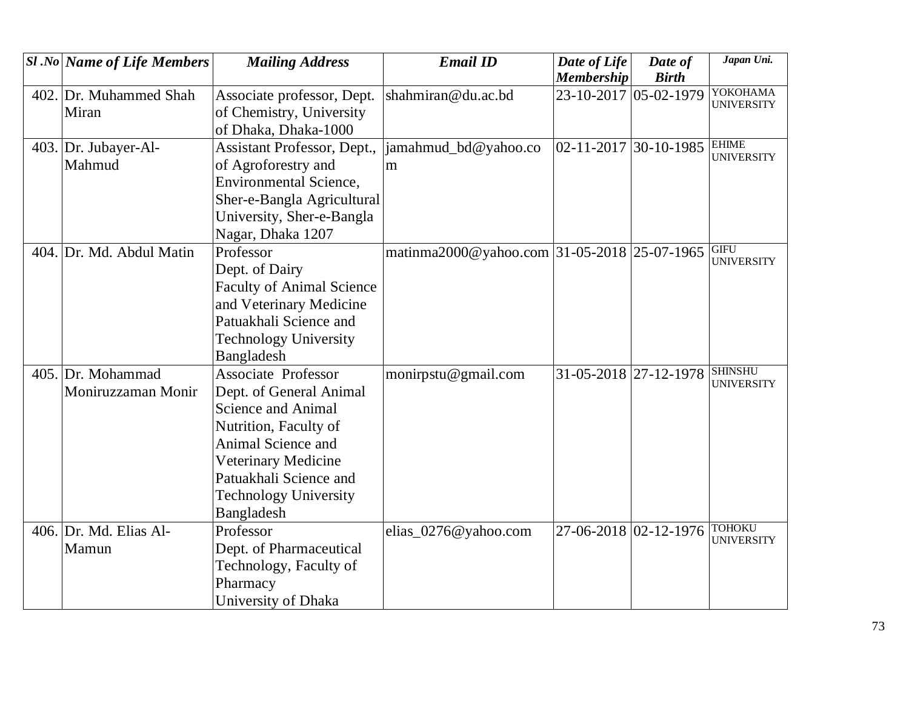| Sl .No | Name of Life Members | Mailing Address | Email ID | Date of Life Membership | Date of Birth | Japan Uni. |
|---|---|---|---|---|---|---|
| 402. | Dr. Muhammed Shah Miran | Associate professor, Dept. of Chemistry, University of Dhaka, Dhaka-1000 | shahmiran@du.ac.bd | 23-10-2017 | 05-02-1979 | YOKOHAMA UNIVERSITY |
| 403. | Dr. Jubayer-Al-Mahmud | Assistant Professor, Dept., of Agroforestry and Environmental Science, Sher-e-Bangla Agricultural University, Sher-e-Bangla Nagar, Dhaka 1207 | jamahmud_bd@yahoo.com | 02-11-2017 | 30-10-1985 | EHIME UNIVERSITY |
| 404. | Dr. Md. Abdul Matin | Professor Dept. of Dairy Faculty of Animal Science and Veterinary Medicine Patuakhali Science and Technology University Bangladesh | matinma2000@yahoo.com | 31-05-2018 | 25-07-1965 | GIFU UNIVERSITY |
| 405. | Dr. Mohammad Moniruzzaman Monir | Associate Professor Dept. of General Animal Science and Animal Nutrition, Faculty of Animal Science and Veterinary Medicine Patuakhali Science and Technology University Bangladesh | monirpstu@gmail.com | 31-05-2018 | 27-12-1978 | SHINSHU UNIVERSITY |
| 406. | Dr. Md. Elias Al-Mamun | Professor Dept. of Pharmaceutical Technology, Faculty of Pharmacy University of Dhaka | elias_0276@yahoo.com | 27-06-2018 | 02-12-1976 | TOHOKU UNIVERSITY |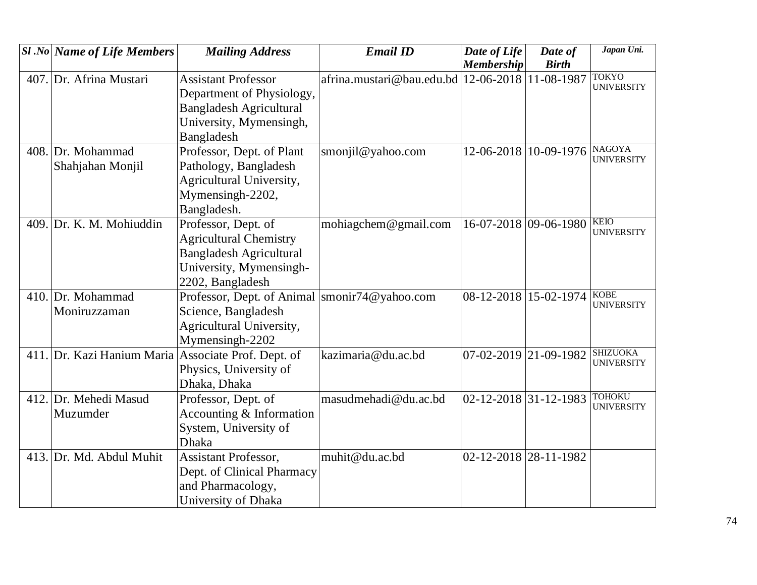| *Sl .No* | *Name of Life Members* | *Mailing Address* | *Email ID* | *Date of Life Membership* | *Date of Birth* | *Japan Uni.* |
|---|---|---|---|---|---|---|
| 407. | Dr. Afrina Mustari | Assistant Professor Department of Physiology, Bangladesh Agricultural University, Mymensingh, Bangladesh | afrina.mustari@bau.edu.bd | 12-06-2018 | 11-08-1987 | TOKYO UNIVERSITY |
| 408. | Dr. Mohammad Shahjahan Monjil | Professor, Dept. of Plant Pathology, Bangladesh Agricultural University, Mymensingh-2202, Bangladesh. | smonjil@yahoo.com | 12-06-2018 | 10-09-1976 | NAGOYA UNIVERSITY |
| 409. | Dr. K. M. Mohiuddin | Professor, Dept. of Agricultural Chemistry Bangladesh Agricultural University, Mymensingh-2202, Bangladesh | mohiagchem@gmail.com | 16-07-2018 | 09-06-1980 | KEIO UNIVERSITY |
| 410. | Dr. Mohammad Moniruzzaman | Professor, Dept. of Animal Science, Bangladesh Agricultural University, Mymensingh-2202 | smonir74@yahoo.com | 08-12-2018 | 15-02-1974 | KOBE UNIVERSITY |
| 411. | Dr. Kazi Hanium Maria | Associate Prof. Dept. of Physics, University of Dhaka, Dhaka | kazimaria@du.ac.bd | 07-02-2019 | 21-09-1982 | SHIZUOKA UNIVERSITY |
| 412. | Dr. Mehedi Masud Muzumder | Professor, Dept. of Accounting & Information System, University of Dhaka | masudmehadi@du.ac.bd | 02-12-2018 | 31-12-1983 | TOHOKU UNIVERSITY |
| 413. | Dr. Md. Abdul Muhit | Assistant Professor, Dept. of Clinical Pharmacy and Pharmacology, University of Dhaka | muhit@du.ac.bd | 02-12-2018 | 28-11-1982 | |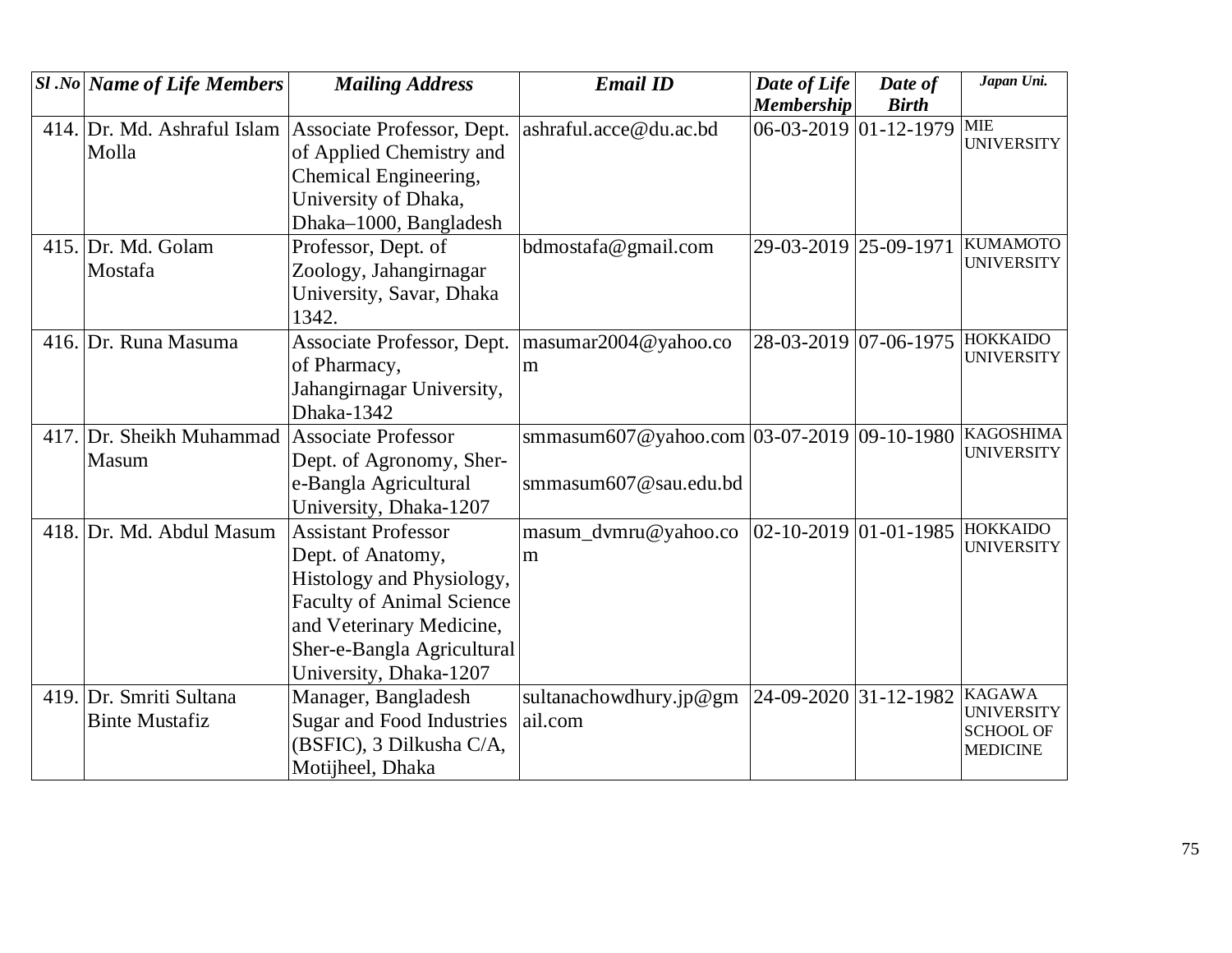| Sl .No | Name of Life Members | Mailing Address | Email ID | Date of Life Membership | Date of Birth | Japan Uni. |
|---|---|---|---|---|---|---|
| 414. | Dr. Md. Ashraful Islam Molla | Associate Professor, Dept. of Applied Chemistry and Chemical Engineering, University of Dhaka, Dhaka–1000, Bangladesh | ashraful.acce@du.ac.bd | 06-03-2019 | 01-12-1979 | MIE UNIVERSITY |
| 415. | Dr. Md. Golam Mostafa | Professor, Dept. of Zoology, Jahangirnagar University, Savar, Dhaka 1342. | bdmostafa@gmail.com | 29-03-2019 | 25-09-1971 | KUMAMOTO UNIVERSITY |
| 416. | Dr. Runa Masuma | Associate Professor, Dept. of Pharmacy, Jahangirnagar University, Dhaka-1342 | masumar2004@yahoo.com | 28-03-2019 | 07-06-1975 | HOKKAIDO UNIVERSITY |
| 417. | Dr. Sheikh Muhammad Masum | Associate Professor Dept. of Agronomy, Sher-e-Bangla Agricultural University, Dhaka-1207 | smmasum607@yahoo.com smmasum607@sau.edu.bd | 03-07-2019 | 09-10-1980 | KAGOSHIMA UNIVERSITY |
| 418. | Dr. Md. Abdul Masum | Assistant Professor Dept. of Anatomy, Histology and Physiology, Faculty of Animal Science and Veterinary Medicine, Sher-e-Bangla Agricultural University, Dhaka-1207 | masum_dvmru@yahoo.com | 02-10-2019 | 01-01-1985 | HOKKAIDO UNIVERSITY |
| 419. | Dr. Smriti Sultana Binte Mustafiz | Manager, Bangladesh Sugar and Food Industries (BSFIC), 3 Dilkusha C/A, Motijheel, Dhaka | sultanachowdhury.jp@gmail.com | 24-09-2020 | 31-12-1982 | KAGAWA UNIVERSITY SCHOOL OF MEDICINE |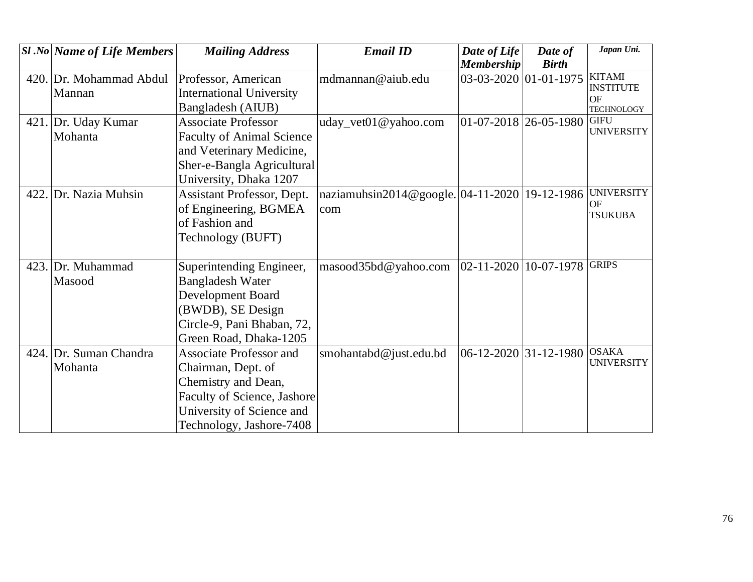| *Sl .No* | *Name of Life Members* | *Mailing Address* | *Email ID* | *Date of Life Membership* | *Date of Birth* | *Japan Uni.* |
|---|---|---|---|---|---|---|
| 420. | Dr. Mohammad Abdul Mannan | Professor, American International University Bangladesh (AIUB) | mdmannan@aiub.edu | 03-03-2020 | 01-01-1975 | KITAMI INSTITUTE OF TECHNOLOGY |
| 421. | Dr. Uday Kumar Mohanta | Associate Professor Faculty of Animal Science and Veterinary Medicine, Sher-e-Bangla Agricultural University, Dhaka 1207 | uday_vet01@yahoo.com | 01-07-2018 | 26-05-1980 | GIFU UNIVERSITY |
| 422. | Dr. Nazia Muhsin | Assistant Professor, Dept. of Engineering, BGMEA of Fashion and Technology (BUFT) | naziamuhsin2014@google.com | 04-11-2020 | 19-12-1986 | UNIVERSITY OF TSUKUBA |
| 423. | Dr. Muhammad Masood | Superintending Engineer, Bangladesh Water Development Board (BWDB), SE Design Circle-9, Pani Bhaban, 72, Green Road, Dhaka-1205 | masood35bd@yahoo.com | 02-11-2020 | 10-07-1978 | GRIPS |
| 424. | Dr. Suman Chandra Mohanta | Associate Professor and Chairman, Dept. of Chemistry and Dean, Faculty of Science, Jashore University of Science and Technology, Jashore-7408 | smohantabd@just.edu.bd | 06-12-2020 | 31-12-1980 | OSAKA UNIVERSITY |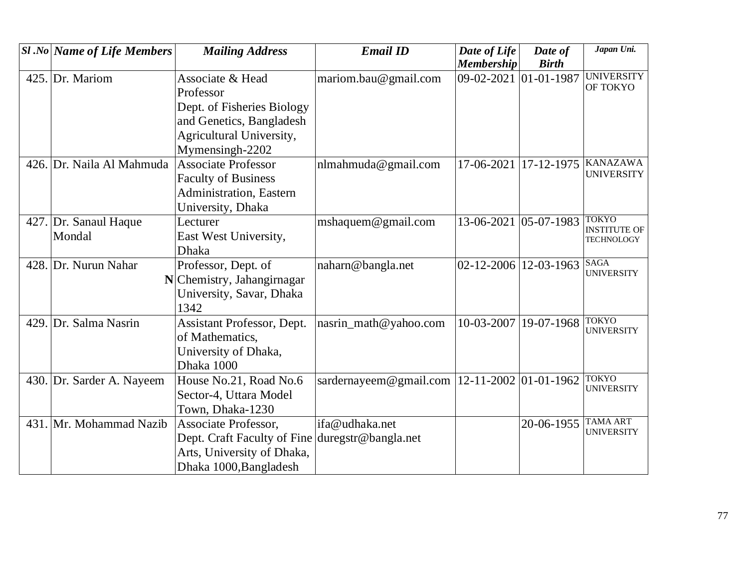| Sl .No | Name of Life Members | Mailing Address | Email ID | Date of Life Membership | Date of Birth | Japan Uni. |
|---|---|---|---|---|---|---|
| 425. | Dr. Mariom | Associate & Head Professor Dept. of Fisheries Biology and Genetics, Bangladesh Agricultural University, Mymensingh-2202 | mariom.bau@gmail.com | 09-02-2021 | 01-01-1987 | UNIVERSITY OF TOKYO |
| 426. | Dr. Naila Al Mahmuda | Associate Professor Faculty of Business Administration, Eastern University, Dhaka | nlmahmuda@gmail.com | 17-06-2021 | 17-12-1975 | KANAZAWA UNIVERSITY |
| 427. | Dr. Sanaul Haque Mondal | Lecturer East West University, Dhaka | mshaquem@gmail.com | 13-06-2021 | 05-07-1983 | TOKYO INSTITUTE OF TECHNOLOGY |
| 428. | Dr. Nurun Nahar **N** | Professor, Dept. of Chemistry, Jahangirnagar University, Savar, Dhaka 1342 | naharn@bangla.net | 02-12-2006 | 12-03-1963 | SAGA UNIVERSITY |
| 429. | Dr. Salma Nasrin | Assistant Professor, Dept. of Mathematics, University of Dhaka, Dhaka 1000 | nasrin_math@yahoo.com | 10-03-2007 | 19-07-1968 | TOKYO UNIVERSITY |
| 430. | Dr. Sarder A. Nayeem | House No.21, Road No.6 Sector-4, Uttara Model Town, Dhaka-1230 | sardernayeem@gmail.com | 12-11-2002 | 01-01-1962 | TOKYO UNIVERSITY |
| 431. | Mr. Mohammad Nazib | Associate Professor, Dept. Craft Faculty of Fine Arts, University of Dhaka, Dhaka 1000,Bangladesh | ifa@udhaka.net duregstr@bangla.net | | 20-06-1955 | TAMA ART UNIVERSITY |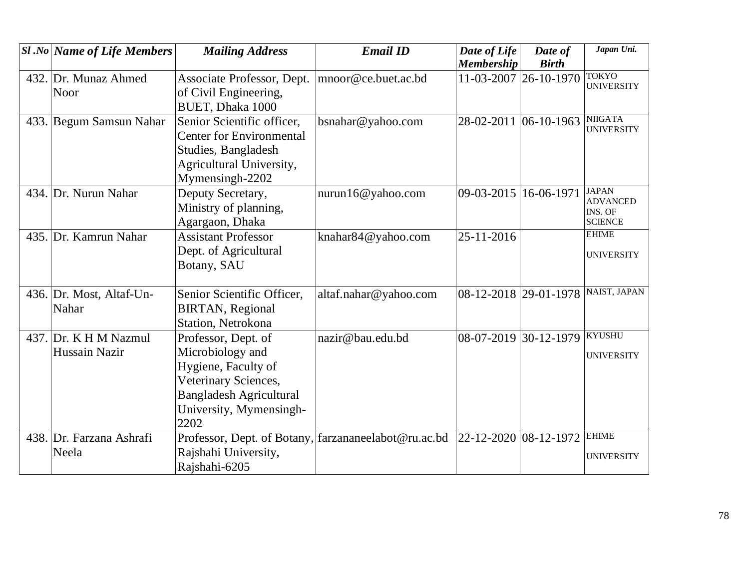| *Sl .No* | *Name of Life Members* | *Mailing Address* | *Email ID* | *Date of Life Membership* | *Date of Birth* | *Japan Uni.* |
|---|---|---|---|---|---|---|
| 432. | Dr. Munaz Ahmed Noor | Associate Professor, Dept. of Civil Engineering, BUET, Dhaka 1000 | mnoor@ce.buet.ac.bd | 11-03-2007 | 26-10-1970 | TOKYO UNIVERSITY |
| 433. | Begum Samsun Nahar | Senior Scientific officer, Center for Environmental Studies, Bangladesh Agricultural University, Mymensingh-2202 | bsnahar@yahoo.com | 28-02-2011 | 06-10-1963 | NIIGATA UNIVERSITY |
| 434. | Dr. Nurun Nahar | Deputy Secretary, Ministry of planning, Agargaon, Dhaka | nurun16@yahoo.com | 09-03-2015 | 16-06-1971 | JAPAN ADVANCED INS. OF SCIENCE |
| 435. | Dr. Kamrun Nahar | Assistant Professor Dept. of Agricultural Botany, SAU | knahar84@yahoo.com | 25-11-2016 | | EHIME UNIVERSITY |
| 436. | Dr. Most, Altaf-Un-Nahar | Senior Scientific Officer, BIRTAN, Regional Station, Netrokona | altaf.nahar@yahoo.com | 08-12-2018 | 29-01-1978 | NAIST, JAPAN |
| 437. | Dr. K H M Nazmul Hussain Nazir | Professor, Dept. of Microbiology and Hygiene, Faculty of Veterinary Sciences, Bangladesh Agricultural University, Mymensingh-2202 | nazir@bau.edu.bd | 08-07-2019 | 30-12-1979 | KYUSHU UNIVERSITY |
| 438. | Dr. Farzana Ashrafi Neela | Professor, Dept. of Botany, Rajshahi University, Rajshahi-6205 | farzananeelabot@ru.ac.bd | 22-12-2020 | 08-12-1972 | EHIME UNIVERSITY |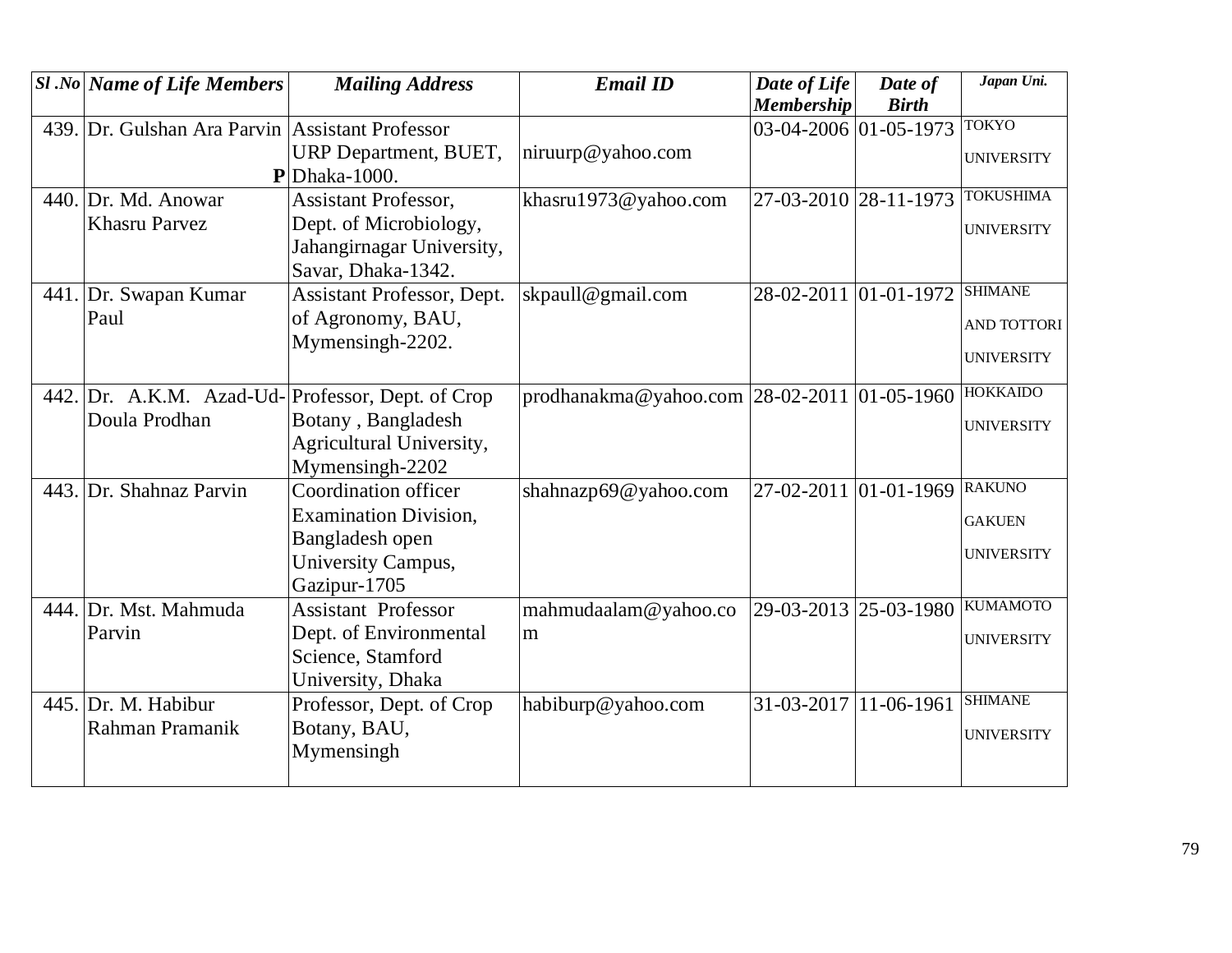| *Sl .No* | *Name of Life Members* | *Mailing Address* | *Email ID* | *Date of Life Membership* | *Date of Birth* | *Japan Uni.* |
|---|---|---|---|---|---|---|
| 439. | Dr. Gulshan Ara Parvin **P** | Assistant Professor URP Department, BUET, Dhaka-1000. | niruurp@yahoo.com | 03-04-2006 | 01-05-1973 | TOKYO UNIVERSITY |
| 440. | Dr. Md. Anowar Khasru Parvez | Assistant Professor, Dept. of Microbiology, Jahangirnagar University, Savar, Dhaka-1342. | khasru1973@yahoo.com | 27-03-2010 | 28-11-1973 | TOKUSHIMA UNIVERSITY |
| 441. | Dr. Swapan Kumar Paul | Assistant Professor, Dept. of Agronomy, BAU, Mymensingh-2202. | skpaull@gmail.com | 28-02-2011 | 01-01-1972 | SHIMANE AND TOTTORI UNIVERSITY |
| 442. | Dr. A.K.M. Azad-Ud-Doula Prodhan | Professor, Dept. of Crop Botany , Bangladesh Agricultural University, Mymensingh-2202 | prodhanakma@yahoo.com | 28-02-2011 | 01-05-1960 | HOKKAIDO UNIVERSITY |
| 443. | Dr. Shahnaz Parvin | Coordination officer Examination Division, Bangladesh open University Campus, Gazipur-1705 | shahnazp69@yahoo.com | 27-02-2011 | 01-01-1969 | RAKUNO GAKUEN UNIVERSITY |
| 444. | Dr. Mst. Mahmuda Parvin | Assistant Professor Dept. of Environmental Science, Stamford University, Dhaka | mahmudaalam@yahoo.com | 29-03-2013 | 25-03-1980 | KUMAMOTO UNIVERSITY |
| 445. | Dr. M. Habibur Rahman Pramanik | Professor, Dept. of Crop Botany, BAU, Mymensingh | habiburp@yahoo.com | 31-03-2017 | 11-06-1961 | SHIMANE UNIVERSITY |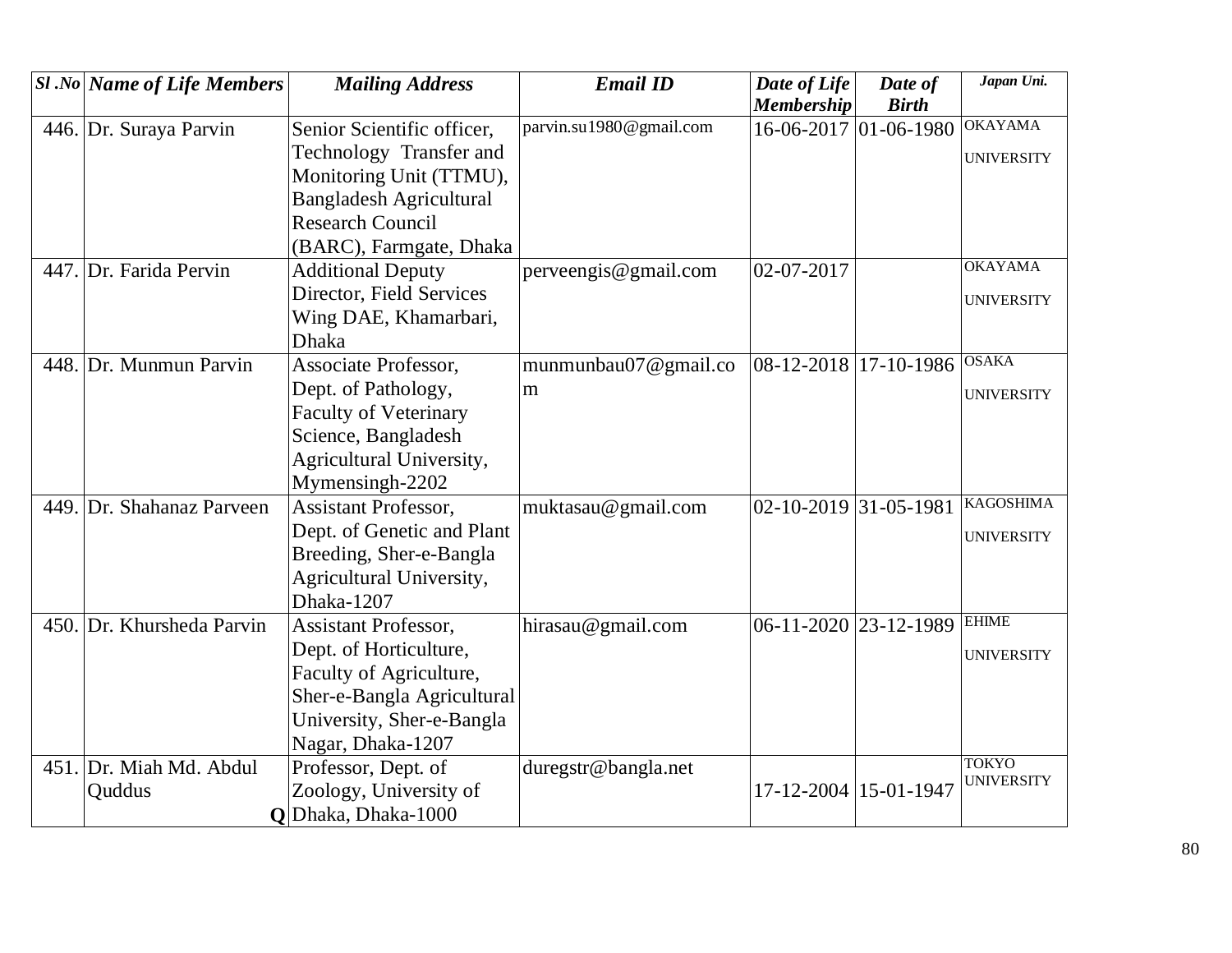| Sl .No | Name of Life Members | Mailing Address | Email ID | Date of Life Membership | Date of Birth | Japan Uni. |
|---|---|---|---|---|---|---|
| 446. | Dr. Suraya Parvin | Senior Scientific officer, Technology Transfer and Monitoring Unit (TTMU), Bangladesh Agricultural Research Council (BARC), Farmgate, Dhaka | parvin.su1980@gmail.com | 16-06-2017 | 01-06-1980 | OKAYAMA UNIVERSITY |
| 447. | Dr. Farida Pervin | Additional Deputy Director, Field Services Wing DAE, Khamarbari, Dhaka | perveengis@gmail.com | 02-07-2017 | | OKAYAMA UNIVERSITY |
| 448. | Dr. Munmun Parvin | Associate Professor, Dept. of Pathology, Faculty of Veterinary Science, Bangladesh Agricultural University, Mymensingh-2202 | munmunbau07@gmail.com | 08-12-2018 | 17-10-1986 | OSAKA UNIVERSITY |
| 449. | Dr. Shahanaz Parveen | Assistant Professor, Dept. of Genetic and Plant Breeding, Sher-e-Bangla Agricultural University, Dhaka-1207 | muktasau@gmail.com | 02-10-2019 | 31-05-1981 | KAGOSHIMA UNIVERSITY |
| 450. | Dr. Khursheda Parvin | Assistant Professor, Dept. of Horticulture, Faculty of Agriculture, Sher-e-Bangla Agricultural University, Sher-e-Bangla Nagar, Dhaka-1207 | hirasau@gmail.com | 06-11-2020 | 23-12-1989 | EHIME UNIVERSITY |
| 451. | Dr. Miah Md. Abdul Quddus **Q** | Professor, Dept. of Zoology, University of Dhaka, Dhaka-1000 | duregstr@bangla.net | 17-12-2004 | 15-01-1947 | TOKYO UNIVERSITY |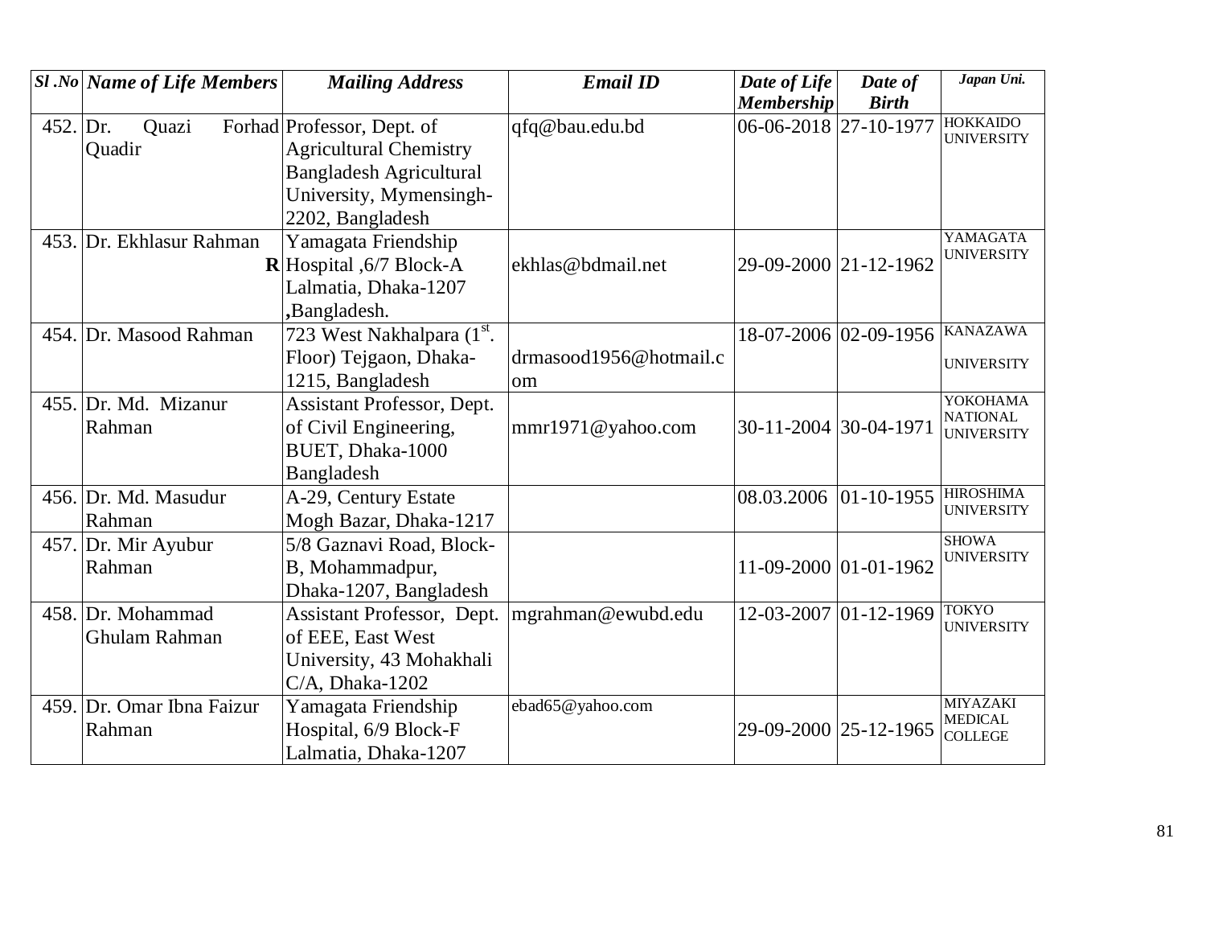| *Sl .No* | *Name of Life Members* | *Mailing Address* | *Email ID* | *Date of Life Membership* | *Date of Birth* | *Japan Uni.* |
|---|---|---|---|---|---|---|
| 452. | Dr. Quazi Forhad Quadir | Professor, Dept. of Agricultural Chemistry Bangladesh Agricultural University, Mymensingh-2202, Bangladesh | qfq@bau.edu.bd | 06-06-2018 | 27-10-1977 | HOKKAIDO UNIVERSITY |
| 453. | Dr. Ekhlasur Rahman **R** | Yamagata Friendship Hospital ,6/7 Block-A Lalmatia, Dhaka-1207 ,Bangladesh. | ekhlas@bdmail.net | 29-09-2000 | 21-12-1962 | YAMAGATA UNIVERSITY |
| 454. | Dr. Masood Rahman | 723 West Nakhalpara (1st. Floor) Tejgaon, Dhaka-1215, Bangladesh | drmasood1956@hotmail.com | 18-07-2006 | 02-09-1956 | KANAZAWA UNIVERSITY |
| 455. | Dr. Md. Mizanur Rahman | Assistant Professor, Dept. of Civil Engineering, BUET, Dhaka-1000 Bangladesh | mmr1971@yahoo.com | 30-11-2004 | 30-04-1971 | YOKOHAMA NATIONAL UNIVERSITY |
| 456. | Dr. Md. Masudur Rahman | A-29, Century Estate Mogh Bazar, Dhaka-1217 | | 08.03.2006 | 01-10-1955 | HIROSHIMA UNIVERSITY |
| 457. | Dr. Mir Ayubur Rahman | 5/8 Gaznavi Road, Block-B, Mohammadpur, Dhaka-1207, Bangladesh | | 11-09-2000 | 01-01-1962 | SHOWA UNIVERSITY |
| 458. | Dr. Mohammad Ghulam Rahman | Assistant Professor, Dept. of EEE, East West University, 43 Mohakhali C/A, Dhaka-1202 | mgrahman@ewubd.edu | 12-03-2007 | 01-12-1969 | TOKYO UNIVERSITY |
| 459. | Dr. Omar Ibna Faizur Rahman | Yamagata Friendship Hospital, 6/9 Block-F Lalmatia, Dhaka-1207 | ebad65@yahoo.com | 29-09-2000 | 25-12-1965 | MIYAZAKI MEDICAL COLLEGE |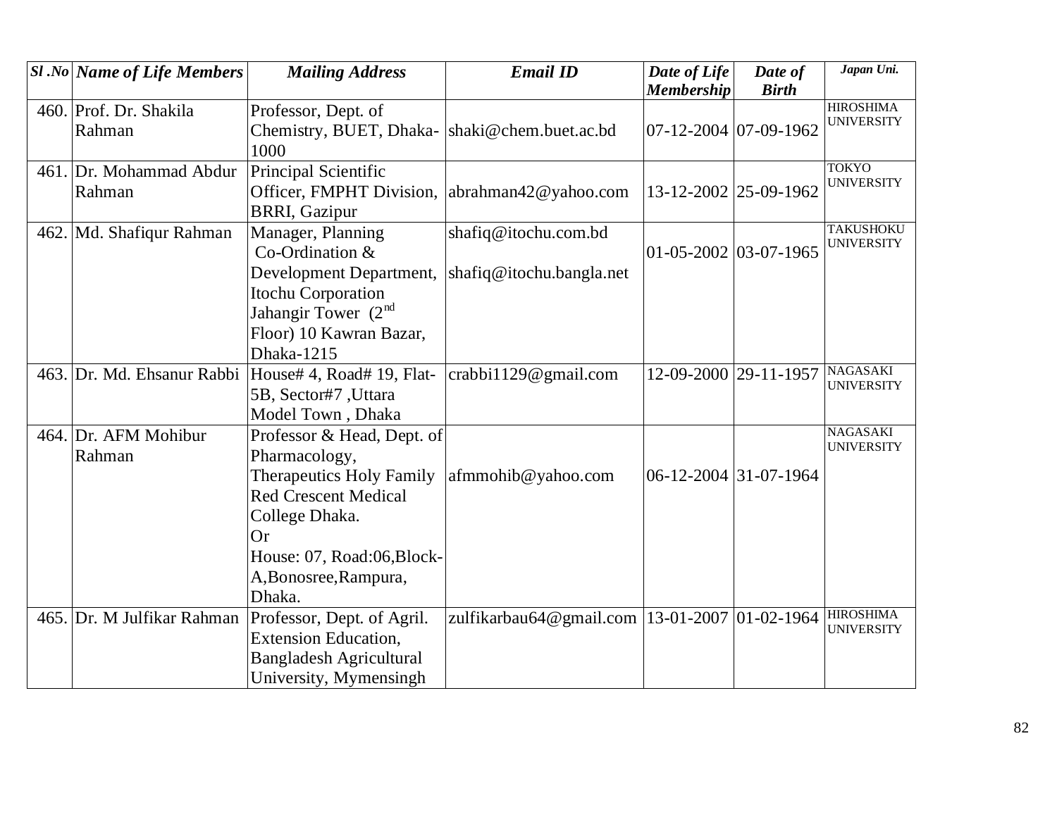| *Sl .No* | *Name of Life Members* | *Mailing Address* | *Email ID* | *Date of Life Membership* | *Date of Birth* | *Japan Uni.* |
|---|---|---|---|---|---|---|
| 460. | Prof. Dr. Shakila Rahman | Professor, Dept. of Chemistry, BUET, Dhaka-1000 | shaki@chem.buet.ac.bd | 07-12-2004 | 07-09-1962 | HIROSHIMA UNIVERSITY |
| 461. | Dr. Mohammad Abdur Rahman | Principal Scientific Officer, FMPHT Division, BRRI, Gazipur | abrahman42@yahoo.com | 13-12-2002 | 25-09-1962 | TOKYO UNIVERSITY |
| 462. | Md. Shafiqur Rahman | Manager, Planning Co-Ordination & Development Department, Itochu Corporation Jahangir Tower (2nd Floor) 10 Kawran Bazar, Dhaka-1215 | shafiq@itochu.com.bd shafiq@itochu.bangla.net | 01-05-2002 | 03-07-1965 | TAKUSHOKU UNIVERSITY |
| 463. | Dr. Md. Ehsanur Rabbi | House# 4, Road# 19, Flat-5B, Sector#7 ,Uttara Model Town , Dhaka | crabbi1129@gmail.com | 12-09-2000 | 29-11-1957 | NAGASAKI UNIVERSITY |
| 464. | Dr. AFM Mohibur Rahman | Professor & Head, Dept. of Pharmacology, Therapeutics Holy Family Red Crescent Medical College Dhaka. Or House: 07, Road:06,Block-A,Bonosree,Rampura, Dhaka. | afmmohib@yahoo.com | 06-12-2004 | 31-07-1964 | NAGASAKI UNIVERSITY |
| 465. | Dr. M Julfikar Rahman | Professor, Dept. of Agril. Extension Education, Bangladesh Agricultural University, Mymensingh | zulfikarbau64@gmail.com | 13-01-2007 | 01-02-1964 | HIROSHIMA UNIVERSITY |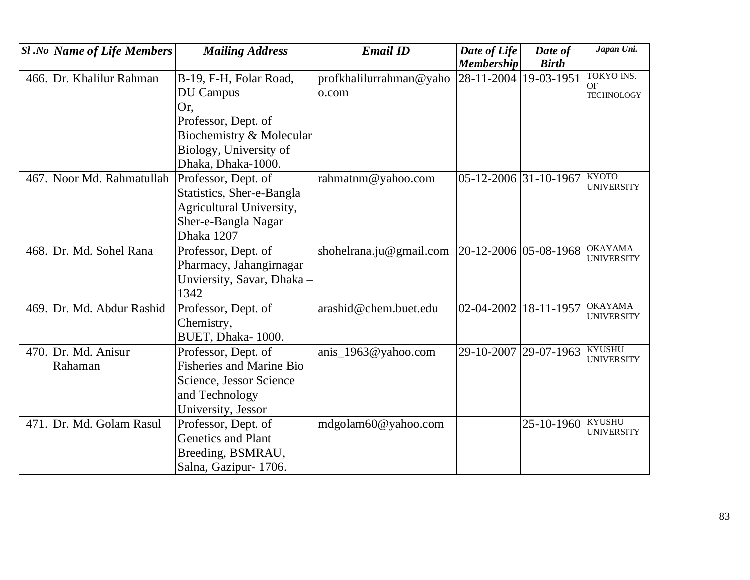| Sl .No | Name of Life Members | Mailing Address | Email ID | Date of Life Membership | Date of Birth | Japan Uni. |
|---|---|---|---|---|---|---|
| 466. | Dr. Khalilur Rahman | B-19, F-H, Folar Road, DU Campus Or, Professor, Dept. of Biochemistry & Molecular Biology, University of Dhaka, Dhaka-1000. | profkhalilurrahman@yahoo.com | 28-11-2004 | 19-03-1951 | TOKYO INS. OF TECHNOLOGY |
| 467. | Noor Md. Rahmatullah | Professor, Dept. of Statistics, Sher-e-Bangla Agricultural University, Sher-e-Bangla Nagar Dhaka 1207 | rahmatnm@yahoo.com | 05-12-2006 | 31-10-1967 | KYOTO UNIVERSITY |
| 468. | Dr. Md. Sohel Rana | Professor, Dept. of Pharmacy, Jahangirnagar Unviersity, Savar, Dhaka – 1342 | shohelrana.ju@gmail.com | 20-12-2006 | 05-08-1968 | OKAYAMA UNIVERSITY |
| 469. | Dr. Md. Abdur Rashid | Professor, Dept. of Chemistry, BUET, Dhaka- 1000. | arashid@chem.buet.edu | 02-04-2002 | 18-11-1957 | OKAYAMA UNIVERSITY |
| 470. | Dr. Md. Anisur Rahaman | Professor, Dept. of Fisheries and Marine Bio Science, Jessor Science and Technology University, Jessor | anis_1963@yahoo.com | 29-10-2007 | 29-07-1963 | KYUSHU UNIVERSITY |
| 471. | Dr. Md. Golam Rasul | Professor, Dept. of Genetics and Plant Breeding, BSMRAU, Salna, Gazipur- 1706. | mdgolam60@yahoo.com | | 25-10-1960 | KYUSHU UNIVERSITY |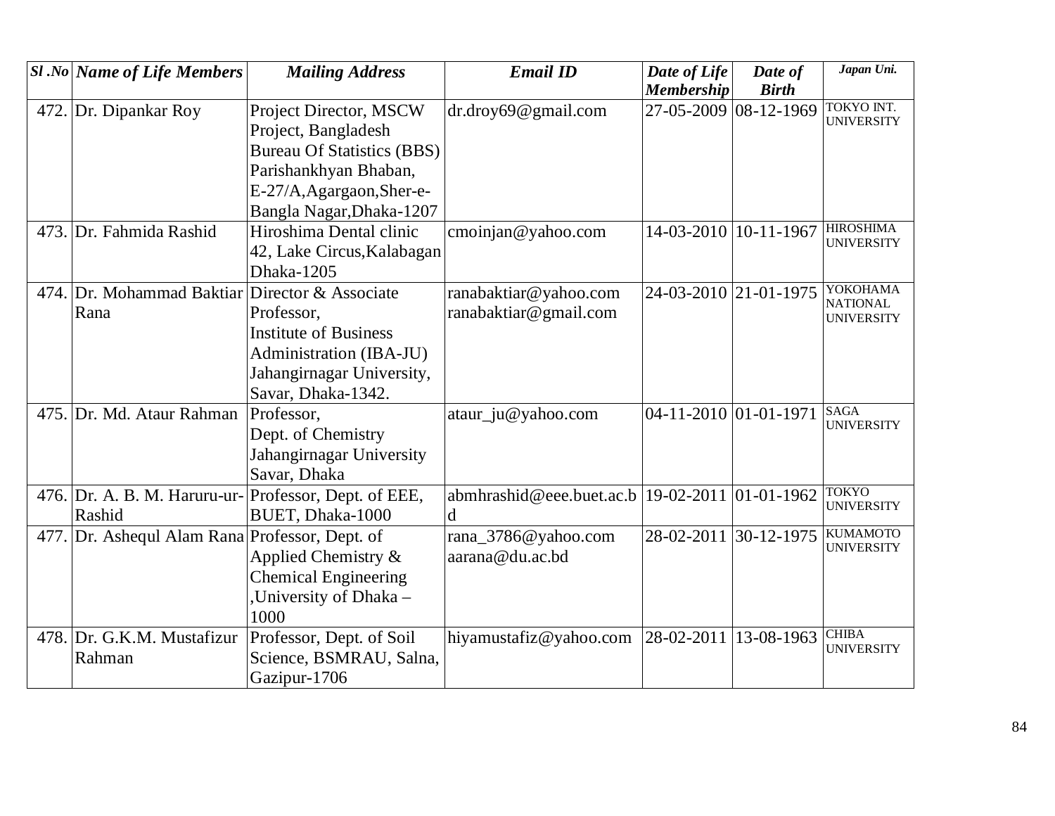| *Sl .No* | *Name of Life Members* | *Mailing Address* | *Email ID* | *Date of Life Membership* | *Date of Birth* | *Japan Uni.* |
|---|---|---|---|---|---|---|
| 472. | Dr. Dipankar Roy | Project Director, MSCW Project, Bangladesh Bureau Of Statistics (BBS) Parishankhyan Bhaban, E-27/A,Agargaon,Sher-e-Bangla Nagar,Dhaka-1207 | dr.droy69@gmail.com | 27-05-2009 | 08-12-1969 | TOKYO INT. UNIVERSITY |
| 473. | Dr. Fahmida Rashid | Hiroshima Dental clinic 42, Lake Circus,Kalabagan Dhaka-1205 | cmoinjan@yahoo.com | 14-03-2010 | 10-11-1967 | HIROSHIMA UNIVERSITY |
| 474. | Dr. Mohammad Baktiar Rana | Director & Associate Professor, Institute of Business Administration (IBA-JU) Jahangirnagar University, Savar, Dhaka-1342. | ranabaktiar@yahoo.com ranabaktiar@gmail.com | 24-03-2010 | 21-01-1975 | YOKOHAMA NATIONAL UNIVERSITY |
| 475. | Dr. Md. Ataur Rahman | Professor, Dept. of Chemistry Jahangirnagar University Savar, Dhaka | ataur_ju@yahoo.com | 04-11-2010 | 01-01-1971 | SAGA UNIVERSITY |
| 476. | Dr. A. B. M. Haruru-ur-Rashid | Professor, Dept. of EEE, BUET, Dhaka-1000 | abmhrashid@eee.buet.ac.bd | 19-02-2011 | 01-01-1962 | TOKYO UNIVERSITY |
| 477. | Dr. Ashequl Alam Rana | Professor, Dept. of Applied Chemistry & Chemical Engineering ,University of Dhaka – 1000 | rana_3786@yahoo.com aarana@du.ac.bd | 28-02-2011 | 30-12-1975 | KUMAMOTO UNIVERSITY |
| 478. | Dr. G.K.M. Mustafizur Rahman | Professor, Dept. of Soil Science, BSMRAU, Salna, Gazipur-1706 | hiyamustafiz@yahoo.com | 28-02-2011 | 13-08-1963 | CHIBA UNIVERSITY |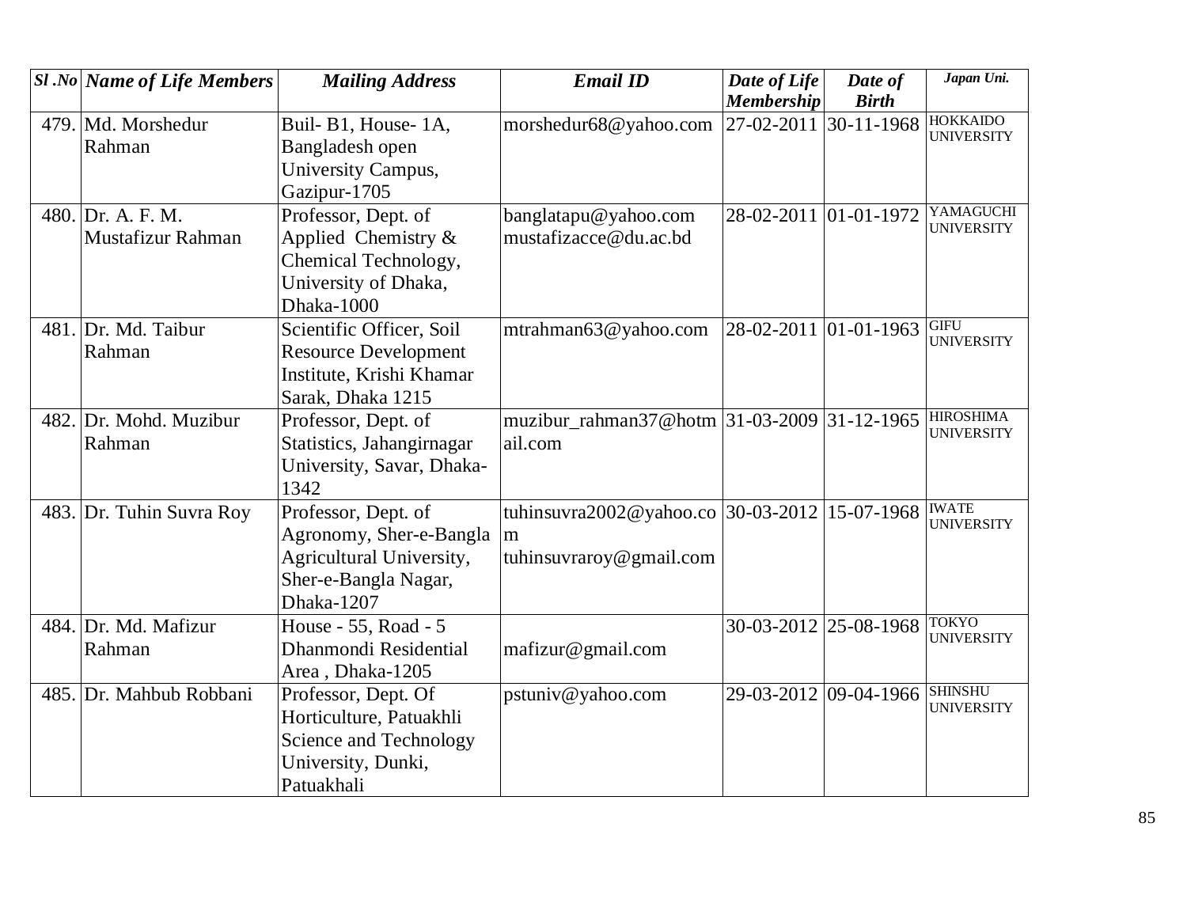| Sl .No | Name of Life Members | Mailing Address | Email ID | Date of Life Membership | Date of Birth | Japan Uni. |
|---|---|---|---|---|---|---|
| 479. | Md. Morshedur Rahman | Buil- B1, House- 1A, Bangladesh open University Campus, Gazipur-1705 | morshedur68@yahoo.com | 27-02-2011 | 30-11-1968 | HOKKAIDO UNIVERSITY |
| 480. | Dr. A. F. M. Mustafizur Rahman | Professor, Dept. of Applied Chemistry & Chemical Technology, University of Dhaka, Dhaka-1000 | banglatapu@yahoo.com mustafizacce@du.ac.bd | 28-02-2011 | 01-01-1972 | YAMAGUCHI UNIVERSITY |
| 481. | Dr. Md. Taibur Rahman | Scientific Officer, Soil Resource Development Institute, Krishi Khamar Sarak, Dhaka 1215 | mtrahman63@yahoo.com | 28-02-2011 | 01-01-1963 | GIFU UNIVERSITY |
| 482. | Dr. Mohd. Muzibur Rahman | Professor, Dept. of Statistics, Jahangirnagar University, Savar, Dhaka-1342 | muzibur_rahman37@hotmail.com | 31-03-2009 | 31-12-1965 | HIROSHIMA UNIVERSITY |
| 483. | Dr. Tuhin Suvra Roy | Professor, Dept. of Agronomy, Sher-e-Bangla Agricultural University, Sher-e-Bangla Nagar, Dhaka-1207 | tuhinsuvra2002@yahoo.com tuhinsuvraroy@gmail.com | 30-03-2012 | 15-07-1968 | IWATE UNIVERSITY |
| 484. | Dr. Md. Mafizur Rahman | House - 55, Road - 5 Dhanmondi Residential Area , Dhaka-1205 | mafizur@gmail.com | 30-03-2012 | 25-08-1968 | TOKYO UNIVERSITY |
| 485. | Dr. Mahbub Robbani | Professor, Dept. Of Horticulture, Patuakhli Science and Technology University, Dunki, Patuakhali | pstuniv@yahoo.com | 29-03-2012 | 09-04-1966 | SHINSHU UNIVERSITY |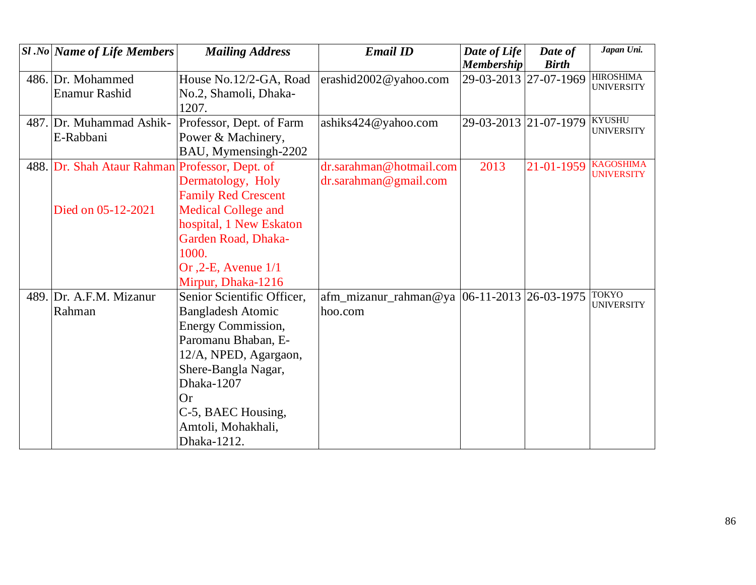| *Sl .No* | *Name of Life Members* | *Mailing Address* | *Email ID* | *Date of Life Membership* | *Date of Birth* | *Japan Uni.* |
|---|---|---|---|---|---|---|
| 486. | Dr. Mohammed Enamur Rashid | House No.12/2-GA, Road No.2, Shamoli, Dhaka-1207. | erashid2002@yahoo.com | 29-03-2013 | 27-07-1969 | HIROSHIMA UNIVERSITY |
| 487. | Dr. Muhammad Ashik-E-Rabbani | Professor, Dept. of Farm Power & Machinery, BAU, Mymensingh-2202 | ashiks424@yahoo.com | 29-03-2013 | 21-07-1979 | KYUSHU UNIVERSITY |
| 488. | Dr. Shah Ataur Rahman<br><br>Died on 05-12-2021 | Professor, Dept. of Dermatology, Holy Family Red Crescent Medical College and hospital, 1 New Eskaton Garden Road, Dhaka-1000.<br>Or ,2-E, Avenue 1/1 Mirpur, Dhaka-1216 | dr.sarahman@hotmail.com<br>dr.sarahman@gmail.com | 2013 | 21-01-1959 | KAGOSHIMA UNIVERSITY |
| 489. | Dr. A.F.M. Mizanur Rahman | Senior Scientific Officer, Bangladesh Atomic Energy Commission, Paromanu Bhaban, E-12/A, NPED, Agargaon, Shere-Bangla Nagar, Dhaka-1207<br>Or<br>C-5, BAEC Housing, Amtoli, Mohakhali, Dhaka-1212. | afm_mizanur_rahman@yahoo.com | 06-11-2013 | 26-03-1975 | TOKYO UNIVERSITY |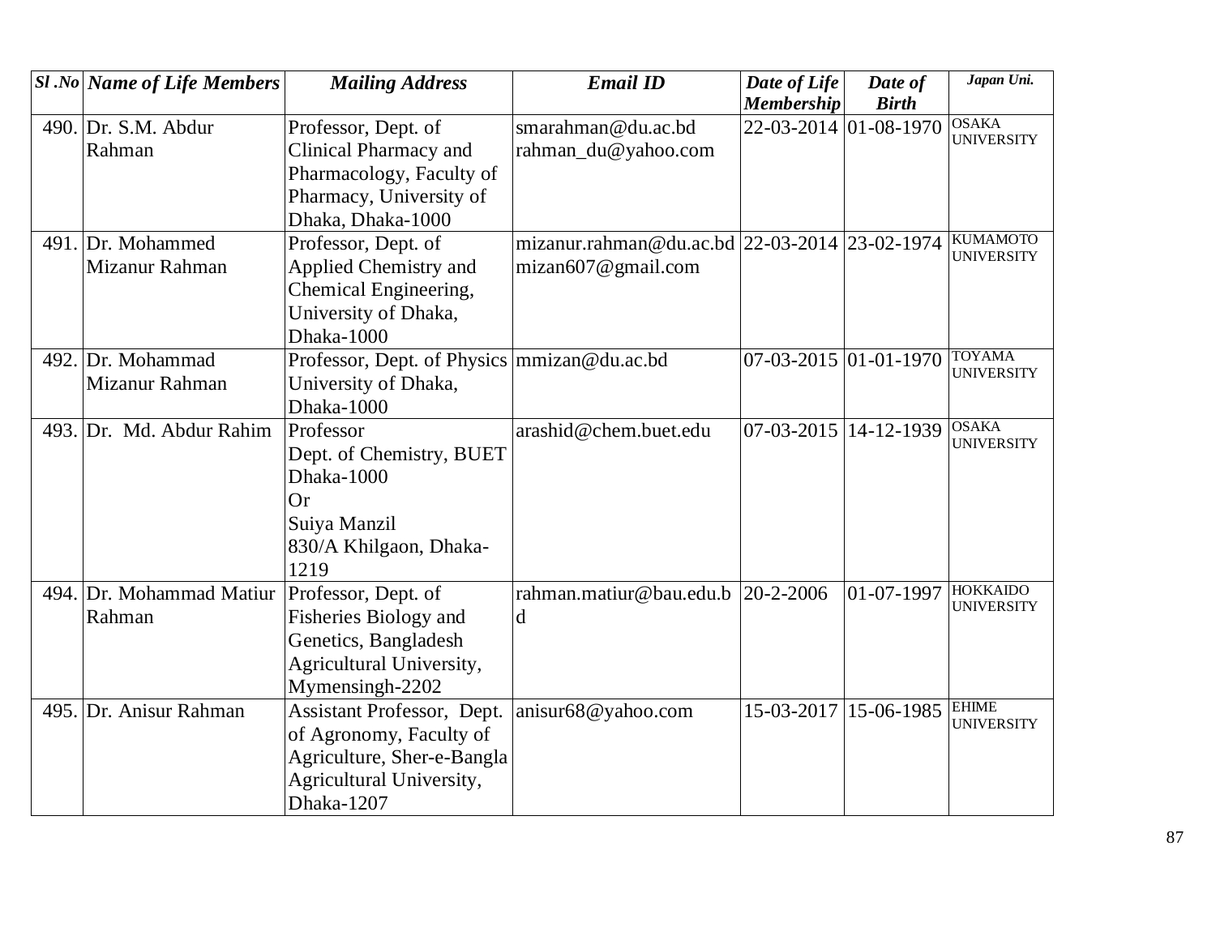| *Sl .No* | *Name of Life Members* | *Mailing Address* | *Email ID* | *Date of Life Membership* | *Date of Birth* | *Japan Uni.* |
|---|---|---|---|---|---|---|
| 490. | Dr. S.M. Abdur Rahman | Professor, Dept. of Clinical Pharmacy and Pharmacology, Faculty of Pharmacy, University of Dhaka, Dhaka-1000 | smarahman@du.ac.bd rahman_du@yahoo.com | 22-03-2014 | 01-08-1970 | OSAKA UNIVERSITY |
| 491. | Dr. Mohammed Mizanur Rahman | Professor, Dept. of Applied Chemistry and Chemical Engineering, University of Dhaka, Dhaka-1000 | mizanur.rahman@du.ac.bd mizan607@gmail.com | 22-03-2014 | 23-02-1974 | KUMAMOTO UNIVERSITY |
| 492. | Dr. Mohammad Mizanur Rahman | Professor, Dept. of Physics University of Dhaka, Dhaka-1000 | mmizan@du.ac.bd | 07-03-2015 | 01-01-1970 | TOYAMA UNIVERSITY |
| 493. | Dr. Md. Abdur Rahim | Professor Dept. of Chemistry, BUET Dhaka-1000 Or Suiya Manzil 830/A Khilgaon, Dhaka-1219 | arashid@chem.buet.edu | 07-03-2015 | 14-12-1939 | OSAKA UNIVERSITY |
| 494. | Dr. Mohammad Matiur Rahman | Professor, Dept. of Fisheries Biology and Genetics, Bangladesh Agricultural University, Mymensingh-2202 | rahman.matiur@bau.edu.bd | 20-2-2006 | 01-07-1997 | HOKKAIDO UNIVERSITY |
| 495. | Dr. Anisur Rahman | Assistant Professor, Dept. of Agronomy, Faculty of Agriculture, Sher-e-Bangla Agricultural University, Dhaka-1207 | anisur68@yahoo.com | 15-03-2017 | 15-06-1985 | EHIME UNIVERSITY |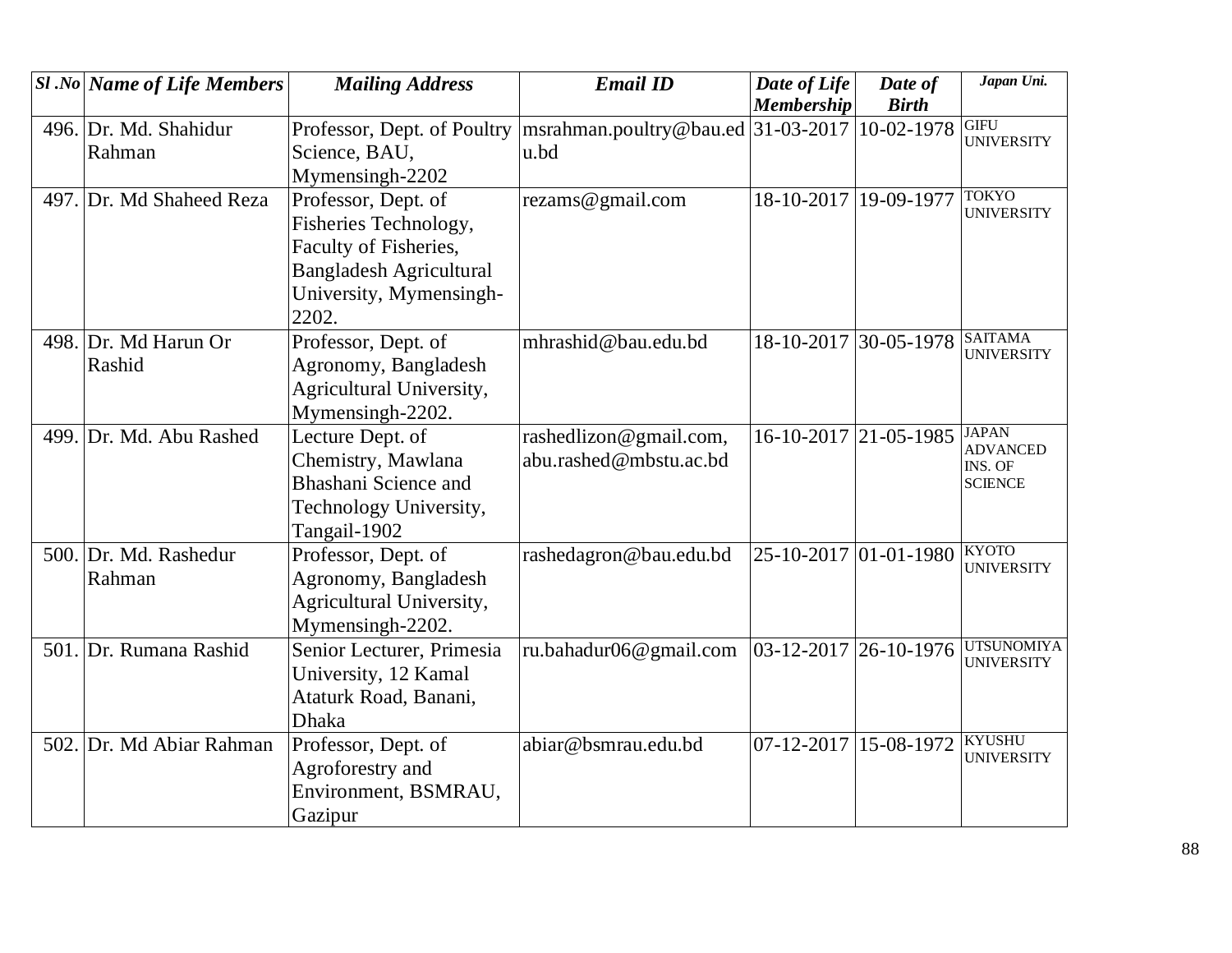| Sl .No | Name of Life Members | Mailing Address | Email ID | Date of Life Membership | Date of Birth | Japan Uni. |
|---|---|---|---|---|---|---|
| 496. | Dr. Md. Shahidur Rahman | Professor, Dept. of Poultry Science, BAU, Mymensingh-2202 | msrahman.poultry@bau.edu.bd | 31-03-2017 | 10-02-1978 | GIFU UNIVERSITY |
| 497. | Dr. Md Shaheed Reza | Professor, Dept. of Fisheries Technology, Faculty of Fisheries, Bangladesh Agricultural University, Mymensingh-2202. | rezams@gmail.com | 18-10-2017 | 19-09-1977 | TOKYO UNIVERSITY |
| 498. | Dr. Md Harun Or Rashid | Professor, Dept. of Agronomy, Bangladesh Agricultural University, Mymensingh-2202. | mhrashid@bau.edu.bd | 18-10-2017 | 30-05-1978 | SAITAMA UNIVERSITY |
| 499. | Dr. Md. Abu Rashed | Lecture Dept. of Chemistry, Mawlana Bhashani Science and Technology University, Tangail-1902 | rashedlizon@gmail.com, abu.rashed@mbstu.ac.bd | 16-10-2017 | 21-05-1985 | JAPAN ADVANCED INS. OF SCIENCE |
| 500. | Dr. Md. Rashedur Rahman | Professor, Dept. of Agronomy, Bangladesh Agricultural University, Mymensingh-2202. | rashedagron@bau.edu.bd | 25-10-2017 | 01-01-1980 | KYOTO UNIVERSITY |
| 501. | Dr. Rumana Rashid | Senior Lecturer, Primesia University, 12 Kamal Ataturk Road, Banani, Dhaka | ru.bahadur06@gmail.com | 03-12-2017 | 26-10-1976 | UTSUNOMIYA UNIVERSITY |
| 502. | Dr. Md Abiar Rahman | Professor, Dept. of Agroforestry and Environment, BSMRAU, Gazipur | abiar@bsmrau.edu.bd | 07-12-2017 | 15-08-1972 | KYUSHU UNIVERSITY |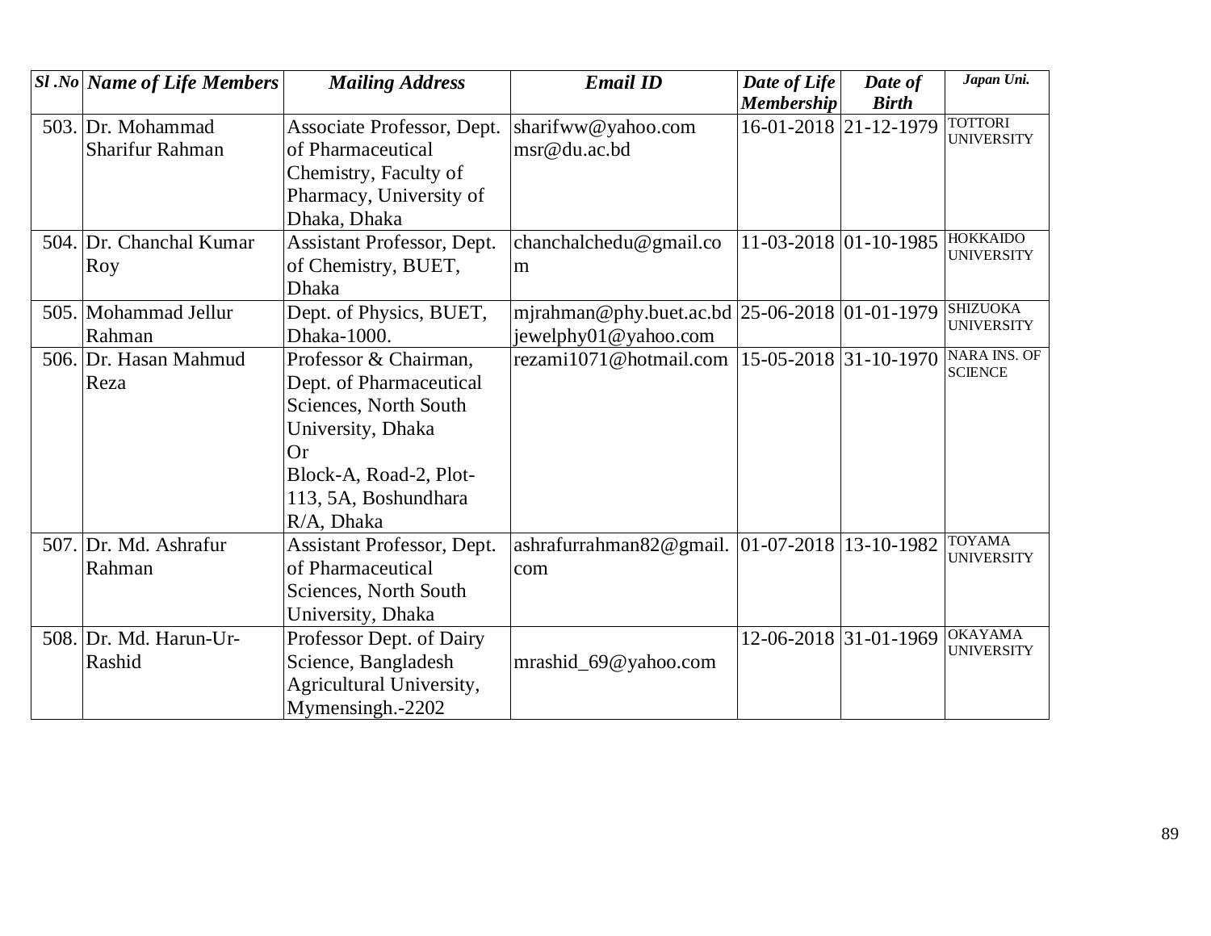| *Sl .No* | *Name of Life Members* | *Mailing Address* | *Email ID* | *Date of Life Membership* | *Date of Birth* | *Japan Uni.* |
|---|---|---|---|---|---|---|
| 503. | Dr. Mohammad Sharifur Rahman | Associate Professor, Dept. of Pharmaceutical Chemistry, Faculty of Pharmacy, University of Dhaka, Dhaka | sharifww@yahoo.com msr@du.ac.bd | 16-01-2018 | 21-12-1979 | TOTTORI UNIVERSITY |
| 504. | Dr. Chanchal Kumar Roy | Assistant Professor, Dept. of Chemistry, BUET, Dhaka | chanchalchedu@gmail.com | 11-03-2018 | 01-10-1985 | HOKKAIDO UNIVERSITY |
| 505. | Mohammad Jellur Rahman | Dept. of Physics, BUET, Dhaka-1000. | mjrahman@phy.buet.ac.bd jewelphy01@yahoo.com | 25-06-2018 | 01-01-1979 | SHIZUOKA UNIVERSITY |
| 506. | Dr. Hasan Mahmud Reza | Professor & Chairman, Dept. of Pharmaceutical Sciences, North South University, Dhaka Or Block-A, Road-2, Plot-113, 5A, Boshundhara R/A, Dhaka | rezami1071@hotmail.com | 15-05-2018 | 31-10-1970 | NARA INS. OF SCIENCE |
| 507. | Dr. Md. Ashrafur Rahman | Assistant Professor, Dept. of Pharmaceutical Sciences, North South University, Dhaka | ashrafurrahman82@gmail.com | 01-07-2018 | 13-10-1982 | TOYAMA UNIVERSITY |
| 508. | Dr. Md. Harun-Ur-Rashid | Professor Dept. of Dairy Science, Bangladesh Agricultural University, Mymensingh.-2202 | mrashid_69@yahoo.com | 12-06-2018 | 31-01-1969 | OKAYAMA UNIVERSITY |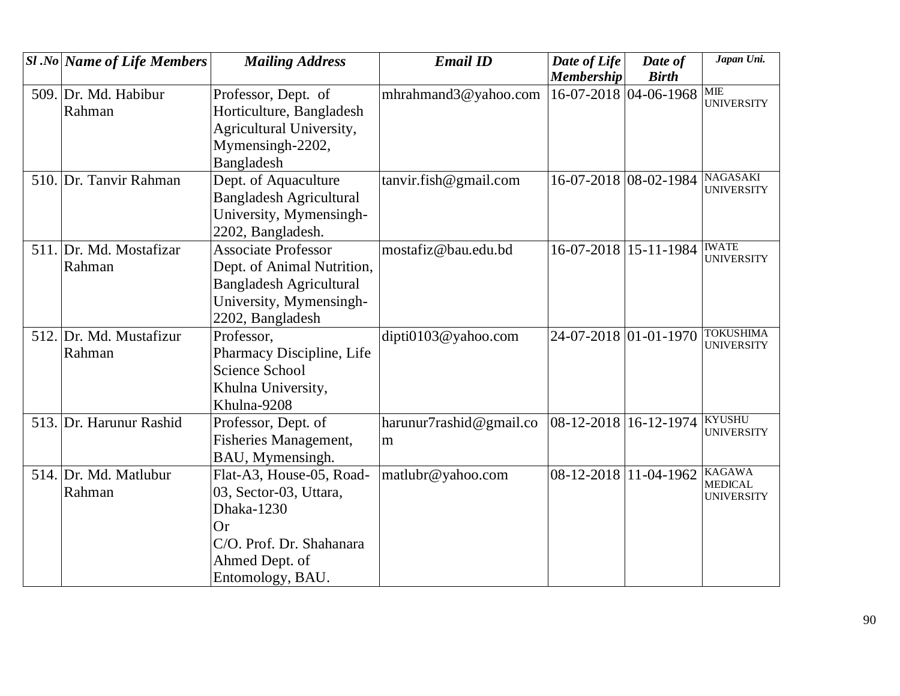| *Sl .No* | *Name of Life Members* | *Mailing Address* | *Email ID* | *Date of Life Membership* | *Date of Birth* | *Japan Uni.* |
|---|---|---|---|---|---|---|
| 509. | Dr. Md. Habibur Rahman | Professor, Dept. of Horticulture, Bangladesh Agricultural University, Mymensingh-2202, Bangladesh | mhrahmand3@yahoo.com | 16-07-2018 | 04-06-1968 | MIE UNIVERSITY |
| 510. | Dr. Tanvir Rahman | Dept. of Aquaculture Bangladesh Agricultural University, Mymensingh-2202, Bangladesh. | tanvir.fish@gmail.com | 16-07-2018 | 08-02-1984 | NAGASAKI UNIVERSITY |
| 511. | Dr. Md. Mostafizar Rahman | Associate Professor Dept. of Animal Nutrition, Bangladesh Agricultural University, Mymensingh-2202, Bangladesh | mostafiz@bau.edu.bd | 16-07-2018 | 15-11-1984 | IWATE UNIVERSITY |
| 512. | Dr. Md. Mustafizur Rahman | Professor, Pharmacy Discipline, Life Science School Khulna University, Khulna-9208 | dipti0103@yahoo.com | 24-07-2018 | 01-01-1970 | TOKUSHIMA UNIVERSITY |
| 513. | Dr. Harunur Rashid | Professor, Dept. of Fisheries Management, BAU, Mymensingh. | harunur7rashid@gmail.com | 08-12-2018 | 16-12-1974 | KYUSHU UNIVERSITY |
| 514. | Dr. Md. Matlubur Rahman | Flat-A3, House-05, Road-03, Sector-03, Uttara, Dhaka-1230 Or C/O. Prof. Dr. Shahanara Ahmed Dept. of Entomology, BAU. | matlubr@yahoo.com | 08-12-2018 | 11-04-1962 | KAGAWA MEDICAL UNIVERSITY |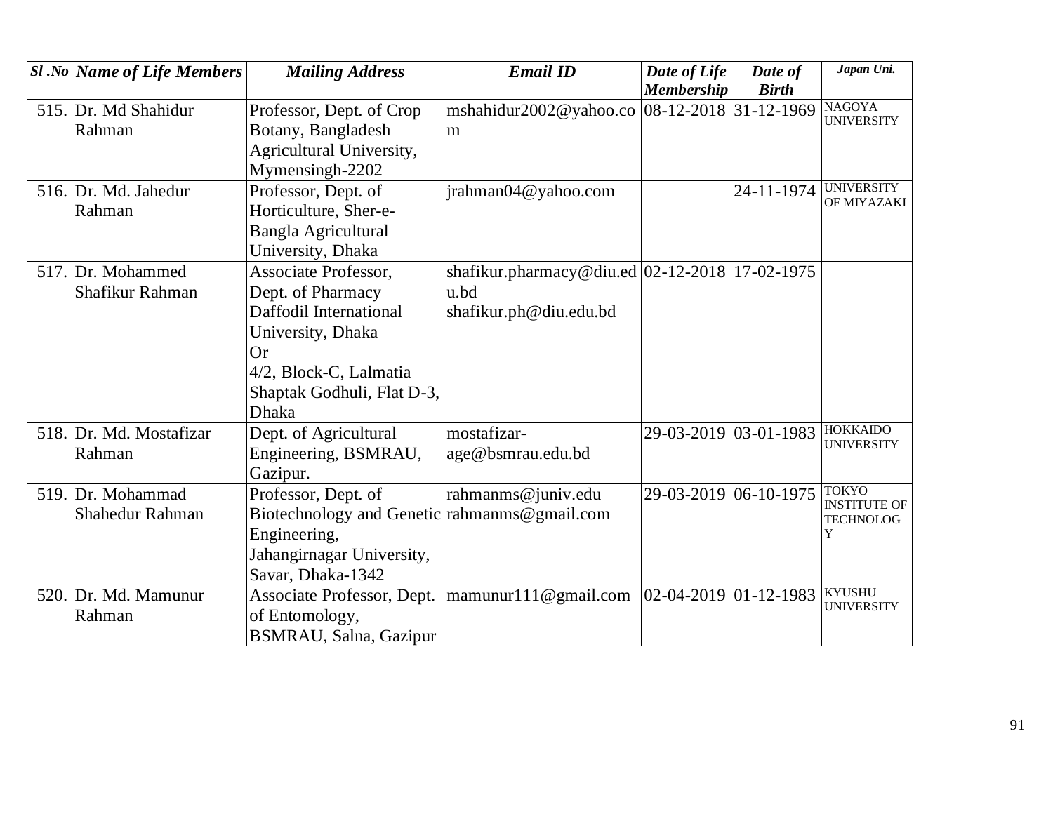| Sl .No | Name of Life Members | Mailing Address | Email ID | Date of Life Membership | Date of Birth | Japan Uni. |
|---|---|---|---|---|---|---|
| 515. | Dr. Md Shahidur Rahman | Professor, Dept. of Crop Botany, Bangladesh Agricultural University, Mymensingh-2202 | mshahidur2002@yahoo.com | 08-12-2018 | 31-12-1969 | NAGOYA UNIVERSITY |
| 516. | Dr. Md. Jahedur Rahman | Professor, Dept. of Horticulture, Sher-e-Bangla Agricultural University, Dhaka | jrahman04@yahoo.com | | 24-11-1974 | UNIVERSITY OF MIYAZAKI |
| 517. | Dr. Mohammed Shafikur Rahman | Associate Professor, Dept. of Pharmacy Daffodil International University, Dhaka Or 4/2, Block-C, Lalmatia Shaptak Godhuli, Flat D-3, Dhaka | shafikur.pharmacy@diu.edu.bd shafikur.ph@diu.edu.bd | 02-12-2018 | 17-02-1975 | |
| 518. | Dr. Md. Mostafizar Rahman | Dept. of Agricultural Engineering, BSMRAU, Gazipur. | mostafizar-age@bsmrau.edu.bd | 29-03-2019 | 03-01-1983 | HOKKAIDO UNIVERSITY |
| 519. | Dr. Mohammad Shahedur Rahman | Professor, Dept. of Biotechnology and Genetic Engineering, Jahangirnagar University, Savar, Dhaka-1342 | rahmanms@juniv.edu rahmanms@gmail.com | 29-03-2019 | 06-10-1975 | TOKYO INSTITUTE OF TECHNOLOGY |
| 520. | Dr. Md. Mamunur Rahman | Associate Professor, Dept. of Entomology, BSMRAU, Salna, Gazipur | mamunur111@gmail.com | 02-04-2019 | 01-12-1983 | KYUSHU UNIVERSITY |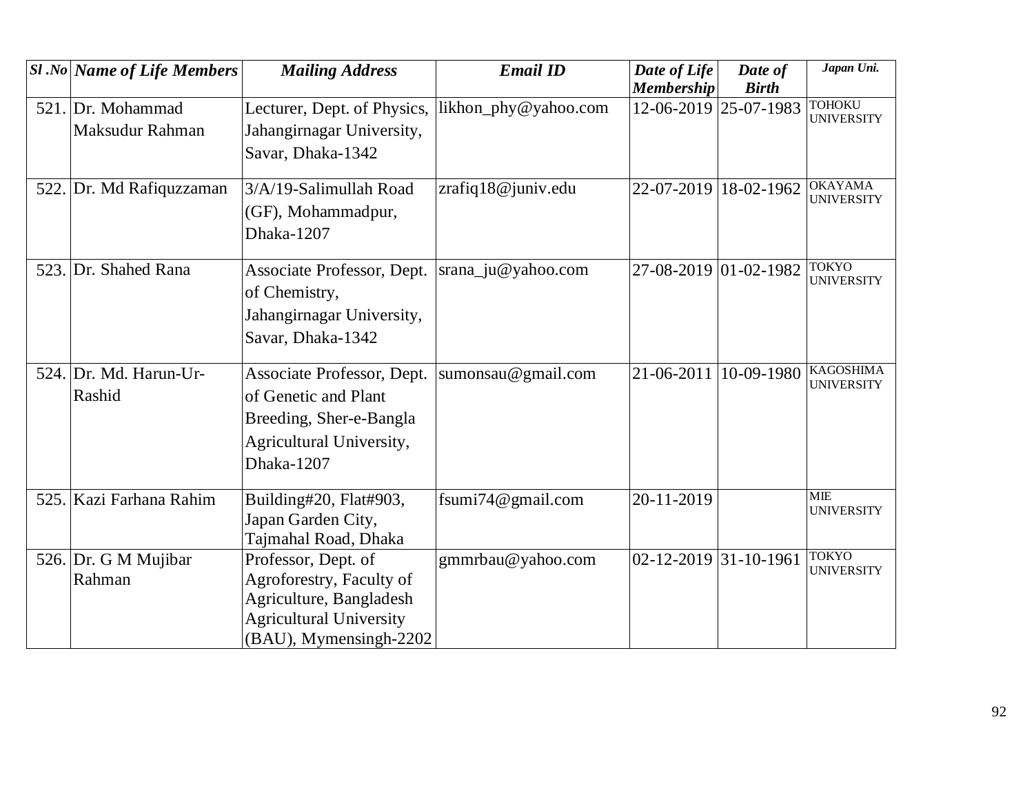| *Sl .No* | *Name of Life Members* | *Mailing Address* | *Email ID* | *Date of Life Membership* | *Date of Birth* | *Japan Uni.* |
|---|---|---|---|---|---|---|
| 521. | Dr. Mohammad Maksudur Rahman | Lecturer, Dept. of Physics, Jahangirnagar University, Savar, Dhaka-1342 | likhon_phy@yahoo.com | 12-06-2019 | 25-07-1983 | TOHOKU UNIVERSITY |
| 522. | Dr. Md Rafiquzzaman | 3/A/19-Salimullah Road (GF), Mohammadpur, Dhaka-1207 | zrafiq18@juniv.edu | 22-07-2019 | 18-02-1962 | OKAYAMA UNIVERSITY |
| 523. | Dr. Shahed Rana | Associate Professor, Dept. of Chemistry, Jahangirnagar University, Savar, Dhaka-1342 | srana_ju@yahoo.com | 27-08-2019 | 01-02-1982 | TOKYO UNIVERSITY |
| 524. | Dr. Md. Harun-Ur-Rashid | Associate Professor, Dept. of Genetic and Plant Breeding, Sher-e-Bangla Agricultural University, Dhaka-1207 | sumonsau@gmail.com | 21-06-2011 | 10-09-1980 | KAGOSHIMA UNIVERSITY |
| 525. | Kazi Farhana Rahim | Building#20, Flat#903, Japan Garden City, Tajmahal Road, Dhaka | fsumi74@gmail.com | 20-11-2019 | | MIE UNIVERSITY |
| 526. | Dr. G M Mujibar Rahman | Professor, Dept. of Agroforestry, Faculty of Agriculture, Bangladesh Agricultural University (BAU), Mymensingh-2202 | gmmrbau@yahoo.com | 02-12-2019 | 31-10-1961 | TOKYO UNIVERSITY |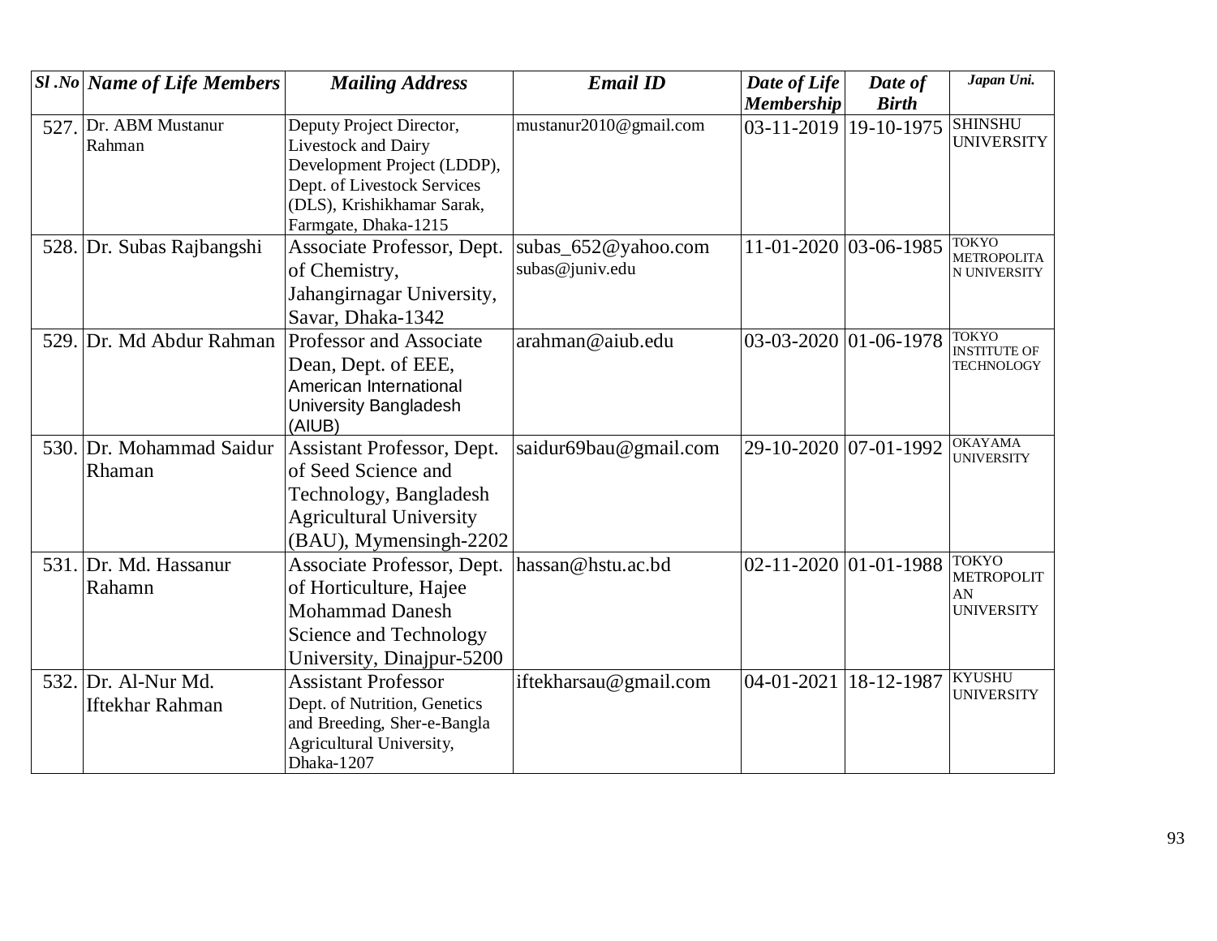| *Sl .No* | *Name of Life Members* | *Mailing Address* | *Email ID* | *Date of Life Membership* | *Date of Birth* | *Japan Uni.* |
|---|---|---|---|---|---|---|
| 527. | Dr. ABM Mustanur Rahman | Deputy Project Director, Livestock and Dairy Development Project (LDDP), Dept. of Livestock Services (DLS), Krishikhamar Sarak, Farmgate, Dhaka-1215 | mustanur2010@gmail.com | 03-11-2019 | 19-10-1975 | SHINSHU UNIVERSITY |
| 528. | Dr. Subas Rajbangshi | Associate Professor, Dept. of Chemistry, Jahangirnagar University, Savar, Dhaka-1342 | subas_652@yahoo.com subas@juniv.edu | 11-01-2020 | 03-06-1985 | TOKYO METROPOLITAN UNIVERSITY |
| 529. | Dr. Md Abdur Rahman | Professor and Associate Dean, Dept. of EEE, American International University Bangladesh (AIUB) | arahman@aiub.edu | 03-03-2020 | 01-06-1978 | TOKYO INSTITUTE OF TECHNOLOGY |
| 530. | Dr. Mohammad Saidur Rhaman | Assistant Professor, Dept. of Seed Science and Technology, Bangladesh Agricultural University (BAU), Mymensingh-2202 | saidur69bau@gmail.com | 29-10-2020 | 07-01-1992 | OKAYAMA UNIVERSITY |
| 531. | Dr. Md. Hassanur Rahamn | Associate Professor, Dept. of Horticulture, Hajee Mohammad Danesh Science and Technology University, Dinajpur-5200 | hassan@hstu.ac.bd | 02-11-2020 | 01-01-1988 | TOKYO METROPOLITAN UNIVERSITY |
| 532. | Dr. Al-Nur Md. Iftekhar Rahman | Assistant Professor Dept. of Nutrition, Genetics and Breeding, Sher-e-Bangla Agricultural University, Dhaka-1207 | iftekharsau@gmail.com | 04-01-2021 | 18-12-1987 | KYUSHU UNIVERSITY |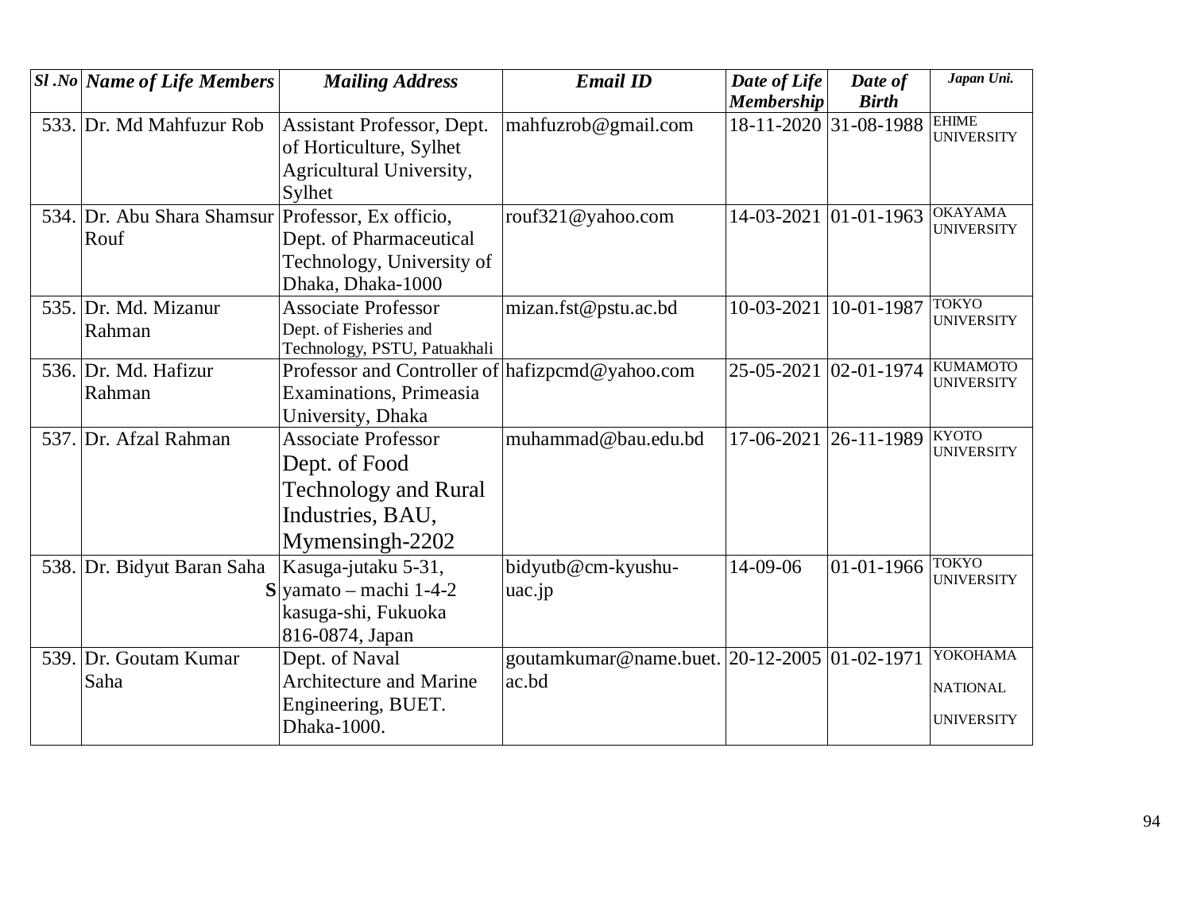| Sl .No | Name of Life Members | Mailing Address | Email ID | Date of Life Membership | Date of Birth | Japan Uni. |
|---|---|---|---|---|---|---|
| 533. | Dr. Md Mahfuzur Rob | Assistant Professor, Dept. of Horticulture, Sylhet Agricultural University, Sylhet | mahfuzrob@gmail.com | 18-11-2020 | 31-08-1988 | EHIME UNIVERSITY |
| 534. | Dr. Abu Shara Shamsur Rouf | Professor, Ex officio, Dept. of Pharmaceutical Technology, University of Dhaka, Dhaka-1000 | rouf321@yahoo.com | 14-03-2021 | 01-01-1963 | OKAYAMA UNIVERSITY |
| 535. | Dr. Md. Mizanur Rahman | Associate Professor Dept. of Fisheries and Technology, PSTU, Patuakhali | mizan.fst@pstu.ac.bd | 10-03-2021 | 10-01-1987 | TOKYO UNIVERSITY |
| 536. | Dr. Md. Hafizur Rahman | Professor and Controller of Examinations, Primeasia University, Dhaka | hafizpcmd@yahoo.com | 25-05-2021 | 02-01-1974 | KUMAMOTO UNIVERSITY |
| 537. | Dr. Afzal Rahman | Associate Professor Dept. of Food Technology and Rural Industries, BAU, Mymensingh-2202 | muhammad@bau.edu.bd | 17-06-2021 | 26-11-1989 | KYOTO UNIVERSITY |
| 538. | Dr. Bidyut Baran Saha S | Kasuga-jutaku 5-31, yamato – machi 1-4-2 kasuga-shi, Fukuoka 816-0874, Japan | bidyutb@cm-kyushu-uac.jp | 14-09-06 | 01-01-1966 | TOKYO UNIVERSITY |
| 539. | Dr. Goutam Kumar Saha | Dept. of Naval Architecture and Marine Engineering, BUET. Dhaka-1000. | goutamkumar@name.buet.ac.bd | 20-12-2005 | 01-02-1971 | YOKOHAMA NATIONAL UNIVERSITY |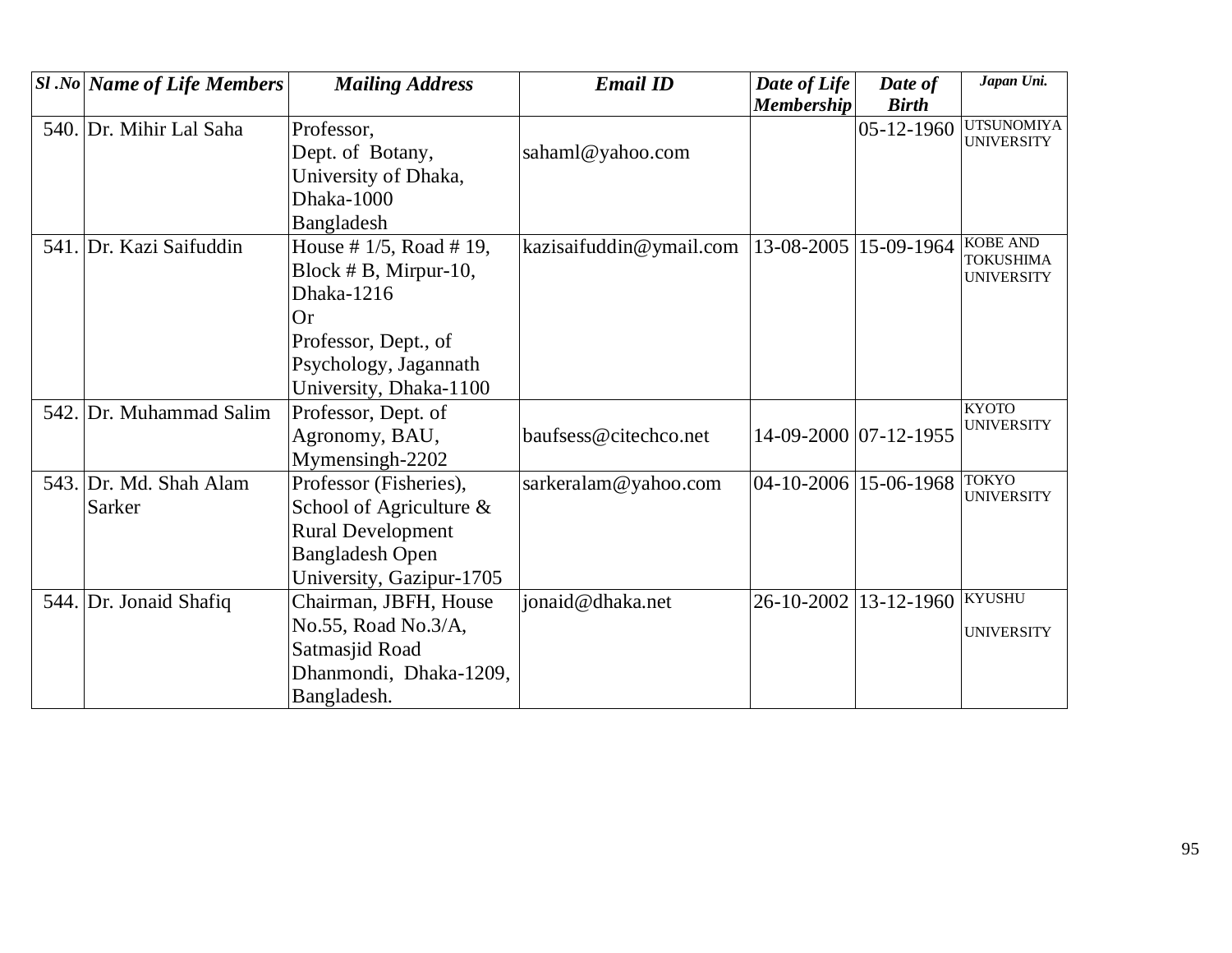| *Sl .No* | *Name of Life Members* | *Mailing Address* | *Email ID* | *Date of Life Membership* | *Date of Birth* | *Japan Uni.* |
|---|---|---|---|---|---|---|
| 540. | Dr. Mihir Lal Saha | Professor, Dept. of Botany, University of Dhaka, Dhaka-1000 Bangladesh | sahaml@yahoo.com | | 05-12-1960 | UTSUNOMIYA UNIVERSITY |
| 541. | Dr. Kazi Saifuddin | House # 1/5, Road # 19, Block # B, Mirpur-10, Dhaka-1216 Or Professor, Dept., of Psychology, Jagannath University, Dhaka-1100 | kazisaifuddin@ymail.com | 13-08-2005 | 15-09-1964 | KOBE AND TOKUSHIMA UNIVERSITY |
| 542. | Dr. Muhammad Salim | Professor, Dept. of Agronomy, BAU, Mymensingh-2202 | baufsess@citechco.net | 14-09-2000 | 07-12-1955 | KYOTO UNIVERSITY |
| 543. | Dr. Md. Shah Alam Sarker | Professor (Fisheries), School of Agriculture & Rural Development Bangladesh Open University, Gazipur-1705 | sarkeralam@yahoo.com | 04-10-2006 | 15-06-1968 | TOKYO UNIVERSITY |
| 544. | Dr. Jonaid Shafiq | Chairman, JBFH, House No.55, Road No.3/A, Satmasjid Road Dhanmondi, Dhaka-1209, Bangladesh. | jonaid@dhaka.net | 26-10-2002 | 13-12-1960 | KYUSHU UNIVERSITY |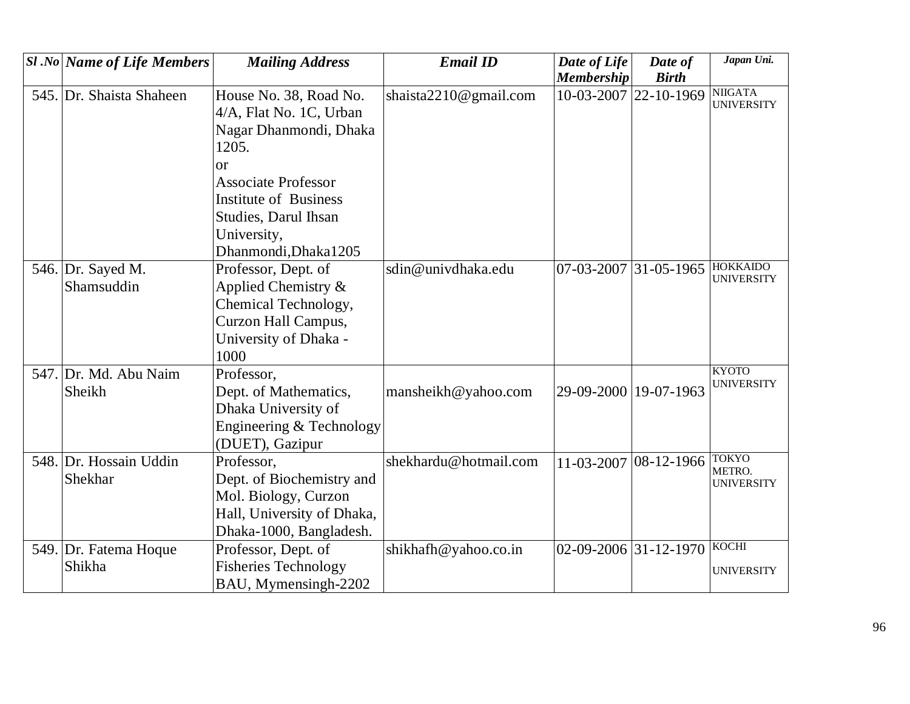| Sl .No | Name of Life Members | Mailing Address | Email ID | Date of Life Membership | Date of Birth | Japan Uni. |
|---|---|---|---|---|---|---|
| 545. | Dr. Shaista Shaheen | House No. 38, Road No. 4/A, Flat No. 1C, Urban Nagar Dhanmondi, Dhaka 1205. or Associate Professor Institute of Business Studies, Darul Ihsan University, Dhanmondi,Dhaka1205 | shaista2210@gmail.com | 10-03-2007 | 22-10-1969 | NIIGATA UNIVERSITY |
| 546. | Dr. Sayed M. Shamsuddin | Professor, Dept. of Applied Chemistry & Chemical Technology, Curzon Hall Campus, University of Dhaka - 1000 | sdin@univdhaka.edu | 07-03-2007 | 31-05-1965 | HOKKAIDO UNIVERSITY |
| 547. | Dr. Md. Abu Naim Sheikh | Professor, Dept. of Mathematics, Dhaka University of Engineering & Technology (DUET), Gazipur | mansheikh@yahoo.com | 29-09-2000 | 19-07-1963 | KYOTO UNIVERSITY |
| 548. | Dr. Hossain Uddin Shekhar | Professor, Dept. of Biochemistry and Mol. Biology, Curzon Hall, University of Dhaka, Dhaka-1000, Bangladesh. | shekhardu@hotmail.com | 11-03-2007 | 08-12-1966 | TOKYO METRO. UNIVERSITY |
| 549. | Dr. Fatema Hoque Shikha | Professor, Dept. of Fisheries Technology BAU, Mymensingh-2202 | shikhafh@yahoo.co.in | 02-09-2006 | 31-12-1970 | KOCHI UNIVERSITY |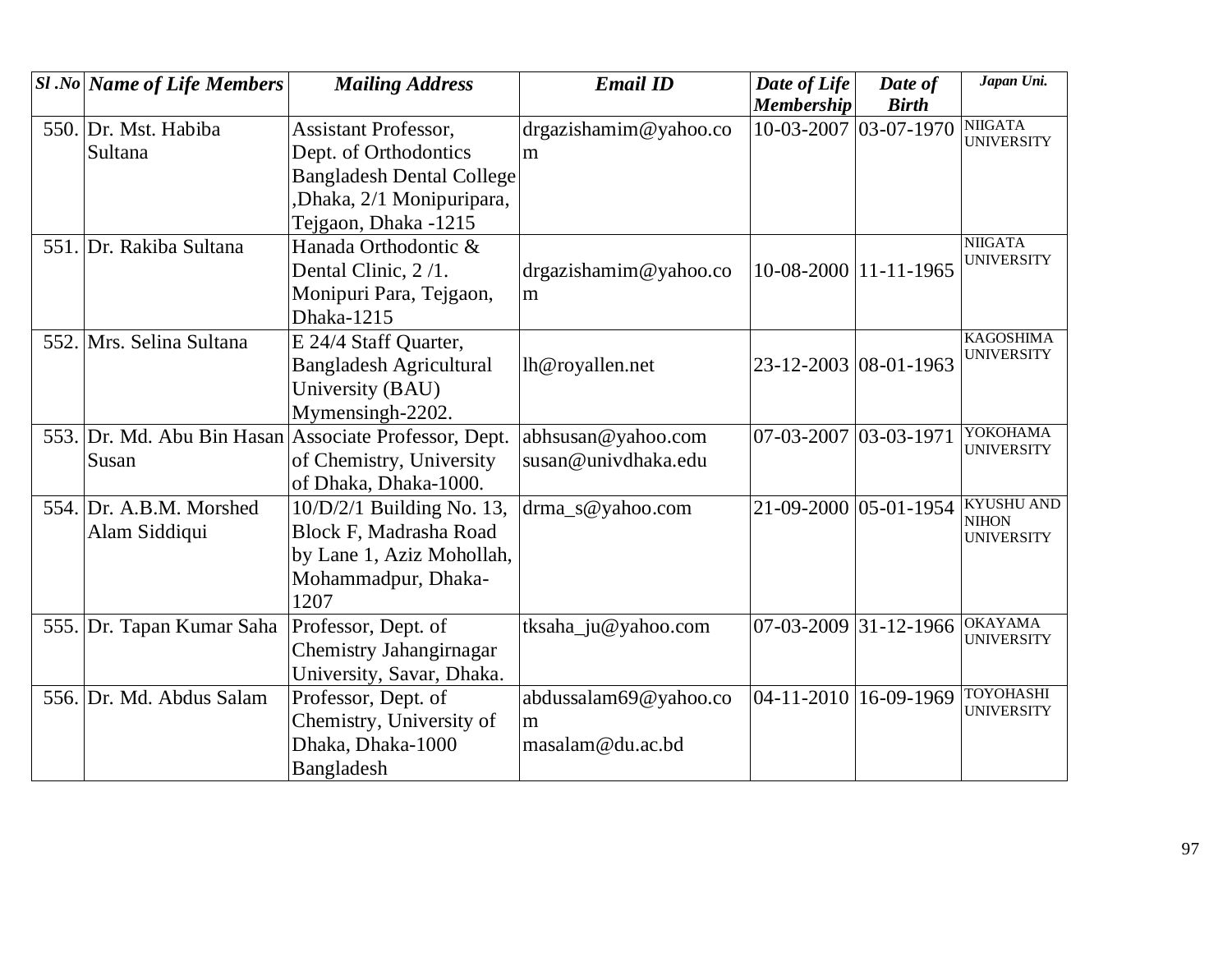| *Sl .No* | *Name of Life Members* | *Mailing Address* | *Email ID* | *Date of Life Membership* | *Date of Birth* | *Japan Uni.* |
|---|---|---|---|---|---|---|
| 550. | Dr. Mst. Habiba Sultana | Assistant Professor, Dept. of Orthodontics Bangladesh Dental College ,Dhaka, 2/1 Monipuripara, Tejgaon, Dhaka -1215 | drgazishamim@yahoo.com | 10-03-2007 | 03-07-1970 | NIIGATA UNIVERSITY |
| 551. | Dr. Rakiba Sultana | Hanada Orthodontic & Dental Clinic, 2 /1. Monipuri Para, Tejgaon, Dhaka-1215 | drgazishamim@yahoo.com | 10-08-2000 | 11-11-1965 | NIIGATA UNIVERSITY |
| 552. | Mrs. Selina Sultana | E 24/4 Staff Quarter, Bangladesh Agricultural University (BAU) Mymensingh-2202. | lh@royallen.net | 23-12-2003 | 08-01-1963 | KAGOSHIMA UNIVERSITY |
| 553. | Dr. Md. Abu Bin Hasan Susan | Associate Professor, Dept. of Chemistry, University of Dhaka, Dhaka-1000. | abhsusan@yahoo.com susan@univdhaka.edu | 07-03-2007 | 03-03-1971 | YOKOHAMA UNIVERSITY |
| 554. | Dr. A.B.M. Morshed Alam Siddiqui | 10/D/2/1 Building No. 13, Block F, Madrasha Road by Lane 1, Aziz Mohollah, Mohammadpur, Dhaka-1207 | drma_s@yahoo.com | 21-09-2000 | 05-01-1954 | KYUSHU AND NIHON UNIVERSITY |
| 555. | Dr. Tapan Kumar Saha | Professor, Dept. of Chemistry Jahangirnagar University, Savar, Dhaka. | tksaha_ju@yahoo.com | 07-03-2009 | 31-12-1966 | OKAYAMA UNIVERSITY |
| 556. | Dr. Md. Abdus Salam | Professor, Dept. of Chemistry, University of Dhaka, Dhaka-1000 Bangladesh | abdussalam69@yahoo.com masalam@du.ac.bd | 04-11-2010 | 16-09-1969 | TOYOHASHI UNIVERSITY |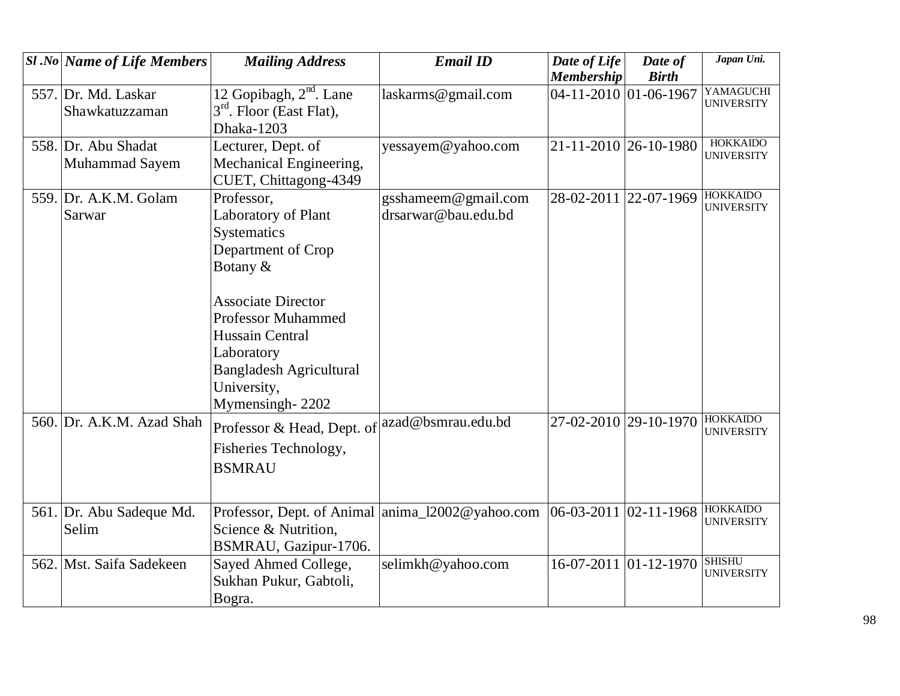| *Sl .No* | *Name of Life Members* | *Mailing Address* | *Email ID* | *Date of Life Membership* | *Date of Birth* | *Japan Uni.* |
|---|---|---|---|---|---|---|
| 557. | Dr. Md. Laskar Shawkatuzzaman | 12 Gopibagh, 2nd. Lane 3rd. Floor (East Flat), Dhaka-1203 | laskarms@gmail.com | 04-11-2010 | 01-06-1967 | YAMAGUCHI UNIVERSITY |
| 558. | Dr. Abu Shadat Muhammad Sayem | Lecturer, Dept. of Mechanical Engineering, CUET, Chittagong-4349 | yessayem@yahoo.com | 21-11-2010 | 26-10-1980 | HOKKAIDO UNIVERSITY |
| 559. | Dr. A.K.M. Golam Sarwar | Professor, Laboratory of Plant Systematics Department of Crop Botany & Associate Director Professor Muhammed Hussain Central Laboratory Bangladesh Agricultural University, Mymensingh- 2202 | gsshameem@gmail.com drsarwar@bau.edu.bd | 28-02-2011 | 22-07-1969 | HOKKAIDO UNIVERSITY |
| 560. | Dr. A.K.M. Azad Shah | Professor & Head, Dept. of Fisheries Technology, BSMRAU | azad@bsmrau.edu.bd | 27-02-2010 | 29-10-1970 | HOKKAIDO UNIVERSITY |
| 561. | Dr. Abu Sadeque Md. Selim | Professor, Dept. of Animal Science & Nutrition, BSMRAU, Gazipur-1706. | anima_l2002@yahoo.com | 06-03-2011 | 02-11-1968 | HOKKAIDO UNIVERSITY |
| 562. | Mst. Saifa Sadekeen | Sayed Ahmed College, Sukhan Pukur, Gabtoli, Bogra. | selimkh@yahoo.com | 16-07-2011 | 01-12-1970 | SHISHU UNIVERSITY |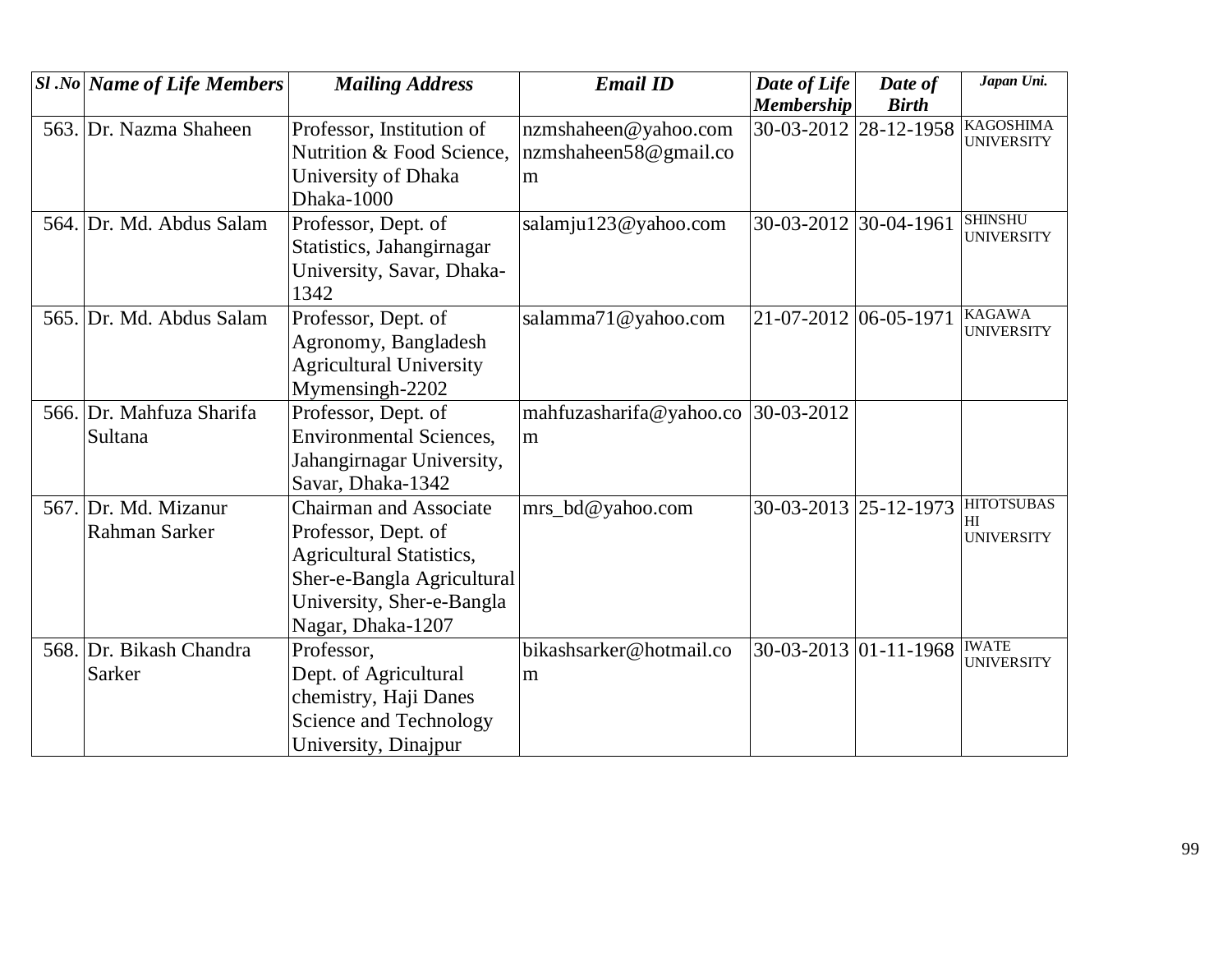| *Sl .No* | *Name of Life Members* | *Mailing Address* | *Email ID* | *Date of Life Membership* | *Date of Birth* | *Japan Uni.* |
|---|---|---|---|---|---|---|
| 563. | Dr. Nazma Shaheen | Professor, Institution of Nutrition & Food Science, University of Dhaka Dhaka-1000 | nzmshaheen@yahoo.com nzmshaheen58@gmail.com | 30-03-2012 | 28-12-1958 | KAGOSHIMA UNIVERSITY |
| 564. | Dr. Md. Abdus Salam | Professor, Dept. of Statistics, Jahangirnagar University, Savar, Dhaka-1342 | salamju123@yahoo.com | 30-03-2012 | 30-04-1961 | SHINSHU UNIVERSITY |
| 565. | Dr. Md. Abdus Salam | Professor, Dept. of Agronomy, Bangladesh Agricultural University Mymensingh-2202 | salamma71@yahoo.com | 21-07-2012 | 06-05-1971 | KAGAWA UNIVERSITY |
| 566. | Dr. Mahfuza Sharifa Sultana | Professor, Dept. of Environmental Sciences, Jahangirnagar University, Savar, Dhaka-1342 | mahfuzasharifa@yahoo.com | 30-03-2012 | | |
| 567. | Dr. Md. Mizanur Rahman Sarker | Chairman and Associate Professor, Dept. of Agricultural Statistics, Sher-e-Bangla Agricultural University, Sher-e-Bangla Nagar, Dhaka-1207 | mrs_bd@yahoo.com | 30-03-2013 | 25-12-1973 | HITOTSUBASHI UNIVERSITY |
| 568. | Dr. Bikash Chandra Sarker | Professor, Dept. of Agricultural chemistry, Haji Danes Science and Technology University, Dinajpur | bikashsarker@hotmail.com | 30-03-2013 | 01-11-1968 | IWATE UNIVERSITY |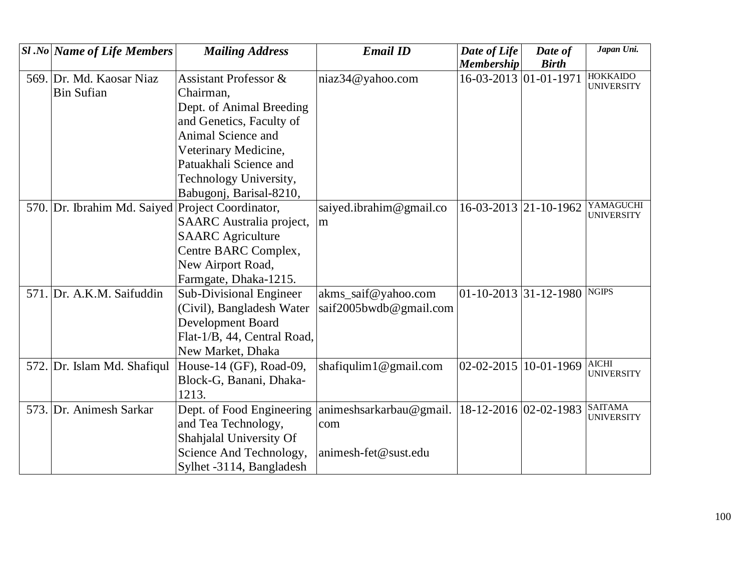| Sl .No | Name of Life Members | Mailing Address | Email ID | Date of Life Membership | Date of Birth | Japan Uni. |
|---|---|---|---|---|---|---|
| 569. | Dr. Md. Kaosar Niaz Bin Sufian | Assistant Professor & Chairman, Dept. of Animal Breeding and Genetics, Faculty of Animal Science and Veterinary Medicine, Patuakhali Science and Technology University, Babugonj, Barisal-8210, | niaz34@yahoo.com | 16-03-2013 | 01-01-1971 | HOKKAIDO UNIVERSITY |
| 570. | Dr. Ibrahim Md. Saiyed | Project Coordinator, SAARC Australia project, SAARC Agriculture Centre BARC Complex, New Airport Road, Farmgate, Dhaka-1215. | saiyed.ibrahim@gmail.com | 16-03-2013 | 21-10-1962 | YAMAGUCHI UNIVERSITY |
| 571. | Dr. A.K.M. Saifuddin | Sub-Divisional Engineer (Civil), Bangladesh Water Development Board Flat-1/B, 44, Central Road, New Market, Dhaka | akms_saif@yahoo.com saif2005bwdb@gmail.com | 01-10-2013 | 31-12-1980 | NGIPS |
| 572. | Dr. Islam Md. Shafiqul | House-14 (GF), Road-09, Block-G, Banani, Dhaka-1213. | shafiqulim1@gmail.com | 02-02-2015 | 10-01-1969 | AICHI UNIVERSITY |
| 573. | Dr. Animesh Sarkar | Dept. of Food Engineering and Tea Technology, Shahjalal University Of Science And Technology, Sylhet -3114, Bangladesh | animeshsarkarbau@gmail.com animesh-fet@sust.edu | 18-12-2016 | 02-02-1983 | SAITAMA UNIVERSITY |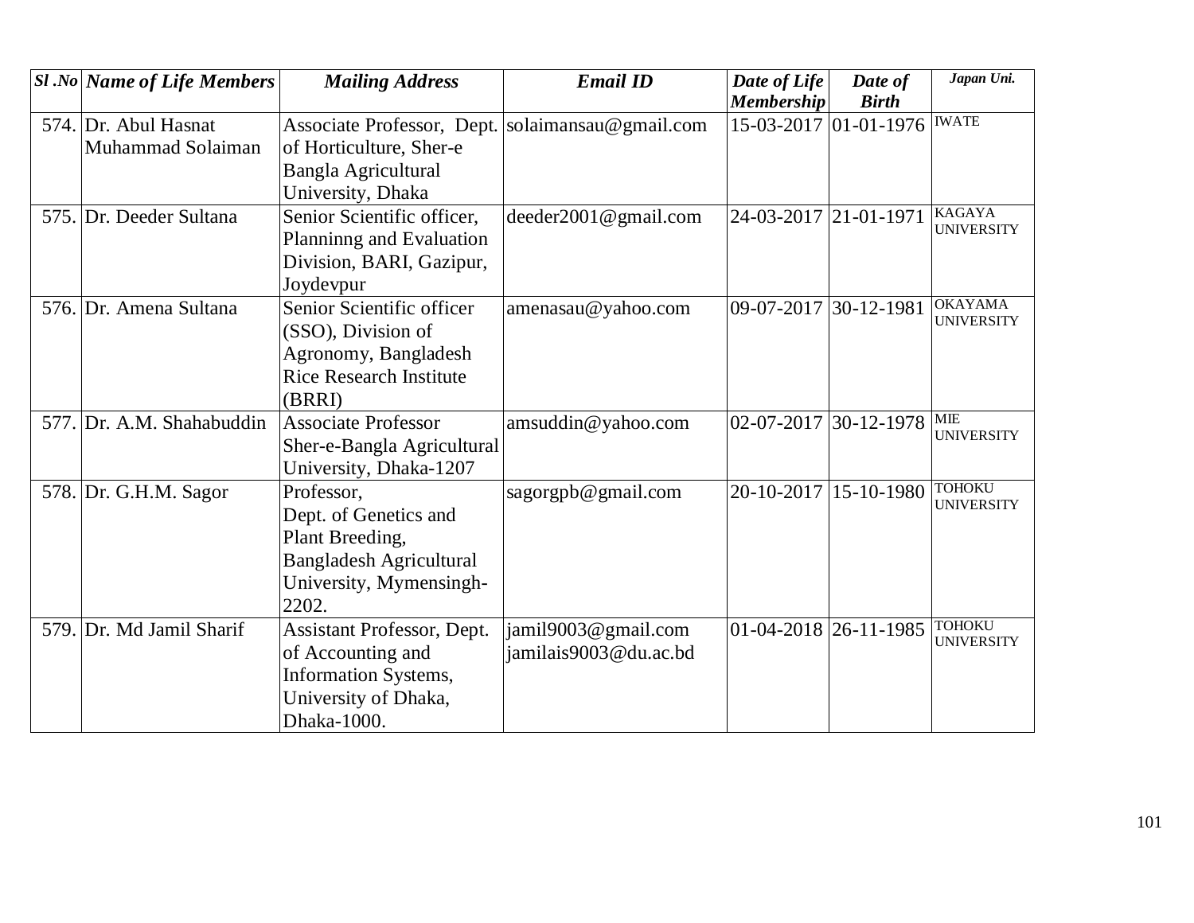| *Sl .No* | *Name of Life Members* | *Mailing Address* | *Email ID* | *Date of Life Membership* | *Date of Birth* | *Japan Uni.* |
|---|---|---|---|---|---|---|
| 574. | Dr. Abul Hasnat Muhammad Solaiman | Associate Professor, Dept. of Horticulture, Sher-e Bangla Agricultural University, Dhaka | solaimansau@gmail.com | 15-03-2017 | 01-01-1976 | IWATE |
| 575. | Dr. Deeder Sultana | Senior Scientific officer, Planninng and Evaluation Division, BARI, Gazipur, Joydevpur | deeder2001@gmail.com | 24-03-2017 | 21-01-1971 | KAGAYA UNIVERSITY |
| 576. | Dr. Amena Sultana | Senior Scientific officer (SSO), Division of Agronomy, Bangladesh Rice Research Institute (BRRI) | amenasau@yahoo.com | 09-07-2017 | 30-12-1981 | OKAYAMA UNIVERSITY |
| 577. | Dr. A.M. Shahabuddin | Associate Professor Sher-e-Bangla Agricultural University, Dhaka-1207 | amsuddin@yahoo.com | 02-07-2017 | 30-12-1978 | MIE UNIVERSITY |
| 578. | Dr. G.H.M. Sagor | Professor, Dept. of Genetics and Plant Breeding, Bangladesh Agricultural University, Mymensingh-2202. | sagorgpb@gmail.com | 20-10-2017 | 15-10-1980 | TOHOKU UNIVERSITY |
| 579. | Dr. Md Jamil Sharif | Assistant Professor, Dept. of Accounting and Information Systems, University of Dhaka, Dhaka-1000. | jamil9003@gmail.com jamilais9003@du.ac.bd | 01-04-2018 | 26-11-1985 | TOHOKU UNIVERSITY |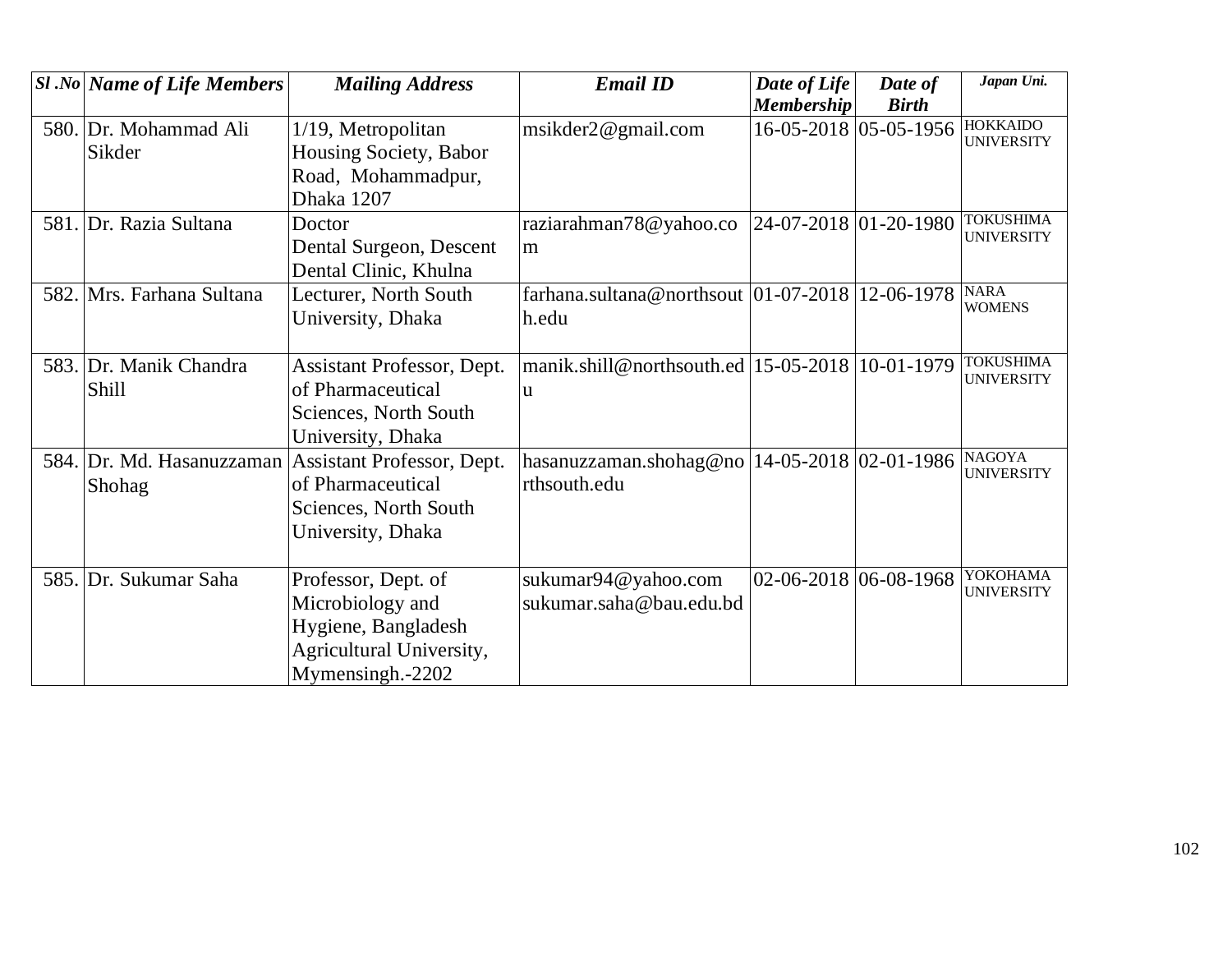| *Sl .No* | *Name of Life Members* | *Mailing Address* | *Email ID* | *Date of Life Membership* | *Date of Birth* | *Japan Uni.* |
|---|---|---|---|---|---|---|
| 580. | Dr. Mohammad Ali Sikder | 1/19, Metropolitan Housing Society, Babor Road, Mohammadpur, Dhaka 1207 | msikder2@gmail.com | 16-05-2018 | 05-05-1956 | HOKKAIDO UNIVERSITY |
| 581. | Dr. Razia Sultana | Doctor Dental Surgeon, Descent Dental Clinic, Khulna | raziarahman78@yahoo.com | 24-07-2018 | 01-20-1980 | TOKUSHIMA UNIVERSITY |
| 582. | Mrs. Farhana Sultana | Lecturer, North South University, Dhaka | farhana.sultana@northsouth.edu | 01-07-2018 | 12-06-1978 | NARA WOMENS |
| 583. | Dr. Manik Chandra Shill | Assistant Professor, Dept. of Pharmaceutical Sciences, North South University, Dhaka | manik.shill@northsouth.edu | 15-05-2018 | 10-01-1979 | TOKUSHIMA UNIVERSITY |
| 584. | Dr. Md. Hasanuzzaman Shohag | Assistant Professor, Dept. of Pharmaceutical Sciences, North South University, Dhaka | hasanuzzaman.shohag@northsouth.edu | 14-05-2018 | 02-01-1986 | NAGOYA UNIVERSITY |
| 585. | Dr. Sukumar Saha | Professor, Dept. of Microbiology and Hygiene, Bangladesh Agricultural University, Mymensingh.-2202 | sukumar94@yahoo.com sukumar.saha@bau.edu.bd | 02-06-2018 | 06-08-1968 | YOKOHAMA UNIVERSITY |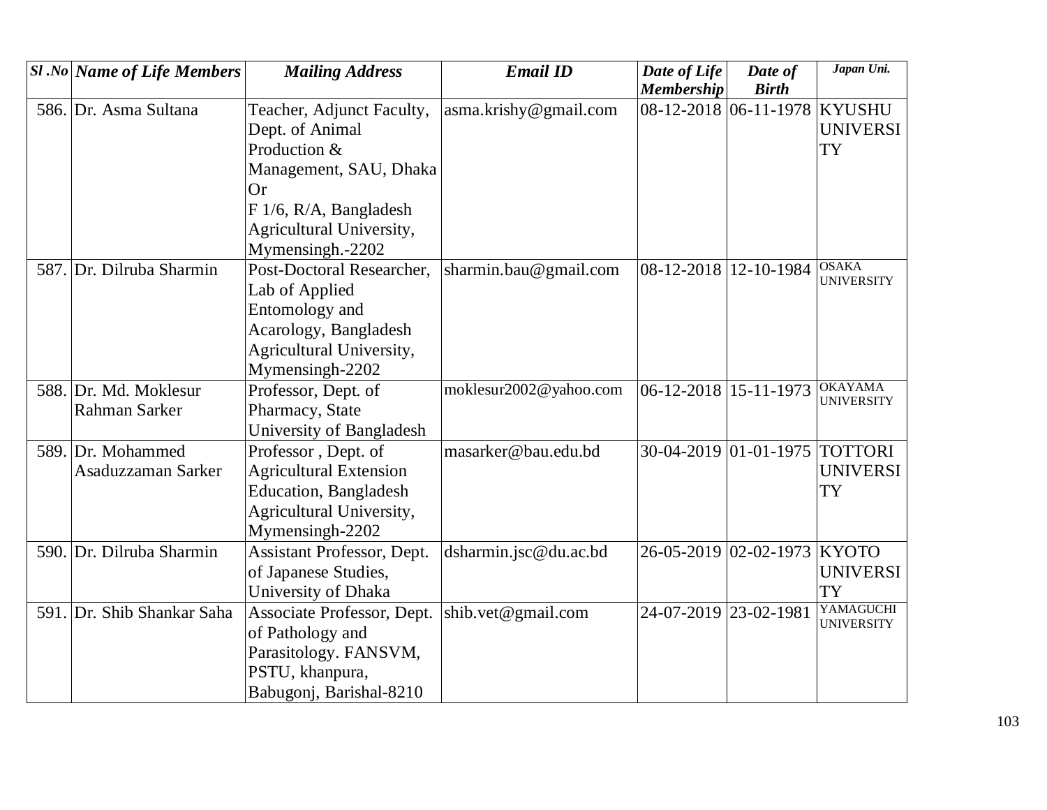| Sl .No | Name of Life Members | Mailing Address | Email ID | Date of Life Membership | Date of Birth | Japan Uni. |
|---|---|---|---|---|---|---|
| 586. | Dr. Asma Sultana | Teacher, Adjunct Faculty, Dept. of Animal Production & Management, SAU, Dhaka Or F 1/6, R/A, Bangladesh Agricultural University, Mymensingh.-2202 | asma.krishy@gmail.com | 08-12-2018 | 06-11-1978 | KYUSHU UNIVERSITY |
| 587. | Dr. Dilruba Sharmin | Post-Doctoral Researcher, Lab of Applied Entomology and Acarology, Bangladesh Agricultural University, Mymensingh-2202 | sharmin.bau@gmail.com | 08-12-2018 | 12-10-1984 | OSAKA UNIVERSITY |
| 588. | Dr. Md. Moklesur Rahman Sarker | Professor, Dept. of Pharmacy, State University of Bangladesh | moklesur2002@yahoo.com | 06-12-2018 | 15-11-1973 | OKAYAMA UNIVERSITY |
| 589. | Dr. Mohammed Asaduzzaman Sarker | Professor , Dept. of Agricultural Extension Education, Bangladesh Agricultural University, Mymensingh-2202 | masarker@bau.edu.bd | 30-04-2019 | 01-01-1975 | TOTTORI UNIVERSITY |
| 590. | Dr. Dilruba Sharmin | Assistant Professor, Dept. of Japanese Studies, University of Dhaka | dsharmin.jsc@du.ac.bd | 26-05-2019 | 02-02-1973 | KYOTO UNIVERSITY |
| 591. | Dr. Shib Shankar Saha | Associate Professor, Dept. of Pathology and Parasitology. FANSVM, PSTU, khanpura, Babugonj, Barishal-8210 | shib.vet@gmail.com | 24-07-2019 | 23-02-1981 | YAMAGUCHI UNIVERSITY |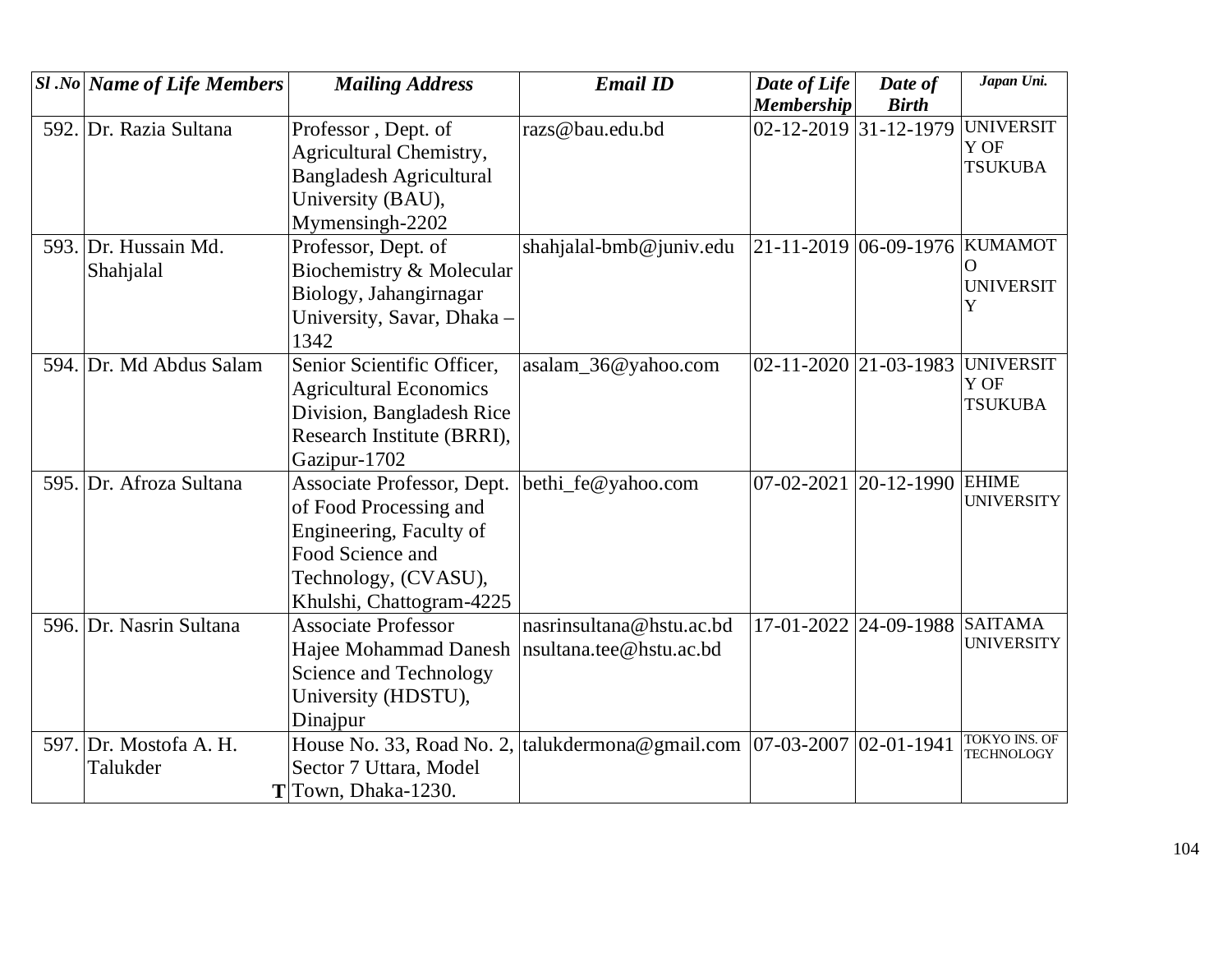| *Sl .No* | *Name of Life Members* | *Mailing Address* | *Email ID* | *Date of Life Membership* | *Date of Birth* | *Japan Uni.* |
|---|---|---|---|---|---|---|
| 592. | Dr. Razia Sultana | Professor , Dept. of Agricultural Chemistry, Bangladesh Agricultural University (BAU), Mymensingh-2202 | razs@bau.edu.bd | 02-12-2019 | 31-12-1979 | UNIVERSITY OF TSUKUBA |
| 593. | Dr. Hussain Md. Shahjalal | Professor, Dept. of Biochemistry & Molecular Biology, Jahangirnagar University, Savar, Dhaka – 1342 | shahjalal-bmb@juniv.edu | 21-11-2019 | 06-09-1976 | KUMAMOTO UNIVERSITY |
| 594. | Dr. Md Abdus Salam | Senior Scientific Officer, Agricultural Economics Division, Bangladesh Rice Research Institute (BRRI), Gazipur-1702 | asalam_36@yahoo.com | 02-11-2020 | 21-03-1983 | UNIVERSITY OF TSUKUBA |
| 595. | Dr. Afroza Sultana | Associate Professor, Dept. of Food Processing and Engineering, Faculty of Food Science and Technology, (CVASU), Khulshi, Chattogram-4225 | bethi_fe@yahoo.com | 07-02-2021 | 20-12-1990 | EHIME UNIVERSITY |
| 596. | Dr. Nasrin Sultana | Associate Professor Hajee Mohammad Danesh Science and Technology University (HDSTU), Dinajpur | nasrinsultana@hstu.ac.bd nsultana.tee@hstu.ac.bd | 17-01-2022 | 24-09-1988 | SAITAMA UNIVERSITY |
| 597. | Dr. Mostofa A. H. Talukder **T** | House No. 33, Road No. 2, Sector 7 Uttara, Model Town, Dhaka-1230. | talukdermona@gmail.com | 07-03-2007 | 02-01-1941 | TOKYO INS. OF TECHNOLOGY |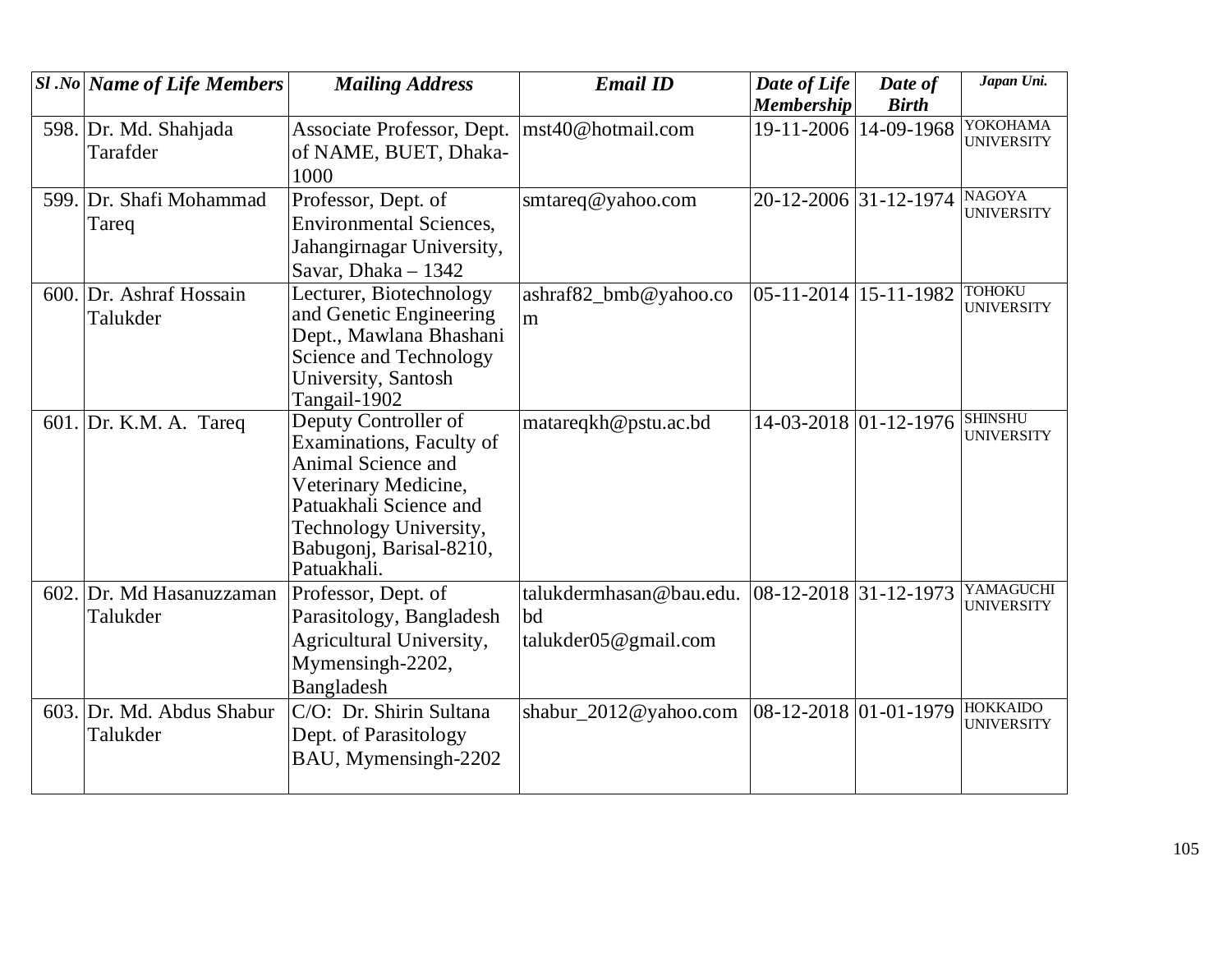| *Sl .No* | *Name of Life Members* | *Mailing Address* | *Email ID* | *Date of Life Membership* | *Date of Birth* | *Japan Uni.* |
|---|---|---|---|---|---|---|
| 598. | Dr. Md. Shahjada Tarafder | Associate Professor, Dept. of NAME, BUET, Dhaka-1000 | mst40@hotmail.com | 19-11-2006 | 14-09-1968 | YOKOHAMA UNIVERSITY |
| 599. | Dr. Shafi Mohammad Tareq | Professor, Dept. of Environmental Sciences, Jahangirnagar University, Savar, Dhaka – 1342 | smtareq@yahoo.com | 20-12-2006 | 31-12-1974 | NAGOYA UNIVERSITY |
| 600. | Dr. Ashraf Hossain Talukder | Lecturer, Biotechnology and Genetic Engineering Dept., Mawlana Bhashani Science and Technology University, Santosh Tangail-1902 | ashraf82_bmb@yahoo.com | 05-11-2014 | 15-11-1982 | TOHOKU UNIVERSITY |
| 601. | Dr. K.M. A. Tareq | Deputy Controller of Examinations, Faculty of Animal Science and Veterinary Medicine, Patuakhali Science and Technology University, Babugonj, Barisal-8210, Patuakhali. | matareqkh@pstu.ac.bd | 14-03-2018 | 01-12-1976 | SHINSHU UNIVERSITY |
| 602. | Dr. Md Hasanuzzaman Talukder | Professor, Dept. of Parasitology, Bangladesh Agricultural University, Mymensingh-2202, Bangladesh | talukdermhasan@bau.edu.bd talukder05@gmail.com | 08-12-2018 | 31-12-1973 | YAMAGUCHI UNIVERSITY |
| 603. | Dr. Md. Abdus Shabur Talukder | C/O: Dr. Shirin Sultana Dept. of Parasitology BAU, Mymensingh-2202 | shabur_2012@yahoo.com | 08-12-2018 | 01-01-1979 | HOKKAIDO UNIVERSITY |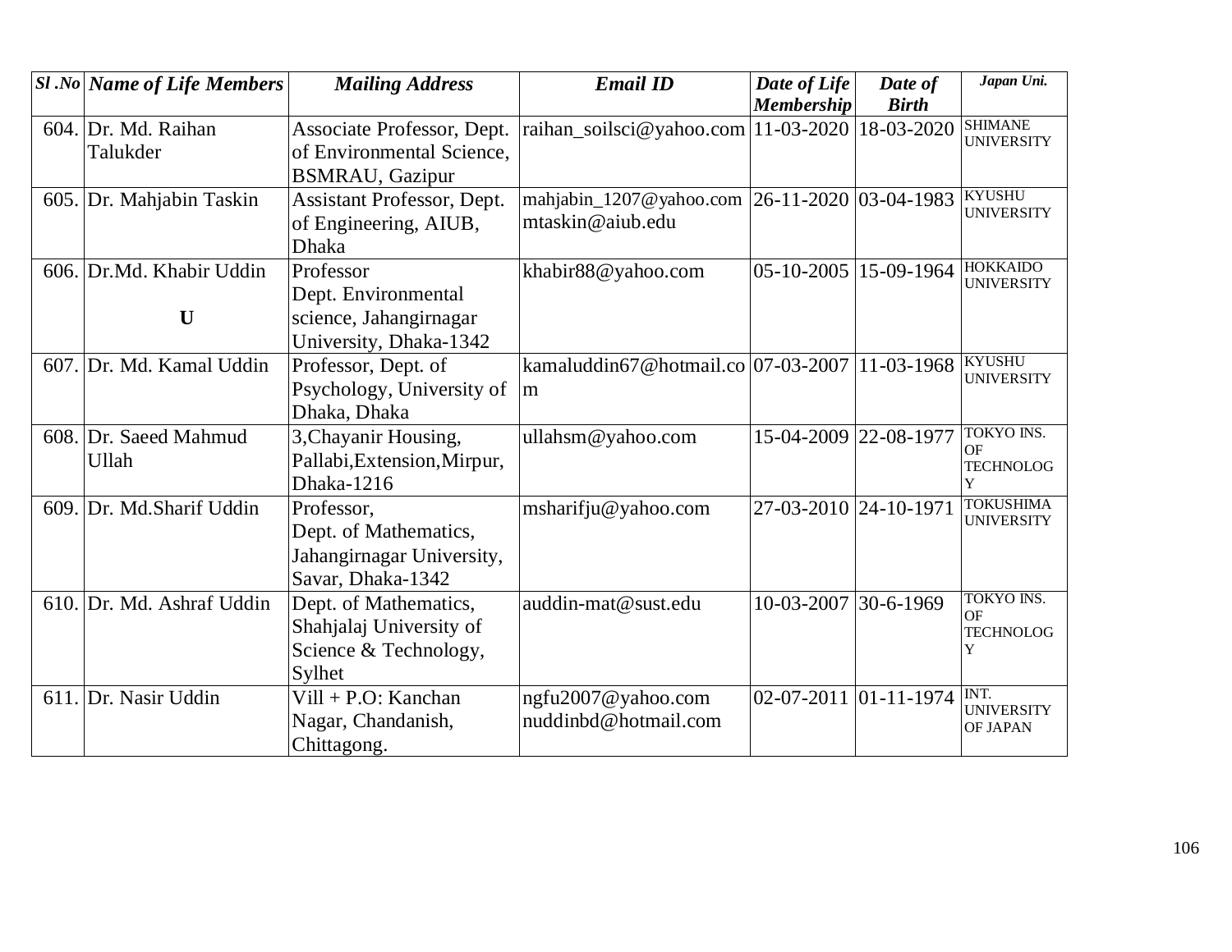| *Sl .No* | *Name of Life Members* | *Mailing Address* | *Email ID* | *Date of Life Membership* | *Date of Birth* | *Japan Uni.* |
|---|---|---|---|---|---|---|
| 604. | Dr. Md. Raihan Talukder | Associate Professor, Dept. of Environmental Science, BSMRAU, Gazipur | raihan_soilsci@yahoo.com | 11-03-2020 | 18-03-2020 | SHIMANE UNIVERSITY |
| 605. | Dr. Mahjabin Taskin | Assistant Professor, Dept. of Engineering, AIUB, Dhaka | mahjabin_1207@yahoo.com mtaskin@aiub.edu | 26-11-2020 | 03-04-1983 | KYUSHU UNIVERSITY |
| 606. | Dr.Md. Khabir Uddin **U** | Professor Dept. Environmental science, Jahangirnagar University, Dhaka-1342 | khabir88@yahoo.com | 05-10-2005 | 15-09-1964 | HOKKAIDO UNIVERSITY |
| 607. | Dr. Md. Kamal Uddin | Professor, Dept. of Psychology, University of Dhaka, Dhaka | kamaluddin67@hotmail.com | 07-03-2007 | 11-03-1968 | KYUSHU UNIVERSITY |
| 608. | Dr. Saeed Mahmud Ullah | 3,Chayanir Housing, Pallabi,Extension,Mirpur, Dhaka-1216 | ullahsm@yahoo.com | 15-04-2009 | 22-08-1977 | TOKYO INS. OF TECHNOLOGY |
| 609. | Dr. Md.Sharif Uddin | Professor, Dept. of Mathematics, Jahangirnagar University, Savar, Dhaka-1342 | msharifju@yahoo.com | 27-03-2010 | 24-10-1971 | TOKUSHIMA UNIVERSITY |
| 610. | Dr. Md. Ashraf Uddin | Dept. of Mathematics, Shahjalaj University of Science & Technology, Sylhet | auddin-mat@sust.edu | 10-03-2007 | 30-6-1969 | TOKYO INS. OF TECHNOLOGY |
| 611. | Dr. Nasir Uddin | Vill + P.O: Kanchan Nagar, Chandanish, Chittagong. | ngfu2007@yahoo.com nuddinbd@hotmail.com | 02-07-2011 | 01-11-1974 | INT. UNIVERSITY OF JAPAN |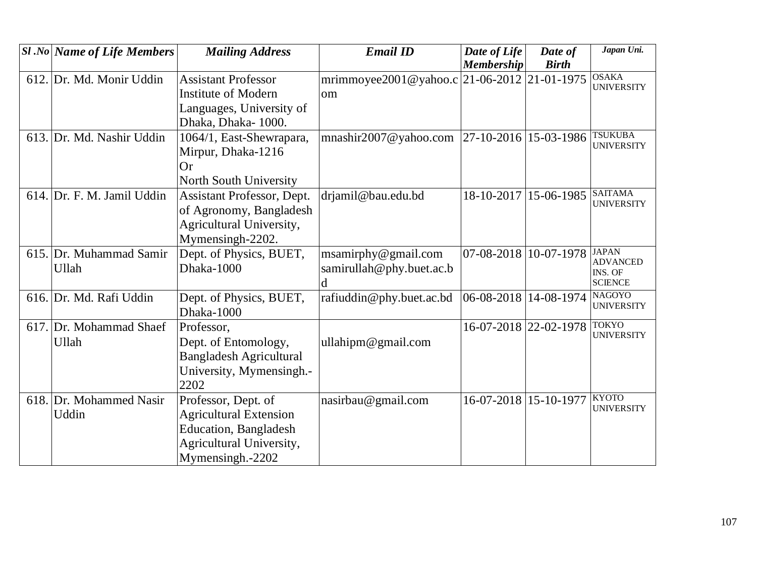| Sl .No | Name of Life Members | Mailing Address | Email ID | Date of Life Membership | Date of Birth | Japan Uni. |
|---|---|---|---|---|---|---|
| 612. | Dr. Md. Monir Uddin | Assistant Professor Institute of Modern Languages, University of Dhaka, Dhaka- 1000. | mrimmoyee2001@yahoo.com | 21-06-2012 | 21-01-1975 | OSAKA UNIVERSITY |
| 613. | Dr. Md. Nashir Uddin | 1064/1, East-Shewrapara, Mirpur, Dhaka-1216 Or North South University | mnashir2007@yahoo.com | 27-10-2016 | 15-03-1986 | TSUKUBA UNIVERSITY |
| 614. | Dr. F. M. Jamil Uddin | Assistant Professor, Dept. of Agronomy, Bangladesh Agricultural University, Mymensingh-2202. | drjamil@bau.edu.bd | 18-10-2017 | 15-06-1985 | SAITAMA UNIVERSITY |
| 615. | Dr. Muhammad Samir Ullah | Dept. of Physics, BUET, Dhaka-1000 | msamirphy@gmail.com samirullah@phy.buet.ac.bd | 07-08-2018 | 10-07-1978 | JAPAN ADVANCED INS. OF SCIENCE |
| 616. | Dr. Md. Rafi Uddin | Dept. of Physics, BUET, Dhaka-1000 | rafiuddin@phy.buet.ac.bd | 06-08-2018 | 14-08-1974 | NAGOYO UNIVERSITY |
| 617. | Dr. Mohammad Shaef Ullah | Professor, Dept. of Entomology, Bangladesh Agricultural University, Mymensingh.-2202 | ullahipm@gmail.com | 16-07-2018 | 22-02-1978 | TOKYO UNIVERSITY |
| 618. | Dr. Mohammed Nasir Uddin | Professor, Dept. of Agricultural Extension Education, Bangladesh Agricultural University, Mymensingh.-2202 | nasirbau@gmail.com | 16-07-2018 | 15-10-1977 | KYOTO UNIVERSITY |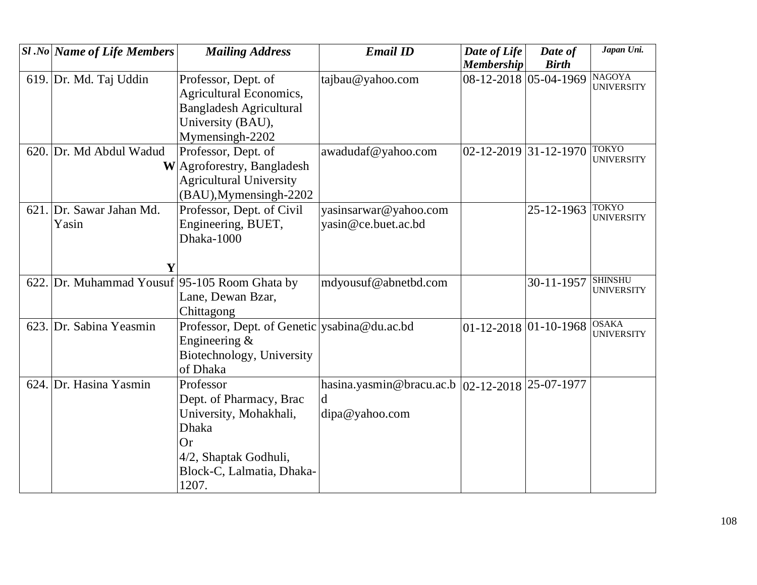| *Sl .No* | *Name of Life Members* | *Mailing Address* | *Email ID* | *Date of Life Membership* | *Date of Birth* | *Japan Uni.* |
|---|---|---|---|---|---|---|
| 619. | Dr. Md. Taj Uddin | Professor, Dept. of Agricultural Economics, Bangladesh Agricultural University (BAU), Mymensingh-2202 | tajbau@yahoo.com | 08-12-2018 | 05-04-1969 | NAGOYA UNIVERSITY |
| 620. | Dr. Md Abdul Wadud **W** | Professor, Dept. of Agroforestry, Bangladesh Agricultural University (BAU),Mymensingh-2202 | awadudaf@yahoo.com | 02-12-2019 | 31-12-1970 | TOKYO UNIVERSITY |
| 621. | Dr. Sawar Jahan Md. Yasin **Y** | Professor, Dept. of Civil Engineering, BUET, Dhaka-1000 | yasinsarwar@yahoo.com yasin@ce.buet.ac.bd | | 25-12-1963 | TOKYO UNIVERSITY |
| 622. | Dr. Muhammad Yousuf | 95-105 Room Ghata by Lane, Dewan Bzar, Chittagong | mdyousuf@abnetbd.com | | 30-11-1957 | SHINSHU UNIVERSITY |
| 623. | Dr. Sabina Yeasmin | Professor, Dept. of Genetic Engineering & Biotechnology, University of Dhaka | ysabina@du.ac.bd | 01-12-2018 | 01-10-1968 | OSAKA UNIVERSITY |
| 624. | Dr. Hasina Yasmin | Professor Dept. of Pharmacy, Brac University, Mohakhali, Dhaka Or 4/2, Shaptak Godhuli, Block-C, Lalmatia, Dhaka-1207. | hasina.yasmin@bracu.ac.bd dipa@yahoo.com | 02-12-2018 | 25-07-1977 | |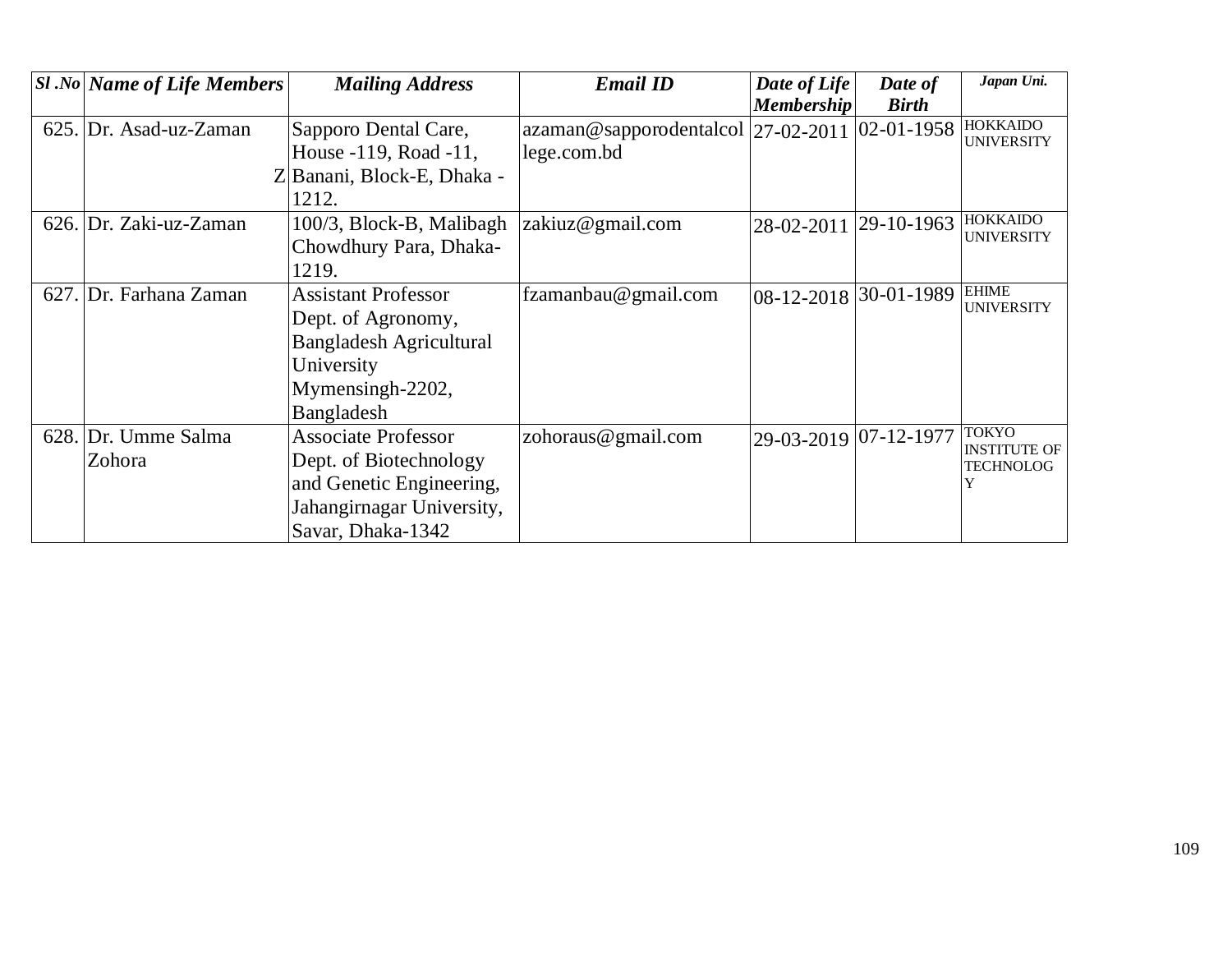| *Sl .No* | *Name of Life Members* | *Mailing Address* | *Email ID* | *Date of Life Membership* | *Date of Birth* | *Japan Uni.* |
|---|---|---|---|---|---|---|
| 625. | Dr. Asad-uz-Zaman Z | Sapporo Dental Care, House -119, Road -11, Banani, Block-E, Dhaka - 1212. | azaman@sapporodentalcollege.com.bd | 27-02-2011 | 02-01-1958 | HOKKAIDO UNIVERSITY |
| 626. | Dr. Zaki-uz-Zaman | 100/3, Block-B, Malibagh Chowdhury Para, Dhaka-1219. | zakiuz@gmail.com | 28-02-2011 | 29-10-1963 | HOKKAIDO UNIVERSITY |
| 627. | Dr. Farhana Zaman | Assistant Professor Dept. of Agronomy, Bangladesh Agricultural University Mymensingh-2202, Bangladesh | fzamanbau@gmail.com | 08-12-2018 | 30-01-1989 | EHIME UNIVERSITY |
| 628. | Dr. Umme Salma Zohora | Associate Professor Dept. of Biotechnology and Genetic Engineering, Jahangirnagar University, Savar, Dhaka-1342 | zohoraus@gmail.com | 29-03-2019 | 07-12-1977 | TOKYO INSTITUTE OF TECHNOLOGY |